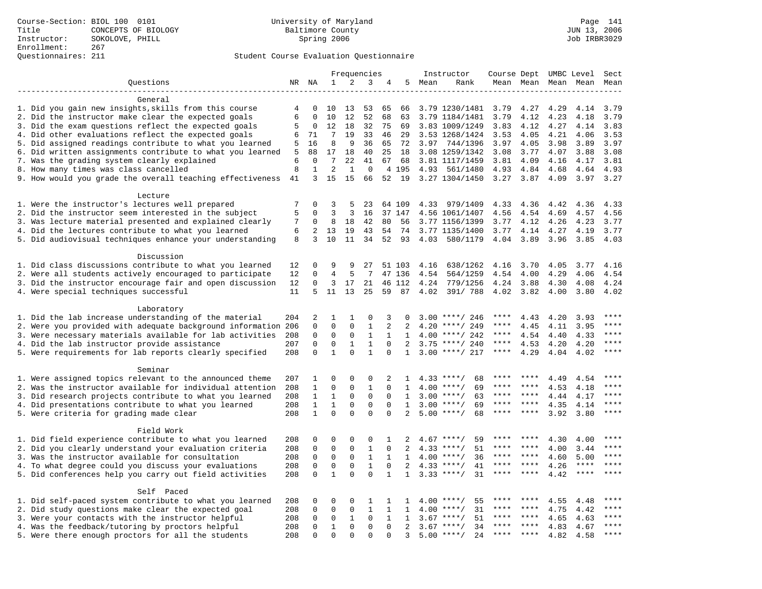Course-Section: BIOL 100 0101
Title: CONCEPTS OF BIOLOGY
Instructor: SOKOLOVE, PHILL
Enrollment: 267
Questionnaires: 211

University of Maryland
Baltimore County
Spring 2006

JUN 13, 2006
Job IRBR3029

## Student Course Evaluation Questionnaire

| Questions | NR | NA | 1 | 2 | 3 | 4 | 5 | Instructor Mean | Instructor Rank | Course Mean | Dept Mean | UMBC Level Mean | Level Mean | Sect Mean |
|---|---|---|---|---|---|---|---|---|---|---|---|---|---|---|
| **General** | | | | | | | | | | | | | | |
| 1. Did you gain new insights,skills from this course | 4 | 0 | 10 | 13 | 53 | 65 | 66 | 3.79 | 1230/1481 | 3.79 | 4.27 | 4.29 | 4.14 | 3.79 |
| 2. Did the instructor make clear the expected goals | 6 | 0 | 10 | 12 | 52 | 68 | 63 | 3.79 | 1184/1481 | 3.79 | 4.12 | 4.23 | 4.18 | 3.79 |
| 3. Did the exam questions reflect the expected goals | 5 | 0 | 12 | 18 | 32 | 75 | 69 | 3.83 | 1009/1249 | 3.83 | 4.12 | 4.27 | 4.14 | 3.83 |
| 4. Did other evaluations reflect the expected goals | 6 | 71 | 7 | 19 | 33 | 46 | 29 | 3.53 | 1268/1424 | 3.53 | 4.05 | 4.21 | 4.06 | 3.53 |
| 5. Did assigned readings contribute to what you learned | 5 | 16 | 8 | 9 | 36 | 65 | 72 | 3.97 | 744/1396 | 3.97 | 4.05 | 3.98 | 3.89 | 3.97 |
| 6. Did written assignments contribute to what you learned | 5 | 88 | 17 | 18 | 40 | 25 | 18 | 3.08 | 1259/1342 | 3.08 | 3.77 | 4.07 | 3.88 | 3.08 |
| 7. Was the grading system clearly explained | 6 | 0 | 7 | 22 | 41 | 67 | 68 | 3.81 | 1117/1459 | 3.81 | 4.09 | 4.16 | 4.17 | 3.81 |
| 8. How many times was class cancelled | 8 | 1 | 2 | 1 | 0 | 4 | 195 | 4.93 | 561/1480 | 4.93 | 4.84 | 4.68 | 4.64 | 4.93 |
| 9. How would you grade the overall teaching effectiveness | 41 | 3 | 15 | 15 | 66 | 52 | 19 | 3.27 | 1304/1450 | 3.27 | 3.87 | 4.09 | 3.97 | 3.27 |
| **Lecture** | | | | | | | | | | | | | | |
| 1. Were the instructor's lectures well prepared | 7 | 0 | 3 | 5 | 23 | 64 | 109 | 4.33 | 979/1409 | 4.33 | 4.36 | 4.42 | 4.36 | 4.33 |
| 2. Did the instructor seem interested in the subject | 5 | 0 | 3 | 3 | 16 | 37 | 147 | 4.56 | 1061/1407 | 4.56 | 4.54 | 4.69 | 4.57 | 4.56 |
| 3. Was lecture material presented and explained clearly | 7 | 0 | 8 | 18 | 42 | 80 | 56 | 3.77 | 1156/1399 | 3.77 | 4.12 | 4.26 | 4.23 | 3.77 |
| 4. Did the lectures contribute to what you learned | 6 | 2 | 13 | 19 | 43 | 54 | 74 | 3.77 | 1135/1400 | 3.77 | 4.14 | 4.27 | 4.19 | 3.77 |
| 5. Did audiovisual techniques enhance your understanding | 8 | 3 | 10 | 11 | 34 | 52 | 93 | 4.03 | 580/1179 | 4.04 | 3.89 | 3.96 | 3.85 | 4.03 |
| **Discussion** | | | | | | | | | | | | | | |
| 1. Did class discussions contribute to what you learned | 12 | 0 | 9 | 9 | 27 | 51 | 103 | 4.16 | 638/1262 | 4.16 | 3.70 | 4.05 | 3.77 | 4.16 |
| 2. Were all students actively encouraged to participate | 12 | 0 | 4 | 5 | 7 | 47 | 136 | 4.54 | 564/1259 | 4.54 | 4.00 | 4.29 | 4.06 | 4.54 |
| 3. Did the instructor encourage fair and open discussion | 12 | 0 | 3 | 17 | 21 | 46 | 112 | 4.24 | 779/1256 | 4.24 | 3.88 | 4.30 | 4.08 | 4.24 |
| 4. Were special techniques successful | 11 | 5 | 11 | 13 | 25 | 59 | 87 | 4.02 | 391/ 788 | 4.02 | 3.82 | 4.00 | 3.80 | 4.02 |
| **Laboratory** | | | | | | | | | | | | | | |
| 1. Did the lab increase understanding of the material | 204 | 2 | 1 | 1 | 0 | 3 | 0 | 3.00 | ****/ 246 | **** | 4.43 | 4.20 | 3.93 | **** |
| 2. Were you provided with adequate background information | 206 | 0 | 0 | 0 | 1 | 2 | 2 | 4.20 | ****/ 249 | **** | 4.45 | 4.11 | 3.95 | **** |
| 3. Were necessary materials available for lab activities | 208 | 0 | 0 | 0 | 1 | 1 | 1 | 4.00 | ****/ 242 | **** | 4.54 | 4.40 | 4.33 | **** |
| 4. Did the lab instructor provide assistance | 207 | 0 | 0 | 1 | 1 | 0 | 2 | 3.75 | ****/ 240 | **** | 4.53 | 4.20 | 4.20 | **** |
| 5. Were requirements for lab reports clearly specified | 208 | 0 | 1 | 0 | 1 | 0 | 1 | 3.00 | ****/ 217 | **** | 4.29 | 4.04 | 4.02 | **** |
| **Seminar** | | | | | | | | | | | | | | |
| 1. Were assigned topics relevant to the announced theme | 207 | 1 | 0 | 0 | 0 | 2 | 1 | 4.33 | ****/ 68 | **** | **** | 4.49 | 4.54 | **** |
| 2. Was the instructor available for individual attention | 208 | 1 | 0 | 0 | 1 | 0 | 1 | 4.00 | ****/ 69 | **** | **** | 4.53 | 4.18 | **** |
| 3. Did research projects contribute to what you learned | 208 | 1 | 1 | 0 | 0 | 0 | 1 | 3.00 | ****/ 63 | **** | **** | 4.44 | 4.17 | **** |
| 4. Did presentations contribute to what you learned | 208 | 1 | 1 | 0 | 0 | 0 | 1 | 3.00 | ****/ 69 | **** | **** | 4.35 | 4.14 | **** |
| 5. Were criteria for grading made clear | 208 | 1 | 0 | 0 | 0 | 0 | 2 | 5.00 | ****/ 68 | **** | **** | 3.92 | 3.80 | **** |
| **Field Work** | | | | | | | | | | | | | | |
| 1. Did field experience contribute to what you learned | 208 | 0 | 0 | 0 | 0 | 1 | 2 | 4.67 | ****/ 59 | **** | **** | 4.30 | 4.00 | **** |
| 2. Did you clearly understand your evaluation criteria | 208 | 0 | 0 | 0 | 1 | 0 | 2 | 4.33 | ****/ 51 | **** | **** | 4.00 | 3.44 | **** |
| 3. Was the instructor available for consultation | 208 | 0 | 0 | 0 | 1 | 1 | 1 | 4.00 | ****/ 36 | **** | **** | 4.60 | 5.00 | **** |
| 4. To what degree could you discuss your evaluations | 208 | 0 | 0 | 0 | 1 | 0 | 2 | 4.33 | ****/ 41 | **** | **** | 4.26 | **** | **** |
| 5. Did conferences help you carry out field activities | 208 | 0 | 1 | 0 | 0 | 1 | 1 | 3.33 | ****/ 31 | **** | **** | 4.42 | **** | **** |
| **Self Paced** | | | | | | | | | | | | | | |
| 1. Did self-paced system contribute to what you learned | 208 | 0 | 0 | 0 | 1 | 1 | 1 | 4.00 | ****/ 55 | **** | **** | 4.55 | 4.48 | **** |
| 2. Did study questions make clear the expected goal | 208 | 0 | 0 | 0 | 1 | 1 | 1 | 4.00 | ****/ 31 | **** | **** | 4.75 | 4.42 | **** |
| 3. Were your contacts with the instructor helpful | 208 | 0 | 0 | 1 | 0 | 1 | 1 | 3.67 | ****/ 51 | **** | **** | 4.65 | 4.63 | **** |
| 4. Was the feedback/tutoring by proctors helpful | 208 | 0 | 1 | 0 | 0 | 0 | 2 | 3.67 | ****/ 34 | **** | **** | 4.83 | 4.67 | **** |
| 5. Were there enough proctors for all the students | 208 | 0 | 0 | 0 | 0 | 0 | 3 | 5.00 | ****/ 24 | **** | **** | 4.82 | 4.58 | **** |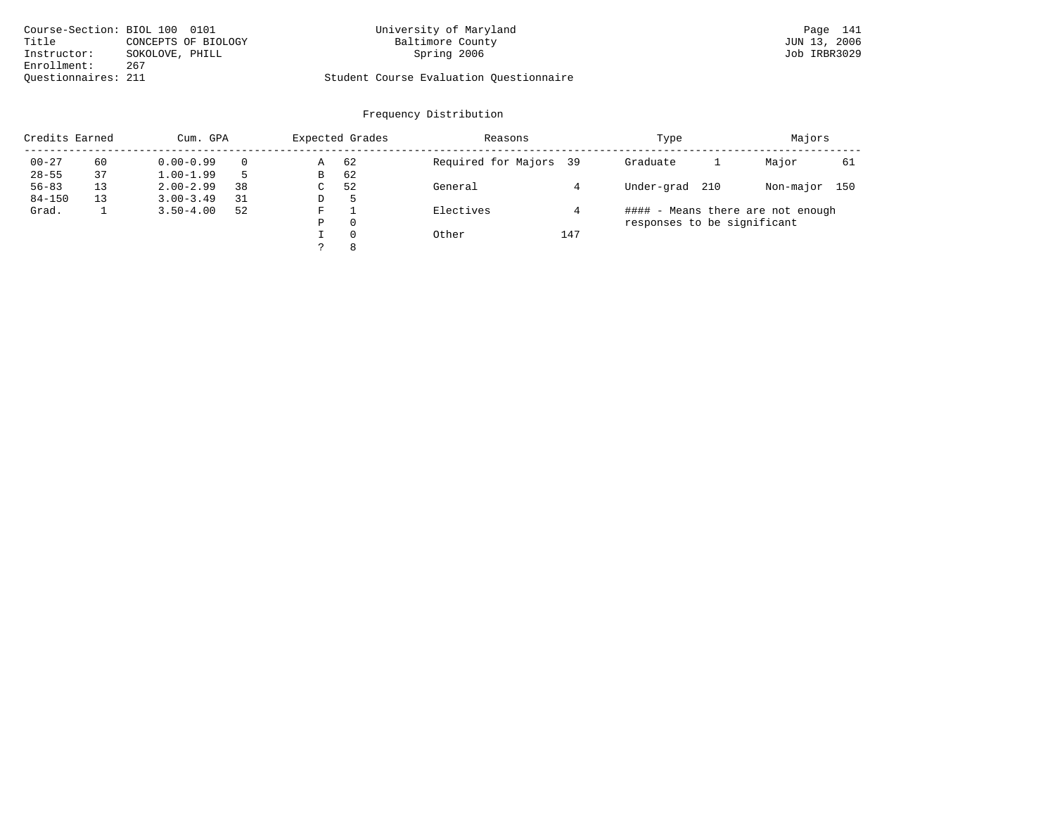Course-Section: BIOL 100 0101
Title: CONCEPTS OF BIOLOGY
Instructor: SOKOLOVE, PHILL
Enrollment: 267
Questionnaires: 211

University of Maryland
Baltimore County
Spring 2006

Student Course Evaluation Questionnaire

## Frequency Distribution

| Credits Earned | | Cum. GPA | | Expected Grades | | Reasons | | Type | | Majors | |
|---|---|---|---|---|---|---|---|---|---|---|---|
| 00-27 | 60 | 0.00-0.99 | 0 | A | 62 | Required for Majors | 39 | Graduate | 1 | Major | 61 |
| 28-55 | 37 | 1.00-1.99 | 5 | B | 62 | | | | | | |
| 56-83 | 13 | 2.00-2.99 | 38 | C | 52 | General | 4 | Under-grad | 210 | Non-major | 150 |
| 84-150 | 13 | 3.00-3.49 | 31 | D | 5 | | | | | | |
| Grad. | 1 | 3.50-4.00 | 52 | F | 1 | Electives | 4 | | | | |
| | | | | P | 0 | | | | | | |
| | | | | I | 0 | Other | 147 | | | | |
| | | | | ? | 8 | | | | | | |

#### - Means there are not enough responses to be significant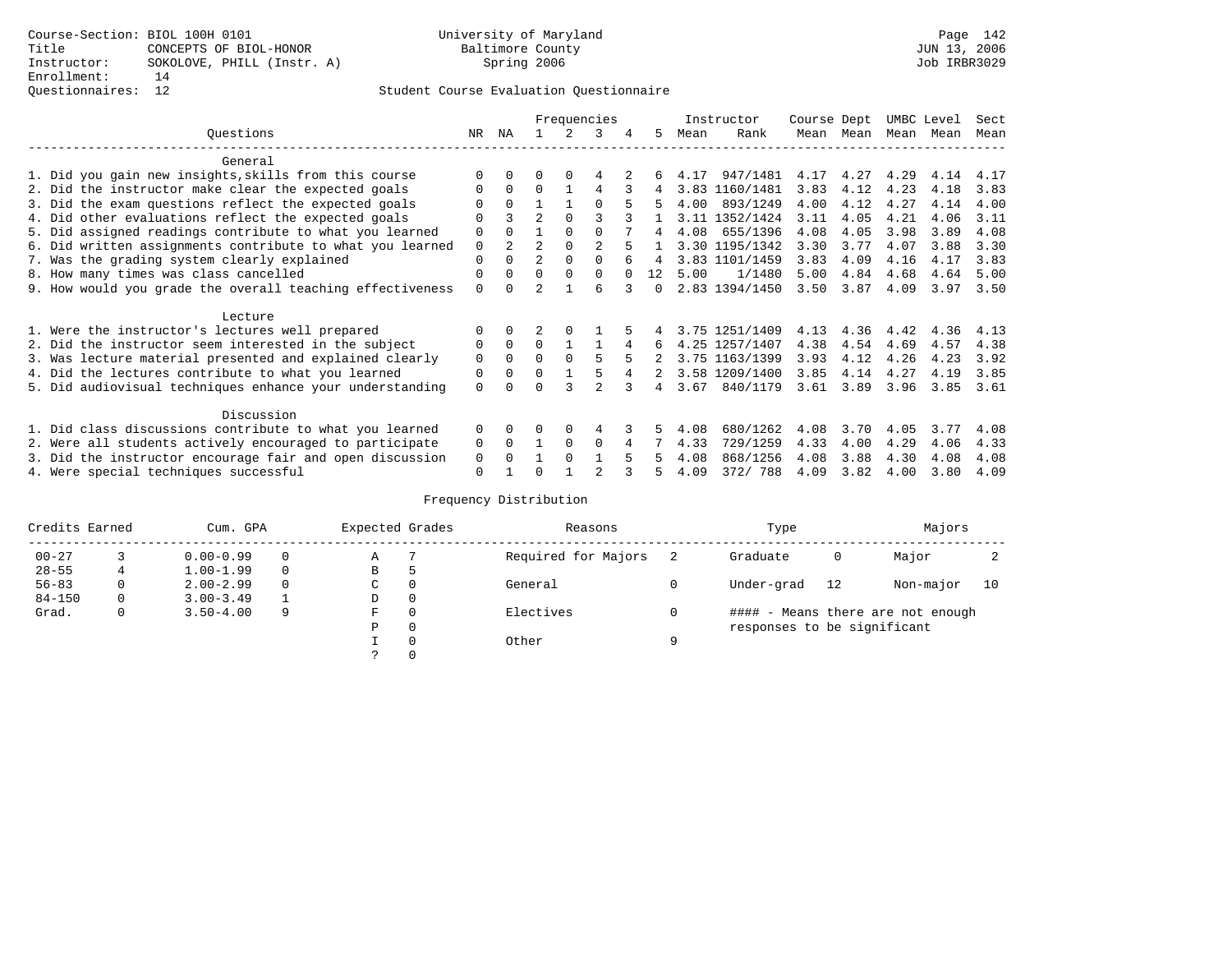Course-Section: BIOL 100H 0101
Title: CONCEPTS OF BIOL-HONOR
Instructor: SOKOLOVE, PHILL (Instr. A)
Enrollment: 14
Questionnaires: 12

University of Maryland
Baltimore County
Spring 2006

JUN 13, 2006
Job IRBR3029

## Student Course Evaluation Questionnaire

| Questions | NR | NA | 1 | 2 | 3 | 4 | 5 | Instructor Mean | Instructor Rank | Course Mean | Dept Mean | UMBC Mean | Level Mean | Sect Mean |
|---|---|---|---|---|---|---|---|---|---|---|---|---|---|---|
| **General** | | | | | | | | | | | | | | |
| 1. Did you gain new insights,skills from this course | 0 | 0 | 0 | 0 | 4 | 2 | 6 | 4.17 | 947/1481 | 4.17 | 4.27 | 4.29 | 4.14 | 4.17 |
| 2. Did the instructor make clear the expected goals | 0 | 0 | 0 | 1 | 4 | 3 | 4 | 3.83 | 1160/1481 | 3.83 | 4.12 | 4.23 | 4.18 | 3.83 |
| 3. Did the exam questions reflect the expected goals | 0 | 0 | 1 | 1 | 0 | 5 | 5 | 4.00 | 893/1249 | 4.00 | 4.12 | 4.27 | 4.14 | 4.00 |
| 4. Did other evaluations reflect the expected goals | 0 | 3 | 2 | 0 | 3 | 3 | 1 | 3.11 | 1352/1424 | 3.11 | 4.05 | 4.21 | 4.06 | 3.11 |
| 5. Did assigned readings contribute to what you learned | 0 | 0 | 1 | 0 | 0 | 7 | 4 | 4.08 | 655/1396 | 4.08 | 4.05 | 3.98 | 3.89 | 4.08 |
| 6. Did written assignments contribute to what you learned | 0 | 2 | 2 | 0 | 2 | 5 | 1 | 3.30 | 1195/1342 | 3.30 | 3.77 | 4.07 | 3.88 | 3.30 |
| 7. Was the grading system clearly explained | 0 | 0 | 2 | 0 | 0 | 6 | 4 | 3.83 | 1101/1459 | 3.83 | 4.09 | 4.16 | 4.17 | 3.83 |
| 8. How many times was class cancelled | 0 | 0 | 0 | 0 | 0 | 0 | 12 | 5.00 | 1/1480 | 5.00 | 4.84 | 4.68 | 4.64 | 5.00 |
| 9. How would you grade the overall teaching effectiveness | 0 | 0 | 2 | 1 | 6 | 3 | 0 | 2.83 | 1394/1450 | 3.50 | 3.87 | 4.09 | 3.97 | 3.50 |
| **Lecture** | | | | | | | | | | | | | | |
| 1. Were the instructor's lectures well prepared | 0 | 0 | 2 | 0 | 1 | 5 | 4 | 3.75 | 1251/1409 | 4.13 | 4.36 | 4.42 | 4.36 | 4.13 |
| 2. Did the instructor seem interested in the subject | 0 | 0 | 0 | 1 | 1 | 4 | 6 | 4.25 | 1257/1407 | 4.38 | 4.54 | 4.69 | 4.57 | 4.38 |
| 3. Was lecture material presented and explained clearly | 0 | 0 | 0 | 0 | 5 | 5 | 2 | 3.75 | 1163/1399 | 3.93 | 4.12 | 4.26 | 4.23 | 3.92 |
| 4. Did the lectures contribute to what you learned | 0 | 0 | 0 | 1 | 5 | 4 | 2 | 3.58 | 1209/1400 | 3.85 | 4.14 | 4.27 | 4.19 | 3.85 |
| 5. Did audiovisual techniques enhance your understanding | 0 | 0 | 0 | 3 | 2 | 3 | 4 | 3.67 | 840/1179 | 3.61 | 3.89 | 3.96 | 3.85 | 3.61 |
| **Discussion** | | | | | | | | | | | | | | |
| 1. Did class discussions contribute to what you learned | 0 | 0 | 0 | 0 | 4 | 3 | 5 | 4.08 | 680/1262 | 4.08 | 3.70 | 4.05 | 3.77 | 4.08 |
| 2. Were all students actively encouraged to participate | 0 | 0 | 1 | 0 | 0 | 4 | 7 | 4.33 | 729/1259 | 4.33 | 4.00 | 4.29 | 4.06 | 4.33 |
| 3. Did the instructor encourage fair and open discussion | 0 | 0 | 1 | 0 | 1 | 5 | 5 | 4.08 | 868/1256 | 4.08 | 3.88 | 4.30 | 4.08 | 4.08 |
| 4. Were special techniques successful | 0 | 1 | 0 | 1 | 2 | 3 | 5 | 4.09 | 372/ 788 | 4.09 | 3.82 | 4.00 | 3.80 | 4.09 |

### Frequency Distribution

| Credits Earned | | Cum. GPA | | Expected Grades | | Reasons | | Type | | Majors | |
|---|---|---|---|---|---|---|---|---|---|---|---|
| 00-27 | 3 | 0.00-0.99 | 0 | A | 7 | Required for Majors | 2 | Graduate | 0 | Major | 2 |
| 28-55 | 4 | 1.00-1.99 | 0 | B | 5 | | | | | | |
| 56-83 | 0 | 2.00-2.99 | 0 | C | 0 | General | 0 | Under-grad | 12 | Non-major | 10 |
| 84-150 | 0 | 3.00-3.49 | 1 | D | 0 | | | | | | |
| Grad. | 0 | 3.50-4.00 | 9 | F | 0 | Electives | 0 | | | | |
| | | | | P | 0 | | | | | | |
| | | | | I | 0 | Other | 9 | | | | |
| | | | | ? | 0 | | | | | | |

#### - Means there are not enough responses to be significant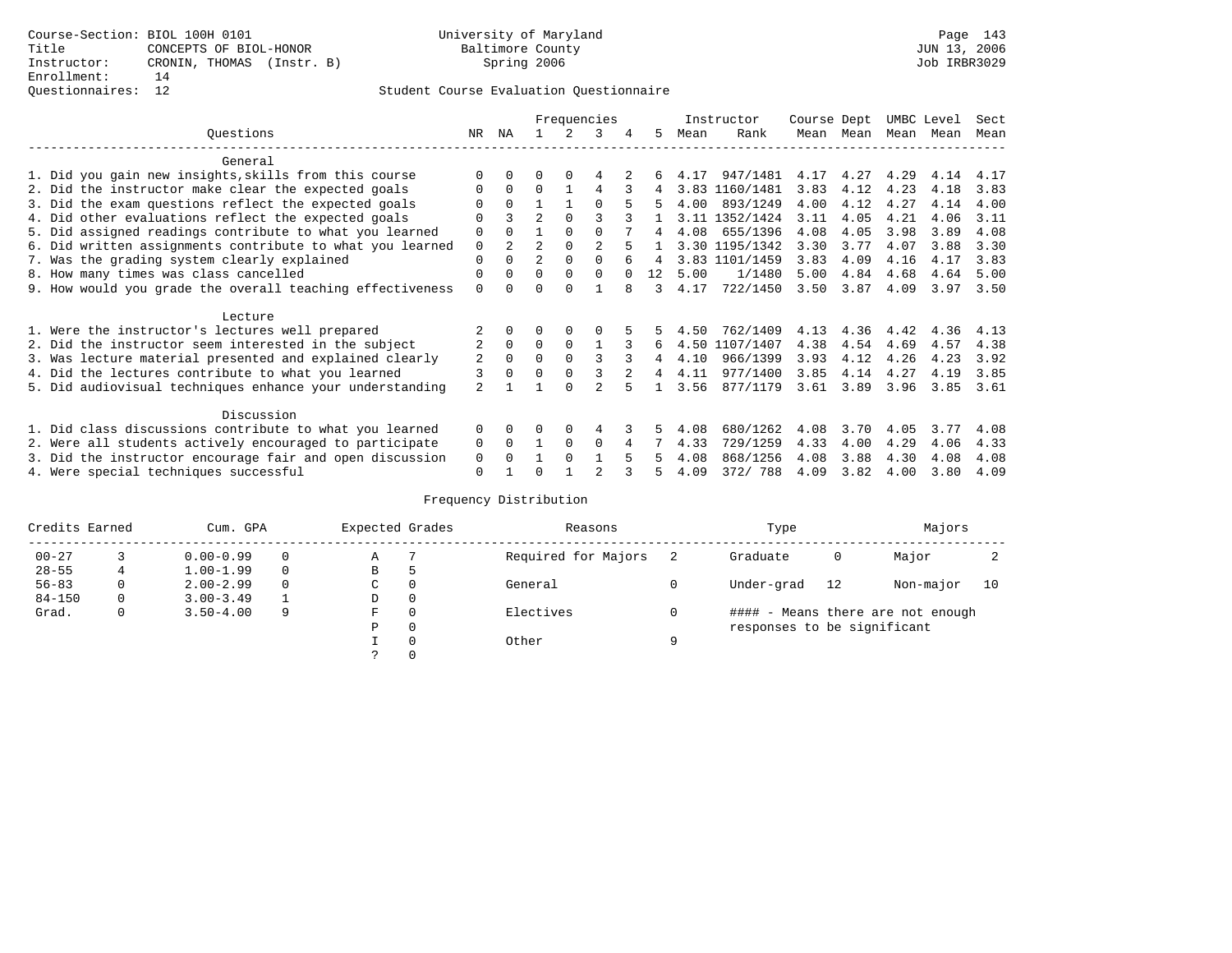Course-Section: BIOL 100H 0101
Title: CONCEPTS OF BIOL-HONOR
Instructor: CRONIN, THOMAS (Instr. B)
Enrollment: 14
Questionnaires: 12

University of Maryland
Baltimore County
Spring 2006

JUN 13, 2006
Job IRBR3029

## Student Course Evaluation Questionnaire

| Questions | NR | NA | 1 | 2 | 3 | 4 | 5 | Instructor Mean | Instructor Rank | Course Mean | Dept Mean | UMBC Mean | Level Mean | Sect Mean |
|---|---|---|---|---|---|---|---|---|---|---|---|---|---|---|
| **General** | | | | | | | | | | | | | | |
| 1. Did you gain new insights,skills from this course | 0 | 0 | 0 | 0 | 4 | 2 | 6 | 4.17 | 947/1481 | 4.17 | 4.27 | 4.29 | 4.14 | 4.17 |
| 2. Did the instructor make clear the expected goals | 0 | 0 | 0 | 1 | 4 | 3 | 4 | 3.83 | 1160/1481 | 3.83 | 4.12 | 4.23 | 4.18 | 3.83 |
| 3. Did the exam questions reflect the expected goals | 0 | 0 | 1 | 1 | 0 | 5 | 5 | 4.00 | 893/1249 | 4.00 | 4.12 | 4.27 | 4.14 | 4.00 |
| 4. Did other evaluations reflect the expected goals | 0 | 3 | 2 | 0 | 3 | 3 | 1 | 3.11 | 1352/1424 | 3.11 | 4.05 | 4.21 | 4.06 | 3.11 |
| 5. Did assigned readings contribute to what you learned | 0 | 0 | 1 | 0 | 0 | 7 | 4 | 4.08 | 655/1396 | 4.08 | 4.05 | 3.98 | 3.89 | 4.08 |
| 6. Did written assignments contribute to what you learned | 0 | 2 | 2 | 0 | 2 | 5 | 1 | 3.30 | 1195/1342 | 3.30 | 3.77 | 4.07 | 3.88 | 3.30 |
| 7. Was the grading system clearly explained | 0 | 0 | 2 | 0 | 0 | 6 | 4 | 3.83 | 1101/1459 | 3.83 | 4.09 | 4.16 | 4.17 | 3.83 |
| 8. How many times was class cancelled | 0 | 0 | 0 | 0 | 0 | 0 | 12 | 5.00 | 1/1480 | 5.00 | 4.84 | 4.68 | 4.64 | 5.00 |
| 9. How would you grade the overall teaching effectiveness | 0 | 0 | 0 | 0 | 1 | 8 | 3 | 4.17 | 722/1450 | 3.50 | 3.87 | 4.09 | 3.97 | 3.50 |
| **Lecture** | | | | | | | | | | | | | | |
| 1. Were the instructor's lectures well prepared | 2 | 0 | 0 | 0 | 0 | 5 | 5 | 4.50 | 762/1409 | 4.13 | 4.36 | 4.42 | 4.36 | 4.13 |
| 2. Did the instructor seem interested in the subject | 2 | 0 | 0 | 0 | 1 | 3 | 6 | 4.50 | 1107/1407 | 4.38 | 4.54 | 4.69 | 4.57 | 4.38 |
| 3. Was lecture material presented and explained clearly | 2 | 0 | 0 | 0 | 3 | 3 | 4 | 4.10 | 966/1399 | 3.93 | 4.12 | 4.26 | 4.23 | 3.92 |
| 4. Did the lectures contribute to what you learned | 3 | 0 | 0 | 0 | 3 | 2 | 4 | 4.11 | 977/1400 | 3.85 | 4.14 | 4.27 | 4.19 | 3.85 |
| 5. Did audiovisual techniques enhance your understanding | 2 | 1 | 1 | 0 | 2 | 5 | 1 | 3.56 | 877/1179 | 3.61 | 3.89 | 3.96 | 3.85 | 3.61 |
| **Discussion** | | | | | | | | | | | | | | |
| 1. Did class discussions contribute to what you learned | 0 | 0 | 0 | 0 | 4 | 3 | 5 | 4.08 | 680/1262 | 4.08 | 3.70 | 4.05 | 3.77 | 4.08 |
| 2. Were all students actively encouraged to participate | 0 | 0 | 1 | 0 | 0 | 4 | 7 | 4.33 | 729/1259 | 4.33 | 4.00 | 4.29 | 4.06 | 4.33 |
| 3. Did the instructor encourage fair and open discussion | 0 | 0 | 1 | 0 | 1 | 5 | 5 | 4.08 | 868/1256 | 4.08 | 3.88 | 4.30 | 4.08 | 4.08 |
| 4. Were special techniques successful | 0 | 1 | 0 | 1 | 2 | 3 | 5 | 4.09 | 372/ 788 | 4.09 | 3.82 | 4.00 | 3.80 | 4.09 |

## Frequency Distribution

| Credits Earned | | Cum. GPA | | Expected Grades | | Reasons | | Type | | Majors | |
|---|---|---|---|---|---|---|---|---|---|---|---|
| 00-27 | 3 | 0.00-0.99 | 0 | A | 7 | Required for Majors | 2 | Graduate | 0 | Major | 2 |
| 28-55 | 4 | 1.00-1.99 | 0 | B | 5 | | | | | | |
| 56-83 | 0 | 2.00-2.99 | 0 | C | 0 | General | 0 | Under-grad | 12 | Non-major | 10 |
| 84-150 | 0 | 3.00-3.49 | 1 | D | 0 | | | | | | |
| Grad. | 0 | 3.50-4.00 | 9 | F | 0 | Electives | 0 | #### - Means there are not enough responses to be significant | | | |
| | | | | P | 0 | | | | | | |
| | | | | I | 0 | Other | 9 | | | | |
| | | | | ? | 0 | | | | | | |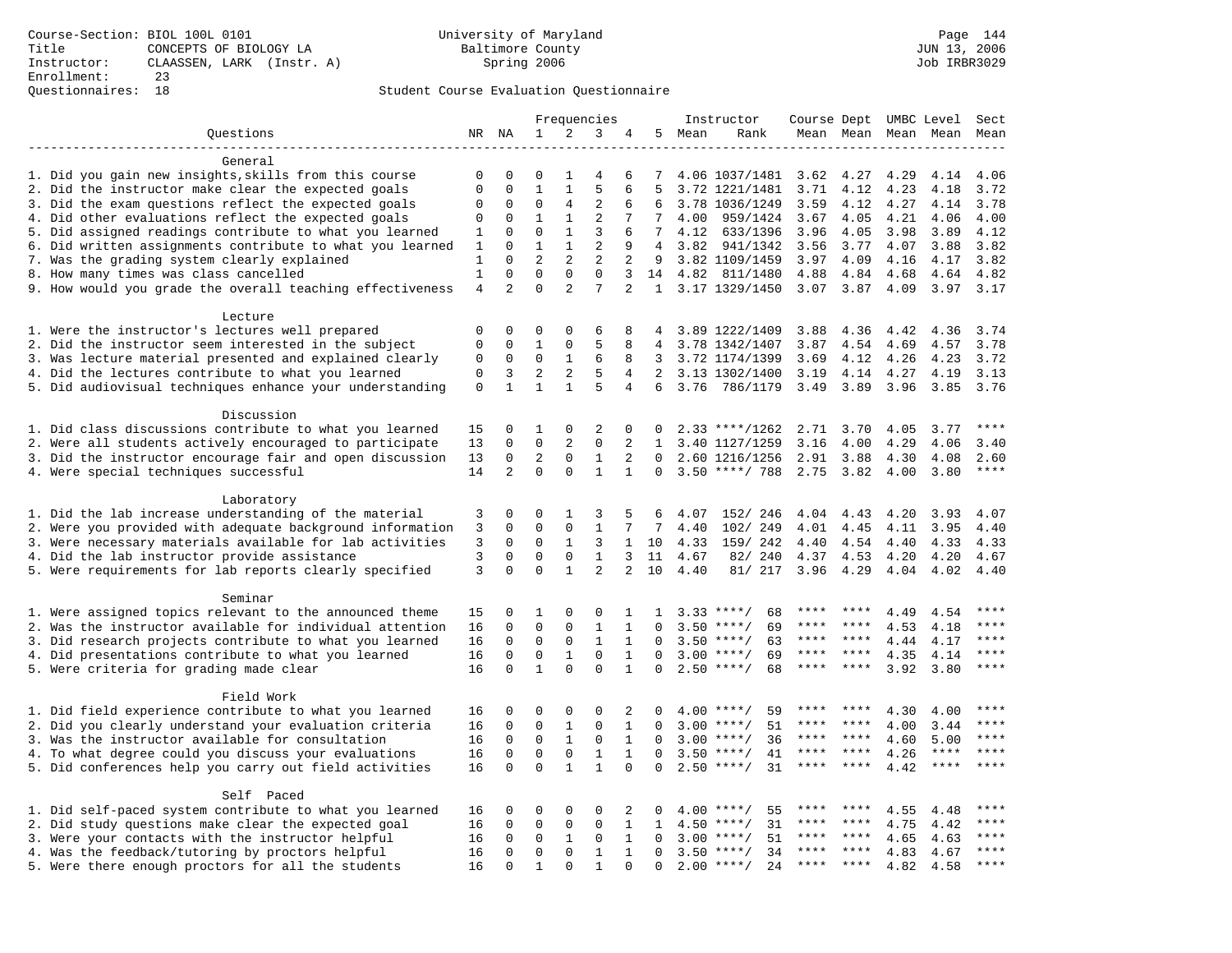Course-Section: BIOL 100L 0101
Title: CONCEPTS OF BIOLOGY LA
Instructor: CLAASSEN, LARK (Instr. A)
Enrollment: 23
Questionnaires: 18

University of Maryland
Baltimore County
Spring 2006

JUN 13, 2006
Job IRBR3029

Student Course Evaluation Questionnaire

| Questions | NR | NA | 1 | 2 | 3 | 4 | 5 | Instructor Mean | Instructor Rank | Course Mean | Dept Mean | UMBC Mean | Level Mean | Sect Mean |
|---|---|---|---|---|---|---|---|---|---|---|---|---|---|---|
| **General** | | | | | | | | | | | | | | |
| 1. Did you gain new insights,skills from this course | 0 | 0 | 0 | 1 | 4 | 6 | 7 | 4.06 | 1037/1481 | 3.62 | 4.27 | 4.29 | 4.14 | 4.06 |
| 2. Did the instructor make clear the expected goals | 0 | 0 | 1 | 1 | 5 | 6 | 5 | 3.72 | 1221/1481 | 3.71 | 4.12 | 4.23 | 4.18 | 3.72 |
| 3. Did the exam questions reflect the expected goals | 0 | 0 | 0 | 4 | 2 | 6 | 6 | 3.78 | 1036/1249 | 3.59 | 4.12 | 4.27 | 4.14 | 3.78 |
| 4. Did other evaluations reflect the expected goals | 0 | 0 | 1 | 1 | 2 | 7 | 7 | 4.00 | 959/1424 | 3.67 | 4.05 | 4.21 | 4.06 | 4.00 |
| 5. Did assigned readings contribute to what you learned | 1 | 0 | 0 | 1 | 3 | 6 | 7 | 4.12 | 633/1396 | 3.96 | 4.05 | 3.98 | 3.89 | 4.12 |
| 6. Did written assignments contribute to what you learned | 1 | 0 | 1 | 1 | 2 | 9 | 4 | 3.82 | 941/1342 | 3.56 | 3.77 | 4.07 | 3.88 | 3.82 |
| 7. Was the grading system clearly explained | 1 | 0 | 2 | 2 | 2 | 2 | 9 | 3.82 | 1109/1459 | 3.97 | 4.09 | 4.16 | 4.17 | 3.82 |
| 8. How many times was class cancelled | 1 | 0 | 0 | 0 | 0 | 3 | 14 | 4.82 | 811/1480 | 4.88 | 4.84 | 4.68 | 4.64 | 4.82 |
| 9. How would you grade the overall teaching effectiveness | 4 | 2 | 0 | 2 | 7 | 2 | 1 | 3.17 | 1329/1450 | 3.07 | 3.87 | 4.09 | 3.97 | 3.17 |
| **Lecture** | | | | | | | | | | | | | | |
| 1. Were the instructor's lectures well prepared | 0 | 0 | 0 | 0 | 6 | 8 | 4 | 3.89 | 1222/1409 | 3.88 | 4.36 | 4.42 | 4.36 | 3.74 |
| 2. Did the instructor seem interested in the subject | 0 | 0 | 1 | 0 | 5 | 8 | 4 | 3.78 | 1342/1407 | 3.87 | 4.54 | 4.69 | 4.57 | 3.78 |
| 3. Was lecture material presented and explained clearly | 0 | 0 | 0 | 1 | 6 | 8 | 3 | 3.72 | 1174/1399 | 3.69 | 4.12 | 4.26 | 4.23 | 3.72 |
| 4. Did the lectures contribute to what you learned | 0 | 3 | 2 | 2 | 5 | 4 | 2 | 3.13 | 1302/1400 | 3.19 | 4.14 | 4.27 | 4.19 | 3.13 |
| 5. Did audiovisual techniques enhance your understanding | 0 | 1 | 1 | 1 | 5 | 4 | 6 | 3.76 | 786/1179 | 3.49 | 3.89 | 3.96 | 3.85 | 3.76 |
| **Discussion** | | | | | | | | | | | | | | |
| 1. Did class discussions contribute to what you learned | 15 | 0 | 1 | 0 | 2 | 0 | 0 | 2.33 | ****/1262 | 2.71 | 3.70 | 4.05 | 3.77 | **** |
| 2. Were all students actively encouraged to participate | 13 | 0 | 0 | 2 | 0 | 2 | 1 | 3.40 | 1127/1259 | 3.16 | 4.00 | 4.29 | 4.06 | 3.40 |
| 3. Did the instructor encourage fair and open discussion | 13 | 0 | 2 | 0 | 1 | 2 | 0 | 2.60 | 1216/1256 | 2.91 | 3.88 | 4.30 | 4.08 | 2.60 |
| 4. Were special techniques successful | 14 | 2 | 0 | 0 | 1 | 1 | 0 | 3.50 | ****/ 788 | 2.75 | 3.82 | 4.00 | 3.80 | **** |
| **Laboratory** | | | | | | | | | | | | | | |
| 1. Did the lab increase understanding of the material | 3 | 0 | 0 | 1 | 3 | 5 | 6 | 4.07 | 152/ 246 | 4.04 | 4.43 | 4.20 | 3.93 | 4.07 |
| 2. Were you provided with adequate background information | 3 | 0 | 0 | 0 | 1 | 7 | 7 | 4.40 | 102/ 249 | 4.01 | 4.45 | 4.11 | 3.95 | 4.40 |
| 3. Were necessary materials available for lab activities | 3 | 0 | 0 | 1 | 3 | 1 | 10 | 4.33 | 159/ 242 | 4.40 | 4.54 | 4.40 | 4.33 | 4.33 |
| 4. Did the lab instructor provide assistance | 3 | 0 | 0 | 0 | 1 | 3 | 11 | 4.67 | 82/ 240 | 4.37 | 4.53 | 4.20 | 4.20 | 4.67 |
| 5. Were requirements for lab reports clearly specified | 3 | 0 | 0 | 1 | 2 | 2 | 10 | 4.40 | 81/ 217 | 3.96 | 4.29 | 4.04 | 4.02 | 4.40 |
| **Seminar** | | | | | | | | | | | | | | |
| 1. Were assigned topics relevant to the announced theme | 15 | 0 | 1 | 0 | 0 | 1 | 1 | 3.33 | ****/ 68 | **** | **** | 4.49 | 4.54 | **** |
| 2. Was the instructor available for individual attention | 16 | 0 | 0 | 0 | 1 | 1 | 0 | 3.50 | ****/ 69 | **** | **** | 4.53 | 4.18 | **** |
| 3. Did research projects contribute to what you learned | 16 | 0 | 0 | 0 | 1 | 1 | 0 | 3.50 | ****/ 63 | **** | **** | 4.44 | 4.17 | **** |
| 4. Did presentations contribute to what you learned | 16 | 0 | 0 | 1 | 0 | 1 | 0 | 3.00 | ****/ 69 | **** | **** | 4.35 | 4.14 | **** |
| 5. Were criteria for grading made clear | 16 | 0 | 1 | 0 | 0 | 1 | 0 | 2.50 | ****/ 68 | **** | **** | 3.92 | 3.80 | **** |
| **Field Work** | | | | | | | | | | | | | | |
| 1. Did field experience contribute to what you learned | 16 | 0 | 0 | 0 | 0 | 2 | 0 | 4.00 | ****/ 59 | **** | **** | 4.30 | 4.00 | **** |
| 2. Did you clearly understand your evaluation criteria | 16 | 0 | 0 | 1 | 0 | 1 | 0 | 3.00 | ****/ 51 | **** | **** | 4.00 | 3.44 | **** |
| 3. Was the instructor available for consultation | 16 | 0 | 0 | 1 | 0 | 1 | 0 | 3.00 | ****/ 36 | **** | **** | 4.60 | 5.00 | **** |
| 4. To what degree could you discuss your evaluations | 16 | 0 | 0 | 0 | 1 | 1 | 0 | 3.50 | ****/ 41 | **** | **** | 4.26 | **** | **** |
| 5. Did conferences help you carry out field activities | 16 | 0 | 0 | 1 | 1 | 0 | 0 | 2.50 | ****/ 31 | **** | **** | 4.42 | **** | **** |
| **Self Paced** | | | | | | | | | | | | | | |
| 1. Did self-paced system contribute to what you learned | 16 | 0 | 0 | 0 | 0 | 2 | 0 | 4.00 | ****/ 55 | **** | **** | 4.55 | 4.48 | **** |
| 2. Did study questions make clear the expected goal | 16 | 0 | 0 | 0 | 0 | 1 | 1 | 4.50 | ****/ 31 | **** | **** | 4.75 | 4.42 | **** |
| 3. Were your contacts with the instructor helpful | 16 | 0 | 0 | 1 | 0 | 1 | 0 | 3.00 | ****/ 51 | **** | **** | 4.65 | 4.63 | **** |
| 4. Was the feedback/tutoring by proctors helpful | 16 | 0 | 0 | 0 | 1 | 1 | 0 | 3.50 | ****/ 34 | **** | **** | 4.83 | 4.67 | **** |
| 5. Were there enough proctors for all the students | 16 | 0 | 1 | 0 | 1 | 0 | 0 | 2.00 | ****/ 24 | **** | **** | 4.82 | 4.58 | **** |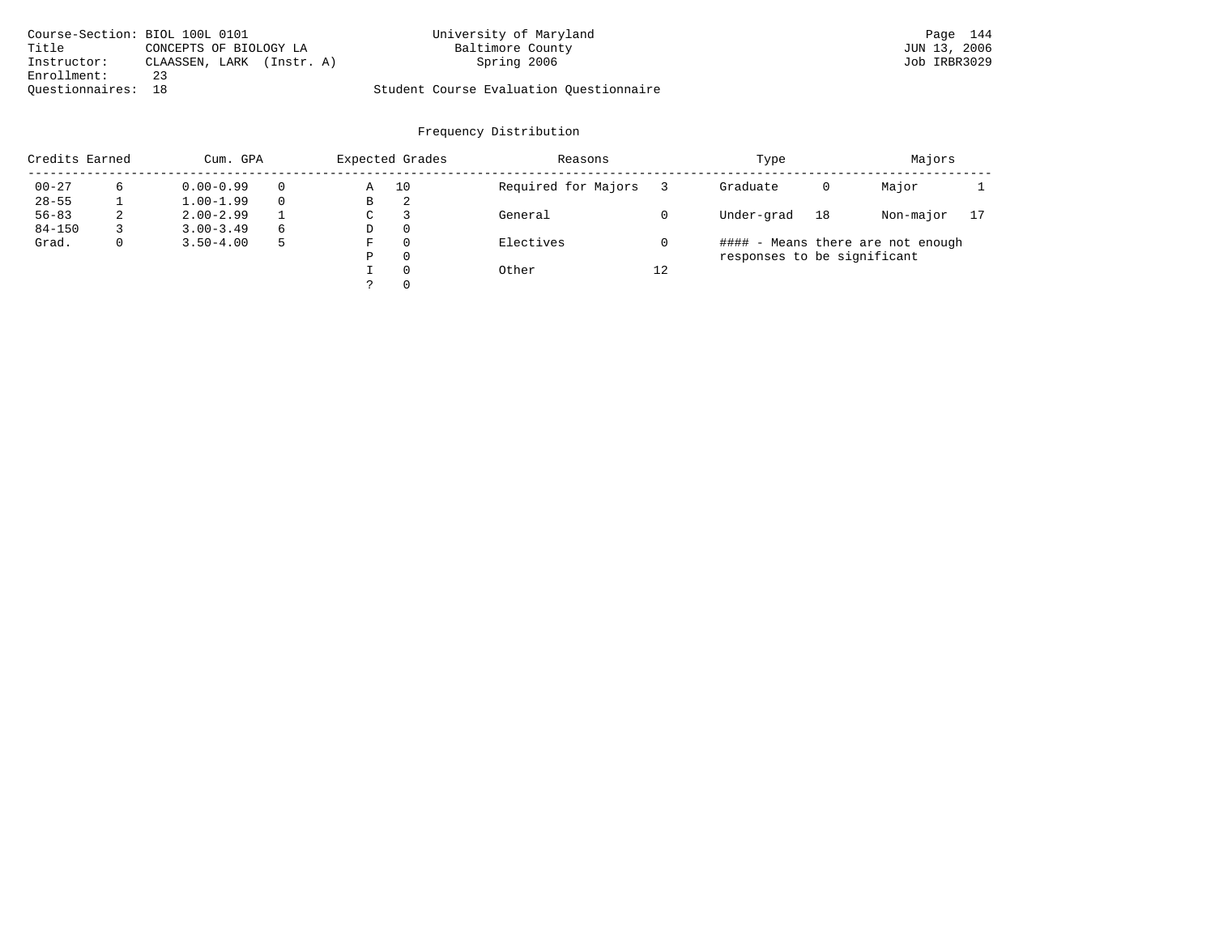Course-Section: BIOL 100L 0101
Title: CONCEPTS OF BIOLOGY LA
Instructor: CLAASSEN, LARK (Instr. A)
Enrollment: 23
Questionnaires: 18

University of Maryland
Baltimore County
Spring 2006

Student Course Evaluation Questionnaire

## Frequency Distribution

| Credits Earned | | Cum. GPA | | Expected Grades | | Reasons | | Type | | Majors | |
|---|---|---|---|---|---|---|---|---|---|---|---|
| 00-27 | 6 | 0.00-0.99 | 0 | A | 10 | Required for Majors | 3 | Graduate | 0 | Major | 1 |
| 28-55 | 1 | 1.00-1.99 | 0 | B | 2 | | | | | | |
| 56-83 | 2 | 2.00-2.99 | 1 | C | 3 | General | 0 | Under-grad | 18 | Non-major | 17 |
| 84-150 | 3 | 3.00-3.49 | 6 | D | 0 | | | | | | |
| Grad. | 0 | 3.50-4.00 | 5 | F | 0 | Electives | 0 | | | | |
| | | | | P | 0 | | | | | | |
| | | | | I | 0 | Other | 12 | | | | |
| | | | | ? | 0 | | | | | | |

#### - Means there are not enough responses to be significant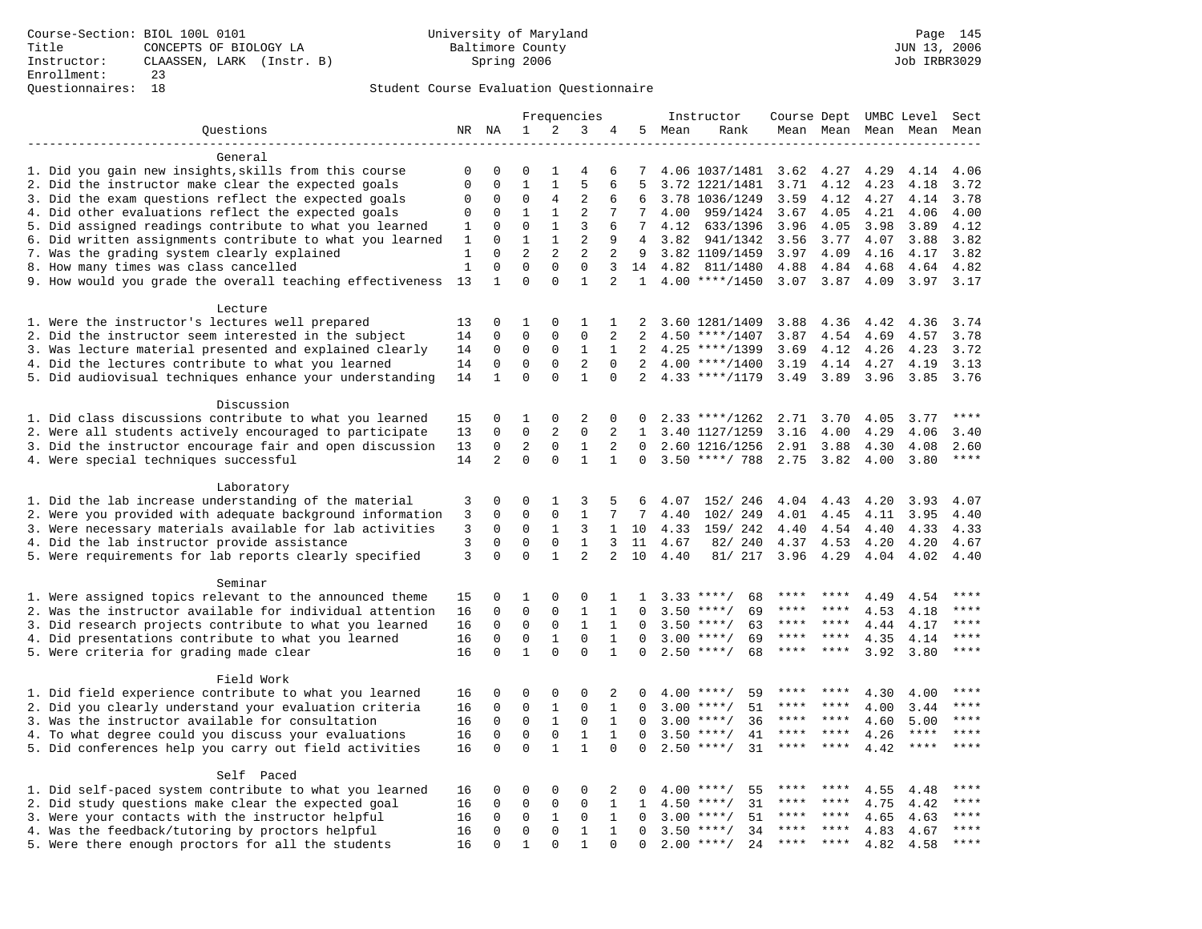Course-Section: BIOL 100L 0101
Title: CONCEPTS OF BIOLOGY LA
Instructor: CLAASSEN, LARK (Instr. B)
Enrollment: 23
Questionnaires: 18

University of Maryland
Baltimore County
Spring 2006

JUN 13, 2006
Job IRBR3029

## Student Course Evaluation Questionnaire

| Questions | NR | NA | 1 | 2 | 3 | 4 | 5 | Instructor Mean | Instructor Rank | Course Mean | Dept Mean | UMBC Mean | Level Mean | Sect Mean |
|---|---|---|---|---|---|---|---|---|---|---|---|---|---|---|
| **General** | | | | | | | | | | | | | | |
| 1. Did you gain new insights,skills from this course | 0 | 0 | 0 | 1 | 4 | 6 | 7 | 4.06 | 1037/1481 | 3.62 | 4.27 | 4.29 | 4.14 | 4.06 |
| 2. Did the instructor make clear the expected goals | 0 | 0 | 1 | 1 | 5 | 6 | 5 | 3.72 | 1221/1481 | 3.71 | 4.12 | 4.23 | 4.18 | 3.72 |
| 3. Did the exam questions reflect the expected goals | 0 | 0 | 0 | 4 | 2 | 6 | 6 | 3.78 | 1036/1249 | 3.59 | 4.12 | 4.27 | 4.14 | 3.78 |
| 4. Did other evaluations reflect the expected goals | 0 | 0 | 1 | 1 | 2 | 7 | 7 | 4.00 | 959/1424 | 3.67 | 4.05 | 4.21 | 4.06 | 4.00 |
| 5. Did assigned readings contribute to what you learned | 1 | 0 | 0 | 1 | 3 | 6 | 7 | 4.12 | 633/1396 | 3.96 | 4.05 | 3.98 | 3.89 | 4.12 |
| 6. Did written assignments contribute to what you learned | 1 | 0 | 1 | 1 | 2 | 9 | 4 | 3.82 | 941/1342 | 3.56 | 3.77 | 4.07 | 3.88 | 3.82 |
| 7. Was the grading system clearly explained | 1 | 0 | 2 | 2 | 2 | 2 | 9 | 3.82 | 1109/1459 | 3.97 | 4.09 | 4.16 | 4.17 | 3.82 |
| 8. How many times was class cancelled | 1 | 0 | 0 | 0 | 0 | 3 | 14 | 4.82 | 811/1480 | 4.88 | 4.84 | 4.68 | 4.64 | 4.82 |
| 9. How would you grade the overall teaching effectiveness | 13 | 1 | 0 | 0 | 1 | 2 | 1 | 4.00 | ****/1450 | 3.07 | 3.87 | 4.09 | 3.97 | 3.17 |
| **Lecture** | | | | | | | | | | | | | | |
| 1. Were the instructor's lectures well prepared | 13 | 0 | 1 | 0 | 1 | 1 | 2 | 3.60 | 1281/1409 | 3.88 | 4.36 | 4.42 | 4.36 | 3.74 |
| 2. Did the instructor seem interested in the subject | 14 | 0 | 0 | 0 | 0 | 2 | 2 | 4.50 | ****/1407 | 3.87 | 4.54 | 4.69 | 4.57 | 3.78 |
| 3. Was lecture material presented and explained clearly | 14 | 0 | 0 | 0 | 1 | 1 | 2 | 4.25 | ****/1399 | 3.69 | 4.12 | 4.26 | 4.23 | 3.72 |
| 4. Did the lectures contribute to what you learned | 14 | 0 | 0 | 0 | 2 | 0 | 2 | 4.00 | ****/1400 | 3.19 | 4.14 | 4.27 | 4.19 | 3.13 |
| 5. Did audiovisual techniques enhance your understanding | 14 | 1 | 0 | 0 | 1 | 0 | 2 | 4.33 | ****/1179 | 3.49 | 3.89 | 3.96 | 3.85 | 3.76 |
| **Discussion** | | | | | | | | | | | | | | |
| 1. Did class discussions contribute to what you learned | 15 | 0 | 1 | 0 | 2 | 0 | 0 | 2.33 | ****/1262 | 2.71 | 3.70 | 4.05 | 3.77 | **** |
| 2. Were all students actively encouraged to participate | 13 | 0 | 0 | 2 | 0 | 2 | 1 | 3.40 | 1127/1259 | 3.16 | 4.00 | 4.29 | 4.06 | 3.40 |
| 3. Did the instructor encourage fair and open discussion | 13 | 0 | 2 | 0 | 1 | 2 | 0 | 2.60 | 1216/1256 | 2.91 | 3.88 | 4.30 | 4.08 | 2.60 |
| 4. Were special techniques successful | 14 | 2 | 0 | 0 | 1 | 1 | 0 | 3.50 | ****/ 788 | 2.75 | 3.82 | 4.00 | 3.80 | **** |
| **Laboratory** | | | | | | | | | | | | | | |
| 1. Did the lab increase understanding of the material | 3 | 0 | 0 | 1 | 3 | 5 | 6 | 4.07 | 152/ 246 | 4.04 | 4.43 | 4.20 | 3.93 | 4.07 |
| 2. Were you provided with adequate background information | 3 | 0 | 0 | 0 | 1 | 7 | 7 | 4.40 | 102/ 249 | 4.01 | 4.45 | 4.11 | 3.95 | 4.40 |
| 3. Were necessary materials available for lab activities | 3 | 0 | 0 | 1 | 3 | 1 | 10 | 4.33 | 159/ 242 | 4.40 | 4.54 | 4.40 | 4.33 | 4.33 |
| 4. Did the lab instructor provide assistance | 3 | 0 | 0 | 0 | 1 | 3 | 11 | 4.67 | 82/ 240 | 4.37 | 4.53 | 4.20 | 4.20 | 4.67 |
| 5. Were requirements for lab reports clearly specified | 3 | 0 | 0 | 1 | 2 | 2 | 10 | 4.40 | 81/ 217 | 3.96 | 4.29 | 4.04 | 4.02 | 4.40 |
| **Seminar** | | | | | | | | | | | | | | |
| 1. Were assigned topics relevant to the announced theme | 15 | 0 | 1 | 0 | 0 | 1 | 1 | 3.33 | ****/ 68 | **** | **** | 4.49 | 4.54 | **** |
| 2. Was the instructor available for individual attention | 16 | 0 | 0 | 0 | 1 | 1 | 0 | 3.50 | ****/ 69 | **** | **** | 4.53 | 4.18 | **** |
| 3. Did research projects contribute to what you learned | 16 | 0 | 0 | 0 | 1 | 1 | 0 | 3.50 | ****/ 63 | **** | **** | 4.44 | 4.17 | **** |
| 4. Did presentations contribute to what you learned | 16 | 0 | 0 | 1 | 0 | 1 | 0 | 3.00 | ****/ 69 | **** | **** | 4.35 | 4.14 | **** |
| 5. Were criteria for grading made clear | 16 | 0 | 1 | 0 | 0 | 1 | 0 | 2.50 | ****/ 68 | **** | **** | 3.92 | 3.80 | **** |
| **Field Work** | | | | | | | | | | | | | | |
| 1. Did field experience contribute to what you learned | 16 | 0 | 0 | 0 | 0 | 2 | 0 | 4.00 | ****/ 59 | **** | **** | 4.30 | 4.00 | **** |
| 2. Did you clearly understand your evaluation criteria | 16 | 0 | 0 | 1 | 0 | 1 | 0 | 3.00 | ****/ 51 | **** | **** | 4.00 | 3.44 | **** |
| 3. Was the instructor available for consultation | 16 | 0 | 0 | 1 | 0 | 1 | 0 | 3.00 | ****/ 36 | **** | **** | 4.60 | 5.00 | **** |
| 4. To what degree could you discuss your evaluations | 16 | 0 | 0 | 0 | 1 | 1 | 0 | 3.50 | ****/ 41 | **** | **** | 4.26 | **** | **** |
| 5. Did conferences help you carry out field activities | 16 | 0 | 0 | 1 | 1 | 0 | 0 | 2.50 | ****/ 31 | **** | **** | 4.42 | **** | **** |
| **Self Paced** | | | | | | | | | | | | | | |
| 1. Did self-paced system contribute to what you learned | 16 | 0 | 0 | 0 | 0 | 2 | 0 | 4.00 | ****/ 55 | **** | **** | 4.55 | 4.48 | **** |
| 2. Did study questions make clear the expected goal | 16 | 0 | 0 | 0 | 0 | 1 | 1 | 4.50 | ****/ 31 | **** | **** | 4.75 | 4.42 | **** |
| 3. Were your contacts with the instructor helpful | 16 | 0 | 0 | 1 | 0 | 1 | 0 | 3.00 | ****/ 51 | **** | **** | 4.65 | 4.63 | **** |
| 4. Was the feedback/tutoring by proctors helpful | 16 | 0 | 0 | 0 | 1 | 1 | 0 | 3.50 | ****/ 34 | **** | **** | 4.83 | 4.67 | **** |
| 5. Were there enough proctors for all the students | 16 | 0 | 1 | 0 | 1 | 0 | 0 | 2.00 | ****/ 24 | **** | **** | 4.82 | 4.58 | **** |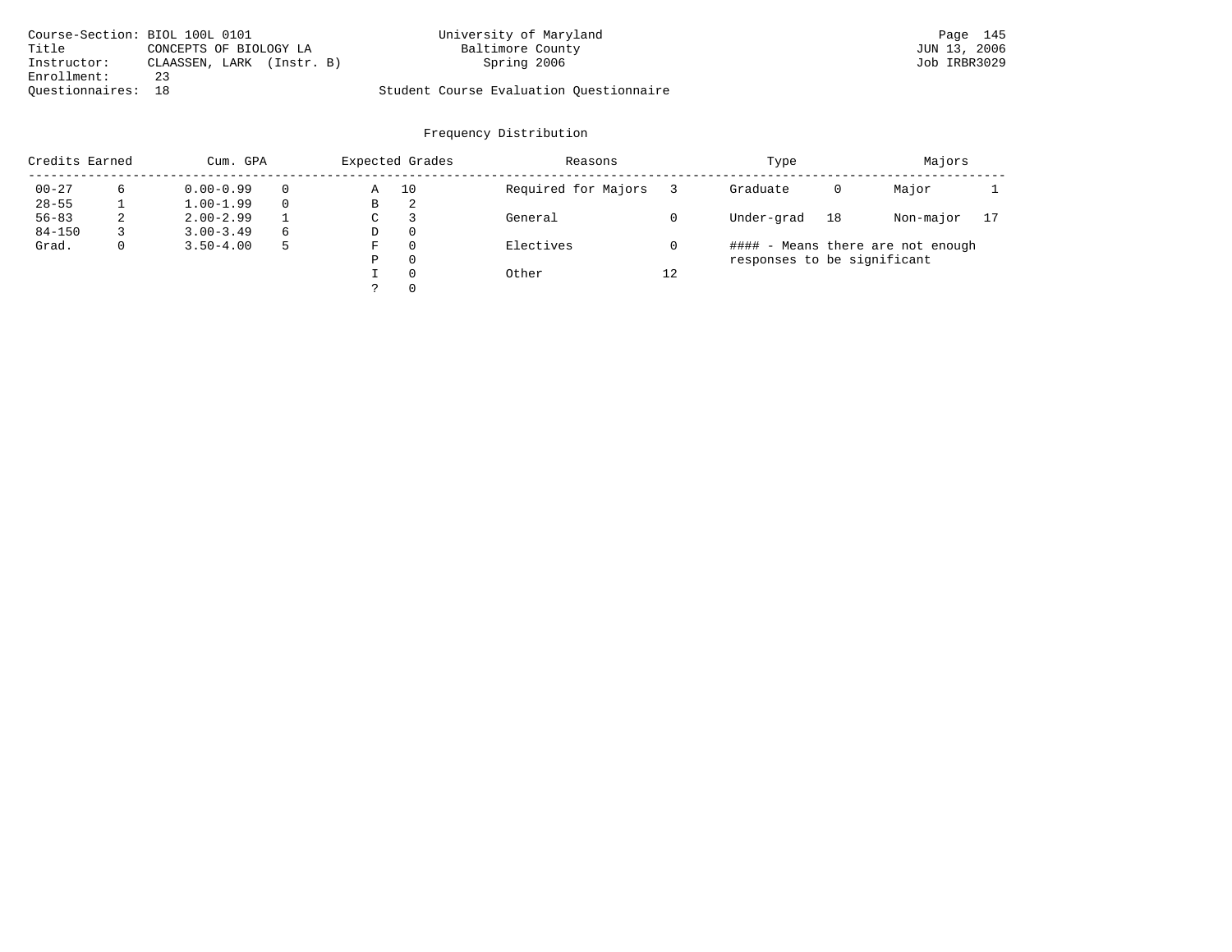Course-Section: BIOL 100L 0101
Title: CONCEPTS OF BIOLOGY LA
Instructor: CLAASSEN, LARK (Instr. B)
Enrollment: 23
Questionnaires: 18

University of Maryland
Baltimore County
Spring 2006

Student Course Evaluation Questionnaire

## Frequency Distribution

| Credits Earned | | Cum. GPA | | Expected Grades | | Reasons | | Type | | Majors | |
|---|---|---|---|---|---|---|---|---|---|---|---|
| 00-27 | 6 | 0.00-0.99 | 0 | A | 10 | Required for Majors | 3 | Graduate | 0 | Major | 1 |
| 28-55 | 1 | 1.00-1.99 | 0 | B | 2 | | | | | | |
| 56-83 | 2 | 2.00-2.99 | 1 | C | 3 | General | 0 | Under-grad | 18 | Non-major | 17 |
| 84-150 | 3 | 3.00-3.49 | 6 | D | 0 | | | | | | |
| Grad. | 0 | 3.50-4.00 | 5 | F | 0 | Electives | 0 | | | | |
| | | | | P | 0 | | | | | | |
| | | | | I | 0 | Other | 12 | | | | |
| | | | | ? | 0 | | | | | | |

#### - Means there are not enough responses to be significant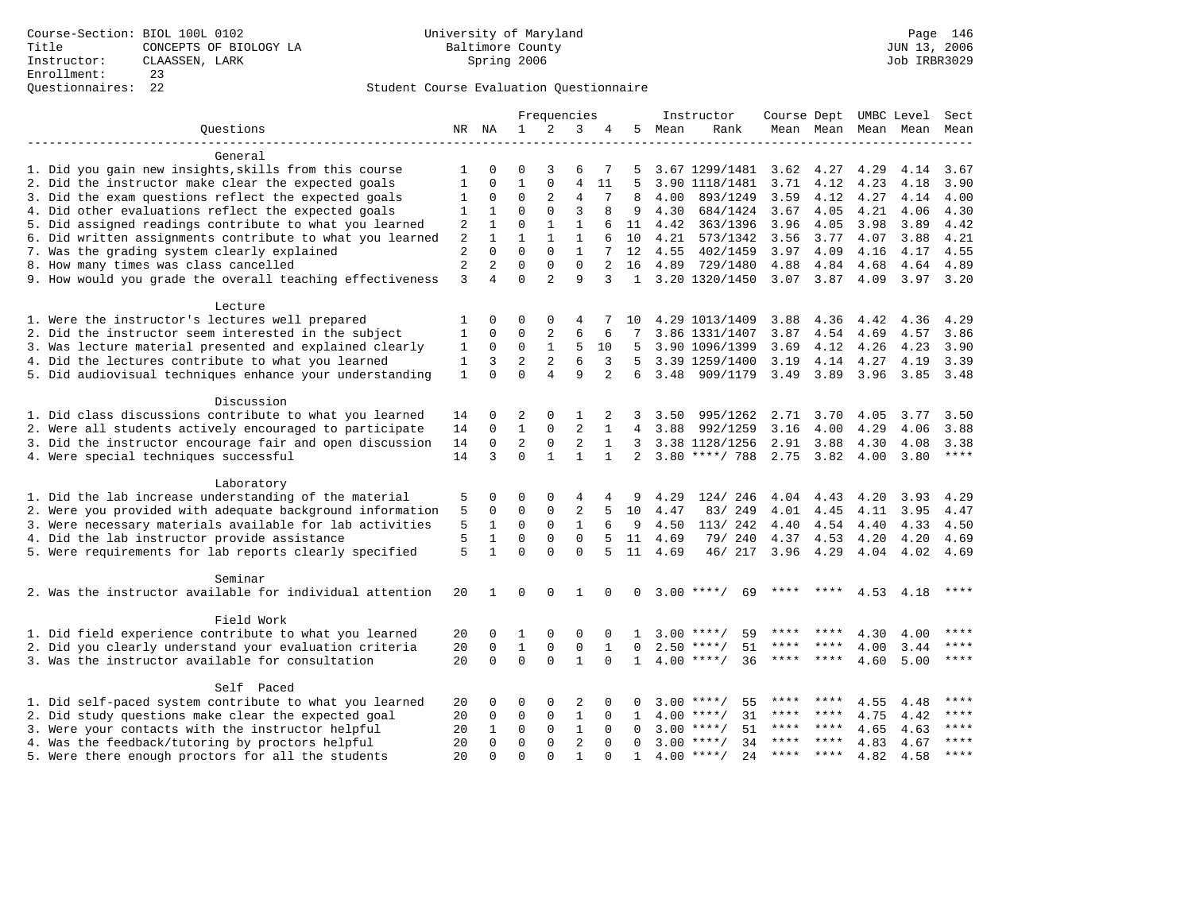Course-Section: BIOL 100L 0102
Title: CONCEPTS OF BIOLOGY LA
Instructor: CLAASSEN, LARK
Enrollment: 23
Questionnaires: 22

University of Maryland
Baltimore County
Spring 2006

Student Course Evaluation Questionnaire

| Questions | NR | NA | 1 | 2 | 3 | 4 | 5 | Instructor Mean | Instructor Rank | Course Dept Mean | Course Dept Mean (Dept) | UMBC Level Mean | UMBC Level Mean (Level) | Sect Mean |
|---|---|---|---|---|---|---|---|---|---|---|---|---|---|---|
| **General** | | | | | | | | | | | | | | |
| 1. Did you gain new insights,skills from this course | 1 | 0 | 0 | 3 | 6 | 7 | 5 | 3.67 | 1299/1481 | 3.62 | 4.27 | 4.29 | 4.14 | 3.67 |
| 2. Did the instructor make clear the expected goals | 1 | 0 | 1 | 0 | 4 | 11 | 5 | 3.90 | 1118/1481 | 3.71 | 4.12 | 4.23 | 4.18 | 3.90 |
| 3. Did the exam questions reflect the expected goals | 1 | 0 | 0 | 2 | 4 | 7 | 8 | 4.00 | 893/1249 | 3.59 | 4.12 | 4.27 | 4.14 | 4.00 |
| 4. Did other evaluations reflect the expected goals | 1 | 1 | 0 | 0 | 3 | 8 | 9 | 4.30 | 684/1424 | 3.67 | 4.05 | 4.21 | 4.06 | 4.30 |
| 5. Did assigned readings contribute to what you learned | 2 | 1 | 0 | 1 | 1 | 6 | 11 | 4.42 | 363/1396 | 3.96 | 4.05 | 3.98 | 3.89 | 4.42 |
| 6. Did written assignments contribute to what you learned | 2 | 1 | 1 | 1 | 1 | 6 | 10 | 4.21 | 573/1342 | 3.56 | 3.77 | 4.07 | 3.88 | 4.21 |
| 7. Was the grading system clearly explained | 2 | 0 | 0 | 0 | 1 | 7 | 12 | 4.55 | 402/1459 | 3.97 | 4.09 | 4.16 | 4.17 | 4.55 |
| 8. How many times was class cancelled | 2 | 2 | 0 | 0 | 0 | 2 | 16 | 4.89 | 729/1480 | 4.88 | 4.84 | 4.68 | 4.64 | 4.89 |
| 9. How would you grade the overall teaching effectiveness | 3 | 4 | 0 | 2 | 9 | 3 | 1 | 3.20 | 1320/1450 | 3.07 | 3.87 | 4.09 | 3.97 | 3.20 |
| **Lecture** | | | | | | | | | | | | | | |
| 1. Were the instructor's lectures well prepared | 1 | 0 | 0 | 0 | 4 | 7 | 10 | 4.29 | 1013/1409 | 3.88 | 4.36 | 4.42 | 4.36 | 4.29 |
| 2. Did the instructor seem interested in the subject | 1 | 0 | 0 | 2 | 6 | 6 | 7 | 3.86 | 1331/1407 | 3.87 | 4.54 | 4.69 | 4.57 | 3.86 |
| 3. Was lecture material presented and explained clearly | 1 | 0 | 0 | 1 | 5 | 10 | 5 | 3.90 | 1096/1399 | 3.69 | 4.12 | 4.26 | 4.23 | 3.90 |
| 4. Did the lectures contribute to what you learned | 1 | 3 | 2 | 2 | 6 | 3 | 5 | 3.39 | 1259/1400 | 3.19 | 4.14 | 4.27 | 4.19 | 3.39 |
| 5. Did audiovisual techniques enhance your understanding | 1 | 0 | 0 | 4 | 9 | 2 | 6 | 3.48 | 909/1179 | 3.49 | 3.89 | 3.96 | 3.85 | 3.48 |
| **Discussion** | | | | | | | | | | | | | | |
| 1. Did class discussions contribute to what you learned | 14 | 0 | 2 | 0 | 1 | 2 | 3 | 3.50 | 995/1262 | 2.71 | 3.70 | 4.05 | 3.77 | 3.50 |
| 2. Were all students actively encouraged to participate | 14 | 0 | 1 | 0 | 2 | 1 | 4 | 3.88 | 992/1259 | 3.16 | 4.00 | 4.29 | 4.06 | 3.88 |
| 3. Did the instructor encourage fair and open discussion | 14 | 0 | 2 | 0 | 2 | 1 | 3 | 3.38 | 1128/1256 | 2.91 | 3.88 | 4.30 | 4.08 | 3.38 |
| 4. Were special techniques successful | 14 | 3 | 0 | 1 | 1 | 1 | 2 | 3.80 | ****/ 788 | 2.75 | 3.82 | 4.00 | 3.80 | **** |
| **Laboratory** | | | | | | | | | | | | | | |
| 1. Did the lab increase understanding of the material | 5 | 0 | 0 | 0 | 4 | 4 | 9 | 4.29 | 124/ 246 | 4.04 | 4.43 | 4.20 | 3.93 | 4.29 |
| 2. Were you provided with adequate background information | 5 | 0 | 0 | 0 | 2 | 5 | 10 | 4.47 | 83/ 249 | 4.01 | 4.45 | 4.11 | 3.95 | 4.47 |
| 3. Were necessary materials available for lab activities | 5 | 1 | 0 | 0 | 1 | 6 | 9 | 4.50 | 113/ 242 | 4.40 | 4.54 | 4.40 | 4.33 | 4.50 |
| 4. Did the lab instructor provide assistance | 5 | 1 | 0 | 0 | 0 | 5 | 11 | 4.69 | 79/ 240 | 4.37 | 4.53 | 4.20 | 4.20 | 4.69 |
| 5. Were requirements for lab reports clearly specified | 5 | 1 | 0 | 0 | 0 | 5 | 11 | 4.69 | 46/ 217 | 3.96 | 4.29 | 4.04 | 4.02 | 4.69 |
| **Seminar** | | | | | | | | | | | | | | |
| 2. Was the instructor available for individual attention | 20 | 1 | 0 | 0 | 1 | 0 | 0 | 3.00 | ****/ 69 | **** | **** | 4.53 | 4.18 | **** |
| **Field Work** | | | | | | | | | | | | | | |
| 1. Did field experience contribute to what you learned | 20 | 0 | 1 | 0 | 0 | 0 | 1 | 3.00 | ****/ 59 | **** | **** | 4.30 | 4.00 | **** |
| 2. Did you clearly understand your evaluation criteria | 20 | 0 | 1 | 0 | 0 | 1 | 0 | 2.50 | ****/ 51 | **** | **** | 4.00 | 3.44 | **** |
| 3. Was the instructor available for consultation | 20 | 0 | 0 | 0 | 1 | 0 | 1 | 4.00 | ****/ 36 | **** | **** | 4.60 | 5.00 | **** |
| **Self Paced** | | | | | | | | | | | | | | |
| 1. Did self-paced system contribute to what you learned | 20 | 0 | 0 | 0 | 2 | 0 | 0 | 3.00 | ****/ 55 | **** | **** | 4.55 | 4.48 | **** |
| 2. Did study questions make clear the expected goal | 20 | 0 | 0 | 0 | 1 | 0 | 1 | 4.00 | ****/ 31 | **** | **** | 4.75 | 4.42 | **** |
| 3. Were your contacts with the instructor helpful | 20 | 1 | 0 | 0 | 1 | 0 | 0 | 3.00 | ****/ 51 | **** | **** | 4.65 | 4.63 | **** |
| 4. Was the feedback/tutoring by proctors helpful | 20 | 0 | 0 | 0 | 2 | 0 | 0 | 3.00 | ****/ 34 | **** | **** | 4.83 | 4.67 | **** |
| 5. Were there enough proctors for all the students | 20 | 0 | 0 | 0 | 1 | 0 | 1 | 4.00 | ****/ 24 | **** | **** | 4.82 | 4.58 | **** |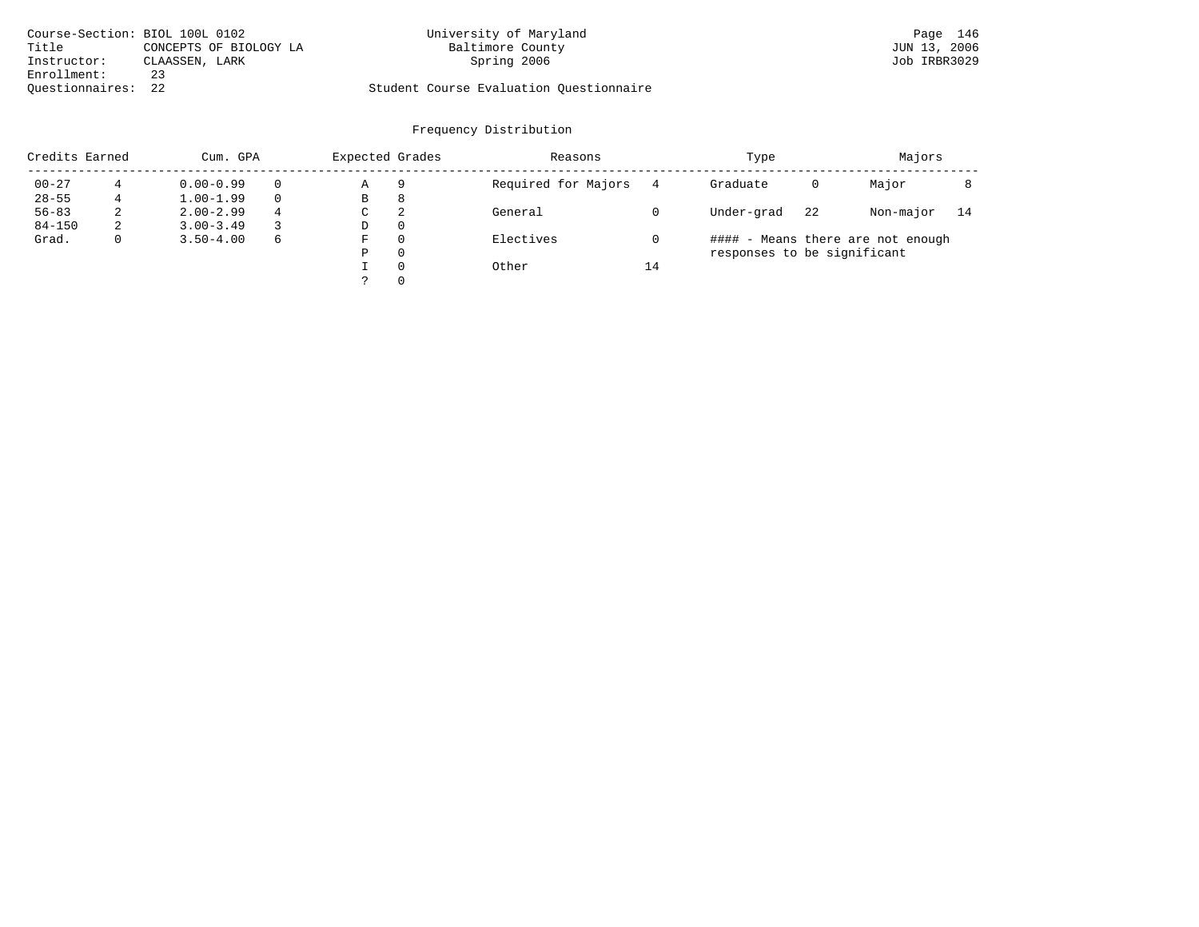Course-Section: BIOL 100L 0102
Title: CONCEPTS OF BIOLOGY LA
Instructor: CLAASSEN, LARK
Enrollment: 23
Questionnaires: 22

University of Maryland
Baltimore County
Spring 2006

Student Course Evaluation Questionnaire

## Frequency Distribution

| Credits Earned | | Cum. GPA | | Expected Grades | | Reasons | | Type | | Majors | |
|---|---|---|---|---|---|---|---|---|---|---|---|
| 00-27 | 4 | 0.00-0.99 | 0 | A | 9 | Required for Majors | 4 | Graduate | 0 | Major | 8 |
| 28-55 | 4 | 1.00-1.99 | 0 | B | 8 | | | | | | |
| 56-83 | 2 | 2.00-2.99 | 4 | C | 2 | General | 0 | Under-grad | 22 | Non-major | 14 |
| 84-150 | 2 | 3.00-3.49 | 3 | D | 0 | | | | | | |
| Grad. | 0 | 3.50-4.00 | 6 | F | 0 | Electives | 0 | #### - Means there are not enough responses to be significant | | | |
| | | | | P | 0 | | | | | | |
| | | | | I | 0 | Other | 14 | | | | |
| | | | | ? | 0 | | | | | | |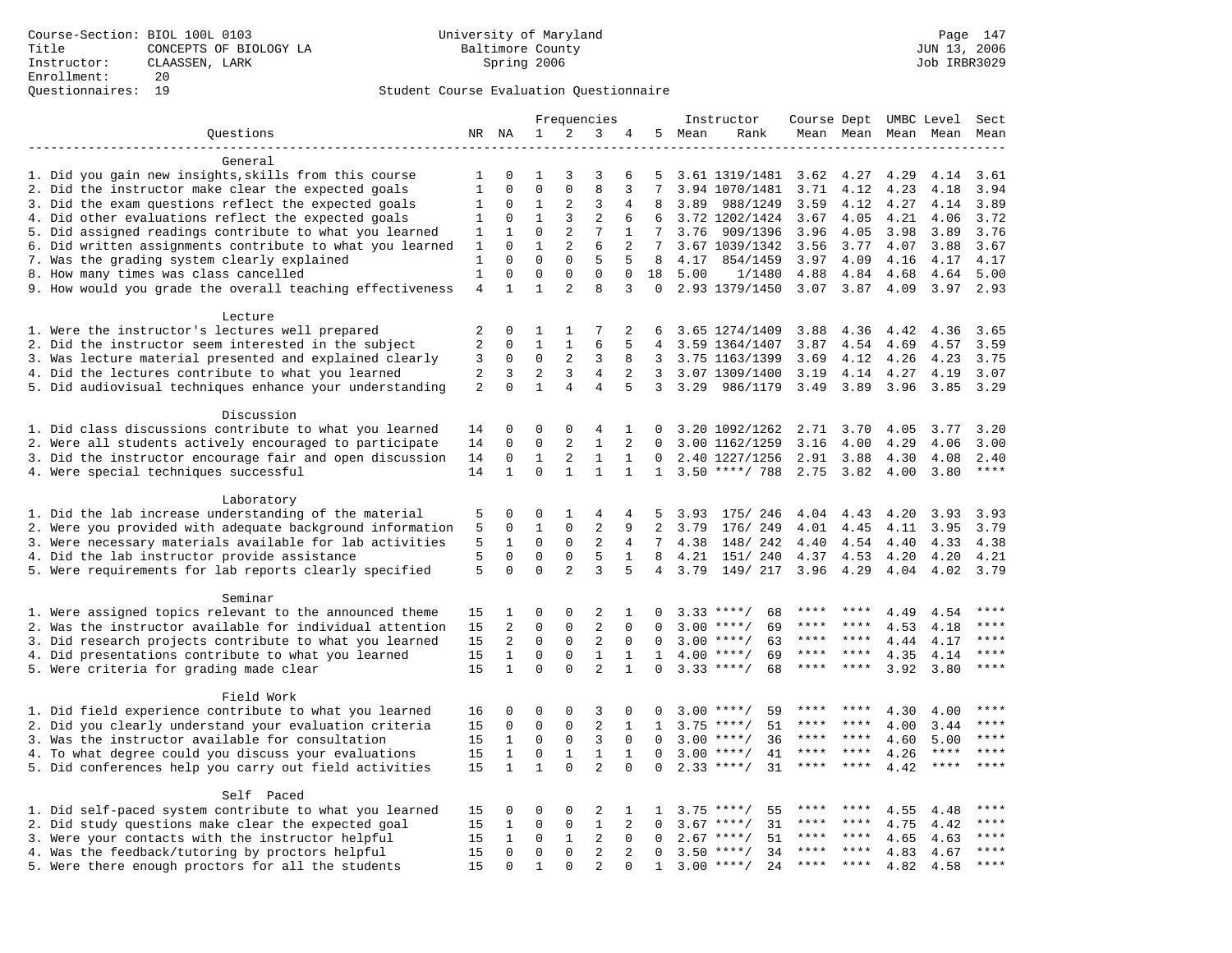Course-Section: BIOL 100L 0103
Title: CONCEPTS OF BIOLOGY LA
Instructor: CLAASSEN, LARK
Enrollment: 20
Questionnaires: 19

University of Maryland
Baltimore County
Spring 2006

JUN 13, 2006
Job IRBR3029

## Student Course Evaluation Questionnaire

| Questions | NR | NA | 1 | 2 | 3 | 4 | 5 | Instructor Mean | Instructor Rank | Course Mean | Dept Mean | UMBC Mean | Level Mean | Sect Mean |
|---|---|---|---|---|---|---|---|---|---|---|---|---|---|---|
| **General** | | | | | | | | | | | | | | |
| 1. Did you gain new insights,skills from this course | 1 | 0 | 1 | 3 | 3 | 6 | 5 | 3.61 | 1319/1481 | 3.62 | 4.27 | 4.29 | 4.14 | 3.61 |
| 2. Did the instructor make clear the expected goals | 1 | 0 | 0 | 0 | 8 | 3 | 7 | 3.94 | 1070/1481 | 3.71 | 4.12 | 4.23 | 4.18 | 3.94 |
| 3. Did the exam questions reflect the expected goals | 1 | 0 | 1 | 2 | 3 | 4 | 8 | 3.89 | 988/1249 | 3.59 | 4.12 | 4.27 | 4.14 | 3.89 |
| 4. Did other evaluations reflect the expected goals | 1 | 0 | 1 | 3 | 2 | 6 | 6 | 3.72 | 1202/1424 | 3.67 | 4.05 | 4.21 | 4.06 | 3.72 |
| 5. Did assigned readings contribute to what you learned | 1 | 1 | 0 | 2 | 7 | 1 | 7 | 3.76 | 909/1396 | 3.96 | 4.05 | 3.98 | 3.89 | 3.76 |
| 6. Did written assignments contribute to what you learned | 1 | 0 | 1 | 2 | 6 | 2 | 7 | 3.67 | 1039/1342 | 3.56 | 3.77 | 4.07 | 3.88 | 3.67 |
| 7. Was the grading system clearly explained | 1 | 0 | 0 | 0 | 5 | 5 | 8 | 4.17 | 854/1459 | 3.97 | 4.09 | 4.16 | 4.17 | 4.17 |
| 8. How many times was class cancelled | 1 | 0 | 0 | 0 | 0 | 0 | 18 | 5.00 | 1/1480 | 4.88 | 4.84 | 4.68 | 4.64 | 5.00 |
| 9. How would you grade the overall teaching effectiveness | 4 | 1 | 1 | 2 | 8 | 3 | 0 | 2.93 | 1379/1450 | 3.07 | 3.87 | 4.09 | 3.97 | 2.93 |
| **Lecture** | | | | | | | | | | | | | | |
| 1. Were the instructor's lectures well prepared | 2 | 0 | 1 | 1 | 7 | 2 | 6 | 3.65 | 1274/1409 | 3.88 | 4.36 | 4.42 | 4.36 | 3.65 |
| 2. Did the instructor seem interested in the subject | 2 | 0 | 1 | 1 | 6 | 5 | 4 | 3.59 | 1364/1407 | 3.87 | 4.54 | 4.69 | 4.57 | 3.59 |
| 3. Was lecture material presented and explained clearly | 3 | 0 | 0 | 2 | 3 | 8 | 3 | 3.75 | 1163/1399 | 3.69 | 4.12 | 4.26 | 4.23 | 3.75 |
| 4. Did the lectures contribute to what you learned | 2 | 3 | 2 | 3 | 4 | 2 | 3 | 3.07 | 1309/1400 | 3.19 | 4.14 | 4.27 | 4.19 | 3.07 |
| 5. Did audiovisual techniques enhance your understanding | 2 | 0 | 1 | 4 | 4 | 5 | 3 | 3.29 | 986/1179 | 3.49 | 3.89 | 3.96 | 3.85 | 3.29 |
| **Discussion** | | | | | | | | | | | | | | |
| 1. Did class discussions contribute to what you learned | 14 | 0 | 0 | 0 | 4 | 1 | 0 | 3.20 | 1092/1262 | 2.71 | 3.70 | 4.05 | 3.77 | 3.20 |
| 2. Were all students actively encouraged to participate | 14 | 0 | 0 | 2 | 1 | 2 | 0 | 3.00 | 1162/1259 | 3.16 | 4.00 | 4.29 | 4.06 | 3.00 |
| 3. Did the instructor encourage fair and open discussion | 14 | 0 | 1 | 2 | 1 | 1 | 0 | 2.40 | 1227/1256 | 2.91 | 3.88 | 4.30 | 4.08 | 2.40 |
| 4. Were special techniques successful | 14 | 1 | 0 | 1 | 1 | 1 | 1 | 3.50 | ****/ 788 | 2.75 | 3.82 | 4.00 | 3.80 | **** |
| **Laboratory** | | | | | | | | | | | | | | |
| 1. Did the lab increase understanding of the material | 5 | 0 | 0 | 1 | 4 | 4 | 5 | 3.93 | 175/ 246 | 4.04 | 4.43 | 4.20 | 3.93 | 3.93 |
| 2. Were you provided with adequate background information | 5 | 0 | 1 | 0 | 2 | 9 | 2 | 3.79 | 176/ 249 | 4.01 | 4.45 | 4.11 | 3.95 | 3.79 |
| 3. Were necessary materials available for lab activities | 5 | 1 | 0 | 0 | 2 | 4 | 7 | 4.38 | 148/ 242 | 4.40 | 4.54 | 4.40 | 4.33 | 4.38 |
| 4. Did the lab instructor provide assistance | 5 | 0 | 0 | 0 | 5 | 1 | 8 | 4.21 | 151/ 240 | 4.37 | 4.53 | 4.20 | 4.20 | 4.21 |
| 5. Were requirements for lab reports clearly specified | 5 | 0 | 0 | 2 | 3 | 5 | 4 | 3.79 | 149/ 217 | 3.96 | 4.29 | 4.04 | 4.02 | 3.79 |
| **Seminar** | | | | | | | | | | | | | | |
| 1. Were assigned topics relevant to the announced theme | 15 | 1 | 0 | 0 | 2 | 1 | 0 | 3.33 | ****/ 68 | **** | **** | 4.49 | 4.54 | **** |
| 2. Was the instructor available for individual attention | 15 | 2 | 0 | 0 | 2 | 0 | 0 | 3.00 | ****/ 69 | **** | **** | 4.53 | 4.18 | **** |
| 3. Did research projects contribute to what you learned | 15 | 2 | 0 | 0 | 2 | 0 | 0 | 3.00 | ****/ 63 | **** | **** | 4.44 | 4.17 | **** |
| 4. Did presentations contribute to what you learned | 15 | 1 | 0 | 0 | 1 | 1 | 1 | 4.00 | ****/ 69 | **** | **** | 4.35 | 4.14 | **** |
| 5. Were criteria for grading made clear | 15 | 1 | 0 | 0 | 2 | 1 | 0 | 3.33 | ****/ 68 | **** | **** | 3.92 | 3.80 | **** |
| **Field Work** | | | | | | | | | | | | | | |
| 1. Did field experience contribute to what you learned | 16 | 0 | 0 | 0 | 3 | 0 | 0 | 3.00 | ****/ 59 | **** | **** | 4.30 | 4.00 | **** |
| 2. Did you clearly understand your evaluation criteria | 15 | 0 | 0 | 0 | 2 | 1 | 1 | 3.75 | ****/ 51 | **** | **** | 4.00 | 3.44 | **** |
| 3. Was the instructor available for consultation | 15 | 1 | 0 | 0 | 3 | 0 | 0 | 3.00 | ****/ 36 | **** | **** | 4.60 | 5.00 | **** |
| 4. To what degree could you discuss your evaluations | 15 | 1 | 0 | 1 | 1 | 1 | 0 | 3.00 | ****/ 41 | **** | **** | 4.26 | **** | **** |
| 5. Did conferences help you carry out field activities | 15 | 1 | 1 | 0 | 2 | 0 | 0 | 2.33 | ****/ 31 | **** | **** | 4.42 | **** | **** |
| **Self Paced** | | | | | | | | | | | | | | |
| 1. Did self-paced system contribute to what you learned | 15 | 0 | 0 | 0 | 2 | 1 | 1 | 3.75 | ****/ 55 | **** | **** | 4.55 | 4.48 | **** |
| 2. Did study questions make clear the expected goal | 15 | 1 | 0 | 0 | 1 | 2 | 0 | 3.67 | ****/ 31 | **** | **** | 4.75 | 4.42 | **** |
| 3. Were your contacts with the instructor helpful | 15 | 1 | 0 | 1 | 2 | 0 | 0 | 2.67 | ****/ 51 | **** | **** | 4.65 | 4.63 | **** |
| 4. Was the feedback/tutoring by proctors helpful | 15 | 0 | 0 | 0 | 2 | 2 | 0 | 3.50 | ****/ 34 | **** | **** | 4.83 | 4.67 | **** |
| 5. Were there enough proctors for all the students | 15 | 0 | 1 | 0 | 2 | 0 | 1 | 3.00 | ****/ 24 | **** | **** | 4.82 | 4.58 | **** |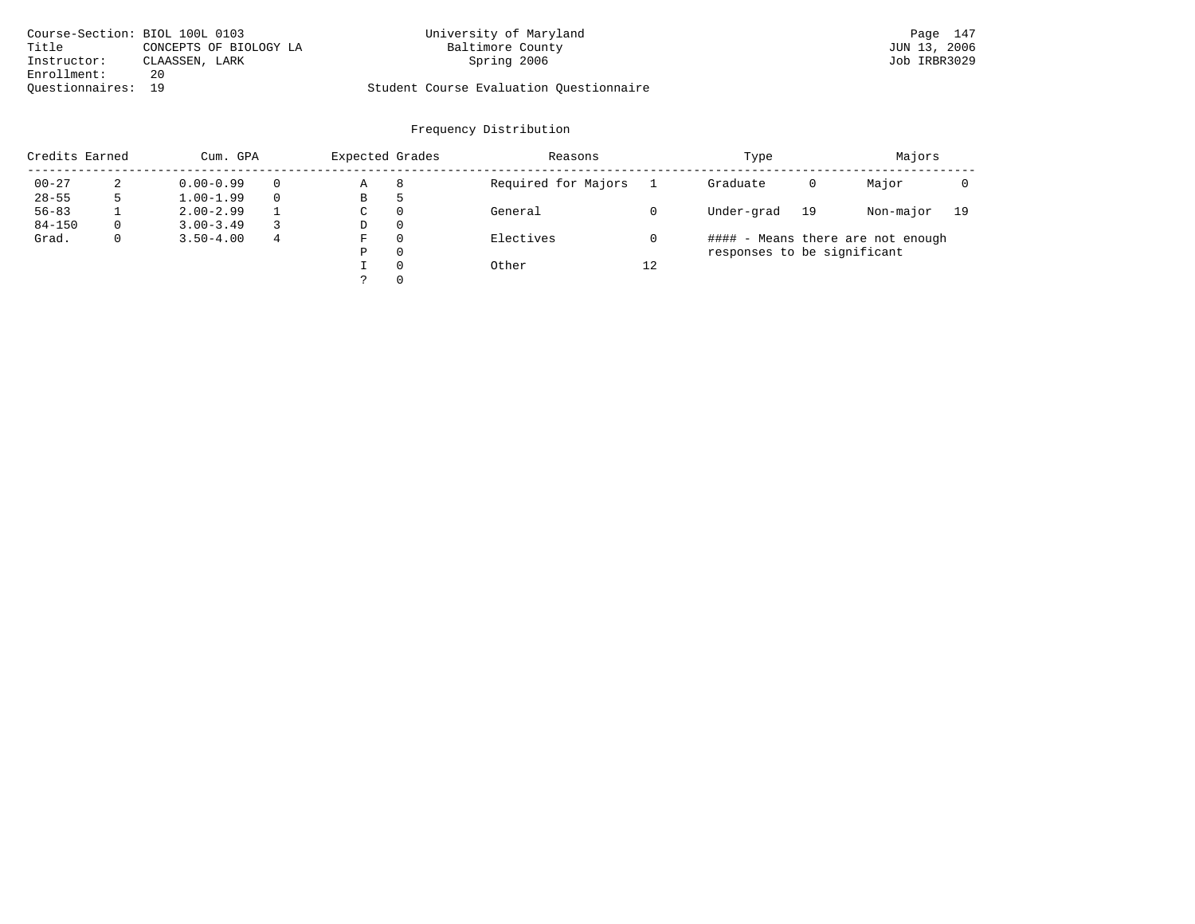Course-Section: BIOL 100L 0103
Title: CONCEPTS OF BIOLOGY LA
Instructor: CLAASSEN, LARK
Enrollment: 20
Questionnaires: 19

University of Maryland
Baltimore County
Spring 2006

JUN 13, 2006
Job IRBR3029

Student Course Evaluation Questionnaire

## Frequency Distribution

| Credits Earned | | Cum. GPA | | Expected Grades | | Reasons | | Type | | Majors | |
|---|---|---|---|---|---|---|---|---|---|---|---|
| 00-27 | 2 | 0.00-0.99 | 0 | A | 8 | Required for Majors | 1 | Graduate | 0 | Major | 0 |
| 28-55 | 5 | 1.00-1.99 | 0 | B | 5 | | | | | | |
| 56-83 | 1 | 2.00-2.99 | 1 | C | 0 | General | 0 | Under-grad | 19 | Non-major | 19 |
| 84-150 | 0 | 3.00-3.49 | 3 | D | 0 | | | | | | |
| Grad. | 0 | 3.50-4.00 | 4 | F | 0 | Electives | 0 | | | | |
| | | | | P | 0 | | | | | | |
| | | | | I | 0 | Other | 12 | | | | |
| | | | | ? | 0 | | | | | | |

#### - Means there are not enough responses to be significant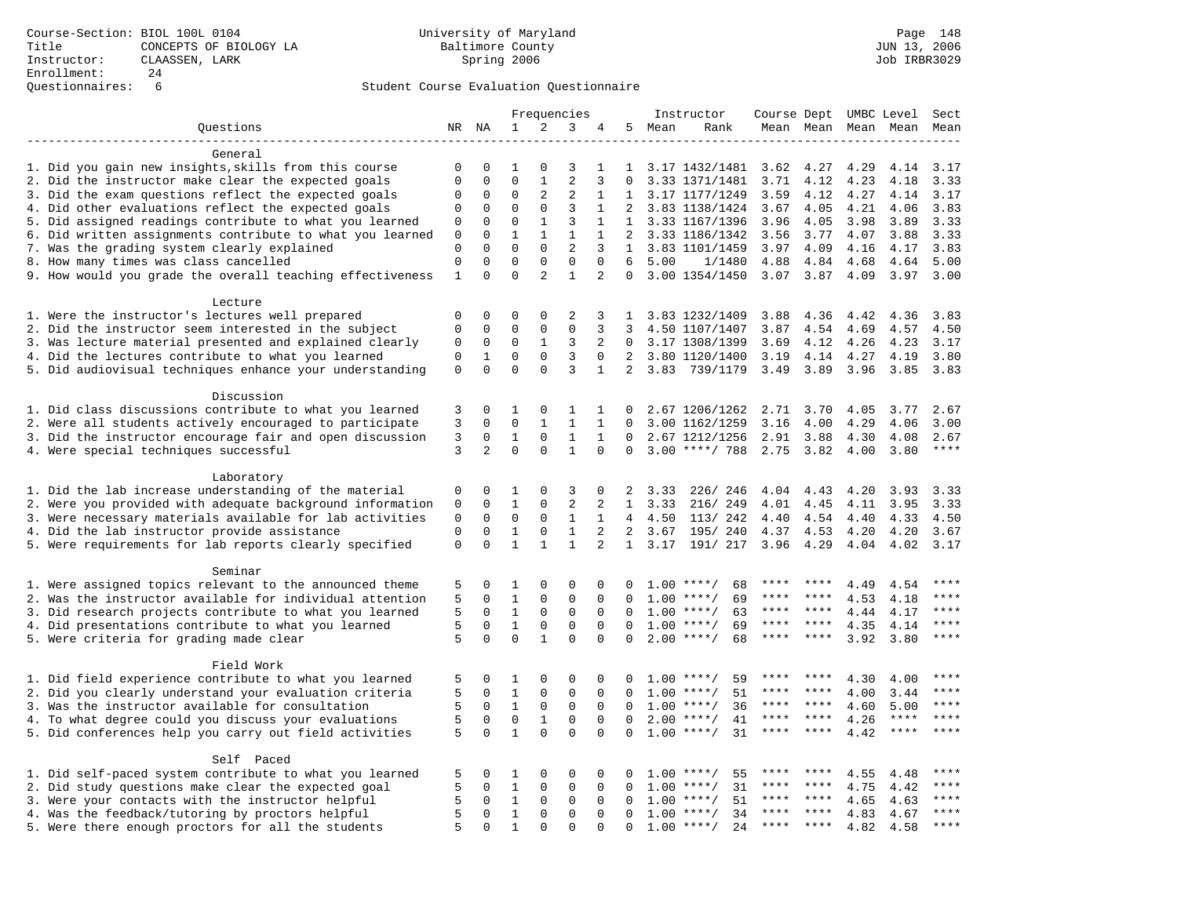Course-Section: BIOL 100L 0104
Title: CONCEPTS OF BIOLOGY LA
Instructor: CLAASSEN, LARK
Enrollment: 24
Questionnaires: 6

University of Maryland
Baltimore County
Spring 2006

Page 148
JUN 13, 2006
Job IRBR3029

Student Course Evaluation Questionnaire

| Questions | NR | NA | 1 | 2 | 3 | 4 | 5 | Instructor Mean | Rank | Course Mean | Dept Mean | UMBC Level Mean | Level Mean | Sect Mean |
|---|---|---|---|---|---|---|---|---|---|---|---|---|---|---|
| **General** | | | | | | | | | | | | | | |
| 1. Did you gain new insights,skills from this course | 0 | 0 | 1 | 0 | 3 | 1 | 1 | 3.17 | 1432/1481 | 3.62 | 4.27 | 4.29 | 4.14 | 3.17 |
| 2. Did the instructor make clear the expected goals | 0 | 0 | 0 | 1 | 2 | 3 | 0 | 3.33 | 1371/1481 | 3.71 | 4.12 | 4.23 | 4.18 | 3.33 |
| 3. Did the exam questions reflect the expected goals | 0 | 0 | 0 | 2 | 2 | 1 | 1 | 3.17 | 1177/1249 | 3.59 | 4.12 | 4.27 | 4.14 | 3.17 |
| 4. Did other evaluations reflect the expected goals | 0 | 0 | 0 | 0 | 3 | 1 | 2 | 3.83 | 1138/1424 | 3.67 | 4.05 | 4.21 | 4.06 | 3.83 |
| 5. Did assigned readings contribute to what you learned | 0 | 0 | 0 | 1 | 3 | 1 | 1 | 3.33 | 1167/1396 | 3.96 | 4.05 | 3.98 | 3.89 | 3.33 |
| 6. Did written assignments contribute to what you learned | 0 | 0 | 1 | 1 | 1 | 1 | 2 | 3.33 | 1186/1342 | 3.56 | 3.77 | 4.07 | 3.88 | 3.33 |
| 7. Was the grading system clearly explained | 0 | 0 | 0 | 0 | 2 | 3 | 1 | 3.83 | 1101/1459 | 3.97 | 4.09 | 4.16 | 4.17 | 3.83 |
| 8. How many times was class cancelled | 0 | 0 | 0 | 0 | 0 | 0 | 6 | 5.00 | 1/1480 | 4.88 | 4.84 | 4.68 | 4.64 | 5.00 |
| 9. How would you grade the overall teaching effectiveness | 1 | 0 | 0 | 2 | 1 | 2 | 0 | 3.00 | 1354/1450 | 3.07 | 3.87 | 4.09 | 3.97 | 3.00 |
| **Lecture** | | | | | | | | | | | | | | |
| 1. Were the instructor's lectures well prepared | 0 | 0 | 0 | 0 | 2 | 3 | 1 | 3.83 | 1232/1409 | 3.88 | 4.36 | 4.42 | 4.36 | 3.83 |
| 2. Did the instructor seem interested in the subject | 0 | 0 | 0 | 0 | 0 | 3 | 3 | 4.50 | 1107/1407 | 3.87 | 4.54 | 4.69 | 4.57 | 4.50 |
| 3. Was lecture material presented and explained clearly | 0 | 0 | 0 | 1 | 3 | 2 | 0 | 3.17 | 1308/1399 | 3.69 | 4.12 | 4.26 | 4.23 | 3.17 |
| 4. Did the lectures contribute to what you learned | 0 | 1 | 0 | 0 | 3 | 0 | 2 | 3.80 | 1120/1400 | 3.19 | 4.14 | 4.27 | 4.19 | 3.80 |
| 5. Did audiovisual techniques enhance your understanding | 0 | 0 | 0 | 0 | 3 | 1 | 2 | 3.83 | 739/1179 | 3.49 | 3.89 | 3.96 | 3.85 | 3.83 |
| **Discussion** | | | | | | | | | | | | | | |
| 1. Did class discussions contribute to what you learned | 3 | 0 | 1 | 0 | 1 | 1 | 0 | 2.67 | 1206/1262 | 2.71 | 3.70 | 4.05 | 3.77 | 2.67 |
| 2. Were all students actively encouraged to participate | 3 | 0 | 0 | 1 | 1 | 1 | 0 | 3.00 | 1162/1259 | 3.16 | 4.00 | 4.29 | 4.06 | 3.00 |
| 3. Did the instructor encourage fair and open discussion | 3 | 0 | 1 | 0 | 1 | 1 | 0 | 2.67 | 1212/1256 | 2.91 | 3.88 | 4.30 | 4.08 | 2.67 |
| 4. Were special techniques successful | 3 | 2 | 0 | 0 | 1 | 0 | 0 | 3.00 | ****/ 788 | 2.75 | 3.82 | 4.00 | 3.80 | **** |
| **Laboratory** | | | | | | | | | | | | | | |
| 1. Did the lab increase understanding of the material | 0 | 0 | 1 | 0 | 3 | 0 | 2 | 3.33 | 226/ 246 | 4.04 | 4.43 | 4.20 | 3.93 | 3.33 |
| 2. Were you provided with adequate background information | 0 | 0 | 1 | 0 | 2 | 2 | 1 | 3.33 | 216/ 249 | 4.01 | 4.45 | 4.11 | 3.95 | 3.33 |
| 3. Were necessary materials available for lab activities | 0 | 0 | 0 | 0 | 1 | 1 | 4 | 4.50 | 113/ 242 | 4.40 | 4.54 | 4.40 | 4.33 | 4.50 |
| 4. Did the lab instructor provide assistance | 0 | 0 | 1 | 0 | 1 | 2 | 2 | 3.67 | 195/ 240 | 4.37 | 4.53 | 4.20 | 4.20 | 3.67 |
| 5. Were requirements for lab reports clearly specified | 0 | 0 | 1 | 1 | 1 | 2 | 1 | 3.17 | 191/ 217 | 3.96 | 4.29 | 4.04 | 4.02 | 3.17 |
| **Seminar** | | | | | | | | | | | | | | |
| 1. Were assigned topics relevant to the announced theme | 5 | 0 | 1 | 0 | 0 | 0 | 0 | 1.00 | ****/ 68 | **** | **** | 4.49 | 4.54 | **** |
| 2. Was the instructor available for individual attention | 5 | 0 | 1 | 0 | 0 | 0 | 0 | 1.00 | ****/ 69 | **** | **** | 4.53 | 4.18 | **** |
| 3. Did research projects contribute to what you learned | 5 | 0 | 1 | 0 | 0 | 0 | 0 | 1.00 | ****/ 63 | **** | **** | 4.44 | 4.17 | **** |
| 4. Did presentations contribute to what you learned | 5 | 0 | 1 | 0 | 0 | 0 | 0 | 1.00 | ****/ 69 | **** | **** | 4.35 | 4.14 | **** |
| 5. Were criteria for grading made clear | 5 | 0 | 0 | 1 | 0 | 0 | 0 | 2.00 | ****/ 68 | **** | **** | 3.92 | 3.80 | **** |
| **Field Work** | | | | | | | | | | | | | | |
| 1. Did field experience contribute to what you learned | 5 | 0 | 1 | 0 | 0 | 0 | 0 | 1.00 | ****/ 59 | **** | **** | 4.30 | 4.00 | **** |
| 2. Did you clearly understand your evaluation criteria | 5 | 0 | 1 | 0 | 0 | 0 | 0 | 1.00 | ****/ 51 | **** | **** | 4.00 | 3.44 | **** |
| 3. Was the instructor available for consultation | 5 | 0 | 1 | 0 | 0 | 0 | 0 | 1.00 | ****/ 36 | **** | **** | 4.60 | 5.00 | **** |
| 4. To what degree could you discuss your evaluations | 5 | 0 | 0 | 1 | 0 | 0 | 0 | 2.00 | ****/ 41 | **** | **** | 4.26 | **** | **** |
| 5. Did conferences help you carry out field activities | 5 | 0 | 1 | 0 | 0 | 0 | 0 | 1.00 | ****/ 31 | **** | **** | 4.42 | **** | **** |
| **Self Paced** | | | | | | | | | | | | | | |
| 1. Did self-paced system contribute to what you learned | 5 | 0 | 1 | 0 | 0 | 0 | 0 | 1.00 | ****/ 55 | **** | **** | 4.55 | 4.48 | **** |
| 2. Did study questions make clear the expected goal | 5 | 0 | 1 | 0 | 0 | 0 | 0 | 1.00 | ****/ 31 | **** | **** | 4.75 | 4.42 | **** |
| 3. Were your contacts with the instructor helpful | 5 | 0 | 1 | 0 | 0 | 0 | 0 | 1.00 | ****/ 51 | **** | **** | 4.65 | 4.63 | **** |
| 4. Was the feedback/tutoring by proctors helpful | 5 | 0 | 1 | 0 | 0 | 0 | 0 | 1.00 | ****/ 34 | **** | **** | 4.83 | 4.67 | **** |
| 5. Were there enough proctors for all the students | 5 | 0 | 1 | 0 | 0 | 0 | 0 | 1.00 | ****/ 24 | **** | **** | 4.82 | 4.58 | **** |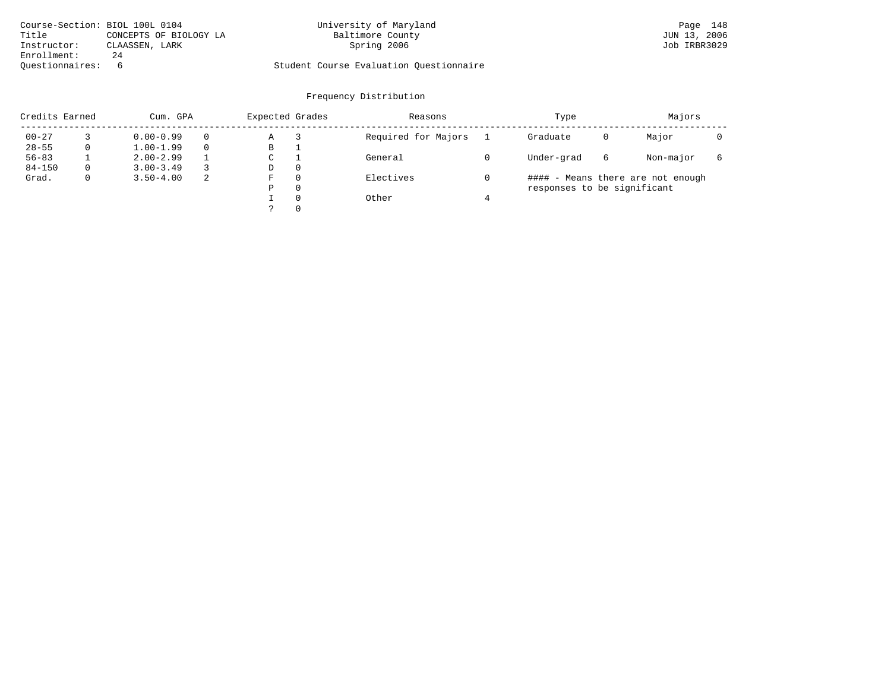Course-Section: BIOL 100L 0104
Title: CONCEPTS OF BIOLOGY LA
Instructor: CLAASSEN, LARK
Enrollment: 24
Questionnaires: 6

University of Maryland
Baltimore County
Spring 2006

Student Course Evaluation Questionnaire

JUN 13, 2006
Job IRBR3029

## Frequency Distribution

| Credits Earned | | Cum. GPA | | Expected Grades | | Reasons | | Type | | Majors | |
|---|---|---|---|---|---|---|---|---|---|---|---|
| 00-27 | 3 | 0.00-0.99 | 0 | A | 3 | Required for Majors | 1 | Graduate | 0 | Major | 0 |
| 28-55 | 0 | 1.00-1.99 | 0 | B | 1 | | | | | | |
| 56-83 | 1 | 2.00-2.99 | 1 | C | 1 | General | 0 | Under-grad | 6 | Non-major | 6 |
| 84-150 | 0 | 3.00-3.49 | 3 | D | 0 | | | | | | |
| Grad. | 0 | 3.50-4.00 | 2 | F | 0 | Electives | 0 | | | | |
| | | | | P | 0 | | | | | | |
| | | | | I | 0 | Other | 4 | | | | |
| | | | | ? | 0 | | | | | | |

#### - Means there are not enough responses to be significant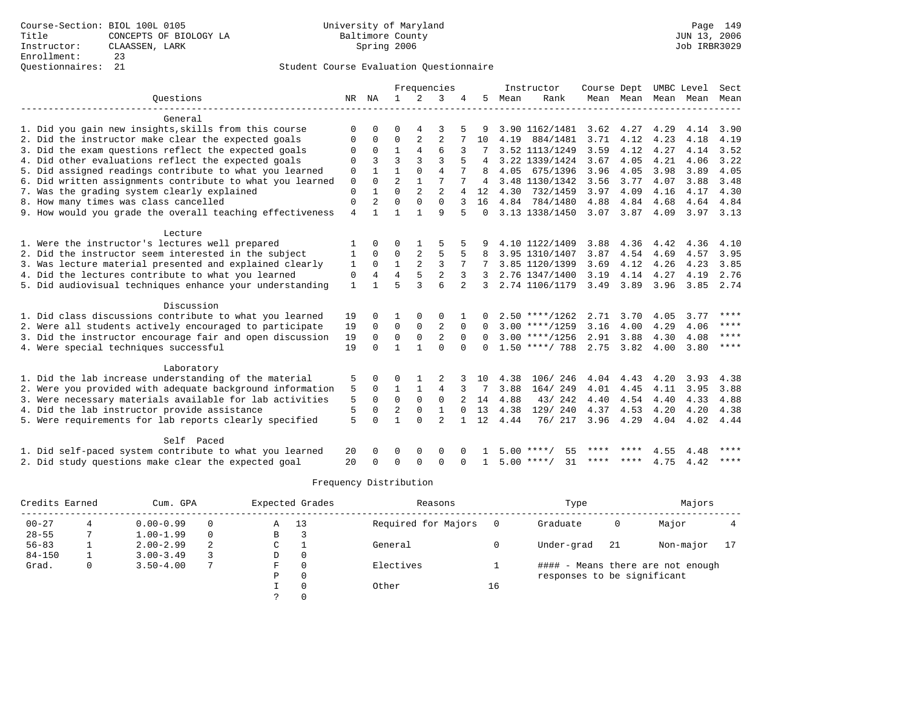Course-Section: BIOL 100L 0105
Title: CONCEPTS OF BIOLOGY LA
Instructor: CLAASSEN, LARK
Enrollment: 23
Questionnaires: 21

University of Maryland Baltimore County
Spring 2006

Student Course Evaluation Questionnaire

| Questions | NR | NA | 1 | 2 | 3 | 4 | 5 | Instructor Mean | Instructor Rank | Course Mean | Dept Mean | UMBC Level Mean | Level Mean | Sect Mean |
|---|---|---|---|---|---|---|---|---|---|---|---|---|---|---|
| **General** | | | | | | | | | | | | | | |
| 1. Did you gain new insights,skills from this course | 0 | 0 | 0 | 4 | 3 | 5 | 9 | 3.90 | 1162/1481 | 3.62 | 4.27 | 4.29 | 4.14 | 3.90 |
| 2. Did the instructor make clear the expected goals | 0 | 0 | 0 | 2 | 2 | 7 | 10 | 4.19 | 884/1481 | 3.71 | 4.12 | 4.23 | 4.18 | 4.19 |
| 3. Did the exam questions reflect the expected goals | 0 | 0 | 1 | 4 | 6 | 3 | 7 | 3.52 | 1113/1249 | 3.59 | 4.12 | 4.27 | 4.14 | 3.52 |
| 4. Did other evaluations reflect the expected goals | 0 | 3 | 3 | 3 | 3 | 5 | 4 | 3.22 | 1339/1424 | 3.67 | 4.05 | 4.21 | 4.06 | 3.22 |
| 5. Did assigned readings contribute to what you learned | 0 | 1 | 1 | 0 | 4 | 7 | 8 | 4.05 | 675/1396 | 3.96 | 4.05 | 3.98 | 3.89 | 4.05 |
| 6. Did written assignments contribute to what you learned | 0 | 0 | 2 | 1 | 7 | 7 | 4 | 3.48 | 1130/1342 | 3.56 | 3.77 | 4.07 | 3.88 | 3.48 |
| 7. Was the grading system clearly explained | 0 | 1 | 0 | 2 | 2 | 4 | 12 | 4.30 | 732/1459 | 3.97 | 4.09 | 4.16 | 4.17 | 4.30 |
| 8. How many times was class cancelled | 0 | 2 | 0 | 0 | 0 | 3 | 16 | 4.84 | 784/1480 | 4.88 | 4.84 | 4.68 | 4.64 | 4.84 |
| 9. How would you grade the overall teaching effectiveness | 4 | 1 | 1 | 1 | 9 | 5 | 0 | 3.13 | 1338/1450 | 3.07 | 3.87 | 4.09 | 3.97 | 3.13 |
| **Lecture** | | | | | | | | | | | | | | |
| 1. Were the instructor's lectures well prepared | 1 | 0 | 0 | 1 | 5 | 5 | 9 | 4.10 | 1122/1409 | 3.88 | 4.36 | 4.42 | 4.36 | 4.10 |
| 2. Did the instructor seem interested in the subject | 1 | 0 | 0 | 2 | 5 | 5 | 8 | 3.95 | 1310/1407 | 3.87 | 4.54 | 4.69 | 4.57 | 3.95 |
| 3. Was lecture material presented and explained clearly | 1 | 0 | 1 | 2 | 3 | 7 | 7 | 3.85 | 1120/1399 | 3.69 | 4.12 | 4.26 | 4.23 | 3.85 |
| 4. Did the lectures contribute to what you learned | 0 | 4 | 4 | 5 | 2 | 3 | 3 | 2.76 | 1347/1400 | 3.19 | 4.14 | 4.27 | 4.19 | 2.76 |
| 5. Did audiovisual techniques enhance your understanding | 1 | 1 | 5 | 3 | 6 | 2 | 3 | 2.74 | 1106/1179 | 3.49 | 3.89 | 3.96 | 3.85 | 2.74 |
| **Discussion** | | | | | | | | | | | | | | |
| 1. Did class discussions contribute to what you learned | 19 | 0 | 1 | 0 | 0 | 1 | 0 | 2.50 | ****/1262 | 2.71 | 3.70 | 4.05 | 3.77 | **** |
| 2. Were all students actively encouraged to participate | 19 | 0 | 0 | 0 | 2 | 0 | 0 | 3.00 | ****/1259 | 3.16 | 4.00 | 4.29 | 4.06 | **** |
| 3. Did the instructor encourage fair and open discussion | 19 | 0 | 0 | 0 | 2 | 0 | 0 | 3.00 | ****/1256 | 2.91 | 3.88 | 4.30 | 4.08 | **** |
| 4. Were special techniques successful | 19 | 0 | 1 | 1 | 0 | 0 | 0 | 1.50 | ****/ 788 | 2.75 | 3.82 | 4.00 | 3.80 | **** |
| **Laboratory** | | | | | | | | | | | | | | |
| 1. Did the lab increase understanding of the material | 5 | 0 | 0 | 1 | 2 | 3 | 10 | 4.38 | 106/ 246 | 4.04 | 4.43 | 4.20 | 3.93 | 4.38 |
| 2. Were you provided with adequate background information | 5 | 0 | 1 | 1 | 4 | 3 | 7 | 3.88 | 164/ 249 | 4.01 | 4.45 | 4.11 | 3.95 | 3.88 |
| 3. Were necessary materials available for lab activities | 5 | 0 | 0 | 0 | 0 | 2 | 14 | 4.88 | 43/ 242 | 4.40 | 4.54 | 4.40 | 4.33 | 4.88 |
| 4. Did the lab instructor provide assistance | 5 | 0 | 2 | 0 | 1 | 0 | 13 | 4.38 | 129/ 240 | 4.37 | 4.53 | 4.20 | 4.20 | 4.38 |
| 5. Were requirements for lab reports clearly specified | 5 | 0 | 1 | 0 | 2 | 1 | 12 | 4.44 | 76/ 217 | 3.96 | 4.29 | 4.04 | 4.02 | 4.44 |
| **Self Paced** | | | | | | | | | | | | | | |
| 1. Did self-paced system contribute to what you learned | 20 | 0 | 0 | 0 | 0 | 0 | 1 | 5.00 | ****/ 55 | **** | **** | 4.55 | 4.48 | **** |
| 2. Did study questions make clear the expected goal | 20 | 0 | 0 | 0 | 0 | 0 | 1 | 5.00 | ****/ 31 | **** | **** | 4.75 | 4.42 | **** |

Frequency Distribution

| Credits Earned | | Cum. GPA | | Expected Grades | | Reasons | | Type | | Majors | |
|---|---|---|---|---|---|---|---|---|---|---|---|
| 00-27 | 4 | 0.00-0.99 | 0 | A | 13 | Required for Majors | 0 | Graduate | 0 | Major | 4 |
| 28-55 | 7 | 1.00-1.99 | 0 | B | 3 | | | | | | |
| 56-83 | 1 | 2.00-2.99 | 2 | C | 1 | General | 0 | Under-grad | 21 | Non-major | 17 |
| 84-150 | 1 | 3.00-3.49 | 3 | D | 0 | | | | | | |
| Grad. | 0 | 3.50-4.00 | 7 | F | 0 | Electives | 1 | #### - Means there are not enough responses to be significant | | | |
| | | | | P | 0 | | | | | | |
| | | | | I | 0 | Other | 16 | | | | |
| | | | | ? | 0 | | | | | | |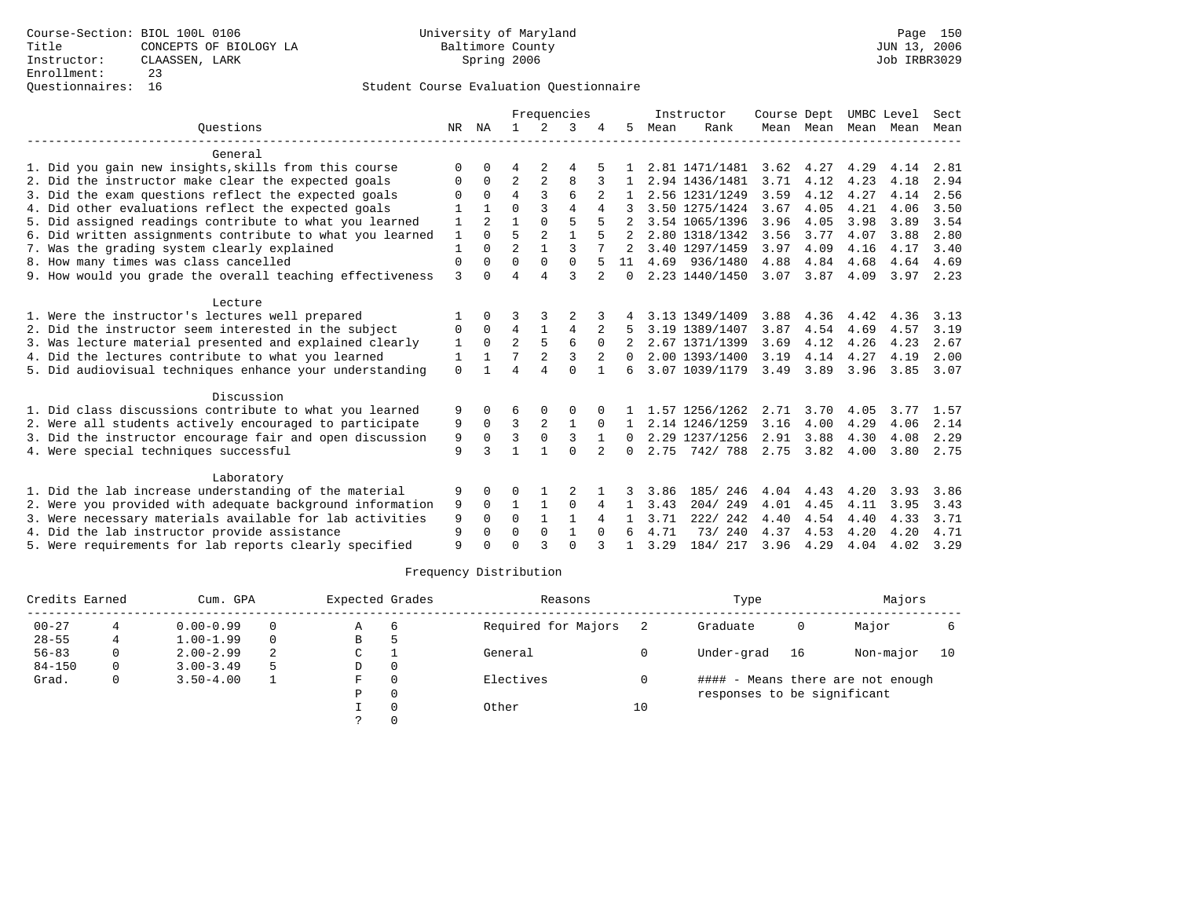Course-Section: BIOL 100L 0106
Title: CONCEPTS OF BIOLOGY LA
Instructor: CLAASSEN, LARK
Enrollment: 23
Questionnaires: 16

University of Maryland
Baltimore County
Spring 2006

Page 150
JUN 13, 2006
Job IRBR3029

## Student Course Evaluation Questionnaire

| Questions | NR | NA | 1 | 2 | 3 | 4 | 5 | Instructor Mean | Instructor Rank | Course Mean | Dept Mean | UMBC Mean | Level Mean | Sect Mean |
|---|---|---|---|---|---|---|---|---|---|---|---|---|---|---|
| **General** | | | | | | | | | | | | | | |
| 1. Did you gain new insights,skills from this course | 0 | 0 | 4 | 2 | 4 | 5 | 1 | 2.81 | 1471/1481 | 3.62 | 4.27 | 4.29 | 4.14 | 2.81 |
| 2. Did the instructor make clear the expected goals | 0 | 0 | 2 | 2 | 8 | 3 | 1 | 2.94 | 1436/1481 | 3.71 | 4.12 | 4.23 | 4.18 | 2.94 |
| 3. Did the exam questions reflect the expected goals | 0 | 0 | 4 | 3 | 6 | 2 | 1 | 2.56 | 1231/1249 | 3.59 | 4.12 | 4.27 | 4.14 | 2.56 |
| 4. Did other evaluations reflect the expected goals | 1 | 1 | 0 | 3 | 4 | 4 | 3 | 3.50 | 1275/1424 | 3.67 | 4.05 | 4.21 | 4.06 | 3.50 |
| 5. Did assigned readings contribute to what you learned | 1 | 2 | 1 | 0 | 5 | 5 | 2 | 3.54 | 1065/1396 | 3.96 | 4.05 | 3.98 | 3.89 | 3.54 |
| 6. Did written assignments contribute to what you learned | 1 | 0 | 5 | 2 | 1 | 5 | 2 | 2.80 | 1318/1342 | 3.56 | 3.77 | 4.07 | 3.88 | 2.80 |
| 7. Was the grading system clearly explained | 1 | 0 | 2 | 1 | 3 | 7 | 2 | 3.40 | 1297/1459 | 3.97 | 4.09 | 4.16 | 4.17 | 3.40 |
| 8. How many times was class cancelled | 0 | 0 | 0 | 0 | 0 | 5 | 11 | 4.69 | 936/1480 | 4.88 | 4.84 | 4.68 | 4.64 | 4.69 |
| 9. How would you grade the overall teaching effectiveness | 3 | 0 | 4 | 4 | 3 | 2 | 0 | 2.23 | 1440/1450 | 3.07 | 3.87 | 4.09 | 3.97 | 2.23 |
| **Lecture** | | | | | | | | | | | | | | |
| 1. Were the instructor's lectures well prepared | 1 | 0 | 3 | 3 | 2 | 3 | 4 | 3.13 | 1349/1409 | 3.88 | 4.36 | 4.42 | 4.36 | 3.13 |
| 2. Did the instructor seem interested in the subject | 0 | 0 | 4 | 1 | 4 | 2 | 5 | 3.19 | 1389/1407 | 3.87 | 4.54 | 4.69 | 4.57 | 3.19 |
| 3. Was lecture material presented and explained clearly | 1 | 0 | 2 | 5 | 6 | 0 | 2 | 2.67 | 1371/1399 | 3.69 | 4.12 | 4.26 | 4.23 | 2.67 |
| 4. Did the lectures contribute to what you learned | 1 | 1 | 7 | 2 | 3 | 2 | 0 | 2.00 | 1393/1400 | 3.19 | 4.14 | 4.27 | 4.19 | 2.00 |
| 5. Did audiovisual techniques enhance your understanding | 0 | 1 | 4 | 4 | 0 | 1 | 6 | 3.07 | 1039/1179 | 3.49 | 3.89 | 3.96 | 3.85 | 3.07 |
| **Discussion** | | | | | | | | | | | | | | |
| 1. Did class discussions contribute to what you learned | 9 | 0 | 6 | 0 | 0 | 0 | 1 | 1.57 | 1256/1262 | 2.71 | 3.70 | 4.05 | 3.77 | 1.57 |
| 2. Were all students actively encouraged to participate | 9 | 0 | 3 | 2 | 1 | 0 | 1 | 2.14 | 1246/1259 | 3.16 | 4.00 | 4.29 | 4.06 | 2.14 |
| 3. Did the instructor encourage fair and open discussion | 9 | 0 | 3 | 0 | 3 | 1 | 0 | 2.29 | 1237/1256 | 2.91 | 3.88 | 4.30 | 4.08 | 2.29 |
| 4. Were special techniques successful | 9 | 3 | 1 | 1 | 0 | 2 | 0 | 2.75 | 742/ 788 | 2.75 | 3.82 | 4.00 | 3.80 | 2.75 |
| **Laboratory** | | | | | | | | | | | | | | |
| 1. Did the lab increase understanding of the material | 9 | 0 | 0 | 1 | 2 | 1 | 3 | 3.86 | 185/ 246 | 4.04 | 4.43 | 4.20 | 3.93 | 3.86 |
| 2. Were you provided with adequate background information | 9 | 0 | 1 | 1 | 0 | 4 | 1 | 3.43 | 204/ 249 | 4.01 | 4.45 | 4.11 | 3.95 | 3.43 |
| 3. Were necessary materials available for lab activities | 9 | 0 | 0 | 1 | 1 | 4 | 1 | 3.71 | 222/ 242 | 4.40 | 4.54 | 4.40 | 4.33 | 3.71 |
| 4. Did the lab instructor provide assistance | 9 | 0 | 0 | 0 | 1 | 0 | 6 | 4.71 | 73/ 240 | 4.37 | 4.53 | 4.20 | 4.20 | 4.71 |
| 5. Were requirements for lab reports clearly specified | 9 | 0 | 0 | 3 | 0 | 3 | 1 | 3.29 | 184/ 217 | 3.96 | 4.29 | 4.04 | 4.02 | 3.29 |

## Frequency Distribution

| Credits Earned | | Cum. GPA | | Expected Grades | | Reasons | | Type | | Majors | |
|---|---|---|---|---|---|---|---|---|---|---|---|
| 00-27 | 4 | 0.00-0.99 | 0 | A | 6 | Required for Majors | 2 | Graduate | 0 | Major | 6 |
| 28-55 | 4 | 1.00-1.99 | 0 | B | 5 | | | | | | |
| 56-83 | 0 | 2.00-2.99 | 2 | C | 1 | General | 0 | Under-grad | 16 | Non-major | 10 |
| 84-150 | 0 | 3.00-3.49 | 5 | D | 0 | | | | | | |
| Grad. | 0 | 3.50-4.00 | 1 | F | 0 | Electives | 0 | #### - Means there are not enough responses to be significant | | | |
| | | | | P | 0 | | | | | | |
| | | | | I | 0 | Other | 10 | | | | |
| | | | | ? | 0 | | | | | | |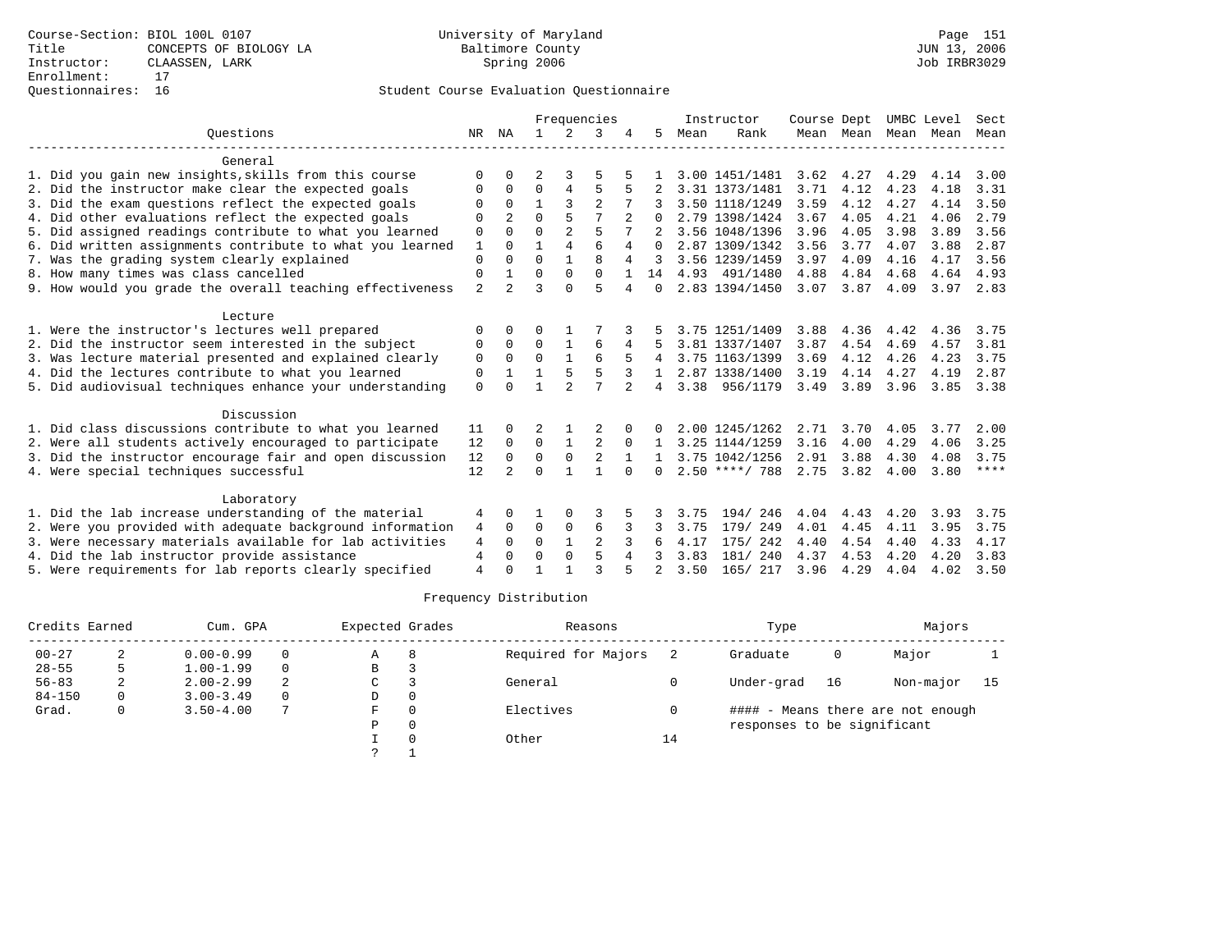Course-Section: BIOL 100L 0107
Title: CONCEPTS OF BIOLOGY LA
Instructor: CLAASSEN, LARK
Enrollment: 17
Questionnaires: 16

University of Maryland
Baltimore County
Spring 2006

Page 151
JUN 13, 2006
Job IRBR3029

## Student Course Evaluation Questionnaire

| Questions | NR | NA | 1 | 2 | 3 | 4 | 5 | Instructor Mean | Instructor Rank | Course Mean | Dept Mean | UMBC Mean | Level Mean | Sect Mean |
|---|---|---|---|---|---|---|---|---|---|---|---|---|---|---|
| **General** | | | | | | | | | | | | | | |
| 1. Did you gain new insights,skills from this course | 0 | 0 | 2 | 3 | 5 | 5 | 1 | 3.00 | 1451/1481 | 3.62 | 4.27 | 4.29 | 4.14 | 3.00 |
| 2. Did the instructor make clear the expected goals | 0 | 0 | 0 | 4 | 5 | 5 | 2 | 3.31 | 1373/1481 | 3.71 | 4.12 | 4.23 | 4.18 | 3.31 |
| 3. Did the exam questions reflect the expected goals | 0 | 0 | 1 | 3 | 2 | 7 | 3 | 3.50 | 1118/1249 | 3.59 | 4.12 | 4.27 | 4.14 | 3.50 |
| 4. Did other evaluations reflect the expected goals | 0 | 2 | 0 | 5 | 7 | 2 | 0 | 2.79 | 1398/1424 | 3.67 | 4.05 | 4.21 | 4.06 | 2.79 |
| 5. Did assigned readings contribute to what you learned | 0 | 0 | 0 | 2 | 5 | 7 | 2 | 3.56 | 1048/1396 | 3.96 | 4.05 | 3.98 | 3.89 | 3.56 |
| 6. Did written assignments contribute to what you learned | 1 | 0 | 1 | 4 | 6 | 4 | 0 | 2.87 | 1309/1342 | 3.56 | 3.77 | 4.07 | 3.88 | 2.87 |
| 7. Was the grading system clearly explained | 0 | 0 | 0 | 1 | 8 | 4 | 3 | 3.56 | 1239/1459 | 3.97 | 4.09 | 4.16 | 4.17 | 3.56 |
| 8. How many times was class cancelled | 0 | 1 | 0 | 0 | 0 | 1 | 14 | 4.93 | 491/1480 | 4.88 | 4.84 | 4.68 | 4.64 | 4.93 |
| 9. How would you grade the overall teaching effectiveness | 2 | 2 | 3 | 0 | 5 | 4 | 0 | 2.83 | 1394/1450 | 3.07 | 3.87 | 4.09 | 3.97 | 2.83 |
| **Lecture** | | | | | | | | | | | | | | |
| 1. Were the instructor's lectures well prepared | 0 | 0 | 0 | 1 | 7 | 3 | 5 | 3.75 | 1251/1409 | 3.88 | 4.36 | 4.42 | 4.36 | 3.75 |
| 2. Did the instructor seem interested in the subject | 0 | 0 | 0 | 1 | 6 | 4 | 5 | 3.81 | 1337/1407 | 3.87 | 4.54 | 4.69 | 4.57 | 3.81 |
| 3. Was lecture material presented and explained clearly | 0 | 0 | 0 | 1 | 6 | 5 | 4 | 3.75 | 1163/1399 | 3.69 | 4.12 | 4.26 | 4.23 | 3.75 |
| 4. Did the lectures contribute to what you learned | 0 | 1 | 1 | 5 | 5 | 3 | 1 | 2.87 | 1338/1400 | 3.19 | 4.14 | 4.27 | 4.19 | 2.87 |
| 5. Did audiovisual techniques enhance your understanding | 0 | 0 | 1 | 2 | 7 | 2 | 4 | 3.38 | 956/1179 | 3.49 | 3.89 | 3.96 | 3.85 | 3.38 |
| **Discussion** | | | | | | | | | | | | | | |
| 1. Did class discussions contribute to what you learned | 11 | 0 | 2 | 1 | 2 | 0 | 0 | 2.00 | 1245/1262 | 2.71 | 3.70 | 4.05 | 3.77 | 2.00 |
| 2. Were all students actively encouraged to participate | 12 | 0 | 0 | 1 | 2 | 0 | 1 | 3.25 | 1144/1259 | 3.16 | 4.00 | 4.29 | 4.06 | 3.25 |
| 3. Did the instructor encourage fair and open discussion | 12 | 0 | 0 | 0 | 2 | 1 | 1 | 3.75 | 1042/1256 | 2.91 | 3.88 | 4.30 | 4.08 | 3.75 |
| 4. Were special techniques successful | 12 | 2 | 0 | 1 | 1 | 0 | 0 | 2.50 | ****/ 788 | 2.75 | 3.82 | 4.00 | 3.80 | **** |
| **Laboratory** | | | | | | | | | | | | | | |
| 1. Did the lab increase understanding of the material | 4 | 0 | 1 | 0 | 3 | 5 | 3 | 3.75 | 194/ 246 | 4.04 | 4.43 | 4.20 | 3.93 | 3.75 |
| 2. Were you provided with adequate background information | 4 | 0 | 0 | 0 | 6 | 3 | 3 | 3.75 | 179/ 249 | 4.01 | 4.45 | 4.11 | 3.95 | 3.75 |
| 3. Were necessary materials available for lab activities | 4 | 0 | 0 | 1 | 2 | 3 | 6 | 4.17 | 175/ 242 | 4.40 | 4.54 | 4.40 | 4.33 | 4.17 |
| 4. Did the lab instructor provide assistance | 4 | 0 | 0 | 0 | 5 | 4 | 3 | 3.83 | 181/ 240 | 4.37 | 4.53 | 4.20 | 4.20 | 3.83 |
| 5. Were requirements for lab reports clearly specified | 4 | 0 | 1 | 1 | 3 | 5 | 2 | 3.50 | 165/ 217 | 3.96 | 4.29 | 4.04 | 4.02 | 3.50 |

### Frequency Distribution

| Credits Earned | | Cum. GPA | | Expected Grades | | Reasons | | Type | | Majors | |
|---|---|---|---|---|---|---|---|---|---|---|---|
| 00-27 | 2 | 0.00-0.99 | 0 | A | 8 | Required for Majors | 2 | Graduate | 0 | Major | 1 |
| 28-55 | 5 | 1.00-1.99 | 0 | B | 3 | | | | | | |
| 56-83 | 2 | 2.00-2.99 | 2 | C | 3 | General | 0 | Under-grad | 16 | Non-major | 15 |
| 84-150 | 0 | 3.00-3.49 | 0 | D | 0 | | | | | | |
| Grad. | 0 | 3.50-4.00 | 7 | F | 0 | Electives | 0 | #### - Means there are not enough responses to be significant | | | |
| | | | | P | 0 | | | | | | |
| | | | | I | 0 | Other | 14 | | | | |
| | | | | ? | 1 | | | | | | |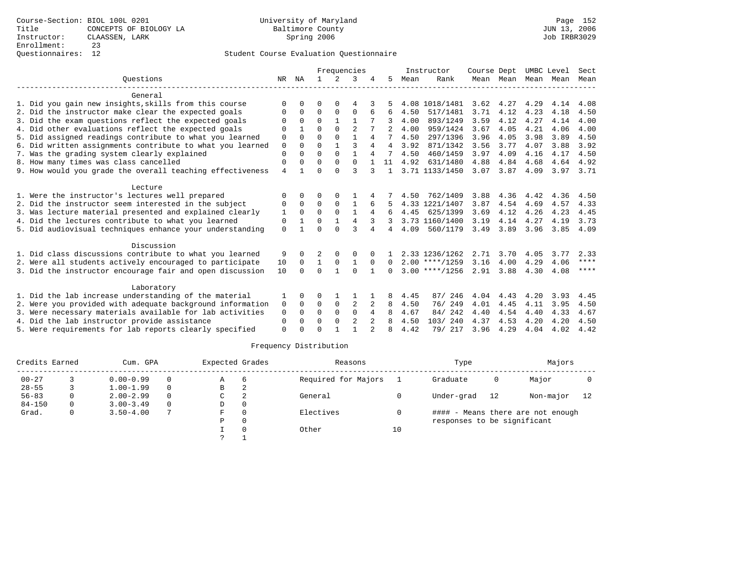Course-Section: BIOL 100L 0201
Title: CONCEPTS OF BIOLOGY LA
Instructor: CLAASSEN, LARK
Enrollment: 23
Questionnaires: 12

University of Maryland
Baltimore County
Spring 2006

Page 152
JUN 13, 2006
Job IRBR3029

## Student Course Evaluation Questionnaire

| Questions | NR | NA | 1 | 2 | 3 | 4 | 5 | Instructor Mean | Instructor Rank | Course Mean | Dept Mean | UMBC Mean | Level Mean | Sect Mean |
|---|---|---|---|---|---|---|---|---|---|---|---|---|---|---|
| **General** | | | | | | | | | | | | | | |
| 1. Did you gain new insights,skills from this course | 0 | 0 | 0 | 0 | 4 | 3 | 5 | 4.08 | 1018/1481 | 3.62 | 4.27 | 4.29 | 4.14 | 4.08 |
| 2. Did the instructor make clear the expected goals | 0 | 0 | 0 | 0 | 0 | 6 | 6 | 4.50 | 517/1481 | 3.71 | 4.12 | 4.23 | 4.18 | 4.50 |
| 3. Did the exam questions reflect the expected goals | 0 | 0 | 0 | 1 | 1 | 7 | 3 | 4.00 | 893/1249 | 3.59 | 4.12 | 4.27 | 4.14 | 4.00 |
| 4. Did other evaluations reflect the expected goals | 0 | 1 | 0 | 0 | 2 | 7 | 2 | 4.00 | 959/1424 | 3.67 | 4.05 | 4.21 | 4.06 | 4.00 |
| 5. Did assigned readings contribute to what you learned | 0 | 0 | 0 | 0 | 1 | 4 | 7 | 4.50 | 297/1396 | 3.96 | 4.05 | 3.98 | 3.89 | 4.50 |
| 6. Did written assignments contribute to what you learned | 0 | 0 | 0 | 1 | 3 | 4 | 4 | 3.92 | 871/1342 | 3.56 | 3.77 | 4.07 | 3.88 | 3.92 |
| 7. Was the grading system clearly explained | 0 | 0 | 0 | 0 | 1 | 4 | 7 | 4.50 | 460/1459 | 3.97 | 4.09 | 4.16 | 4.17 | 4.50 |
| 8. How many times was class cancelled | 0 | 0 | 0 | 0 | 0 | 1 | 11 | 4.92 | 631/1480 | 4.88 | 4.84 | 4.68 | 4.64 | 4.92 |
| 9. How would you grade the overall teaching effectiveness | 4 | 1 | 0 | 0 | 3 | 3 | 1 | 3.71 | 1133/1450 | 3.07 | 3.87 | 4.09 | 3.97 | 3.71 |
| **Lecture** | | | | | | | | | | | | | | |
| 1. Were the instructor's lectures well prepared | 0 | 0 | 0 | 0 | 1 | 4 | 7 | 4.50 | 762/1409 | 3.88 | 4.36 | 4.42 | 4.36 | 4.50 |
| 2. Did the instructor seem interested in the subject | 0 | 0 | 0 | 0 | 1 | 6 | 5 | 4.33 | 1221/1407 | 3.87 | 4.54 | 4.69 | 4.57 | 4.33 |
| 3. Was lecture material presented and explained clearly | 1 | 0 | 0 | 0 | 1 | 4 | 6 | 4.45 | 625/1399 | 3.69 | 4.12 | 4.26 | 4.23 | 4.45 |
| 4. Did the lectures contribute to what you learned | 0 | 1 | 0 | 1 | 4 | 3 | 3 | 3.73 | 1160/1400 | 3.19 | 4.14 | 4.27 | 4.19 | 3.73 |
| 5. Did audiovisual techniques enhance your understanding | 0 | 1 | 0 | 0 | 3 | 4 | 4 | 4.09 | 560/1179 | 3.49 | 3.89 | 3.96 | 3.85 | 4.09 |
| **Discussion** | | | | | | | | | | | | | | |
| 1. Did class discussions contribute to what you learned | 9 | 0 | 2 | 0 | 0 | 0 | 1 | 2.33 | 1236/1262 | 2.71 | 3.70 | 4.05 | 3.77 | 2.33 |
| 2. Were all students actively encouraged to participate | 10 | 0 | 1 | 0 | 1 | 0 | 0 | 2.00 | ****/1259 | 3.16 | 4.00 | 4.29 | 4.06 | **** |
| 3. Did the instructor encourage fair and open discussion | 10 | 0 | 0 | 1 | 0 | 1 | 0 | 3.00 | ****/1256 | 2.91 | 3.88 | 4.30 | 4.08 | **** |
| **Laboratory** | | | | | | | | | | | | | | |
| 1. Did the lab increase understanding of the material | 1 | 0 | 0 | 1 | 1 | 1 | 8 | 4.45 | 87/ 246 | 4.04 | 4.43 | 4.20 | 3.93 | 4.45 |
| 2. Were you provided with adequate background information | 0 | 0 | 0 | 0 | 2 | 2 | 8 | 4.50 | 76/ 249 | 4.01 | 4.45 | 4.11 | 3.95 | 4.50 |
| 3. Were necessary materials available for lab activities | 0 | 0 | 0 | 0 | 0 | 4 | 8 | 4.67 | 84/ 242 | 4.40 | 4.54 | 4.40 | 4.33 | 4.67 |
| 4. Did the lab instructor provide assistance | 0 | 0 | 0 | 0 | 2 | 2 | 8 | 4.50 | 103/ 240 | 4.37 | 4.53 | 4.20 | 4.20 | 4.50 |
| 5. Were requirements for lab reports clearly specified | 0 | 0 | 0 | 1 | 1 | 2 | 8 | 4.42 | 79/ 217 | 3.96 | 4.29 | 4.04 | 4.02 | 4.42 |

### Frequency Distribution

| Credits Earned | | Cum. GPA | | Expected Grades | | Reasons | | Type | | Majors | |
|---|---|---|---|---|---|---|---|---|---|---|---|
| 00-27 | 3 | 0.00-0.99 | 0 | A | 6 | Required for Majors | 1 | Graduate | 0 | Major | 0 |
| 28-55 | 3 | 1.00-1.99 | 0 | B | 2 | | | | | | |
| 56-83 | 0 | 2.00-2.99 | 0 | C | 2 | General | 0 | Under-grad | 12 | Non-major | 12 |
| 84-150 | 0 | 3.00-3.49 | 0 | D | 0 | | | | | | |
| Grad. | 0 | 3.50-4.00 | 7 | F | 0 | Electives | 0 | | | | |
| | | | | P | 0 | | | | | | |
| | | | | I | 0 | Other | 10 | | | | |
| | | | | ? | 1 | | | | | | |

#### - Means there are not enough responses to be significant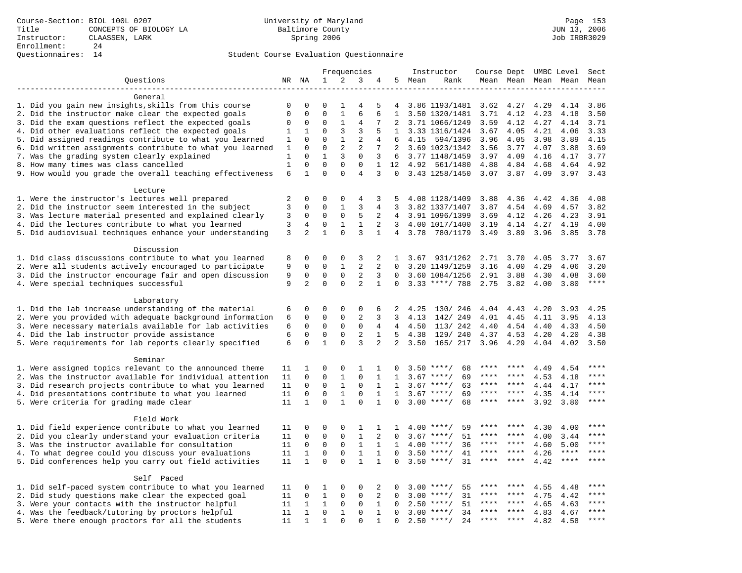Course-Section: BIOL 100L 0207
Title: CONCEPTS OF BIOLOGY LA
Instructor: CLAASSEN, LARK
Enrollment: 24
Questionnaires: 14

University of Maryland
Baltimore County
Spring 2006

JUN 13, 2006
Job IRBR3029

Student Course Evaluation Questionnaire

| Questions | NR | NA | 1 | 2 | 3 | 4 | 5 | Instructor Mean | Rank | Course Mean | Dept Mean | UMBC Mean | Level Mean | Sect Mean |
|---|---|---|---|---|---|---|---|---|---|---|---|---|---|---|
| **General** | | | | | | | | | | | | | | |
| 1. Did you gain new insights,skills from this course | 0 | 0 | 0 | 1 | 4 | 5 | 4 | 3.86 | 1193/1481 | 3.62 | 4.27 | 4.29 | 4.14 | 3.86 |
| 2. Did the instructor make clear the expected goals | 0 | 0 | 0 | 1 | 6 | 6 | 1 | 3.50 | 1320/1481 | 3.71 | 4.12 | 4.23 | 4.18 | 3.50 |
| 3. Did the exam questions reflect the expected goals | 0 | 0 | 0 | 1 | 4 | 7 | 2 | 3.71 | 1066/1249 | 3.59 | 4.12 | 4.27 | 4.14 | 3.71 |
| 4. Did other evaluations reflect the expected goals | 1 | 1 | 0 | 3 | 3 | 5 | 1 | 3.33 | 1316/1424 | 3.67 | 4.05 | 4.21 | 4.06 | 3.33 |
| 5. Did assigned readings contribute to what you learned | 1 | 0 | 0 | 1 | 2 | 4 | 6 | 4.15 | 594/1396 | 3.96 | 4.05 | 3.98 | 3.89 | 4.15 |
| 6. Did written assignments contribute to what you learned | 1 | 0 | 0 | 2 | 2 | 7 | 2 | 3.69 | 1023/1342 | 3.56 | 3.77 | 4.07 | 3.88 | 3.69 |
| 7. Was the grading system clearly explained | 1 | 0 | 1 | 3 | 0 | 3 | 6 | 3.77 | 1148/1459 | 3.97 | 4.09 | 4.16 | 4.17 | 3.77 |
| 8. How many times was class cancelled | 1 | 0 | 0 | 0 | 0 | 1 | 12 | 4.92 | 561/1480 | 4.88 | 4.84 | 4.68 | 4.64 | 4.92 |
| 9. How would you grade the overall teaching effectiveness | 6 | 1 | 0 | 0 | 4 | 3 | 0 | 3.43 | 1258/1450 | 3.07 | 3.87 | 4.09 | 3.97 | 3.43 |
| **Lecture** | | | | | | | | | | | | | | |
| 1. Were the instructor's lectures well prepared | 2 | 0 | 0 | 0 | 4 | 3 | 5 | 4.08 | 1128/1409 | 3.88 | 4.36 | 4.42 | 4.36 | 4.08 |
| 2. Did the instructor seem interested in the subject | 3 | 0 | 0 | 1 | 3 | 4 | 3 | 3.82 | 1337/1407 | 3.87 | 4.54 | 4.69 | 4.57 | 3.82 |
| 3. Was lecture material presented and explained clearly | 3 | 0 | 0 | 0 | 5 | 2 | 4 | 3.91 | 1096/1399 | 3.69 | 4.12 | 4.26 | 4.23 | 3.91 |
| 4. Did the lectures contribute to what you learned | 3 | 4 | 0 | 1 | 1 | 2 | 3 | 4.00 | 1017/1400 | 3.19 | 4.14 | 4.27 | 4.19 | 4.00 |
| 5. Did audiovisual techniques enhance your understanding | 3 | 2 | 1 | 0 | 3 | 1 | 4 | 3.78 | 780/1179 | 3.49 | 3.89 | 3.96 | 3.85 | 3.78 |
| **Discussion** | | | | | | | | | | | | | | |
| 1. Did class discussions contribute to what you learned | 8 | 0 | 0 | 0 | 3 | 2 | 1 | 3.67 | 931/1262 | 2.71 | 3.70 | 4.05 | 3.77 | 3.67 |
| 2. Were all students actively encouraged to participate | 9 | 0 | 0 | 1 | 2 | 2 | 0 | 3.20 | 1149/1259 | 3.16 | 4.00 | 4.29 | 4.06 | 3.20 |
| 3. Did the instructor encourage fair and open discussion | 9 | 0 | 0 | 0 | 2 | 3 | 0 | 3.60 | 1084/1256 | 2.91 | 3.88 | 4.30 | 4.08 | 3.60 |
| 4. Were special techniques successful | 9 | 2 | 0 | 0 | 2 | 1 | 0 | 3.33 | ****/ 788 | 2.75 | 3.82 | 4.00 | 3.80 | **** |
| **Laboratory** | | | | | | | | | | | | | | |
| 1. Did the lab increase understanding of the material | 6 | 0 | 0 | 0 | 0 | 6 | 2 | 4.25 | 130/ 246 | 4.04 | 4.43 | 4.20 | 3.93 | 4.25 |
| 2. Were you provided with adequate background information | 6 | 0 | 0 | 0 | 2 | 3 | 3 | 4.13 | 142/ 249 | 4.01 | 4.45 | 4.11 | 3.95 | 4.13 |
| 3. Were necessary materials available for lab activities | 6 | 0 | 0 | 0 | 0 | 4 | 4 | 4.50 | 113/ 242 | 4.40 | 4.54 | 4.40 | 4.33 | 4.50 |
| 4. Did the lab instructor provide assistance | 6 | 0 | 0 | 0 | 2 | 1 | 5 | 4.38 | 129/ 240 | 4.37 | 4.53 | 4.20 | 4.20 | 4.38 |
| 5. Were requirements for lab reports clearly specified | 6 | 0 | 1 | 0 | 3 | 2 | 2 | 3.50 | 165/ 217 | 3.96 | 4.29 | 4.04 | 4.02 | 3.50 |
| **Seminar** | | | | | | | | | | | | | | |
| 1. Were assigned topics relevant to the announced theme | 11 | 1 | 0 | 0 | 1 | 1 | 0 | 3.50 | ****/ 68 | **** | **** | 4.49 | 4.54 | **** |
| 2. Was the instructor available for individual attention | 11 | 0 | 0 | 1 | 0 | 1 | 1 | 3.67 | ****/ 69 | **** | **** | 4.53 | 4.18 | **** |
| 3. Did research projects contribute to what you learned | 11 | 0 | 0 | 1 | 0 | 1 | 1 | 3.67 | ****/ 63 | **** | **** | 4.44 | 4.17 | **** |
| 4. Did presentations contribute to what you learned | 11 | 0 | 0 | 1 | 0 | 1 | 1 | 3.67 | ****/ 69 | **** | **** | 4.35 | 4.14 | **** |
| 5. Were criteria for grading made clear | 11 | 1 | 0 | 1 | 0 | 1 | 0 | 3.00 | ****/ 68 | **** | **** | 3.92 | 3.80 | **** |
| **Field Work** | | | | | | | | | | | | | | |
| 1. Did field experience contribute to what you learned | 11 | 0 | 0 | 0 | 1 | 1 | 1 | 4.00 | ****/ 59 | **** | **** | 4.30 | 4.00 | **** |
| 2. Did you clearly understand your evaluation criteria | 11 | 0 | 0 | 0 | 1 | 2 | 0 | 3.67 | ****/ 51 | **** | **** | 4.00 | 3.44 | **** |
| 3. Was the instructor available for consultation | 11 | 0 | 0 | 0 | 1 | 1 | 1 | 4.00 | ****/ 36 | **** | **** | 4.60 | 5.00 | **** |
| 4. To what degree could you discuss your evaluations | 11 | 1 | 0 | 0 | 1 | 1 | 0 | 3.50 | ****/ 41 | **** | **** | 4.26 | **** | **** |
| 5. Did conferences help you carry out field activities | 11 | 1 | 0 | 0 | 1 | 1 | 0 | 3.50 | ****/ 31 | **** | **** | 4.42 | **** | **** |
| **Self Paced** | | | | | | | | | | | | | | |
| 1. Did self-paced system contribute to what you learned | 11 | 0 | 1 | 0 | 0 | 2 | 0 | 3.00 | ****/ 55 | **** | **** | 4.55 | 4.48 | **** |
| 2. Did study questions make clear the expected goal | 11 | 0 | 1 | 0 | 0 | 2 | 0 | 3.00 | ****/ 31 | **** | **** | 4.75 | 4.42 | **** |
| 3. Were your contacts with the instructor helpful | 11 | 1 | 1 | 0 | 0 | 1 | 0 | 2.50 | ****/ 51 | **** | **** | 4.65 | 4.63 | **** |
| 4. Was the feedback/tutoring by proctors helpful | 11 | 1 | 0 | 1 | 0 | 1 | 0 | 3.00 | ****/ 34 | **** | **** | 4.83 | 4.67 | **** |
| 5. Were there enough proctors for all the students | 11 | 1 | 1 | 0 | 0 | 1 | 0 | 2.50 | ****/ 24 | **** | **** | 4.82 | 4.58 | **** |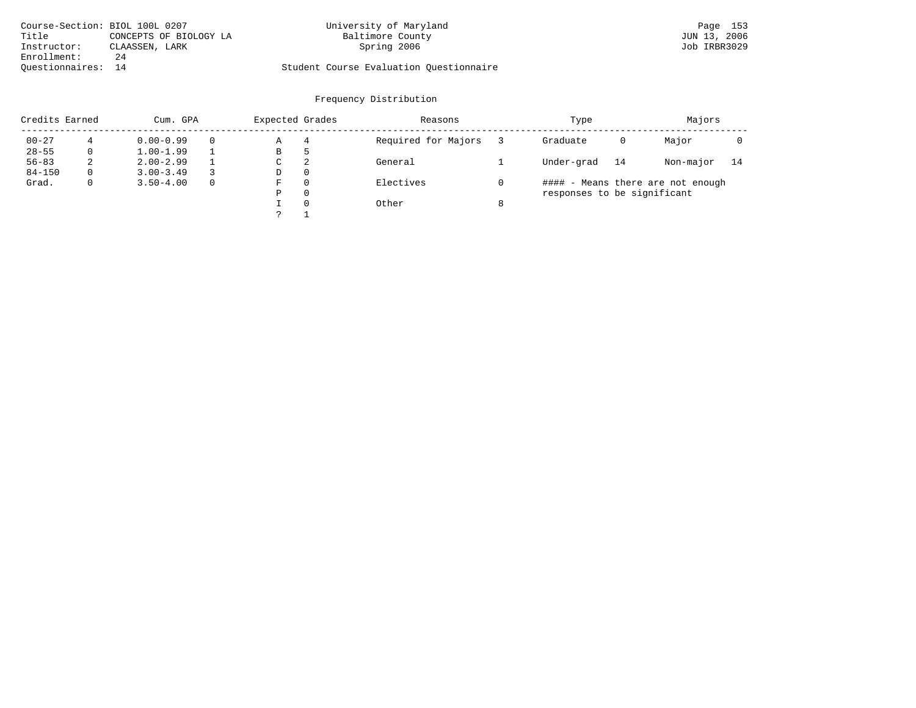Course-Section: BIOL 100L 0207
Title: CONCEPTS OF BIOLOGY LA
Instructor: CLAASSEN, LARK
Enrollment: 24
Questionnaires: 14

University of Maryland
Baltimore County
Spring 2006

Student Course Evaluation Questionnaire

## Frequency Distribution

| Credits Earned | | Cum. GPA | | Expected Grades | | Reasons | | Type | | Majors | |
|---|---|---|---|---|---|---|---|---|---|---|---|
| 00-27 | 4 | 0.00-0.99 | 0 | A | 4 | Required for Majors | 3 | Graduate | 0 | Major | 0 |
| 28-55 | 0 | 1.00-1.99 | 1 | B | 5 | | | | | | |
| 56-83 | 2 | 2.00-2.99 | 1 | C | 2 | General | 1 | Under-grad | 14 | Non-major | 14 |
| 84-150 | 0 | 3.00-3.49 | 3 | D | 0 | | | | | | |
| Grad. | 0 | 3.50-4.00 | 0 | F | 0 | Electives | 0 | | | | |
| | | | | P | 0 | | | | | | |
| | | | | I | 0 | Other | 8 | | | | |
| | | | | ? | 1 | | | | | | |

#### - Means there are not enough responses to be significant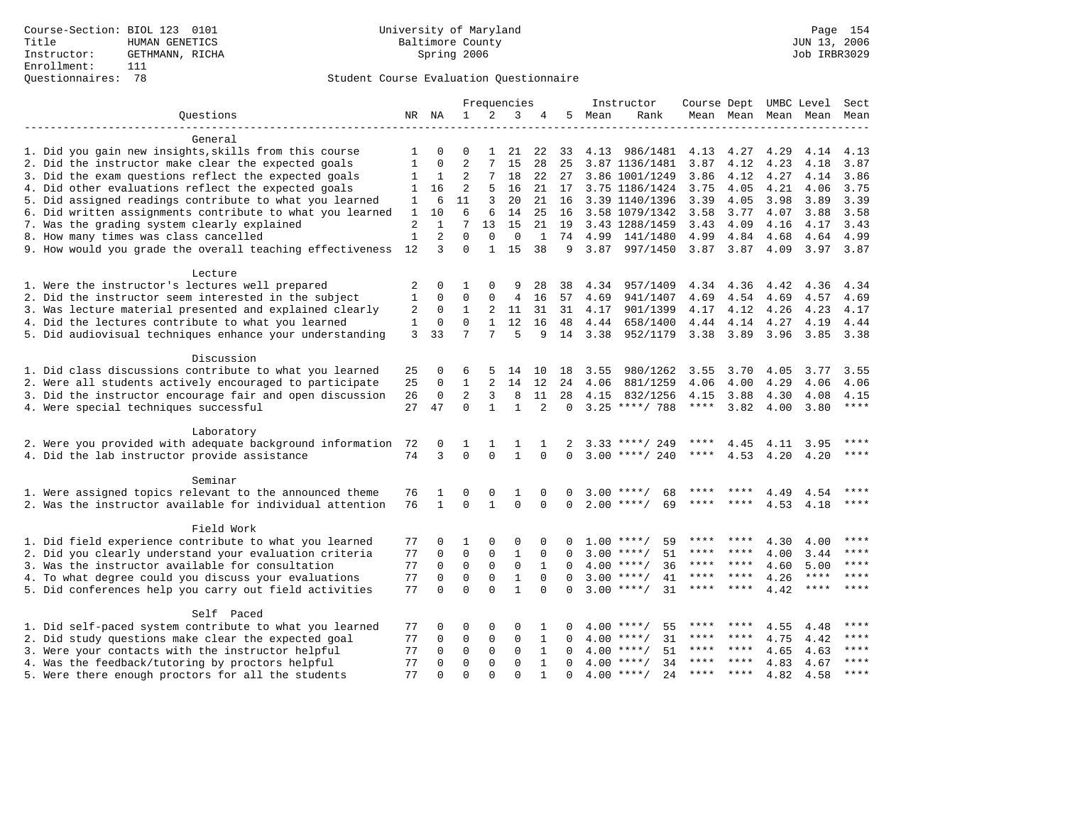Course-Section: BIOL 123 0101
Title: HUMAN GENETICS
Instructor: GETHMANN, RICHA
Enrollment: 111
Questionnaires: 78

University of Maryland
Baltimore County
Spring 2006

Page 154
JUN 13, 2006
Job IRBR3029

## Student Course Evaluation Questionnaire

| Questions | NR | NA | 1 | 2 | 3 | 4 | 5 | Instructor Mean | Instructor Rank | Course Mean | Dept Mean | UMBC Level Mean | Level Mean | Sect Mean |
|---|---|---|---|---|---|---|---|---|---|---|---|---|---|---|
| **General** | | | | | | | | | | | | | | |
| 1. Did you gain new insights,skills from this course | 1 | 0 | 0 | 1 | 21 | 22 | 33 | 4.13 | 986/1481 | 4.13 | 4.27 | 4.29 | 4.14 | 4.13 |
| 2. Did the instructor make clear the expected goals | 1 | 0 | 2 | 7 | 15 | 28 | 25 | 3.87 | 1136/1481 | 3.87 | 4.12 | 4.23 | 4.18 | 3.87 |
| 3. Did the exam questions reflect the expected goals | 1 | 1 | 2 | 7 | 18 | 22 | 27 | 3.86 | 1001/1249 | 3.86 | 4.12 | 4.27 | 4.14 | 3.86 |
| 4. Did other evaluations reflect the expected goals | 1 | 16 | 2 | 5 | 16 | 21 | 17 | 3.75 | 1186/1424 | 3.75 | 4.05 | 4.21 | 4.06 | 3.75 |
| 5. Did assigned readings contribute to what you learned | 1 | 6 | 11 | 3 | 20 | 21 | 16 | 3.39 | 1140/1396 | 3.39 | 4.05 | 3.98 | 3.89 | 3.39 |
| 6. Did written assignments contribute to what you learned | 1 | 10 | 6 | 6 | 14 | 25 | 16 | 3.58 | 1079/1342 | 3.58 | 3.77 | 4.07 | 3.88 | 3.58 |
| 7. Was the grading system clearly explained | 2 | 1 | 7 | 13 | 15 | 21 | 19 | 3.43 | 1288/1459 | 3.43 | 4.09 | 4.16 | 4.17 | 3.43 |
| 8. How many times was class cancelled | 1 | 2 | 0 | 0 | 0 | 1 | 74 | 4.99 | 141/1480 | 4.99 | 4.84 | 4.68 | 4.64 | 4.99 |
| 9. How would you grade the overall teaching effectiveness | 12 | 3 | 0 | 1 | 15 | 38 | 9 | 3.87 | 997/1450 | 3.87 | 3.87 | 4.09 | 3.97 | 3.87 |
| **Lecture** | | | | | | | | | | | | | | |
| 1. Were the instructor's lectures well prepared | 2 | 0 | 1 | 0 | 9 | 28 | 38 | 4.34 | 957/1409 | 4.34 | 4.36 | 4.42 | 4.36 | 4.34 |
| 2. Did the instructor seem interested in the subject | 1 | 0 | 0 | 0 | 4 | 16 | 57 | 4.69 | 941/1407 | 4.69 | 4.54 | 4.69 | 4.57 | 4.69 |
| 3. Was lecture material presented and explained clearly | 2 | 0 | 1 | 2 | 11 | 31 | 31 | 4.17 | 901/1399 | 4.17 | 4.12 | 4.26 | 4.23 | 4.17 |
| 4. Did the lectures contribute to what you learned | 1 | 0 | 0 | 1 | 12 | 16 | 48 | 4.44 | 658/1400 | 4.44 | 4.14 | 4.27 | 4.19 | 4.44 |
| 5. Did audiovisual techniques enhance your understanding | 3 | 33 | 7 | 7 | 5 | 9 | 14 | 3.38 | 952/1179 | 3.38 | 3.89 | 3.96 | 3.85 | 3.38 |
| **Discussion** | | | | | | | | | | | | | | |
| 1. Did class discussions contribute to what you learned | 25 | 0 | 6 | 5 | 14 | 10 | 18 | 3.55 | 980/1262 | 3.55 | 3.70 | 4.05 | 3.77 | 3.55 |
| 2. Were all students actively encouraged to participate | 25 | 0 | 1 | 2 | 14 | 12 | 24 | 4.06 | 881/1259 | 4.06 | 4.00 | 4.29 | 4.06 | 4.06 |
| 3. Did the instructor encourage fair and open discussion | 26 | 0 | 2 | 3 | 8 | 11 | 28 | 4.15 | 832/1256 | 4.15 | 3.88 | 4.30 | 4.08 | 4.15 |
| 4. Were special techniques successful | 27 | 47 | 0 | 1 | 1 | 2 | 0 | 3.25 | ****/ 788 | **** | 3.82 | 4.00 | 3.80 | **** |
| **Laboratory** | | | | | | | | | | | | | | |
| 2. Were you provided with adequate background information | 72 | 0 | 1 | 1 | 1 | 1 | 2 | 3.33 | ****/ 249 | **** | 4.45 | 4.11 | 3.95 | **** |
| 4. Did the lab instructor provide assistance | 74 | 3 | 0 | 0 | 1 | 0 | 0 | 3.00 | ****/ 240 | **** | 4.53 | 4.20 | 4.20 | **** |
| **Seminar** | | | | | | | | | | | | | | |
| 1. Were assigned topics relevant to the announced theme | 76 | 1 | 0 | 0 | 1 | 0 | 0 | 3.00 | ****/ 68 | **** | **** | 4.49 | 4.54 | **** |
| 2. Was the instructor available for individual attention | 76 | 1 | 0 | 1 | 0 | 0 | 0 | 2.00 | ****/ 69 | **** | **** | 4.53 | 4.18 | **** |
| **Field Work** | | | | | | | | | | | | | | |
| 1. Did field experience contribute to what you learned | 77 | 0 | 1 | 0 | 0 | 0 | 0 | 1.00 | ****/ 59 | **** | **** | 4.30 | 4.00 | **** |
| 2. Did you clearly understand your evaluation criteria | 77 | 0 | 0 | 0 | 1 | 0 | 0 | 3.00 | ****/ 51 | **** | **** | 4.00 | 3.44 | **** |
| 3. Was the instructor available for consultation | 77 | 0 | 0 | 0 | 0 | 1 | 0 | 4.00 | ****/ 36 | **** | **** | 4.60 | 5.00 | **** |
| 4. To what degree could you discuss your evaluations | 77 | 0 | 0 | 0 | 1 | 0 | 0 | 3.00 | ****/ 41 | **** | **** | 4.26 | **** | **** |
| 5. Did conferences help you carry out field activities | 77 | 0 | 0 | 0 | 1 | 0 | 0 | 3.00 | ****/ 31 | **** | **** | 4.42 | **** | **** |
| **Self Paced** | | | | | | | | | | | | | | |
| 1. Did self-paced system contribute to what you learned | 77 | 0 | 0 | 0 | 0 | 1 | 0 | 4.00 | ****/ 55 | **** | **** | 4.55 | 4.48 | **** |
| 2. Did study questions make clear the expected goal | 77 | 0 | 0 | 0 | 0 | 1 | 0 | 4.00 | ****/ 31 | **** | **** | 4.75 | 4.42 | **** |
| 3. Were your contacts with the instructor helpful | 77 | 0 | 0 | 0 | 0 | 1 | 0 | 4.00 | ****/ 51 | **** | **** | 4.65 | 4.63 | **** |
| 4. Was the feedback/tutoring by proctors helpful | 77 | 0 | 0 | 0 | 0 | 1 | 0 | 4.00 | ****/ 34 | **** | **** | 4.83 | 4.67 | **** |
| 5. Were there enough proctors for all the students | 77 | 0 | 0 | 0 | 0 | 1 | 0 | 4.00 | ****/ 24 | **** | **** | 4.82 | 4.58 | **** |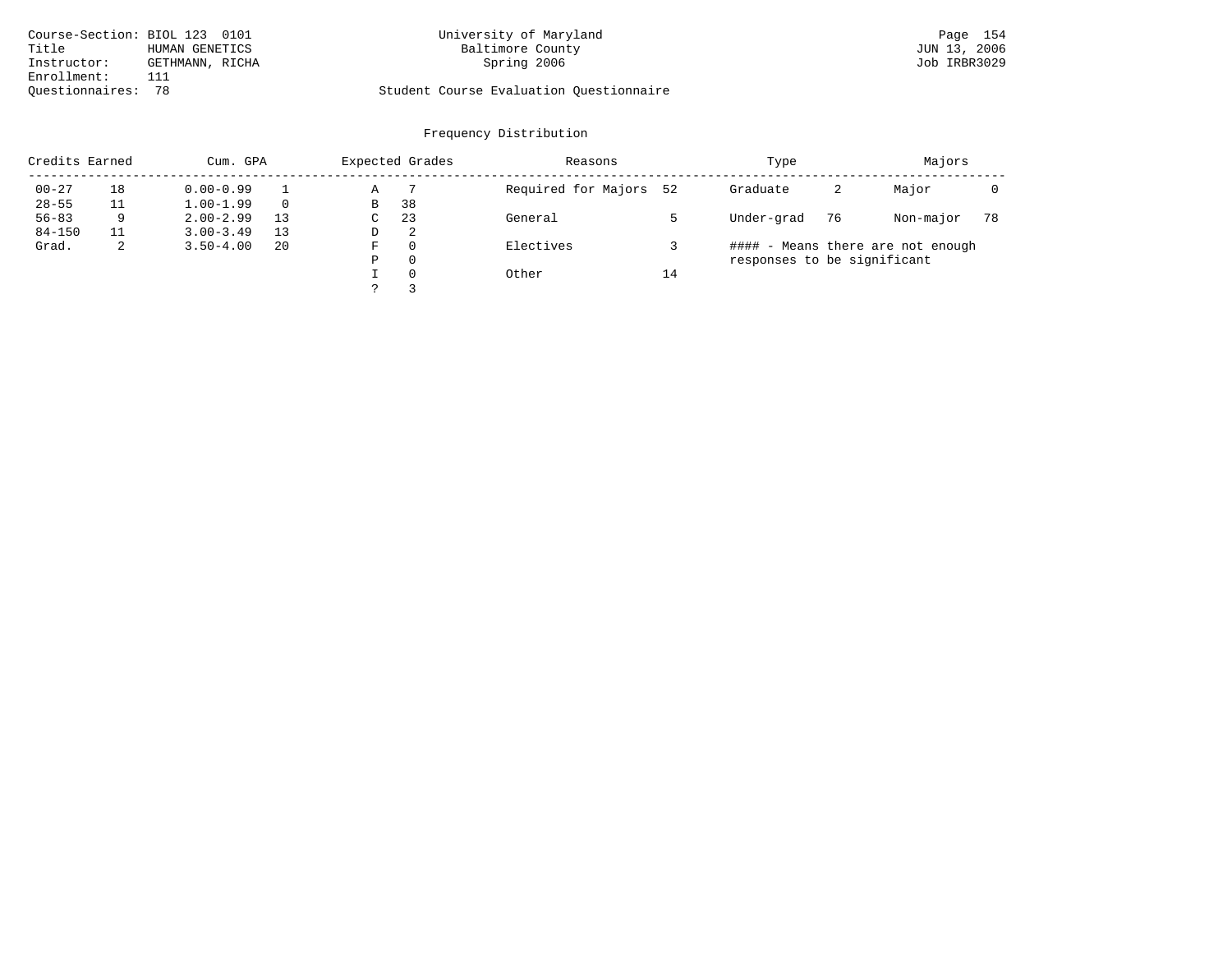Course-Section: BIOL 123 0101
Title: HUMAN GENETICS
Instructor: GETHMANN, RICHA
Enrollment: 111
Questionnaires: 78

University of Maryland
Baltimore County
Spring 2006

Student Course Evaluation Questionnaire

JUN 13, 2006
Job IRBR3029

## Frequency Distribution

| Credits Earned | | Cum. GPA | | Expected Grades | | Reasons | | Type | | Majors | |
|---|---|---|---|---|---|---|---|---|---|---|---|
| 00-27 | 18 | 0.00-0.99 | 1 | A | 7 | Required for Majors | 52 | Graduate | 2 | Major | 0 |
| 28-55 | 11 | 1.00-1.99 | 0 | B | 38 | | | | | | |
| 56-83 | 9 | 2.00-2.99 | 13 | C | 23 | General | 5 | Under-grad | 76 | Non-major | 78 |
| 84-150 | 11 | 3.00-3.49 | 13 | D | 2 | | | | | | |
| Grad. | 2 | 3.50-4.00 | 20 | F | 0 | Electives | 3 | | | | |
| | | | | P | 0 | | | | | | |
| | | | | I | 0 | Other | 14 | | | | |
| | | | | ? | 3 | | | | | | |

#### - Means there are not enough responses to be significant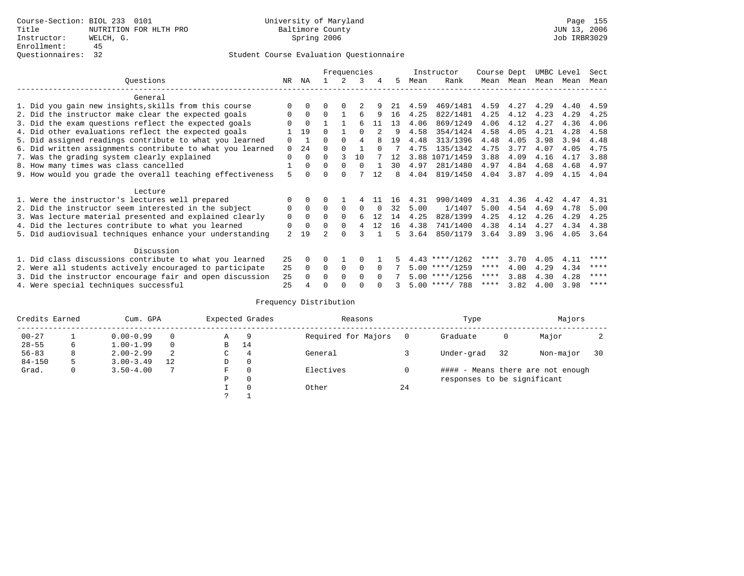Course-Section: BIOL 233 0101
Title: NUTRITION FOR HLTH PRO
Instructor: WELCH, G.
Enrollment: 45
Questionnaires: 32

University of Maryland
Baltimore County
Spring 2006

Student Course Evaluation Questionnaire

| Questions | NR | NA | 1 | 2 | 3 | 4 | 5 | Instructor Mean | Instructor Rank | Course Mean | Dept Mean | UMBC Mean | Level Mean | Sect Mean |
|---|---|---|---|---|---|---|---|---|---|---|---|---|---|---|
| **General** | | | | | | | | | | | | | | |
| 1. Did you gain new insights,skills from this course | 0 | 0 | 0 | 0 | 2 | 9 | 21 | 4.59 | 469/1481 | 4.59 | 4.27 | 4.29 | 4.40 | 4.59 |
| 2. Did the instructor make clear the expected goals | 0 | 0 | 0 | 1 | 6 | 9 | 16 | 4.25 | 822/1481 | 4.25 | 4.12 | 4.23 | 4.29 | 4.25 |
| 3. Did the exam questions reflect the expected goals | 0 | 0 | 1 | 1 | 6 | 11 | 13 | 4.06 | 869/1249 | 4.06 | 4.12 | 4.27 | 4.36 | 4.06 |
| 4. Did other evaluations reflect the expected goals | 1 | 19 | 0 | 1 | 0 | 2 | 9 | 4.58 | 354/1424 | 4.58 | 4.05 | 4.21 | 4.28 | 4.58 |
| 5. Did assigned readings contribute to what you learned | 0 | 1 | 0 | 0 | 4 | 8 | 19 | 4.48 | 313/1396 | 4.48 | 4.05 | 3.98 | 3.94 | 4.48 |
| 6. Did written assignments contribute to what you learned | 0 | 24 | 0 | 0 | 1 | 0 | 7 | 4.75 | 135/1342 | 4.75 | 3.77 | 4.07 | 4.05 | 4.75 |
| 7. Was the grading system clearly explained | 0 | 0 | 0 | 3 | 10 | 7 | 12 | 3.88 | 1071/1459 | 3.88 | 4.09 | 4.16 | 4.17 | 3.88 |
| 8. How many times was class cancelled | 1 | 0 | 0 | 0 | 0 | 1 | 30 | 4.97 | 281/1480 | 4.97 | 4.84 | 4.68 | 4.68 | 4.97 |
| 9. How would you grade the overall teaching effectiveness | 5 | 0 | 0 | 0 | 7 | 12 | 8 | 4.04 | 819/1450 | 4.04 | 3.87 | 4.09 | 4.15 | 4.04 |
| **Lecture** | | | | | | | | | | | | | | |
| 1. Were the instructor's lectures well prepared | 0 | 0 | 0 | 1 | 4 | 11 | 16 | 4.31 | 990/1409 | 4.31 | 4.36 | 4.42 | 4.47 | 4.31 |
| 2. Did the instructor seem interested in the subject | 0 | 0 | 0 | 0 | 0 | 0 | 32 | 5.00 | 1/1407 | 5.00 | 4.54 | 4.69 | 4.78 | 5.00 |
| 3. Was lecture material presented and explained clearly | 0 | 0 | 0 | 0 | 6 | 12 | 14 | 4.25 | 828/1399 | 4.25 | 4.12 | 4.26 | 4.29 | 4.25 |
| 4. Did the lectures contribute to what you learned | 0 | 0 | 0 | 0 | 4 | 12 | 16 | 4.38 | 741/1400 | 4.38 | 4.14 | 4.27 | 4.34 | 4.38 |
| 5. Did audiovisual techniques enhance your understanding | 2 | 19 | 2 | 0 | 3 | 1 | 5 | 3.64 | 850/1179 | 3.64 | 3.89 | 3.96 | 4.05 | 3.64 |
| **Discussion** | | | | | | | | | | | | | | |
| 1. Did class discussions contribute to what you learned | 25 | 0 | 0 | 1 | 0 | 1 | 5 | 4.43 | ****/1262 | **** | 3.70 | 4.05 | 4.11 | **** |
| 2. Were all students actively encouraged to participate | 25 | 0 | 0 | 0 | 0 | 0 | 7 | 5.00 | ****/1259 | **** | 4.00 | 4.29 | 4.34 | **** |
| 3. Did the instructor encourage fair and open discussion | 25 | 0 | 0 | 0 | 0 | 0 | 7 | 5.00 | ****/1256 | **** | 3.88 | 4.30 | 4.28 | **** |
| 4. Were special techniques successful | 25 | 4 | 0 | 0 | 0 | 0 | 3 | 5.00 | ****/ 788 | **** | 3.82 | 4.00 | 3.98 | **** |

Frequency Distribution

| Credits Earned | | Cum. GPA | | Expected Grades | | Reasons | | Type | | Majors | |
|---|---|---|---|---|---|---|---|---|---|---|---|
| 00-27 | 1 | 0.00-0.99 | 0 | A | 9 | Required for Majors | 0 | Graduate | 0 | Major | 2 |
| 28-55 | 6 | 1.00-1.99 | 0 | B | 14 | | | | | | |
| 56-83 | 8 | 2.00-2.99 | 2 | C | 4 | General | 3 | Under-grad | 32 | Non-major | 30 |
| 84-150 | 5 | 3.00-3.49 | 12 | D | 0 | | | | | | |
| Grad. | 0 | 3.50-4.00 | 7 | F | 0 | Electives | 0 | #### - Means there are not enough responses to be significant | | | |
| | | | | P | 0 | | | | | | |
| | | | | I | 0 | Other | 24 | | | | |
| | | | | ? | 1 | | | | | | |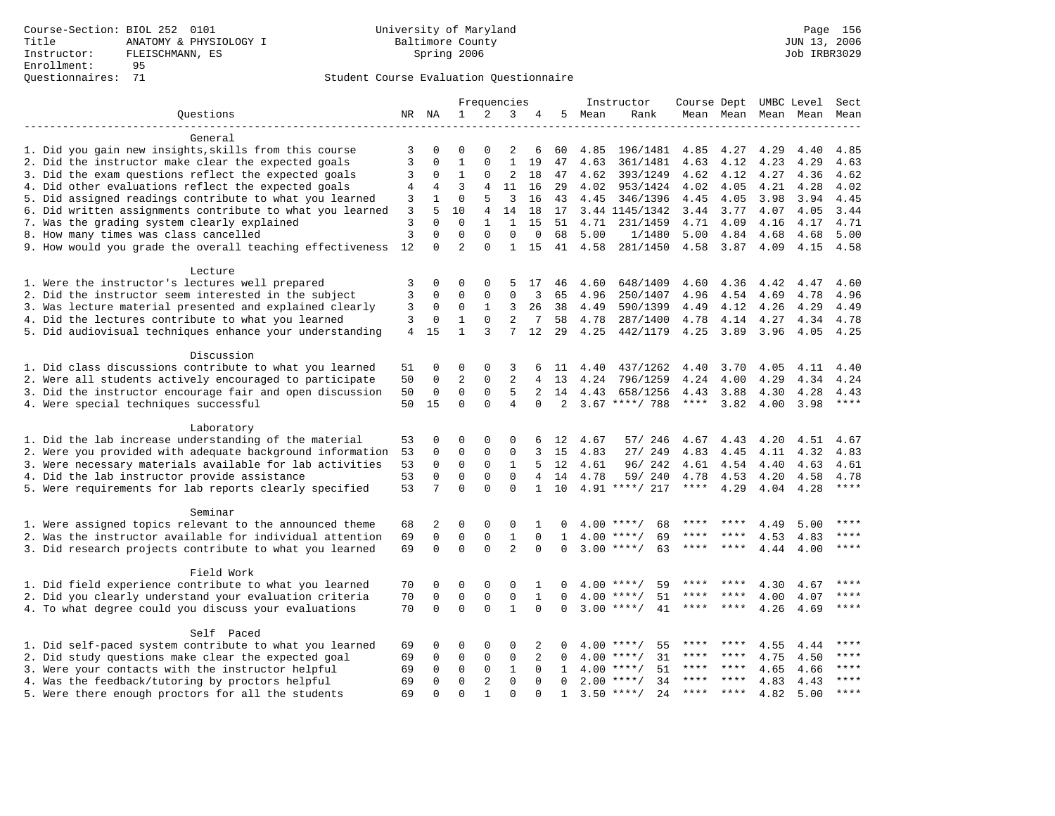Course-Section: BIOL 252 0101
Title: ANATOMY & PHYSIOLOGY I
Instructor: FLEISCHMANN, ES
Enrollment: 95
Questionnaires: 71

University of Maryland
Baltimore County
Spring 2006

Page 156
JUN 13, 2006
Job IRBR3029

Student Course Evaluation Questionnaire

| Questions | NR | NA | 1 | 2 | 3 | 4 | 5 | Instructor Mean | Instructor Rank | Course Mean | Dept Mean | UMBC Mean | Level Mean | Sect Mean |
|---|---|---|---|---|---|---|---|---|---|---|---|---|---|---|
| **General** | | | | | | | | | | | | | | |
| 1. Did you gain new insights,skills from this course | 3 | 0 | 0 | 0 | 2 | 6 | 60 | 4.85 | 196/1481 | 4.85 | 4.27 | 4.29 | 4.40 | 4.85 |
| 2. Did the instructor make clear the expected goals | 3 | 0 | 1 | 0 | 1 | 19 | 47 | 4.63 | 361/1481 | 4.63 | 4.12 | 4.23 | 4.29 | 4.63 |
| 3. Did the exam questions reflect the expected goals | 3 | 0 | 1 | 0 | 2 | 18 | 47 | 4.62 | 393/1249 | 4.62 | 4.12 | 4.27 | 4.36 | 4.62 |
| 4. Did other evaluations reflect the expected goals | 4 | 4 | 3 | 4 | 11 | 16 | 29 | 4.02 | 953/1424 | 4.02 | 4.05 | 4.21 | 4.28 | 4.02 |
| 5. Did assigned readings contribute to what you learned | 3 | 1 | 0 | 5 | 3 | 16 | 43 | 4.45 | 346/1396 | 4.45 | 4.05 | 3.98 | 3.94 | 4.45 |
| 6. Did written assignments contribute to what you learned | 3 | 5 | 10 | 4 | 14 | 18 | 17 | 3.44 | 1145/1342 | 3.44 | 3.77 | 4.07 | 4.05 | 3.44 |
| 7. Was the grading system clearly explained | 3 | 0 | 0 | 1 | 1 | 15 | 51 | 4.71 | 231/1459 | 4.71 | 4.09 | 4.16 | 4.17 | 4.71 |
| 8. How many times was class cancelled | 3 | 0 | 0 | 0 | 0 | 0 | 68 | 5.00 | 1/1480 | 5.00 | 4.84 | 4.68 | 4.68 | 5.00 |
| 9. How would you grade the overall teaching effectiveness | 12 | 0 | 2 | 0 | 1 | 15 | 41 | 4.58 | 281/1450 | 4.58 | 3.87 | 4.09 | 4.15 | 4.58 |
| **Lecture** | | | | | | | | | | | | | | |
| 1. Were the instructor's lectures well prepared | 3 | 0 | 0 | 0 | 5 | 17 | 46 | 4.60 | 648/1409 | 4.60 | 4.36 | 4.42 | 4.47 | 4.60 |
| 2. Did the instructor seem interested in the subject | 3 | 0 | 0 | 0 | 0 | 3 | 65 | 4.96 | 250/1407 | 4.96 | 4.54 | 4.69 | 4.78 | 4.96 |
| 3. Was lecture material presented and explained clearly | 3 | 0 | 0 | 1 | 3 | 26 | 38 | 4.49 | 590/1399 | 4.49 | 4.12 | 4.26 | 4.29 | 4.49 |
| 4. Did the lectures contribute to what you learned | 3 | 0 | 1 | 0 | 2 | 7 | 58 | 4.78 | 287/1400 | 4.78 | 4.14 | 4.27 | 4.34 | 4.78 |
| 5. Did audiovisual techniques enhance your understanding | 4 | 15 | 1 | 3 | 7 | 12 | 29 | 4.25 | 442/1179 | 4.25 | 3.89 | 3.96 | 4.05 | 4.25 |
| **Discussion** | | | | | | | | | | | | | | |
| 1. Did class discussions contribute to what you learned | 51 | 0 | 0 | 0 | 3 | 6 | 11 | 4.40 | 437/1262 | 4.40 | 3.70 | 4.05 | 4.11 | 4.40 |
| 2. Were all students actively encouraged to participate | 50 | 0 | 2 | 0 | 2 | 4 | 13 | 4.24 | 796/1259 | 4.24 | 4.00 | 4.29 | 4.34 | 4.24 |
| 3. Did the instructor encourage fair and open discussion | 50 | 0 | 0 | 0 | 5 | 2 | 14 | 4.43 | 658/1256 | 4.43 | 3.88 | 4.30 | 4.28 | 4.43 |
| 4. Were special techniques successful | 50 | 15 | 0 | 0 | 4 | 0 | 2 | 3.67 | ****/ 788 | **** | 3.82 | 4.00 | 3.98 | **** |
| **Laboratory** | | | | | | | | | | | | | | |
| 1. Did the lab increase understanding of the material | 53 | 0 | 0 | 0 | 0 | 6 | 12 | 4.67 | 57/ 246 | 4.67 | 4.43 | 4.20 | 4.51 | 4.67 |
| 2. Were you provided with adequate background information | 53 | 0 | 0 | 0 | 0 | 3 | 15 | 4.83 | 27/ 249 | 4.83 | 4.45 | 4.11 | 4.32 | 4.83 |
| 3. Were necessary materials available for lab activities | 53 | 0 | 0 | 0 | 1 | 5 | 12 | 4.61 | 96/ 242 | 4.61 | 4.54 | 4.40 | 4.63 | 4.61 |
| 4. Did the lab instructor provide assistance | 53 | 0 | 0 | 0 | 0 | 4 | 14 | 4.78 | 59/ 240 | 4.78 | 4.53 | 4.20 | 4.58 | 4.78 |
| 5. Were requirements for lab reports clearly specified | 53 | 7 | 0 | 0 | 0 | 1 | 10 | 4.91 | ****/ 217 | **** | 4.29 | 4.04 | 4.28 | **** |
| **Seminar** | | | | | | | | | | | | | | |
| 1. Were assigned topics relevant to the announced theme | 68 | 2 | 0 | 0 | 0 | 1 | 0 | 4.00 | ****/ 68 | **** | **** | 4.49 | 5.00 | **** |
| 2. Was the instructor available for individual attention | 69 | 0 | 0 | 0 | 1 | 0 | 1 | 4.00 | ****/ 69 | **** | **** | 4.53 | 4.83 | **** |
| 3. Did research projects contribute to what you learned | 69 | 0 | 0 | 0 | 2 | 0 | 0 | 3.00 | ****/ 63 | **** | **** | 4.44 | 4.00 | **** |
| **Field Work** | | | | | | | | | | | | | | |
| 1. Did field experience contribute to what you learned | 70 | 0 | 0 | 0 | 0 | 1 | 0 | 4.00 | ****/ 59 | **** | **** | 4.30 | 4.67 | **** |
| 2. Did you clearly understand your evaluation criteria | 70 | 0 | 0 | 0 | 0 | 1 | 0 | 4.00 | ****/ 51 | **** | **** | 4.00 | 4.07 | **** |
| 4. To what degree could you discuss your evaluations | 70 | 0 | 0 | 0 | 1 | 0 | 0 | 3.00 | ****/ 41 | **** | **** | 4.26 | 4.69 | **** |
| **Self Paced** | | | | | | | | | | | | | | |
| 1. Did self-paced system contribute to what you learned | 69 | 0 | 0 | 0 | 0 | 2 | 0 | 4.00 | ****/ 55 | **** | **** | 4.55 | 4.44 | **** |
| 2. Did study questions make clear the expected goal | 69 | 0 | 0 | 0 | 0 | 2 | 0 | 4.00 | ****/ 31 | **** | **** | 4.75 | 4.50 | **** |
| 3. Were your contacts with the instructor helpful | 69 | 0 | 0 | 0 | 1 | 0 | 1 | 4.00 | ****/ 51 | **** | **** | 4.65 | 4.66 | **** |
| 4. Was the feedback/tutoring by proctors helpful | 69 | 0 | 0 | 2 | 0 | 0 | 0 | 2.00 | ****/ 34 | **** | **** | 4.83 | 4.43 | **** |
| 5. Were there enough proctors for all the students | 69 | 0 | 0 | 1 | 0 | 0 | 1 | 3.50 | ****/ 24 | **** | **** | 4.82 | 5.00 | **** |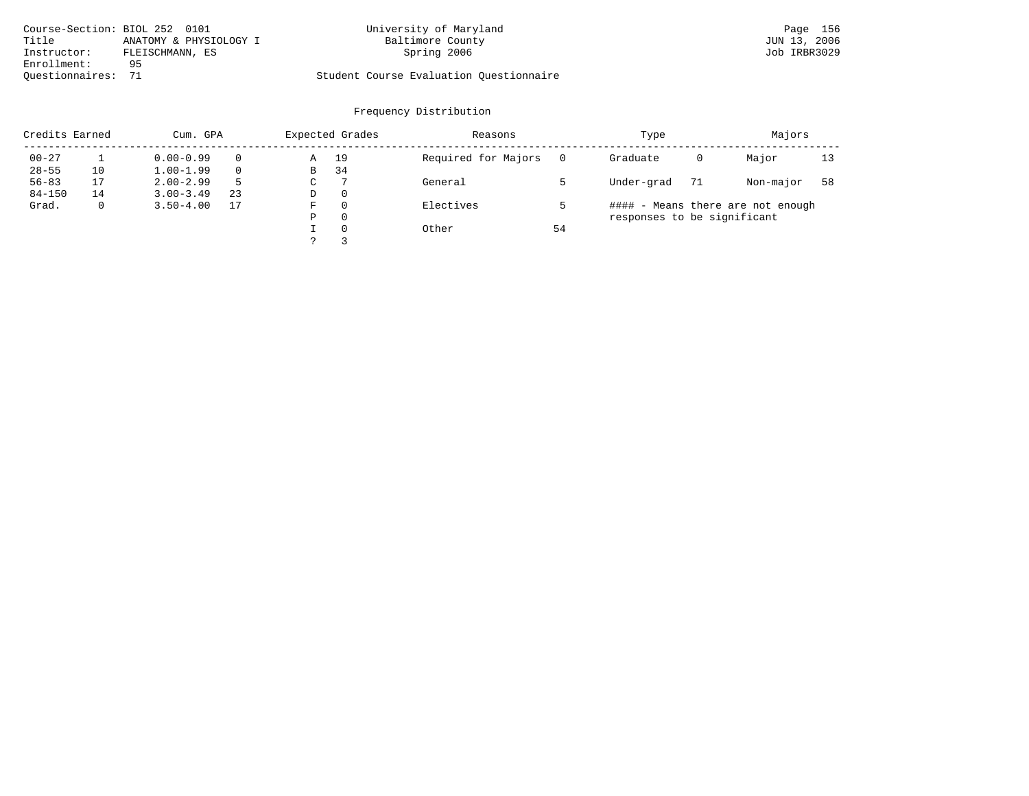Course-Section: BIOL 252 0101
Title ANATOMY & PHYSIOLOGY I
Instructor: FLEISCHMANN, ES
Enrollment: 95
Questionnaires: 71

University of Maryland
Baltimore County
Spring 2006

Student Course Evaluation Questionnaire

JUN 13, 2006
Job IRBR3029

## Frequency Distribution

| Credits Earned | | Cum. GPA | | Expected Grades | | Reasons | | Type | | Majors | |
|---|---|---|---|---|---|---|---|---|---|---|---|
| 00-27 | 1 | 0.00-0.99 | 0 | A | 19 | Required for Majors | 0 | Graduate | 0 | Major | 13 |
| 28-55 | 10 | 1.00-1.99 | 0 | B | 34 | | | | | | |
| 56-83 | 17 | 2.00-2.99 | 5 | C | 7 | General | 5 | Under-grad | 71 | Non-major | 58 |
| 84-150 | 14 | 3.00-3.49 | 23 | D | 0 | | | | | | |
| Grad. | 0 | 3.50-4.00 | 17 | F | 0 | Electives | 5 | | | | |
| | | | | P | 0 | | | | | | |
| | | | | I | 0 | Other | 54 | | | | |
| | | | | ? | 3 | | | | | | |

#### - Means there are not enough responses to be significant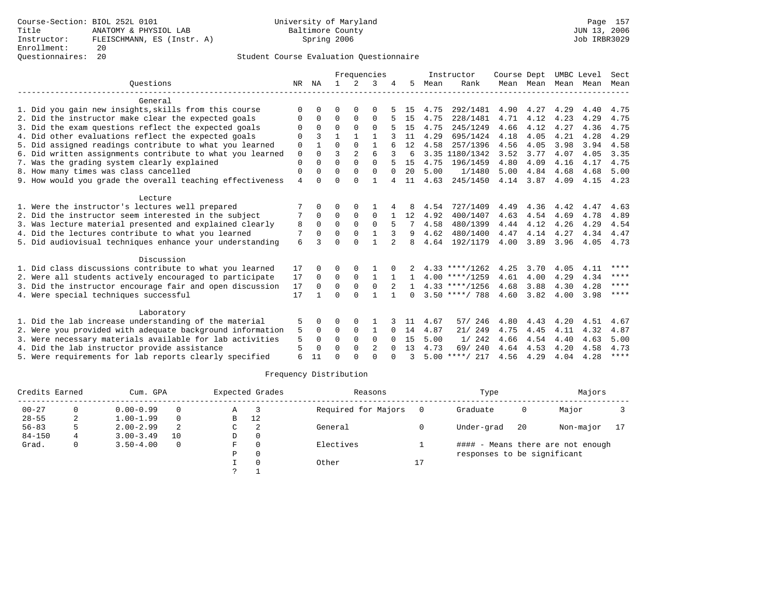Course-Section: BIOL 252L 0101
Title: ANATOMY & PHYSIOL LAB
Instructor: FLEISCHMANN, ES (Instr. A)
Enrollment: 20
Questionnaires: 20

University of Maryland
Baltimore County
Spring 2006

JUN 13, 2006
Job IRBR3029

## Student Course Evaluation Questionnaire

| Questions | NR | NA | 1 | 2 | 3 | 4 | 5 | Instructor Mean | Instructor Rank | Course Mean | Dept Mean | UMBC Mean | Level Mean | Sect Mean |
|---|---|---|---|---|---|---|---|---|---|---|---|---|---|---|
| **General** | | | | | | | | | | | | | | |
| 1. Did you gain new insights,skills from this course | 0 | 0 | 0 | 0 | 0 | 5 | 15 | 4.75 | 292/1481 | 4.90 | 4.27 | 4.29 | 4.40 | 4.75 |
| 2. Did the instructor make clear the expected goals | 0 | 0 | 0 | 0 | 0 | 5 | 15 | 4.75 | 228/1481 | 4.71 | 4.12 | 4.23 | 4.29 | 4.75 |
| 3. Did the exam questions reflect the expected goals | 0 | 0 | 0 | 0 | 0 | 5 | 15 | 4.75 | 245/1249 | 4.66 | 4.12 | 4.27 | 4.36 | 4.75 |
| 4. Did other evaluations reflect the expected goals | 0 | 3 | 1 | 1 | 1 | 3 | 11 | 4.29 | 695/1424 | 4.18 | 4.05 | 4.21 | 4.28 | 4.29 |
| 5. Did assigned readings contribute to what you learned | 0 | 1 | 0 | 0 | 1 | 6 | 12 | 4.58 | 257/1396 | 4.56 | 4.05 | 3.98 | 3.94 | 4.58 |
| 6. Did written assignments contribute to what you learned | 0 | 0 | 3 | 2 | 6 | 3 | 6 | 3.35 | 1180/1342 | 3.52 | 3.77 | 4.07 | 4.05 | 3.35 |
| 7. Was the grading system clearly explained | 0 | 0 | 0 | 0 | 0 | 5 | 15 | 4.75 | 196/1459 | 4.80 | 4.09 | 4.16 | 4.17 | 4.75 |
| 8. How many times was class cancelled | 0 | 0 | 0 | 0 | 0 | 0 | 20 | 5.00 | 1/1480 | 5.00 | 4.84 | 4.68 | 4.68 | 5.00 |
| 9. How would you grade the overall teaching effectiveness | 4 | 0 | 0 | 0 | 1 | 4 | 11 | 4.63 | 245/1450 | 4.14 | 3.87 | 4.09 | 4.15 | 4.23 |
| **Lecture** | | | | | | | | | | | | | | |
| 1. Were the instructor's lectures well prepared | 7 | 0 | 0 | 0 | 1 | 4 | 8 | 4.54 | 727/1409 | 4.49 | 4.36 | 4.42 | 4.47 | 4.63 |
| 2. Did the instructor seem interested in the subject | 7 | 0 | 0 | 0 | 0 | 1 | 12 | 4.92 | 400/1407 | 4.63 | 4.54 | 4.69 | 4.78 | 4.89 |
| 3. Was lecture material presented and explained clearly | 8 | 0 | 0 | 0 | 0 | 5 | 7 | 4.58 | 480/1399 | 4.44 | 4.12 | 4.26 | 4.29 | 4.54 |
| 4. Did the lectures contribute to what you learned | 7 | 0 | 0 | 0 | 1 | 3 | 9 | 4.62 | 480/1400 | 4.47 | 4.14 | 4.27 | 4.34 | 4.47 |
| 5. Did audiovisual techniques enhance your understanding | 6 | 3 | 0 | 0 | 1 | 2 | 8 | 4.64 | 192/1179 | 4.00 | 3.89 | 3.96 | 4.05 | 4.73 |
| **Discussion** | | | | | | | | | | | | | | |
| 1. Did class discussions contribute to what you learned | 17 | 0 | 0 | 0 | 1 | 0 | 2 | 4.33 | ****/1262 | 4.25 | 3.70 | 4.05 | 4.11 | **** |
| 2. Were all students actively encouraged to participate | 17 | 0 | 0 | 0 | 1 | 1 | 1 | 4.00 | ****/1259 | 4.61 | 4.00 | 4.29 | 4.34 | **** |
| 3. Did the instructor encourage fair and open discussion | 17 | 0 | 0 | 0 | 0 | 2 | 1 | 4.33 | ****/1256 | 4.68 | 3.88 | 4.30 | 4.28 | **** |
| 4. Were special techniques successful | 17 | 1 | 0 | 0 | 1 | 1 | 0 | 3.50 | ****/ 788 | 4.60 | 3.82 | 4.00 | 3.98 | **** |
| **Laboratory** | | | | | | | | | | | | | | |
| 1. Did the lab increase understanding of the material | 5 | 0 | 0 | 0 | 1 | 3 | 11 | 4.67 | 57/ 246 | 4.80 | 4.43 | 4.20 | 4.51 | 4.67 |
| 2. Were you provided with adequate background information | 5 | 0 | 0 | 0 | 1 | 0 | 14 | 4.87 | 21/ 249 | 4.75 | 4.45 | 4.11 | 4.32 | 4.87 |
| 3. Were necessary materials available for lab activities | 5 | 0 | 0 | 0 | 0 | 0 | 15 | 5.00 | 1/ 242 | 4.66 | 4.54 | 4.40 | 4.63 | 5.00 |
| 4. Did the lab instructor provide assistance | 5 | 0 | 0 | 0 | 2 | 0 | 13 | 4.73 | 69/ 240 | 4.64 | 4.53 | 4.20 | 4.58 | 4.73 |
| 5. Were requirements for lab reports clearly specified | 6 | 11 | 0 | 0 | 0 | 0 | 3 | 5.00 | ****/ 217 | 4.56 | 4.29 | 4.04 | 4.28 | **** |

### Frequency Distribution

| Credits Earned | | Cum. GPA | | Expected Grades | | Reasons | | Type | | Majors | |
|---|---|---|---|---|---|---|---|---|---|---|---|
| 00-27 | 0 | 0.00-0.99 | 0 | A | 3 | Required for Majors | 0 | Graduate | 0 | Major | 3 |
| 28-55 | 2 | 1.00-1.99 | 0 | B | 12 | | | | | | |
| 56-83 | 5 | 2.00-2.99 | 2 | C | 2 | General | 0 | Under-grad | 20 | Non-major | 17 |
| 84-150 | 4 | 3.00-3.49 | 10 | D | 0 | | | | | | |
| Grad. | 0 | 3.50-4.00 | 0 | F | 0 | Electives | 1 | #### - Means there are not enough responses to be significant | | | |
| | | | | P | 0 | | | | | | |
| | | | | I | 0 | Other | 17 | | | | |
| | | | | ? | 1 | | | | | | |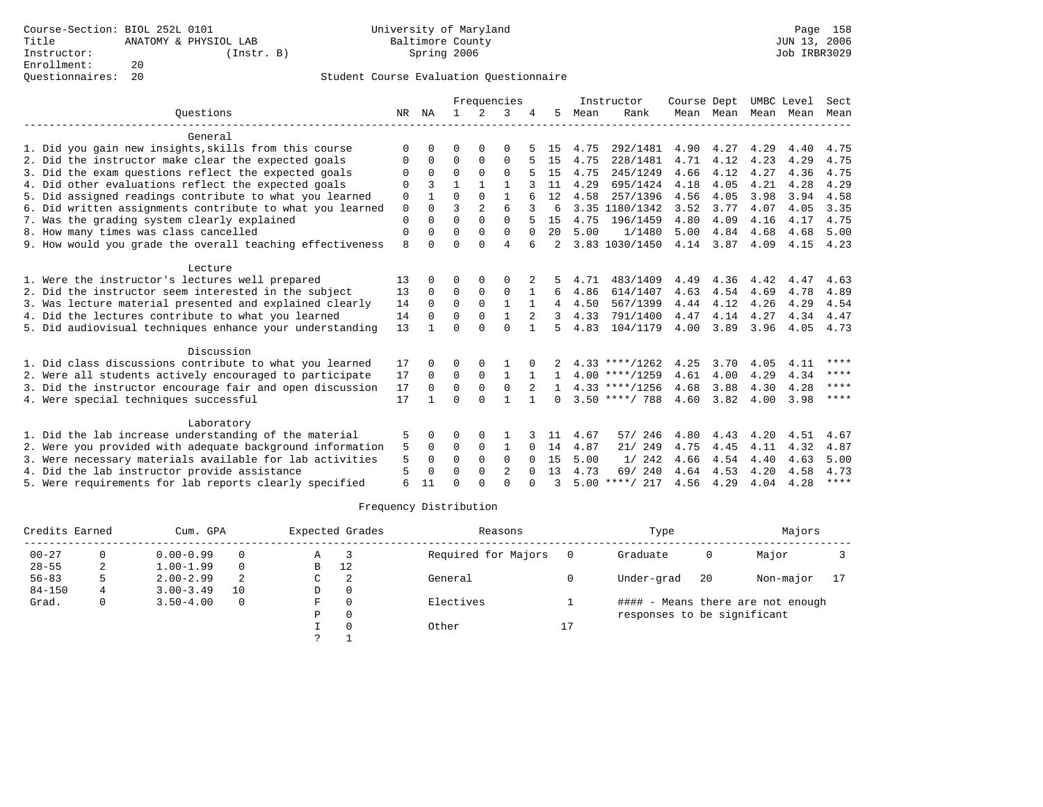Course-Section: BIOL 252L 0101
Title: ANATOMY & PHYSIOL LAB
Instructor: (Instr. B)
Enrollment: 20
Questionnaires: 20

University of Maryland
Baltimore County
Spring 2006

JUN 13, 2006
Job IRBR3029

## Student Course Evaluation Questionnaire

| Questions | NR | NA | 1 | 2 | 3 | 4 | 5 | Instructor Mean | Instructor Rank | Course Mean | Dept Mean | UMBC Mean | Level Mean | Sect Mean |
|---|---|---|---|---|---|---|---|---|---|---|---|---|---|---|
| **General** | | | | | | | | | | | | | | |
| 1. Did you gain new insights,skills from this course | 0 | 0 | 0 | 0 | 0 | 5 | 15 | 4.75 | 292/1481 | 4.90 | 4.27 | 4.29 | 4.40 | 4.75 |
| 2. Did the instructor make clear the expected goals | 0 | 0 | 0 | 0 | 0 | 5 | 15 | 4.75 | 228/1481 | 4.71 | 4.12 | 4.23 | 4.29 | 4.75 |
| 3. Did the exam questions reflect the expected goals | 0 | 0 | 0 | 0 | 0 | 5 | 15 | 4.75 | 245/1249 | 4.66 | 4.12 | 4.27 | 4.36 | 4.75 |
| 4. Did other evaluations reflect the expected goals | 0 | 3 | 1 | 1 | 1 | 3 | 11 | 4.29 | 695/1424 | 4.18 | 4.05 | 4.21 | 4.28 | 4.29 |
| 5. Did assigned readings contribute to what you learned | 0 | 1 | 0 | 0 | 1 | 6 | 12 | 4.58 | 257/1396 | 4.56 | 4.05 | 3.98 | 3.94 | 4.58 |
| 6. Did written assignments contribute to what you learned | 0 | 0 | 3 | 2 | 6 | 3 | 6 | 3.35 | 1180/1342 | 3.52 | 3.77 | 4.07 | 4.05 | 3.35 |
| 7. Was the grading system clearly explained | 0 | 0 | 0 | 0 | 0 | 5 | 15 | 4.75 | 196/1459 | 4.80 | 4.09 | 4.16 | 4.17 | 4.75 |
| 8. How many times was class cancelled | 0 | 0 | 0 | 0 | 0 | 0 | 20 | 5.00 | 1/1480 | 5.00 | 4.84 | 4.68 | 4.68 | 5.00 |
| 9. How would you grade the overall teaching effectiveness | 8 | 0 | 0 | 0 | 4 | 6 | 2 | 3.83 | 1030/1450 | 4.14 | 3.87 | 4.09 | 4.15 | 4.23 |
| **Lecture** | | | | | | | | | | | | | | |
| 1. Were the instructor's lectures well prepared | 13 | 0 | 0 | 0 | 0 | 2 | 5 | 4.71 | 483/1409 | 4.49 | 4.36 | 4.42 | 4.47 | 4.63 |
| 2. Did the instructor seem interested in the subject | 13 | 0 | 0 | 0 | 0 | 1 | 6 | 4.86 | 614/1407 | 4.63 | 4.54 | 4.69 | 4.78 | 4.89 |
| 3. Was lecture material presented and explained clearly | 14 | 0 | 0 | 0 | 1 | 1 | 4 | 4.50 | 567/1399 | 4.44 | 4.12 | 4.26 | 4.29 | 4.54 |
| 4. Did the lectures contribute to what you learned | 14 | 0 | 0 | 0 | 1 | 2 | 3 | 4.33 | 791/1400 | 4.47 | 4.14 | 4.27 | 4.34 | 4.47 |
| 5. Did audiovisual techniques enhance your understanding | 13 | 1 | 0 | 0 | 0 | 1 | 5 | 4.83 | 104/1179 | 4.00 | 3.89 | 3.96 | 4.05 | 4.73 |
| **Discussion** | | | | | | | | | | | | | | |
| 1. Did class discussions contribute to what you learned | 17 | 0 | 0 | 0 | 1 | 0 | 2 | 4.33 | ****/1262 | 4.25 | 3.70 | 4.05 | 4.11 | **** |
| 2. Were all students actively encouraged to participate | 17 | 0 | 0 | 0 | 1 | 1 | 1 | 4.00 | ****/1259 | 4.61 | 4.00 | 4.29 | 4.34 | **** |
| 3. Did the instructor encourage fair and open discussion | 17 | 0 | 0 | 0 | 0 | 2 | 1 | 4.33 | ****/1256 | 4.68 | 3.88 | 4.30 | 4.28 | **** |
| 4. Were special techniques successful | 17 | 1 | 0 | 0 | 1 | 1 | 0 | 3.50 | ****/ 788 | 4.60 | 3.82 | 4.00 | 3.98 | **** |
| **Laboratory** | | | | | | | | | | | | | | |
| 1. Did the lab increase understanding of the material | 5 | 0 | 0 | 0 | 1 | 3 | 11 | 4.67 | 57/ 246 | 4.80 | 4.43 | 4.20 | 4.51 | 4.67 |
| 2. Were you provided with adequate background information | 5 | 0 | 0 | 0 | 1 | 0 | 14 | 4.87 | 21/ 249 | 4.75 | 4.45 | 4.11 | 4.32 | 4.87 |
| 3. Were necessary materials available for lab activities | 5 | 0 | 0 | 0 | 0 | 0 | 15 | 5.00 | 1/ 242 | 4.66 | 4.54 | 4.40 | 4.63 | 5.00 |
| 4. Did the lab instructor provide assistance | 5 | 0 | 0 | 0 | 2 | 0 | 13 | 4.73 | 69/ 240 | 4.64 | 4.53 | 4.20 | 4.58 | 4.73 |
| 5. Were requirements for lab reports clearly specified | 6 | 11 | 0 | 0 | 0 | 0 | 3 | 5.00 | ****/ 217 | 4.56 | 4.29 | 4.04 | 4.28 | **** |

## Frequency Distribution

| Credits Earned | | Cum. GPA | | Expected Grades | | Reasons | | Type | | Majors | |
|---|---|---|---|---|---|---|---|---|---|---|---|
| 00-27 | 0 | 0.00-0.99 | 0 | A | 3 | Required for Majors | 0 | Graduate | 0 | Major | 3 |
| 28-55 | 2 | 1.00-1.99 | 0 | B | 12 | | | | | | |
| 56-83 | 5 | 2.00-2.99 | 2 | C | 2 | General | 0 | Under-grad | 20 | Non-major | 17 |
| 84-150 | 4 | 3.00-3.49 | 10 | D | 0 | | | | | | |
| Grad. | 0 | 3.50-4.00 | 0 | F | 0 | Electives | 1 | | | | |
| | | | | P | 0 | | | | | | |
| | | | | I | 0 | Other | 17 | | | | |
| | | | | ? | 1 | | | | | | |

#### - Means there are not enough responses to be significant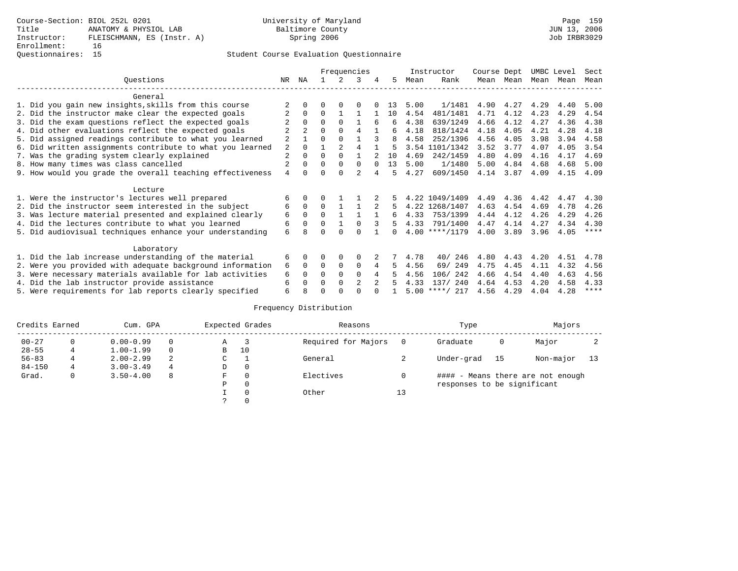Course-Section: BIOL 252L 0201
Title: ANATOMY & PHYSIOL LAB
Instructor: FLEISCHMANN, ES (Instr. A)
Enrollment: 16
Questionnaires: 15

University of Maryland
Baltimore County
Spring 2006

JUN 13, 2006
Job IRBR3029

Student Course Evaluation Questionnaire

| Questions | NR | NA | 1 | 2 | 3 | 4 | 5 | Instructor Mean | Instructor Rank | Course Mean | Dept Mean | UMBC Mean | Level Mean | Sect Mean |
|---|---|---|---|---|---|---|---|---|---|---|---|---|---|---|
| **General** | | | | | | | | | | | | | | |
| 1. Did you gain new insights,skills from this course | 2 | 0 | 0 | 0 | 0 | 0 | 13 | 5.00 | 1/1481 | 4.90 | 4.27 | 4.29 | 4.40 | 5.00 |
| 2. Did the instructor make clear the expected goals | 2 | 0 | 0 | 1 | 1 | 1 | 10 | 4.54 | 481/1481 | 4.71 | 4.12 | 4.23 | 4.29 | 4.54 |
| 3. Did the exam questions reflect the expected goals | 2 | 0 | 0 | 0 | 1 | 6 | 6 | 4.38 | 639/1249 | 4.66 | 4.12 | 4.27 | 4.36 | 4.38 |
| 4. Did other evaluations reflect the expected goals | 2 | 2 | 0 | 0 | 4 | 1 | 6 | 4.18 | 818/1424 | 4.18 | 4.05 | 4.21 | 4.28 | 4.18 |
| 5. Did assigned readings contribute to what you learned | 2 | 1 | 0 | 0 | 1 | 3 | 8 | 4.58 | 252/1396 | 4.56 | 4.05 | 3.98 | 3.94 | 4.58 |
| 6. Did written assignments contribute to what you learned | 2 | 0 | 1 | 2 | 4 | 1 | 5 | 3.54 | 1101/1342 | 3.52 | 3.77 | 4.07 | 4.05 | 3.54 |
| 7. Was the grading system clearly explained | 2 | 0 | 0 | 0 | 1 | 2 | 10 | 4.69 | 242/1459 | 4.80 | 4.09 | 4.16 | 4.17 | 4.69 |
| 8. How many times was class cancelled | 2 | 0 | 0 | 0 | 0 | 0 | 13 | 5.00 | 1/1480 | 5.00 | 4.84 | 4.68 | 4.68 | 5.00 |
| 9. How would you grade the overall teaching effectiveness | 4 | 0 | 0 | 0 | 2 | 4 | 5 | 4.27 | 609/1450 | 4.14 | 3.87 | 4.09 | 4.15 | 4.09 |
| **Lecture** | | | | | | | | | | | | | | |
| 1. Were the instructor's lectures well prepared | 6 | 0 | 0 | 1 | 1 | 2 | 5 | 4.22 | 1049/1409 | 4.49 | 4.36 | 4.42 | 4.47 | 4.30 |
| 2. Did the instructor seem interested in the subject | 6 | 0 | 0 | 1 | 1 | 2 | 5 | 4.22 | 1268/1407 | 4.63 | 4.54 | 4.69 | 4.78 | 4.26 |
| 3. Was lecture material presented and explained clearly | 6 | 0 | 0 | 1 | 1 | 1 | 6 | 4.33 | 753/1399 | 4.44 | 4.12 | 4.26 | 4.29 | 4.26 |
| 4. Did the lectures contribute to what you learned | 6 | 0 | 0 | 1 | 0 | 3 | 5 | 4.33 | 791/1400 | 4.47 | 4.14 | 4.27 | 4.34 | 4.30 |
| 5. Did audiovisual techniques enhance your understanding | 6 | 8 | 0 | 0 | 0 | 1 | 0 | 4.00 | ****/1179 | 4.00 | 3.89 | 3.96 | 4.05 | **** |
| **Laboratory** | | | | | | | | | | | | | | |
| 1. Did the lab increase understanding of the material | 6 | 0 | 0 | 0 | 0 | 2 | 7 | 4.78 | 40/ 246 | 4.80 | 4.43 | 4.20 | 4.51 | 4.78 |
| 2. Were you provided with adequate background information | 6 | 0 | 0 | 0 | 0 | 4 | 5 | 4.56 | 69/ 249 | 4.75 | 4.45 | 4.11 | 4.32 | 4.56 |
| 3. Were necessary materials available for lab activities | 6 | 0 | 0 | 0 | 0 | 4 | 5 | 4.56 | 106/ 242 | 4.66 | 4.54 | 4.40 | 4.63 | 4.56 |
| 4. Did the lab instructor provide assistance | 6 | 0 | 0 | 0 | 2 | 2 | 5 | 4.33 | 137/ 240 | 4.64 | 4.53 | 4.20 | 4.58 | 4.33 |
| 5. Were requirements for lab reports clearly specified | 6 | 8 | 0 | 0 | 0 | 0 | 1 | 5.00 | ****/ 217 | 4.56 | 4.29 | 4.04 | 4.28 | **** |

Frequency Distribution

| Credits Earned | | Cum. GPA | | Expected Grades | | Reasons | | Type | | Majors | |
|---|---|---|---|---|---|---|---|---|---|---|---|
| 00-27 | 0 | 0.00-0.99 | 0 | A | 3 | Required for Majors | 0 | Graduate | 0 | Major | 2 |
| 28-55 | 4 | 1.00-1.99 | 0 | B | 10 | | | | | | |
| 56-83 | 4 | 2.00-2.99 | 2 | C | 1 | General | 2 | Under-grad | 15 | Non-major | 13 |
| 84-150 | 4 | 3.00-3.49 | 4 | D | 0 | | | | | | |
| Grad. | 0 | 3.50-4.00 | 8 | F | 0 | Electives | 0 | | | | |
| | | | | P | 0 | | | | | | |
| | | | | I | 0 | Other | 13 | | | | |
| | | | | ? | 0 | | | | | | |

#### - Means there are not enough responses to be significant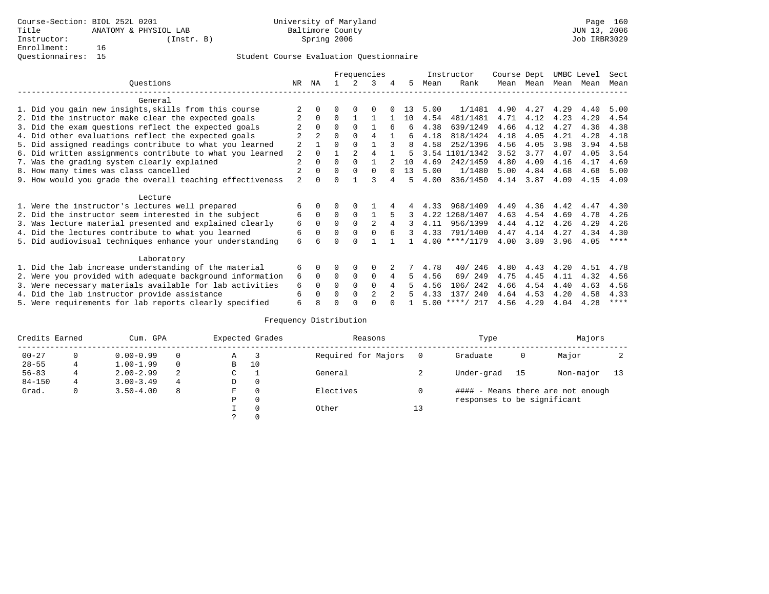Course-Section: BIOL 252L 0201
Title: ANATOMY & PHYSIOL LAB
Instructor: (Instr. B)
Enrollment: 16
Questionnaires: 15

University of Maryland
Baltimore County
Spring 2006

JUN 13, 2006
Job IRBR3029

## Student Course Evaluation Questionnaire

| Questions | NR | NA | 1 | 2 | 3 | 4 | 5 | Instructor Mean | Instructor Rank | Course Mean | Dept Mean | UMBC Mean | Level Mean | Sect Mean |
|---|---|---|---|---|---|---|---|---|---|---|---|---|---|---|
| **General** | | | | | | | | | | | | | | |
| 1. Did you gain new insights,skills from this course | 2 | 0 | 0 | 0 | 0 | 0 | 13 | 5.00 | 1/1481 | 4.90 | 4.27 | 4.29 | 4.40 | 5.00 |
| 2. Did the instructor make clear the expected goals | 2 | 0 | 0 | 1 | 1 | 1 | 10 | 4.54 | 481/1481 | 4.71 | 4.12 | 4.23 | 4.29 | 4.54 |
| 3. Did the exam questions reflect the expected goals | 2 | 0 | 0 | 0 | 1 | 6 | 6 | 4.38 | 639/1249 | 4.66 | 4.12 | 4.27 | 4.36 | 4.38 |
| 4. Did other evaluations reflect the expected goals | 2 | 2 | 0 | 0 | 4 | 1 | 6 | 4.18 | 818/1424 | 4.18 | 4.05 | 4.21 | 4.28 | 4.18 |
| 5. Did assigned readings contribute to what you learned | 2 | 1 | 0 | 0 | 1 | 3 | 8 | 4.58 | 252/1396 | 4.56 | 4.05 | 3.98 | 3.94 | 4.58 |
| 6. Did written assignments contribute to what you learned | 2 | 0 | 1 | 2 | 4 | 1 | 5 | 3.54 | 1101/1342 | 3.52 | 3.77 | 4.07 | 4.05 | 3.54 |
| 7. Was the grading system clearly explained | 2 | 0 | 0 | 0 | 1 | 2 | 10 | 4.69 | 242/1459 | 4.80 | 4.09 | 4.16 | 4.17 | 4.69 |
| 8. How many times was class cancelled | 2 | 0 | 0 | 0 | 0 | 0 | 13 | 5.00 | 1/1480 | 5.00 | 4.84 | 4.68 | 4.68 | 5.00 |
| 9. How would you grade the overall teaching effectiveness | 2 | 0 | 0 | 1 | 3 | 4 | 5 | 4.00 | 836/1450 | 4.14 | 3.87 | 4.09 | 4.15 | 4.09 |
| **Lecture** | | | | | | | | | | | | | | |
| 1. Were the instructor's lectures well prepared | 6 | 0 | 0 | 0 | 1 | 4 | 4 | 4.33 | 968/1409 | 4.49 | 4.36 | 4.42 | 4.47 | 4.30 |
| 2. Did the instructor seem interested in the subject | 6 | 0 | 0 | 0 | 1 | 5 | 3 | 4.22 | 1268/1407 | 4.63 | 4.54 | 4.69 | 4.78 | 4.26 |
| 3. Was lecture material presented and explained clearly | 6 | 0 | 0 | 0 | 2 | 4 | 3 | 4.11 | 956/1399 | 4.44 | 4.12 | 4.26 | 4.29 | 4.26 |
| 4. Did the lectures contribute to what you learned | 6 | 0 | 0 | 0 | 0 | 6 | 3 | 4.33 | 791/1400 | 4.47 | 4.14 | 4.27 | 4.34 | 4.30 |
| 5. Did audiovisual techniques enhance your understanding | 6 | 6 | 0 | 0 | 1 | 1 | 1 | 4.00 | ****/1179 | 4.00 | 3.89 | 3.96 | 4.05 | **** |
| **Laboratory** | | | | | | | | | | | | | | |
| 1. Did the lab increase understanding of the material | 6 | 0 | 0 | 0 | 0 | 2 | 7 | 4.78 | 40/ 246 | 4.80 | 4.43 | 4.20 | 4.51 | 4.78 |
| 2. Were you provided with adequate background information | 6 | 0 | 0 | 0 | 0 | 4 | 5 | 4.56 | 69/ 249 | 4.75 | 4.45 | 4.11 | 4.32 | 4.56 |
| 3. Were necessary materials available for lab activities | 6 | 0 | 0 | 0 | 0 | 4 | 5 | 4.56 | 106/ 242 | 4.66 | 4.54 | 4.40 | 4.63 | 4.56 |
| 4. Did the lab instructor provide assistance | 6 | 0 | 0 | 0 | 2 | 2 | 5 | 4.33 | 137/ 240 | 4.64 | 4.53 | 4.20 | 4.58 | 4.33 |
| 5. Were requirements for lab reports clearly specified | 6 | 8 | 0 | 0 | 0 | 0 | 1 | 5.00 | ****/ 217 | 4.56 | 4.29 | 4.04 | 4.28 | **** |

## Frequency Distribution

| Credits Earned | | Cum. GPA | | Expected Grades | | Reasons | | Type | | Majors | |
|---|---|---|---|---|---|---|---|---|---|---|---|
| 00-27 | 0 | 0.00-0.99 | 0 | A | 3 | Required for Majors | 0 | Graduate | 0 | Major | 2 |
| 28-55 | 4 | 1.00-1.99 | 0 | B | 10 | | | | | | |
| 56-83 | 4 | 2.00-2.99 | 2 | C | 1 | General | 2 | Under-grad | 15 | Non-major | 13 |
| 84-150 | 4 | 3.00-3.49 | 4 | D | 0 | | | | | | |
| Grad. | 0 | 3.50-4.00 | 8 | F | 0 | Electives | 0 | | | | |
| | | | | P | 0 | | | | | | |
| | | | | I | 0 | Other | 13 | | | | |
| | | | | ? | 0 | | | | | | |

#### - Means there are not enough responses to be significant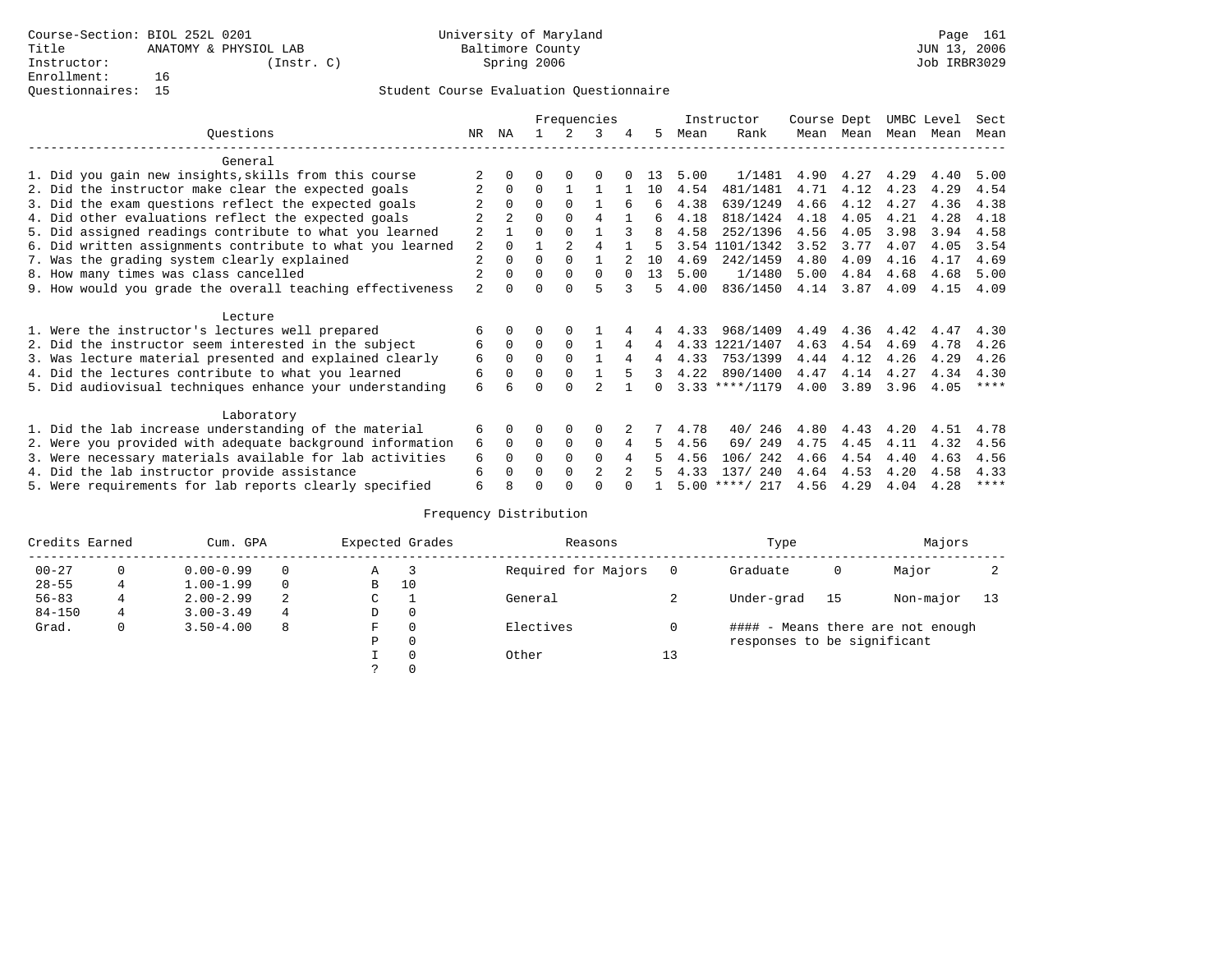Course-Section: BIOL 252L 0201
Title: ANATOMY & PHYSIOL LAB
Instructor: (Instr. C)
Enrollment: 16
Questionnaires: 15

University of Maryland
Baltimore County
Spring 2006

JUN 13, 2006
Job IRBR3029

## Student Course Evaluation Questionnaire

| Questions | NR | NA | 1 | 2 | 3 | 4 | 5 | Instructor Mean | Instructor Rank | Course Mean | Dept Mean | UMBC Mean | Level Mean | Sect Mean |
|---|---|---|---|---|---|---|---|---|---|---|---|---|---|---|
| **General** | | | | | | | | | | | | | | |
| 1. Did you gain new insights,skills from this course | 2 | 0 | 0 | 0 | 0 | 0 | 13 | 5.00 | 1/1481 | 4.90 | 4.27 | 4.29 | 4.40 | 5.00 |
| 2. Did the instructor make clear the expected goals | 2 | 0 | 0 | 1 | 1 | 1 | 10 | 4.54 | 481/1481 | 4.71 | 4.12 | 4.23 | 4.29 | 4.54 |
| 3. Did the exam questions reflect the expected goals | 2 | 0 | 0 | 0 | 1 | 6 | 6 | 4.38 | 639/1249 | 4.66 | 4.12 | 4.27 | 4.36 | 4.38 |
| 4. Did other evaluations reflect the expected goals | 2 | 2 | 0 | 0 | 4 | 1 | 6 | 4.18 | 818/1424 | 4.18 | 4.05 | 4.21 | 4.28 | 4.18 |
| 5. Did assigned readings contribute to what you learned | 2 | 1 | 0 | 0 | 1 | 3 | 8 | 4.58 | 252/1396 | 4.56 | 4.05 | 3.98 | 3.94 | 4.58 |
| 6. Did written assignments contribute to what you learned | 2 | 0 | 1 | 2 | 4 | 1 | 5 | 3.54 | 1101/1342 | 3.52 | 3.77 | 4.07 | 4.05 | 3.54 |
| 7. Was the grading system clearly explained | 2 | 0 | 0 | 0 | 1 | 2 | 10 | 4.69 | 242/1459 | 4.80 | 4.09 | 4.16 | 4.17 | 4.69 |
| 8. How many times was class cancelled | 2 | 0 | 0 | 0 | 0 | 0 | 13 | 5.00 | 1/1480 | 5.00 | 4.84 | 4.68 | 4.68 | 5.00 |
| 9. How would you grade the overall teaching effectiveness | 2 | 0 | 0 | 0 | 5 | 3 | 5 | 4.00 | 836/1450 | 4.14 | 3.87 | 4.09 | 4.15 | 4.09 |
| **Lecture** | | | | | | | | | | | | | | |
| 1. Were the instructor's lectures well prepared | 6 | 0 | 0 | 0 | 1 | 4 | 4 | 4.33 | 968/1409 | 4.49 | 4.36 | 4.42 | 4.47 | 4.30 |
| 2. Did the instructor seem interested in the subject | 6 | 0 | 0 | 0 | 1 | 4 | 4 | 4.33 | 1221/1407 | 4.63 | 4.54 | 4.69 | 4.78 | 4.26 |
| 3. Was lecture material presented and explained clearly | 6 | 0 | 0 | 0 | 1 | 4 | 4 | 4.33 | 753/1399 | 4.44 | 4.12 | 4.26 | 4.29 | 4.26 |
| 4. Did the lectures contribute to what you learned | 6 | 0 | 0 | 0 | 1 | 5 | 3 | 4.22 | 890/1400 | 4.47 | 4.14 | 4.27 | 4.34 | 4.30 |
| 5. Did audiovisual techniques enhance your understanding | 6 | 6 | 0 | 0 | 2 | 1 | 0 | 3.33 | ****/1179 | 4.00 | 3.89 | 3.96 | 4.05 | **** |
| **Laboratory** | | | | | | | | | | | | | | |
| 1. Did the lab increase understanding of the material | 6 | 0 | 0 | 0 | 0 | 2 | 7 | 4.78 | 40/ 246 | 4.80 | 4.43 | 4.20 | 4.51 | 4.78 |
| 2. Were you provided with adequate background information | 6 | 0 | 0 | 0 | 0 | 4 | 5 | 4.56 | 69/ 249 | 4.75 | 4.45 | 4.11 | 4.32 | 4.56 |
| 3. Were necessary materials available for lab activities | 6 | 0 | 0 | 0 | 0 | 4 | 5 | 4.56 | 106/ 242 | 4.66 | 4.54 | 4.40 | 4.63 | 4.56 |
| 4. Did the lab instructor provide assistance | 6 | 0 | 0 | 0 | 2 | 2 | 5 | 4.33 | 137/ 240 | 4.64 | 4.53 | 4.20 | 4.58 | 4.33 |
| 5. Were requirements for lab reports clearly specified | 6 | 8 | 0 | 0 | 0 | 0 | 1 | 5.00 | ****/ 217 | 4.56 | 4.29 | 4.04 | 4.28 | **** |

### Frequency Distribution

| Credits Earned | | Cum. GPA | | Expected Grades | | Reasons | | Type | | Majors | |
|---|---|---|---|---|---|---|---|---|---|---|---|
| 00-27 | 0 | 0.00-0.99 | 0 | A | 3 | Required for Majors | 0 | Graduate | 0 | Major | 2 |
| 28-55 | 4 | 1.00-1.99 | 0 | B | 10 | | | | | | |
| 56-83 | 4 | 2.00-2.99 | 2 | C | 1 | General | 2 | Under-grad | 15 | Non-major | 13 |
| 84-150 | 4 | 3.00-3.49 | 4 | D | 0 | | | | | | |
| Grad. | 0 | 3.50-4.00 | 8 | F | 0 | Electives | 0 | #### - Means there are not enough responses to be significant | | | |
| | | | | P | 0 | | | | | | |
| | | | | I | 0 | Other | 13 | | | | |
| | | | | ? | 0 | | | | | | |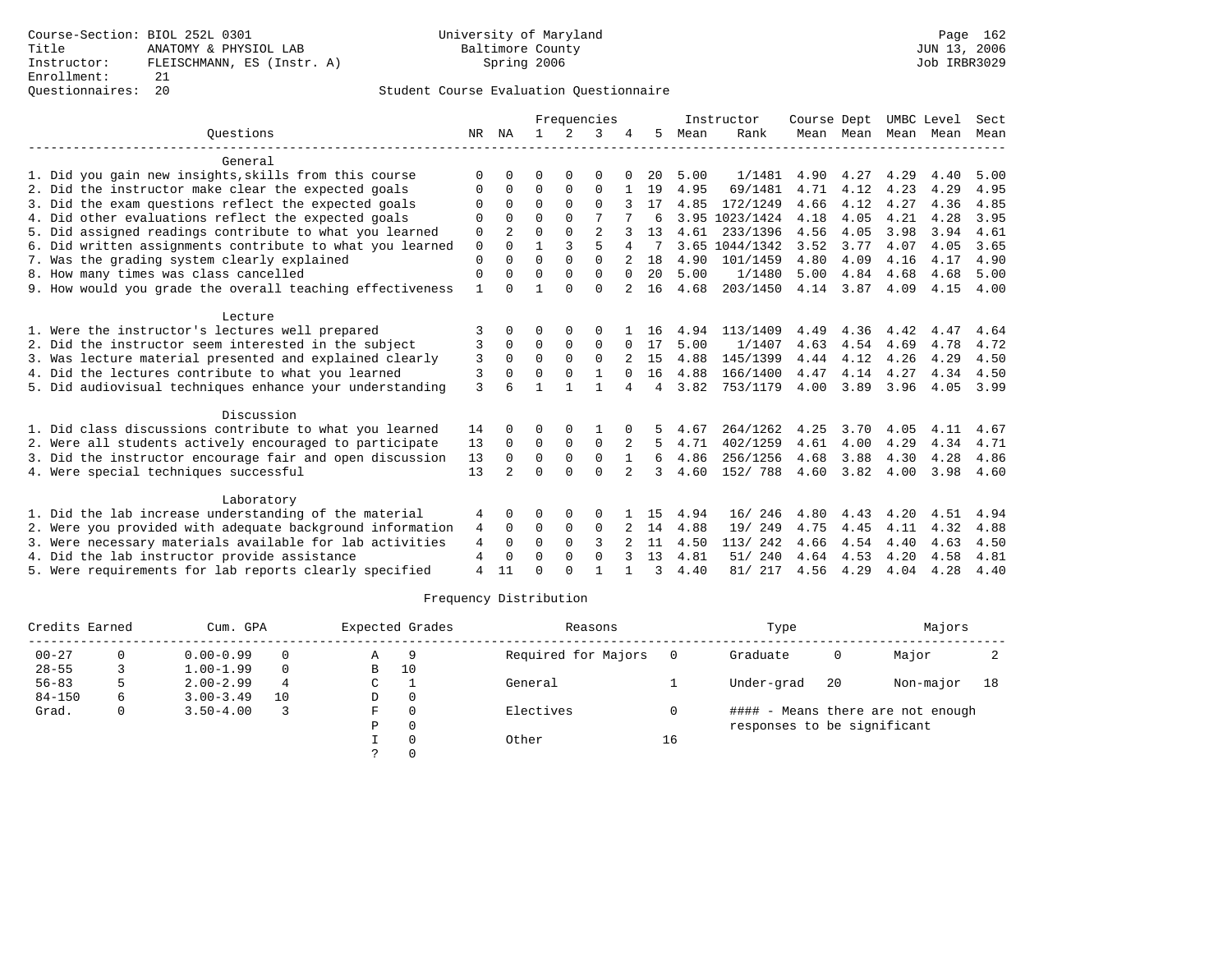Course-Section: BIOL 252L 0301
Title: ANATOMY & PHYSIOL LAB
Instructor: FLEISCHMANN, ES (Instr. A)
Enrollment: 21
Questionnaires: 20

University of Maryland
Baltimore County
Spring 2006

JUN 13, 2006
Job IRBR3029

## Student Course Evaluation Questionnaire

| Questions | NR | NA | 1 | 2 | 3 | 4 | 5 | Instructor Mean | Instructor Rank | Course Mean | Dept Mean | UMBC Level Mean | Level Mean | Sect Mean |
|---|---|---|---|---|---|---|---|---|---|---|---|---|---|---|
| **General** | | | | | | | | | | | | | | |
| 1. Did you gain new insights,skills from this course | 0 | 0 | 0 | 0 | 0 | 0 | 20 | 5.00 | 1/1481 | 4.90 | 4.27 | 4.29 | 4.40 | 5.00 |
| 2. Did the instructor make clear the expected goals | 0 | 0 | 0 | 0 | 0 | 1 | 19 | 4.95 | 69/1481 | 4.71 | 4.12 | 4.23 | 4.29 | 4.95 |
| 3. Did the exam questions reflect the expected goals | 0 | 0 | 0 | 0 | 0 | 3 | 17 | 4.85 | 172/1249 | 4.66 | 4.12 | 4.27 | 4.36 | 4.85 |
| 4. Did other evaluations reflect the expected goals | 0 | 0 | 0 | 0 | 7 | 7 | 6 | 3.95 | 1023/1424 | 4.18 | 4.05 | 4.21 | 4.28 | 3.95 |
| 5. Did assigned readings contribute to what you learned | 0 | 2 | 0 | 0 | 2 | 3 | 13 | 4.61 | 233/1396 | 4.56 | 4.05 | 3.98 | 3.94 | 4.61 |
| 6. Did written assignments contribute to what you learned | 0 | 0 | 1 | 3 | 5 | 4 | 7 | 3.65 | 1044/1342 | 3.52 | 3.77 | 4.07 | 4.05 | 3.65 |
| 7. Was the grading system clearly explained | 0 | 0 | 0 | 0 | 0 | 2 | 18 | 4.90 | 101/1459 | 4.80 | 4.09 | 4.16 | 4.17 | 4.90 |
| 8. How many times was class cancelled | 0 | 0 | 0 | 0 | 0 | 0 | 20 | 5.00 | 1/1480 | 5.00 | 4.84 | 4.68 | 4.68 | 5.00 |
| 9. How would you grade the overall teaching effectiveness | 1 | 0 | 1 | 0 | 0 | 2 | 16 | 4.68 | 203/1450 | 4.14 | 3.87 | 4.09 | 4.15 | 4.00 |
| **Lecture** | | | | | | | | | | | | | | |
| 1. Were the instructor's lectures well prepared | 3 | 0 | 0 | 0 | 0 | 1 | 16 | 4.94 | 113/1409 | 4.49 | 4.36 | 4.42 | 4.47 | 4.64 |
| 2. Did the instructor seem interested in the subject | 3 | 0 | 0 | 0 | 0 | 0 | 17 | 5.00 | 1/1407 | 4.63 | 4.54 | 4.69 | 4.78 | 4.72 |
| 3. Was lecture material presented and explained clearly | 3 | 0 | 0 | 0 | 0 | 2 | 15 | 4.88 | 145/1399 | 4.44 | 4.12 | 4.26 | 4.29 | 4.50 |
| 4. Did the lectures contribute to what you learned | 3 | 0 | 0 | 0 | 1 | 0 | 16 | 4.88 | 166/1400 | 4.47 | 4.14 | 4.27 | 4.34 | 4.50 |
| 5. Did audiovisual techniques enhance your understanding | 3 | 6 | 1 | 1 | 1 | 4 | 4 | 3.82 | 753/1179 | 4.00 | 3.89 | 3.96 | 4.05 | 3.99 |
| **Discussion** | | | | | | | | | | | | | | |
| 1. Did class discussions contribute to what you learned | 14 | 0 | 0 | 0 | 1 | 0 | 5 | 4.67 | 264/1262 | 4.25 | 3.70 | 4.05 | 4.11 | 4.67 |
| 2. Were all students actively encouraged to participate | 13 | 0 | 0 | 0 | 0 | 2 | 5 | 4.71 | 402/1259 | 4.61 | 4.00 | 4.29 | 4.34 | 4.71 |
| 3. Did the instructor encourage fair and open discussion | 13 | 0 | 0 | 0 | 0 | 1 | 6 | 4.86 | 256/1256 | 4.68 | 3.88 | 4.30 | 4.28 | 4.86 |
| 4. Were special techniques successful | 13 | 2 | 0 | 0 | 0 | 2 | 3 | 4.60 | 152/ 788 | 4.60 | 3.82 | 4.00 | 3.98 | 4.60 |
| **Laboratory** | | | | | | | | | | | | | | |
| 1. Did the lab increase understanding of the material | 4 | 0 | 0 | 0 | 0 | 1 | 15 | 4.94 | 16/ 246 | 4.80 | 4.43 | 4.20 | 4.51 | 4.94 |
| 2. Were you provided with adequate background information | 4 | 0 | 0 | 0 | 0 | 2 | 14 | 4.88 | 19/ 249 | 4.75 | 4.45 | 4.11 | 4.32 | 4.88 |
| 3. Were necessary materials available for lab activities | 4 | 0 | 0 | 0 | 3 | 2 | 11 | 4.50 | 113/ 242 | 4.66 | 4.54 | 4.40 | 4.63 | 4.50 |
| 4. Did the lab instructor provide assistance | 4 | 0 | 0 | 0 | 0 | 3 | 13 | 4.81 | 51/ 240 | 4.64 | 4.53 | 4.20 | 4.58 | 4.81 |
| 5. Were requirements for lab reports clearly specified | 4 | 11 | 0 | 0 | 1 | 1 | 3 | 4.40 | 81/ 217 | 4.56 | 4.29 | 4.04 | 4.28 | 4.40 |

## Frequency Distribution

| Credits Earned | | Cum. GPA | | Expected Grades | | Reasons | | Type | | Majors | |
|---|---|---|---|---|---|---|---|---|---|---|---|
| 00-27 | 0 | 0.00-0.99 | 0 | A | 9 | Required for Majors | 0 | Graduate | 0 | Major | 2 |
| 28-55 | 3 | 1.00-1.99 | 0 | B | 10 | | | | | | |
| 56-83 | 5 | 2.00-2.99 | 4 | C | 1 | General | 1 | Under-grad | 20 | Non-major | 18 |
| 84-150 | 6 | 3.00-3.49 | 10 | D | 0 | | | | | | |
| Grad. | 0 | 3.50-4.00 | 3 | F | 0 | Electives | 0 | | | | |
| | | | | P | 0 | | | | | | |
| | | | | I | 0 | Other | 16 | | | | |
| | | | | ? | 0 | | | | | | |

#### - Means there are not enough responses to be significant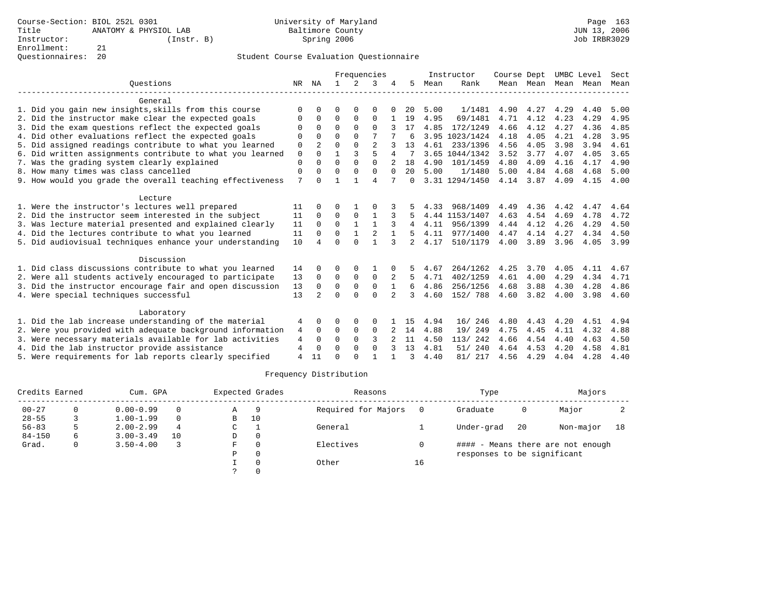Course-Section: BIOL 252L 0301
Title: ANATOMY & PHYSIOL LAB
Instructor: (Instr. B)
Enrollment: 21
Questionnaires: 20

University of Maryland Baltimore County
Spring 2006

JUN 13, 2006
Job IRBR3029

## Student Course Evaluation Questionnaire

| Questions | NR | NA | 1 | 2 | 3 | 4 | 5 | Instructor Mean | Instructor Rank | Course Mean | Dept Mean | UMBC Mean | Level Mean | Sect Mean |
|---|---|---|---|---|---|---|---|---|---|---|---|---|---|---|
| **General** | | | | | | | | | | | | | | |
| 1. Did you gain new insights,skills from this course | 0 | 0 | 0 | 0 | 0 | 0 | 20 | 5.00 | 1/1481 | 4.90 | 4.27 | 4.29 | 4.40 | 5.00 |
| 2. Did the instructor make clear the expected goals | 0 | 0 | 0 | 0 | 0 | 1 | 19 | 4.95 | 69/1481 | 4.71 | 4.12 | 4.23 | 4.29 | 4.95 |
| 3. Did the exam questions reflect the expected goals | 0 | 0 | 0 | 0 | 0 | 3 | 17 | 4.85 | 172/1249 | 4.66 | 4.12 | 4.27 | 4.36 | 4.85 |
| 4. Did other evaluations reflect the expected goals | 0 | 0 | 0 | 0 | 7 | 7 | 6 | 3.95 | 1023/1424 | 4.18 | 4.05 | 4.21 | 4.28 | 3.95 |
| 5. Did assigned readings contribute to what you learned | 0 | 2 | 0 | 0 | 2 | 3 | 13 | 4.61 | 233/1396 | 4.56 | 4.05 | 3.98 | 3.94 | 4.61 |
| 6. Did written assignments contribute to what you learned | 0 | 0 | 1 | 3 | 5 | 4 | 7 | 3.65 | 1044/1342 | 3.52 | 3.77 | 4.07 | 4.05 | 3.65 |
| 7. Was the grading system clearly explained | 0 | 0 | 0 | 0 | 0 | 2 | 18 | 4.90 | 101/1459 | 4.80 | 4.09 | 4.16 | 4.17 | 4.90 |
| 8. How many times was class cancelled | 0 | 0 | 0 | 0 | 0 | 0 | 20 | 5.00 | 1/1480 | 5.00 | 4.84 | 4.68 | 4.68 | 5.00 |
| 9. How would you grade the overall teaching effectiveness | 7 | 0 | 1 | 1 | 4 | 7 | 0 | 3.31 | 1294/1450 | 4.14 | 3.87 | 4.09 | 4.15 | 4.00 |
| **Lecture** | | | | | | | | | | | | | | |
| 1. Were the instructor's lectures well prepared | 11 | 0 | 0 | 1 | 0 | 3 | 5 | 4.33 | 968/1409 | 4.49 | 4.36 | 4.42 | 4.47 | 4.64 |
| 2. Did the instructor seem interested in the subject | 11 | 0 | 0 | 0 | 1 | 3 | 5 | 4.44 | 1153/1407 | 4.63 | 4.54 | 4.69 | 4.78 | 4.72 |
| 3. Was lecture material presented and explained clearly | 11 | 0 | 0 | 1 | 1 | 3 | 4 | 4.11 | 956/1399 | 4.44 | 4.12 | 4.26 | 4.29 | 4.50 |
| 4. Did the lectures contribute to what you learned | 11 | 0 | 0 | 1 | 2 | 1 | 5 | 4.11 | 977/1400 | 4.47 | 4.14 | 4.27 | 4.34 | 4.50 |
| 5. Did audiovisual techniques enhance your understanding | 10 | 4 | 0 | 0 | 1 | 3 | 2 | 4.17 | 510/1179 | 4.00 | 3.89 | 3.96 | 4.05 | 3.99 |
| **Discussion** | | | | | | | | | | | | | | |
| 1. Did class discussions contribute to what you learned | 14 | 0 | 0 | 0 | 1 | 0 | 5 | 4.67 | 264/1262 | 4.25 | 3.70 | 4.05 | 4.11 | 4.67 |
| 2. Were all students actively encouraged to participate | 13 | 0 | 0 | 0 | 0 | 2 | 5 | 4.71 | 402/1259 | 4.61 | 4.00 | 4.29 | 4.34 | 4.71 |
| 3. Did the instructor encourage fair and open discussion | 13 | 0 | 0 | 0 | 0 | 1 | 6 | 4.86 | 256/1256 | 4.68 | 3.88 | 4.30 | 4.28 | 4.86 |
| 4. Were special techniques successful | 13 | 2 | 0 | 0 | 0 | 2 | 3 | 4.60 | 152/ 788 | 4.60 | 3.82 | 4.00 | 3.98 | 4.60 |
| **Laboratory** | | | | | | | | | | | | | | |
| 1. Did the lab increase understanding of the material | 4 | 0 | 0 | 0 | 0 | 1 | 15 | 4.94 | 16/ 246 | 4.80 | 4.43 | 4.20 | 4.51 | 4.94 |
| 2. Were you provided with adequate background information | 4 | 0 | 0 | 0 | 0 | 2 | 14 | 4.88 | 19/ 249 | 4.75 | 4.45 | 4.11 | 4.32 | 4.88 |
| 3. Were necessary materials available for lab activities | 4 | 0 | 0 | 0 | 3 | 2 | 11 | 4.50 | 113/ 242 | 4.66 | 4.54 | 4.40 | 4.63 | 4.50 |
| 4. Did the lab instructor provide assistance | 4 | 0 | 0 | 0 | 0 | 3 | 13 | 4.81 | 51/ 240 | 4.64 | 4.53 | 4.20 | 4.58 | 4.81 |
| 5. Were requirements for lab reports clearly specified | 4 | 11 | 0 | 0 | 1 | 1 | 3 | 4.40 | 81/ 217 | 4.56 | 4.29 | 4.04 | 4.28 | 4.40 |

## Frequency Distribution

| Credits Earned | | Cum. GPA | | Expected Grades | | Reasons | | Type | | Majors | |
|---|---|---|---|---|---|---|---|---|---|---|---|
| 00-27 | 0 | 0.00-0.99 | 0 | A | 9 | Required for Majors | 0 | Graduate | 0 | Major | 2 |
| 28-55 | 3 | 1.00-1.99 | 0 | B | 10 | | | | | | |
| 56-83 | 5 | 2.00-2.99 | 4 | C | 1 | General | 1 | Under-grad | 20 | Non-major | 18 |
| 84-150 | 6 | 3.00-3.49 | 10 | D | 0 | | | | | | |
| Grad. | 0 | 3.50-4.00 | 3 | F | 0 | Electives | 0 | #### - Means there are not enough responses to be significant | | | |
| | | | | P | 0 | | | | | | |
| | | | | I | 0 | Other | 16 | | | | |
| | | | | ? | 0 | | | | | | |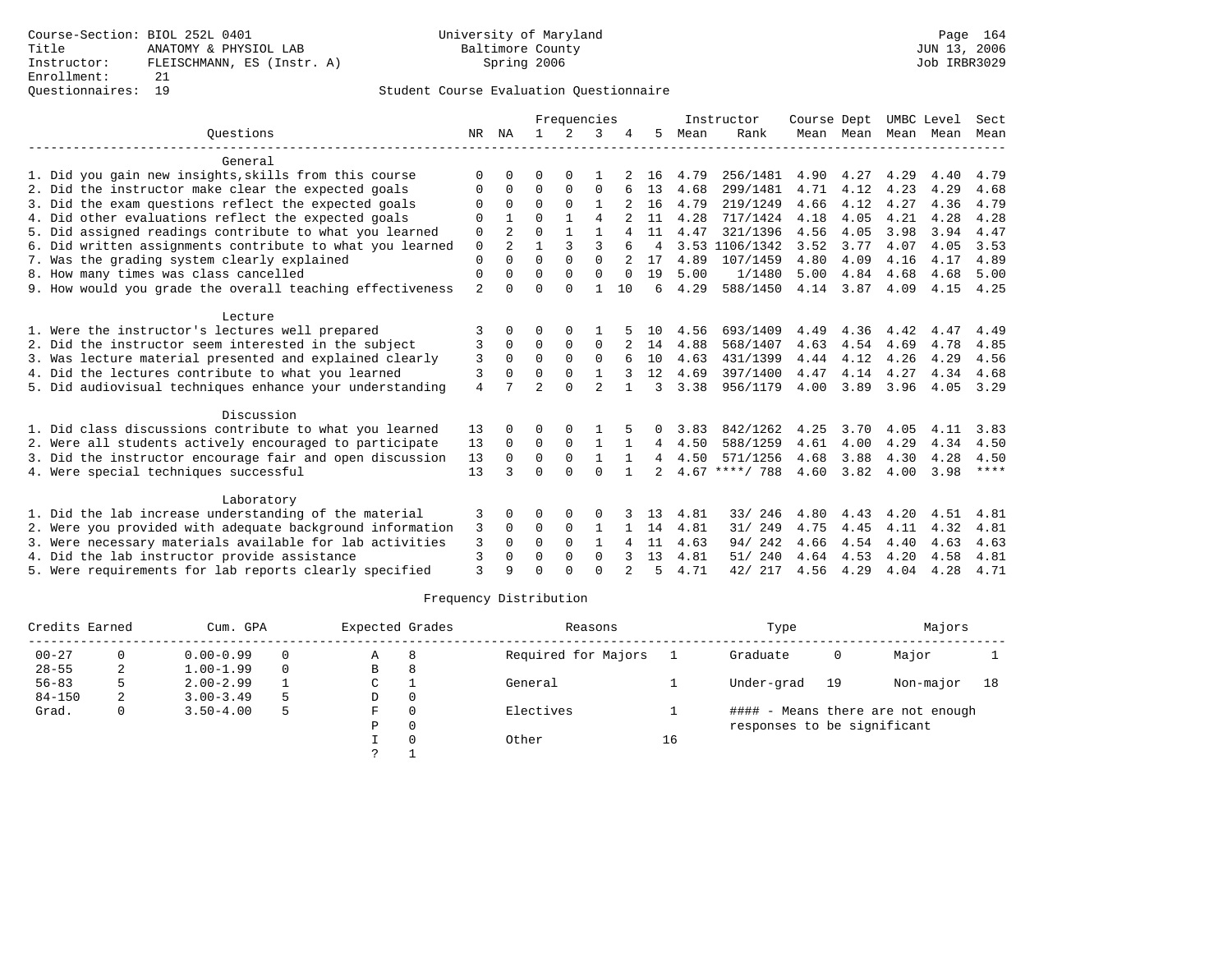Course-Section: BIOL 252L 0401
Title: ANATOMY & PHYSIOL LAB
Instructor: FLEISCHMANN, ES (Instr. A)
Enrollment: 21
Questionnaires: 19

University of Maryland
Baltimore County
Spring 2006

JUN 13, 2006
Job IRBR3029

## Student Course Evaluation Questionnaire

| Questions | NR | NA | 1 | 2 | 3 | 4 | 5 | Instructor Mean | Instructor Rank | Course Mean | Dept Mean | UMBC Mean | Level Mean | Sect Mean |
|---|---|---|---|---|---|---|---|---|---|---|---|---|---|---|
| **General** | | | | | | | | | | | | | | |
| 1. Did you gain new insights,skills from this course | 0 | 0 | 0 | 0 | 1 | 2 | 16 | 4.79 | 256/1481 | 4.90 | 4.27 | 4.29 | 4.40 | 4.79 |
| 2. Did the instructor make clear the expected goals | 0 | 0 | 0 | 0 | 0 | 6 | 13 | 4.68 | 299/1481 | 4.71 | 4.12 | 4.23 | 4.29 | 4.68 |
| 3. Did the exam questions reflect the expected goals | 0 | 0 | 0 | 0 | 1 | 2 | 16 | 4.79 | 219/1249 | 4.66 | 4.12 | 4.27 | 4.36 | 4.79 |
| 4. Did other evaluations reflect the expected goals | 0 | 1 | 0 | 1 | 4 | 2 | 11 | 4.28 | 717/1424 | 4.18 | 4.05 | 4.21 | 4.28 | 4.28 |
| 5. Did assigned readings contribute to what you learned | 0 | 2 | 0 | 1 | 1 | 4 | 11 | 4.47 | 321/1396 | 4.56 | 4.05 | 3.98 | 3.94 | 4.47 |
| 6. Did written assignments contribute to what you learned | 0 | 2 | 1 | 3 | 3 | 6 | 4 | 3.53 | 1106/1342 | 3.52 | 3.77 | 4.07 | 4.05 | 3.53 |
| 7. Was the grading system clearly explained | 0 | 0 | 0 | 0 | 0 | 2 | 17 | 4.89 | 107/1459 | 4.80 | 4.09 | 4.16 | 4.17 | 4.89 |
| 8. How many times was class cancelled | 0 | 0 | 0 | 0 | 0 | 0 | 19 | 5.00 | 1/1480 | 5.00 | 4.84 | 4.68 | 4.68 | 5.00 |
| 9. How would you grade the overall teaching effectiveness | 2 | 0 | 0 | 0 | 1 | 10 | 6 | 4.29 | 588/1450 | 4.14 | 3.87 | 4.09 | 4.15 | 4.25 |
| **Lecture** | | | | | | | | | | | | | | |
| 1. Were the instructor's lectures well prepared | 3 | 0 | 0 | 0 | 1 | 5 | 10 | 4.56 | 693/1409 | 4.49 | 4.36 | 4.42 | 4.47 | 4.49 |
| 2. Did the instructor seem interested in the subject | 3 | 0 | 0 | 0 | 0 | 2 | 14 | 4.88 | 568/1407 | 4.63 | 4.54 | 4.69 | 4.78 | 4.85 |
| 3. Was lecture material presented and explained clearly | 3 | 0 | 0 | 0 | 0 | 6 | 10 | 4.63 | 431/1399 | 4.44 | 4.12 | 4.26 | 4.29 | 4.56 |
| 4. Did the lectures contribute to what you learned | 3 | 0 | 0 | 0 | 1 | 3 | 12 | 4.69 | 397/1400 | 4.47 | 4.14 | 4.27 | 4.34 | 4.68 |
| 5. Did audiovisual techniques enhance your understanding | 4 | 7 | 2 | 0 | 2 | 1 | 3 | 3.38 | 956/1179 | 4.00 | 3.89 | 3.96 | 4.05 | 3.29 |
| **Discussion** | | | | | | | | | | | | | | |
| 1. Did class discussions contribute to what you learned | 13 | 0 | 0 | 0 | 1 | 5 | 0 | 3.83 | 842/1262 | 4.25 | 3.70 | 4.05 | 4.11 | 3.83 |
| 2. Were all students actively encouraged to participate | 13 | 0 | 0 | 0 | 1 | 1 | 4 | 4.50 | 588/1259 | 4.61 | 4.00 | 4.29 | 4.34 | 4.50 |
| 3. Did the instructor encourage fair and open discussion | 13 | 0 | 0 | 0 | 1 | 1 | 4 | 4.50 | 571/1256 | 4.68 | 3.88 | 4.30 | 4.28 | 4.50 |
| 4. Were special techniques successful | 13 | 3 | 0 | 0 | 0 | 1 | 2 | 4.67 | ****/ 788 | 4.60 | 3.82 | 4.00 | 3.98 | **** |
| **Laboratory** | | | | | | | | | | | | | | |
| 1. Did the lab increase understanding of the material | 3 | 0 | 0 | 0 | 0 | 3 | 13 | 4.81 | 33/ 246 | 4.80 | 4.43 | 4.20 | 4.51 | 4.81 |
| 2. Were you provided with adequate background information | 3 | 0 | 0 | 0 | 1 | 1 | 14 | 4.81 | 31/ 249 | 4.75 | 4.45 | 4.11 | 4.32 | 4.81 |
| 3. Were necessary materials available for lab activities | 3 | 0 | 0 | 0 | 1 | 4 | 11 | 4.63 | 94/ 242 | 4.66 | 4.54 | 4.40 | 4.63 | 4.63 |
| 4. Did the lab instructor provide assistance | 3 | 0 | 0 | 0 | 0 | 3 | 13 | 4.81 | 51/ 240 | 4.64 | 4.53 | 4.20 | 4.58 | 4.81 |
| 5. Were requirements for lab reports clearly specified | 3 | 9 | 0 | 0 | 0 | 2 | 5 | 4.71 | 42/ 217 | 4.56 | 4.29 | 4.04 | 4.28 | 4.71 |

## Frequency Distribution

| Credits Earned | | Cum. GPA | | Expected Grades | | Reasons | | Type | | Majors | |
|---|---|---|---|---|---|---|---|---|---|---|---|
| 00-27 | 0 | 0.00-0.99 | 0 | A | 8 | Required for Majors | 1 | Graduate | 0 | Major | 1 |
| 28-55 | 2 | 1.00-1.99 | 0 | B | 8 | | | | | | |
| 56-83 | 5 | 2.00-2.99 | 1 | C | 1 | General | 1 | Under-grad | 19 | Non-major | 18 |
| 84-150 | 2 | 3.00-3.49 | 5 | D | 0 | | | | | | |
| Grad. | 0 | 3.50-4.00 | 5 | F | 0 | Electives | 1 | #### - Means there are not enough responses to be significant | | | |
| | | | | P | 0 | | | | | | |
| | | | | I | 0 | Other | 16 | | | | |
| | | | | ? | 1 | | | | | | |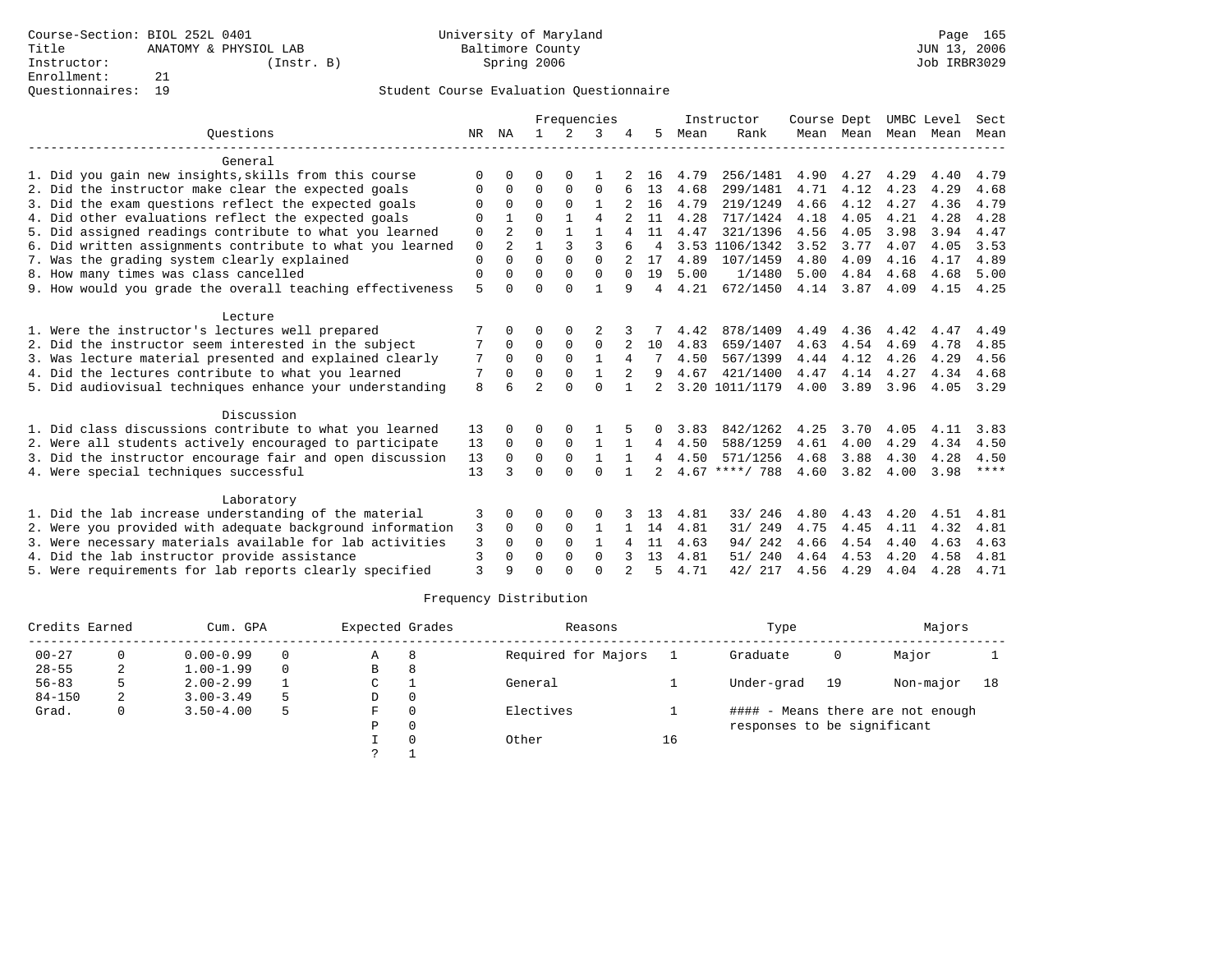Course-Section: BIOL 252L 0401
Title: ANATOMY & PHYSIOL LAB
Instructor: (Instr. B)
Enrollment: 21
Questionnaires: 19

University of Maryland
Baltimore County
Spring 2006

JUN 13, 2006
Job IRBR3029

## Student Course Evaluation Questionnaire

| Questions | NR | NA | 1 | 2 | 3 | 4 | 5 | Instructor Mean | Instructor Rank | Course Mean | Dept Mean | UMBC Mean | Level Mean | Sect Mean |
|---|---|---|---|---|---|---|---|---|---|---|---|---|---|---|
| **General** | | | | | | | | | | | | | | |
| 1. Did you gain new insights,skills from this course | 0 | 0 | 0 | 0 | 1 | 2 | 16 | 4.79 | 256/1481 | 4.90 | 4.27 | 4.29 | 4.40 | 4.79 |
| 2. Did the instructor make clear the expected goals | 0 | 0 | 0 | 0 | 0 | 6 | 13 | 4.68 | 299/1481 | 4.71 | 4.12 | 4.23 | 4.29 | 4.68 |
| 3. Did the exam questions reflect the expected goals | 0 | 0 | 0 | 0 | 1 | 2 | 16 | 4.79 | 219/1249 | 4.66 | 4.12 | 4.27 | 4.36 | 4.79 |
| 4. Did other evaluations reflect the expected goals | 0 | 1 | 0 | 1 | 4 | 2 | 11 | 4.28 | 717/1424 | 4.18 | 4.05 | 4.21 | 4.28 | 4.28 |
| 5. Did assigned readings contribute to what you learned | 0 | 2 | 0 | 1 | 1 | 4 | 11 | 4.47 | 321/1396 | 4.56 | 4.05 | 3.98 | 3.94 | 4.47 |
| 6. Did written assignments contribute to what you learned | 0 | 2 | 1 | 3 | 3 | 6 | 4 | 3.53 | 1106/1342 | 3.52 | 3.77 | 4.07 | 4.05 | 3.53 |
| 7. Was the grading system clearly explained | 0 | 0 | 0 | 0 | 0 | 2 | 17 | 4.89 | 107/1459 | 4.80 | 4.09 | 4.16 | 4.17 | 4.89 |
| 8. How many times was class cancelled | 0 | 0 | 0 | 0 | 0 | 0 | 19 | 5.00 | 1/1480 | 5.00 | 4.84 | 4.68 | 4.68 | 5.00 |
| 9. How would you grade the overall teaching effectiveness | 5 | 0 | 0 | 0 | 1 | 9 | 4 | 4.21 | 672/1450 | 4.14 | 3.87 | 4.09 | 4.15 | 4.25 |
| **Lecture** | | | | | | | | | | | | | | |
| 1. Were the instructor's lectures well prepared | 7 | 0 | 0 | 0 | 2 | 3 | 7 | 4.42 | 878/1409 | 4.49 | 4.36 | 4.42 | 4.47 | 4.49 |
| 2. Did the instructor seem interested in the subject | 7 | 0 | 0 | 0 | 0 | 2 | 10 | 4.83 | 659/1407 | 4.63 | 4.54 | 4.69 | 4.78 | 4.85 |
| 3. Was lecture material presented and explained clearly | 7 | 0 | 0 | 0 | 1 | 4 | 7 | 4.50 | 567/1399 | 4.44 | 4.12 | 4.26 | 4.29 | 4.56 |
| 4. Did the lectures contribute to what you learned | 7 | 0 | 0 | 0 | 1 | 2 | 9 | 4.67 | 421/1400 | 4.47 | 4.14 | 4.27 | 4.34 | 4.68 |
| 5. Did audiovisual techniques enhance your understanding | 8 | 6 | 2 | 0 | 0 | 1 | 2 | 3.20 | 1011/1179 | 4.00 | 3.89 | 3.96 | 4.05 | 3.29 |
| **Discussion** | | | | | | | | | | | | | | |
| 1. Did class discussions contribute to what you learned | 13 | 0 | 0 | 0 | 1 | 5 | 0 | 3.83 | 842/1262 | 4.25 | 3.70 | 4.05 | 4.11 | 3.83 |
| 2. Were all students actively encouraged to participate | 13 | 0 | 0 | 0 | 1 | 1 | 4 | 4.50 | 588/1259 | 4.61 | 4.00 | 4.29 | 4.34 | 4.50 |
| 3. Did the instructor encourage fair and open discussion | 13 | 0 | 0 | 0 | 1 | 1 | 4 | 4.50 | 571/1256 | 4.68 | 3.88 | 4.30 | 4.28 | 4.50 |
| 4. Were special techniques successful | 13 | 3 | 0 | 0 | 0 | 1 | 2 | 4.67 | ****/ 788 | 4.60 | 3.82 | 4.00 | 3.98 | **** |
| **Laboratory** | | | | | | | | | | | | | | |
| 1. Did the lab increase understanding of the material | 3 | 0 | 0 | 0 | 0 | 3 | 13 | 4.81 | 33/ 246 | 4.80 | 4.43 | 4.20 | 4.51 | 4.81 |
| 2. Were you provided with adequate background information | 3 | 0 | 0 | 0 | 1 | 1 | 14 | 4.81 | 31/ 249 | 4.75 | 4.45 | 4.11 | 4.32 | 4.81 |
| 3. Were necessary materials available for lab activities | 3 | 0 | 0 | 0 | 1 | 4 | 11 | 4.63 | 94/ 242 | 4.66 | 4.54 | 4.40 | 4.63 | 4.63 |
| 4. Did the lab instructor provide assistance | 3 | 0 | 0 | 0 | 0 | 3 | 13 | 4.81 | 51/ 240 | 4.64 | 4.53 | 4.20 | 4.58 | 4.81 |
| 5. Were requirements for lab reports clearly specified | 3 | 9 | 0 | 0 | 0 | 2 | 5 | 4.71 | 42/ 217 | 4.56 | 4.29 | 4.04 | 4.28 | 4.71 |

### Frequency Distribution

| Credits Earned | | Cum. GPA | | Expected Grades | | Reasons | | Type | | Majors | |
|---|---|---|---|---|---|---|---|---|---|---|---|
| 00-27 | 0 | 0.00-0.99 | 0 | A | 8 | Required for Majors | 1 | Graduate | 0 | Major | 1 |
| 28-55 | 2 | 1.00-1.99 | 0 | B | 8 | | | | | | |
| 56-83 | 5 | 2.00-2.99 | 1 | C | 1 | General | 1 | Under-grad | 19 | Non-major | 18 |
| 84-150 | 2 | 3.00-3.49 | 5 | D | 0 | | | | | | |
| Grad. | 0 | 3.50-4.00 | 5 | F | 0 | Electives | 1 | | | | |
| | | | | P | 0 | | | | | | |
| | | | | I | 0 | Other | 16 | | | | |
| | | | | ? | 1 | | | | | | |

#### - Means there are not enough responses to be significant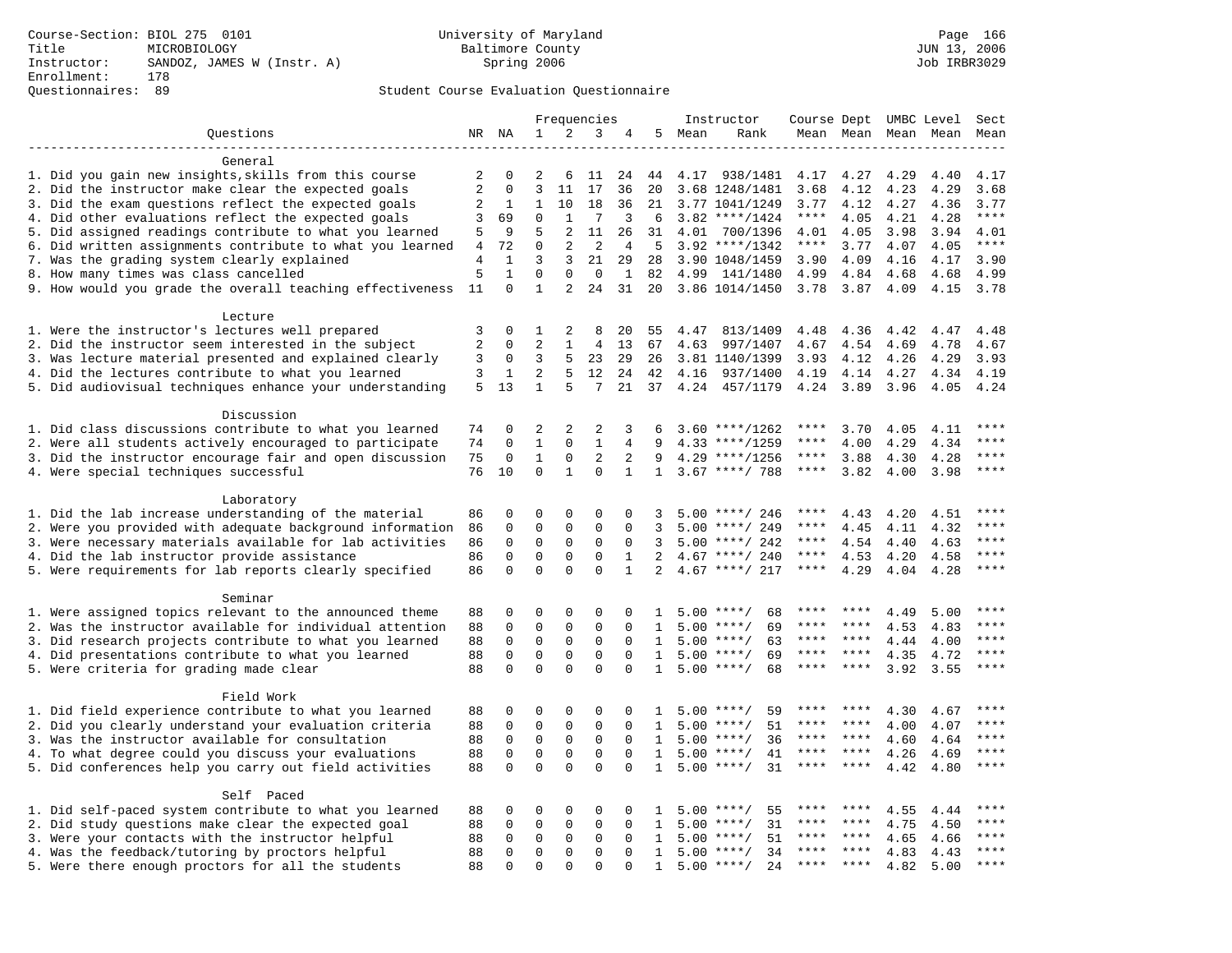Course-Section: BIOL 275 0101
Title: MICROBIOLOGY
Instructor: SANDOZ, JAMES W (Instr. A)
Enrollment: 178
Questionnaires: 89

University of Maryland
Baltimore County
Spring 2006

JUN 13, 2006
Job IRBR3029

Student Course Evaluation Questionnaire

| Questions | NR | NA | 1 | 2 | 3 | 4 | 5 | Instructor Mean | Instructor Rank | Course Mean | Dept Mean | UMBC Level Mean | Level Mean | Sect Mean |
|---|---|---|---|---|---|---|---|---|---|---|---|---|---|---|
| **General** | | | | | | | | | | | | | | |
| 1. Did you gain new insights,skills from this course | 2 | 0 | 2 | 6 | 11 | 24 | 44 | 4.17 | 938/1481 | 4.17 | 4.27 | 4.29 | 4.40 | 4.17 |
| 2. Did the instructor make clear the expected goals | 2 | 0 | 3 | 11 | 17 | 36 | 20 | 3.68 | 1248/1481 | 3.68 | 4.12 | 4.23 | 4.29 | 3.68 |
| 3. Did the exam questions reflect the expected goals | 2 | 1 | 1 | 10 | 18 | 36 | 21 | 3.77 | 1041/1249 | 3.77 | 4.12 | 4.27 | 4.36 | 3.77 |
| 4. Did other evaluations reflect the expected goals | 3 | 69 | 0 | 1 | 7 | 3 | 6 | 3.82 | ****/1424 | **** | 4.05 | 4.21 | 4.28 | **** |
| 5. Did assigned readings contribute to what you learned | 5 | 9 | 5 | 2 | 11 | 26 | 31 | 4.01 | 700/1396 | 4.01 | 4.05 | 3.98 | 3.94 | 4.01 |
| 6. Did written assignments contribute to what you learned | 4 | 72 | 0 | 2 | 2 | 4 | 5 | 3.92 | ****/1342 | **** | 3.77 | 4.07 | 4.05 | **** |
| 7. Was the grading system clearly explained | 4 | 1 | 3 | 3 | 21 | 29 | 28 | 3.90 | 1048/1459 | 3.90 | 4.09 | 4.16 | 4.17 | 3.90 |
| 8. How many times was class cancelled | 5 | 1 | 0 | 0 | 0 | 1 | 82 | 4.99 | 141/1480 | 4.99 | 4.84 | 4.68 | 4.68 | 4.99 |
| 9. How would you grade the overall teaching effectiveness | 11 | 0 | 1 | 2 | 24 | 31 | 20 | 3.86 | 1014/1450 | 3.78 | 3.87 | 4.09 | 4.15 | 3.78 |
| **Lecture** | | | | | | | | | | | | | | |
| 1. Were the instructor's lectures well prepared | 3 | 0 | 1 | 2 | 8 | 20 | 55 | 4.47 | 813/1409 | 4.48 | 4.36 | 4.42 | 4.47 | 4.48 |
| 2. Did the instructor seem interested in the subject | 2 | 0 | 2 | 1 | 4 | 13 | 67 | 4.63 | 997/1407 | 4.67 | 4.54 | 4.69 | 4.78 | 4.67 |
| 3. Was lecture material presented and explained clearly | 3 | 0 | 3 | 5 | 23 | 29 | 26 | 3.81 | 1140/1399 | 3.93 | 4.12 | 4.26 | 4.29 | 3.93 |
| 4. Did the lectures contribute to what you learned | 3 | 1 | 2 | 5 | 12 | 24 | 42 | 4.16 | 937/1400 | 4.19 | 4.14 | 4.27 | 4.34 | 4.19 |
| 5. Did audiovisual techniques enhance your understanding | 5 | 13 | 1 | 5 | 7 | 21 | 37 | 4.24 | 457/1179 | 4.24 | 3.89 | 3.96 | 4.05 | 4.24 |
| **Discussion** | | | | | | | | | | | | | | |
| 1. Did class discussions contribute to what you learned | 74 | 0 | 2 | 2 | 2 | 3 | 6 | 3.60 | ****/1262 | **** | 3.70 | 4.05 | 4.11 | **** |
| 2. Were all students actively encouraged to participate | 74 | 0 | 1 | 0 | 1 | 4 | 9 | 4.33 | ****/1259 | **** | 4.00 | 4.29 | 4.34 | **** |
| 3. Did the instructor encourage fair and open discussion | 75 | 0 | 1 | 0 | 2 | 2 | 9 | 4.29 | ****/1256 | **** | 3.88 | 4.30 | 4.28 | **** |
| 4. Were special techniques successful | 76 | 10 | 0 | 1 | 0 | 1 | 1 | 3.67 | ****/ 788 | **** | 3.82 | 4.00 | 3.98 | **** |
| **Laboratory** | | | | | | | | | | | | | | |
| 1. Did the lab increase understanding of the material | 86 | 0 | 0 | 0 | 0 | 0 | 3 | 5.00 | ****/ 246 | **** | 4.43 | 4.20 | 4.51 | **** |
| 2. Were you provided with adequate background information | 86 | 0 | 0 | 0 | 0 | 0 | 3 | 5.00 | ****/ 249 | **** | 4.45 | 4.11 | 4.32 | **** |
| 3. Were necessary materials available for lab activities | 86 | 0 | 0 | 0 | 0 | 0 | 3 | 5.00 | ****/ 242 | **** | 4.54 | 4.40 | 4.63 | **** |
| 4. Did the lab instructor provide assistance | 86 | 0 | 0 | 0 | 0 | 1 | 2 | 4.67 | ****/ 240 | **** | 4.53 | 4.20 | 4.58 | **** |
| 5. Were requirements for lab reports clearly specified | 86 | 0 | 0 | 0 | 0 | 1 | 2 | 4.67 | ****/ 217 | **** | 4.29 | 4.04 | 4.28 | **** |
| **Seminar** | | | | | | | | | | | | | | |
| 1. Were assigned topics relevant to the announced theme | 88 | 0 | 0 | 0 | 0 | 0 | 1 | 5.00 | ****/ 68 | **** | **** | 4.49 | 5.00 | **** |
| 2. Was the instructor available for individual attention | 88 | 0 | 0 | 0 | 0 | 0 | 1 | 5.00 | ****/ 69 | **** | **** | 4.53 | 4.83 | **** |
| 3. Did research projects contribute to what you learned | 88 | 0 | 0 | 0 | 0 | 0 | 1 | 5.00 | ****/ 63 | **** | **** | 4.44 | 4.00 | **** |
| 4. Did presentations contribute to what you learned | 88 | 0 | 0 | 0 | 0 | 0 | 1 | 5.00 | ****/ 69 | **** | **** | 4.35 | 4.72 | **** |
| 5. Were criteria for grading made clear | 88 | 0 | 0 | 0 | 0 | 0 | 1 | 5.00 | ****/ 68 | **** | **** | 3.92 | 3.55 | **** |
| **Field Work** | | | | | | | | | | | | | | |
| 1. Did field experience contribute to what you learned | 88 | 0 | 0 | 0 | 0 | 0 | 1 | 5.00 | ****/ 59 | **** | **** | 4.30 | 4.67 | **** |
| 2. Did you clearly understand your evaluation criteria | 88 | 0 | 0 | 0 | 0 | 0 | 1 | 5.00 | ****/ 51 | **** | **** | 4.00 | 4.07 | **** |
| 3. Was the instructor available for consultation | 88 | 0 | 0 | 0 | 0 | 0 | 1 | 5.00 | ****/ 36 | **** | **** | 4.60 | 4.64 | **** |
| 4. To what degree could you discuss your evaluations | 88 | 0 | 0 | 0 | 0 | 0 | 1 | 5.00 | ****/ 41 | **** | **** | 4.26 | 4.69 | **** |
| 5. Did conferences help you carry out field activities | 88 | 0 | 0 | 0 | 0 | 0 | 1 | 5.00 | ****/ 31 | **** | **** | 4.42 | 4.80 | **** |
| **Self Paced** | | | | | | | | | | | | | | |
| 1. Did self-paced system contribute to what you learned | 88 | 0 | 0 | 0 | 0 | 0 | 1 | 5.00 | ****/ 55 | **** | **** | 4.55 | 4.44 | **** |
| 2. Did study questions make clear the expected goal | 88 | 0 | 0 | 0 | 0 | 0 | 1 | 5.00 | ****/ 31 | **** | **** | 4.75 | 4.50 | **** |
| 3. Were your contacts with the instructor helpful | 88 | 0 | 0 | 0 | 0 | 0 | 1 | 5.00 | ****/ 51 | **** | **** | 4.65 | 4.66 | **** |
| 4. Was the feedback/tutoring by proctors helpful | 88 | 0 | 0 | 0 | 0 | 0 | 1 | 5.00 | ****/ 34 | **** | **** | 4.83 | 4.43 | **** |
| 5. Were there enough proctors for all the students | 88 | 0 | 0 | 0 | 0 | 0 | 1 | 5.00 | ****/ 24 | **** | **** | 4.82 | 5.00 | **** |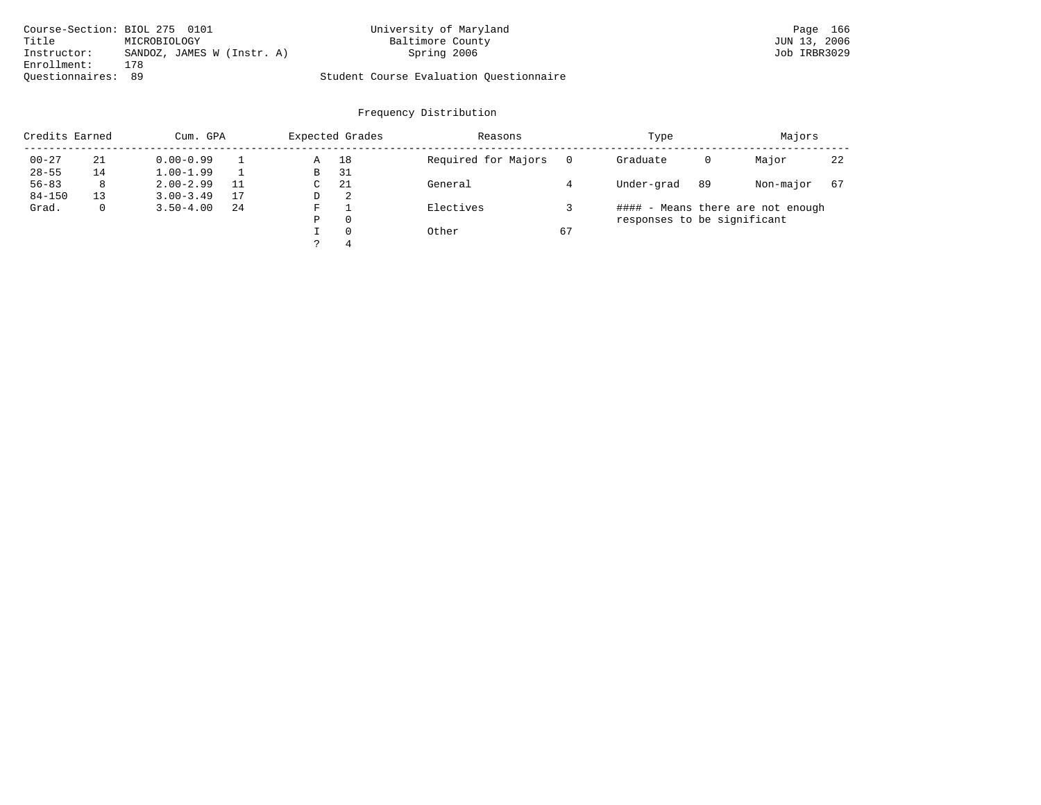Course-Section: BIOL 275 0101
Title: MICROBIOLOGY
Instructor: SANDOZ, JAMES W (Instr. A)
Enrollment: 178
Questionnaires: 89

University of Maryland
Baltimore County
Spring 2006

Student Course Evaluation Questionnaire

JUN 13, 2006
Job IRBR3029

## Frequency Distribution

| Credits Earned | | Cum. GPA | | Expected Grades | | Reasons | | Type | | Majors | |
|---|---|---|---|---|---|---|---|---|---|---|---|
| 00-27 | 21 | 0.00-0.99 | 1 | A | 18 | Required for Majors | 0 | Graduate | 0 | Major | 22 |
| 28-55 | 14 | 1.00-1.99 | 1 | B | 31 | | | | | | |
| 56-83 | 8 | 2.00-2.99 | 11 | C | 21 | General | 4 | Under-grad | 89 | Non-major | 67 |
| 84-150 | 13 | 3.00-3.49 | 17 | D | 2 | | | | | | |
| Grad. | 0 | 3.50-4.00 | 24 | F | 1 | Electives | 3 | | | | |
| | | | | P | 0 | | | | | | |
| | | | | I | 0 | Other | 67 | | | | |
| | | | | ? | 4 | | | | | | |

#### - Means there are not enough responses to be significant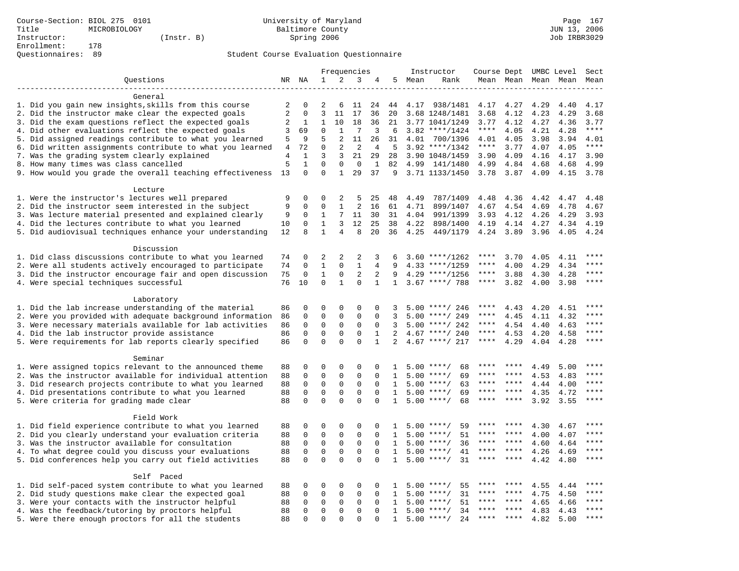Course-Section: BIOL 275 0101
Title: MICROBIOLOGY
Instructor: (Instr. B)
Enrollment: 178
Questionnaires: 89

University of Maryland
Baltimore County
Spring 2006

JUN 13, 2006
Job IRBR3029

## Student Course Evaluation Questionnaire

| Questions | NR | NA | 1 | 2 | 3 | 4 | 5 | Instructor Mean | Instructor Rank | Course Mean | Dept Mean | UMBC Mean | Level Mean | Sect Mean |
|---|---|---|---|---|---|---|---|---|---|---|---|---|---|---|
| **General** | | | | | | | | | | | | | | |
| 1. Did you gain new insights,skills from this course | 2 | 0 | 2 | 6 | 11 | 24 | 44 | 4.17 | 938/1481 | 4.17 | 4.27 | 4.29 | 4.40 | 4.17 |
| 2. Did the instructor make clear the expected goals | 2 | 0 | 3 | 11 | 17 | 36 | 20 | 3.68 | 1248/1481 | 3.68 | 4.12 | 4.23 | 4.29 | 3.68 |
| 3. Did the exam questions reflect the expected goals | 2 | 1 | 1 | 10 | 18 | 36 | 21 | 3.77 | 1041/1249 | 3.77 | 4.12 | 4.27 | 4.36 | 3.77 |
| 4. Did other evaluations reflect the expected goals | 3 | 69 | 0 | 1 | 7 | 3 | 6 | 3.82 | ****/1424 | **** | 4.05 | 4.21 | 4.28 | **** |
| 5. Did assigned readings contribute to what you learned | 5 | 9 | 5 | 2 | 11 | 26 | 31 | 4.01 | 700/1396 | 4.01 | 4.05 | 3.98 | 3.94 | 4.01 |
| 6. Did written assignments contribute to what you learned | 4 | 72 | 0 | 2 | 2 | 4 | 5 | 3.92 | ****/1342 | **** | 3.77 | 4.07 | 4.05 | **** |
| 7. Was the grading system clearly explained | 4 | 1 | 3 | 3 | 21 | 29 | 28 | 3.90 | 1048/1459 | 3.90 | 4.09 | 4.16 | 4.17 | 3.90 |
| 8. How many times was class cancelled | 5 | 1 | 0 | 0 | 0 | 1 | 82 | 4.99 | 141/1480 | 4.99 | 4.84 | 4.68 | 4.68 | 4.99 |
| 9. How would you grade the overall teaching effectiveness | 13 | 0 | 0 | 1 | 29 | 37 | 9 | 3.71 | 1133/1450 | 3.78 | 3.87 | 4.09 | 4.15 | 3.78 |
| **Lecture** | | | | | | | | | | | | | | |
| 1. Were the instructor's lectures well prepared | 9 | 0 | 0 | 2 | 5 | 25 | 48 | 4.49 | 787/1409 | 4.48 | 4.36 | 4.42 | 4.47 | 4.48 |
| 2. Did the instructor seem interested in the subject | 9 | 0 | 0 | 1 | 2 | 16 | 61 | 4.71 | 899/1407 | 4.67 | 4.54 | 4.69 | 4.78 | 4.67 |
| 3. Was lecture material presented and explained clearly | 9 | 0 | 1 | 7 | 11 | 30 | 31 | 4.04 | 991/1399 | 3.93 | 4.12 | 4.26 | 4.29 | 3.93 |
| 4. Did the lectures contribute to what you learned | 10 | 0 | 1 | 3 | 12 | 25 | 38 | 4.22 | 898/1400 | 4.19 | 4.14 | 4.27 | 4.34 | 4.19 |
| 5. Did audiovisual techniques enhance your understanding | 12 | 8 | 1 | 4 | 8 | 20 | 36 | 4.25 | 449/1179 | 4.24 | 3.89 | 3.96 | 4.05 | 4.24 |
| **Discussion** | | | | | | | | | | | | | | |
| 1. Did class discussions contribute to what you learned | 74 | 0 | 2 | 2 | 2 | 3 | 6 | 3.60 | ****/1262 | **** | 3.70 | 4.05 | 4.11 | **** |
| 2. Were all students actively encouraged to participate | 74 | 0 | 1 | 0 | 1 | 4 | 9 | 4.33 | ****/1259 | **** | 4.00 | 4.29 | 4.34 | **** |
| 3. Did the instructor encourage fair and open discussion | 75 | 0 | 1 | 0 | 2 | 2 | 9 | 4.29 | ****/1256 | **** | 3.88 | 4.30 | 4.28 | **** |
| 4. Were special techniques successful | 76 | 10 | 0 | 1 | 0 | 1 | 1 | 3.67 | ****/ 788 | **** | 3.82 | 4.00 | 3.98 | **** |
| **Laboratory** | | | | | | | | | | | | | | |
| 1. Did the lab increase understanding of the material | 86 | 0 | 0 | 0 | 0 | 0 | 3 | 5.00 | ****/ 246 | **** | 4.43 | 4.20 | 4.51 | **** |
| 2. Were you provided with adequate background information | 86 | 0 | 0 | 0 | 0 | 0 | 3 | 5.00 | ****/ 249 | **** | 4.45 | 4.11 | 4.32 | **** |
| 3. Were necessary materials available for lab activities | 86 | 0 | 0 | 0 | 0 | 0 | 3 | 5.00 | ****/ 242 | **** | 4.54 | 4.40 | 4.63 | **** |
| 4. Did the lab instructor provide assistance | 86 | 0 | 0 | 0 | 0 | 1 | 2 | 4.67 | ****/ 240 | **** | 4.53 | 4.20 | 4.58 | **** |
| 5. Were requirements for lab reports clearly specified | 86 | 0 | 0 | 0 | 0 | 1 | 2 | 4.67 | ****/ 217 | **** | 4.29 | 4.04 | 4.28 | **** |
| **Seminar** | | | | | | | | | | | | | | |
| 1. Were assigned topics relevant to the announced theme | 88 | 0 | 0 | 0 | 0 | 0 | 1 | 5.00 | ****/ 68 | **** | **** | 4.49 | 5.00 | **** |
| 2. Was the instructor available for individual attention | 88 | 0 | 0 | 0 | 0 | 0 | 1 | 5.00 | ****/ 69 | **** | **** | 4.53 | 4.83 | **** |
| 3. Did research projects contribute to what you learned | 88 | 0 | 0 | 0 | 0 | 0 | 1 | 5.00 | ****/ 63 | **** | **** | 4.44 | 4.00 | **** |
| 4. Did presentations contribute to what you learned | 88 | 0 | 0 | 0 | 0 | 0 | 1 | 5.00 | ****/ 69 | **** | **** | 4.35 | 4.72 | **** |
| 5. Were criteria for grading made clear | 88 | 0 | 0 | 0 | 0 | 0 | 1 | 5.00 | ****/ 68 | **** | **** | 3.92 | 3.55 | **** |
| **Field Work** | | | | | | | | | | | | | | |
| 1. Did field experience contribute to what you learned | 88 | 0 | 0 | 0 | 0 | 0 | 1 | 5.00 | ****/ 59 | **** | **** | 4.30 | 4.67 | **** |
| 2. Did you clearly understand your evaluation criteria | 88 | 0 | 0 | 0 | 0 | 0 | 1 | 5.00 | ****/ 51 | **** | **** | 4.00 | 4.07 | **** |
| 3. Was the instructor available for consultation | 88 | 0 | 0 | 0 | 0 | 0 | 1 | 5.00 | ****/ 36 | **** | **** | 4.60 | 4.64 | **** |
| 4. To what degree could you discuss your evaluations | 88 | 0 | 0 | 0 | 0 | 0 | 1 | 5.00 | ****/ 41 | **** | **** | 4.26 | 4.69 | **** |
| 5. Did conferences help you carry out field activities | 88 | 0 | 0 | 0 | 0 | 0 | 1 | 5.00 | ****/ 31 | **** | **** | 4.42 | 4.80 | **** |
| **Self Paced** | | | | | | | | | | | | | | |
| 1. Did self-paced system contribute to what you learned | 88 | 0 | 0 | 0 | 0 | 0 | 1 | 5.00 | ****/ 55 | **** | **** | 4.55 | 4.44 | **** |
| 2. Did study questions make clear the expected goal | 88 | 0 | 0 | 0 | 0 | 0 | 1 | 5.00 | ****/ 31 | **** | **** | 4.75 | 4.50 | **** |
| 3. Were your contacts with the instructor helpful | 88 | 0 | 0 | 0 | 0 | 0 | 1 | 5.00 | ****/ 51 | **** | **** | 4.65 | 4.66 | **** |
| 4. Was the feedback/tutoring by proctors helpful | 88 | 0 | 0 | 0 | 0 | 0 | 1 | 5.00 | ****/ 34 | **** | **** | 4.83 | 4.43 | **** |
| 5. Were there enough proctors for all the students | 88 | 0 | 0 | 0 | 0 | 0 | 1 | 5.00 | ****/ 24 | **** | **** | 4.82 | 5.00 | **** |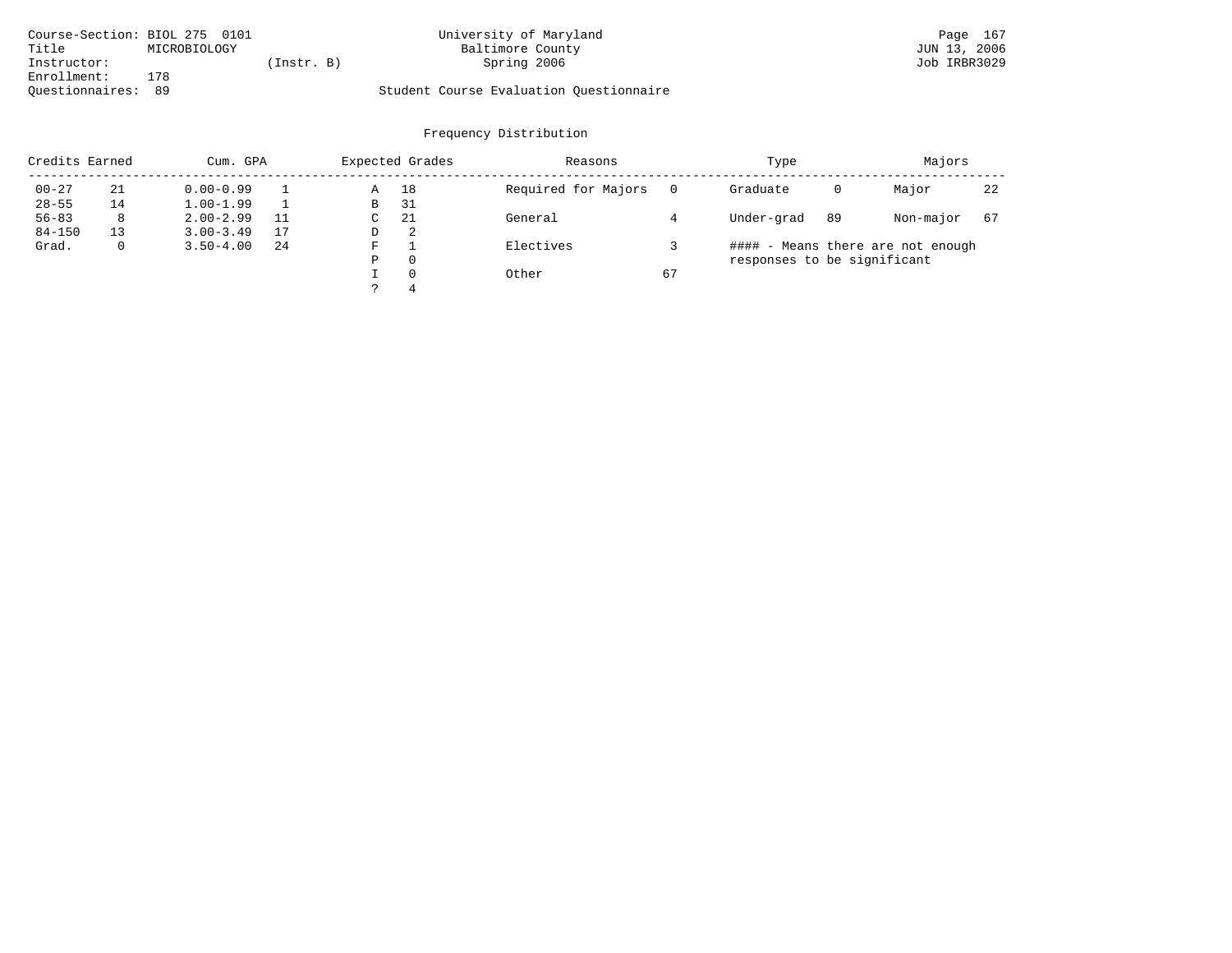Course-Section: BIOL 275 0101
Title: MICROBIOLOGY
Instructor: (Instr. B)
Enrollment: 178
Questionnaires: 89

University of Maryland
Baltimore County
Spring 2006

Student Course Evaluation Questionnaire

JUN 13, 2006
Job IRBR3029

## Frequency Distribution

| Credits Earned | | Cum. GPA | | Expected Grades | | Reasons | | Type | | Majors | |
|---|---|---|---|---|---|---|---|---|---|---|---|
| 00-27 | 21 | 0.00-0.99 | 1 | A | 18 | Required for Majors | 0 | Graduate | 0 | Major | 22 |
| 28-55 | 14 | 1.00-1.99 | 1 | B | 31 | | | | | | |
| 56-83 | 8 | 2.00-2.99 | 11 | C | 21 | General | 4 | Under-grad | 89 | Non-major | 67 |
| 84-150 | 13 | 3.00-3.49 | 17 | D | 2 | | | | | | |
| Grad. | 0 | 3.50-4.00 | 24 | F | 1 | Electives | 3 | | | | |
| | | | | P | 0 | | | | | | |
| | | | | I | 0 | Other | 67 | | | | |
| | | | | ? | 4 | | | | | | |

#### - Means there are not enough responses to be significant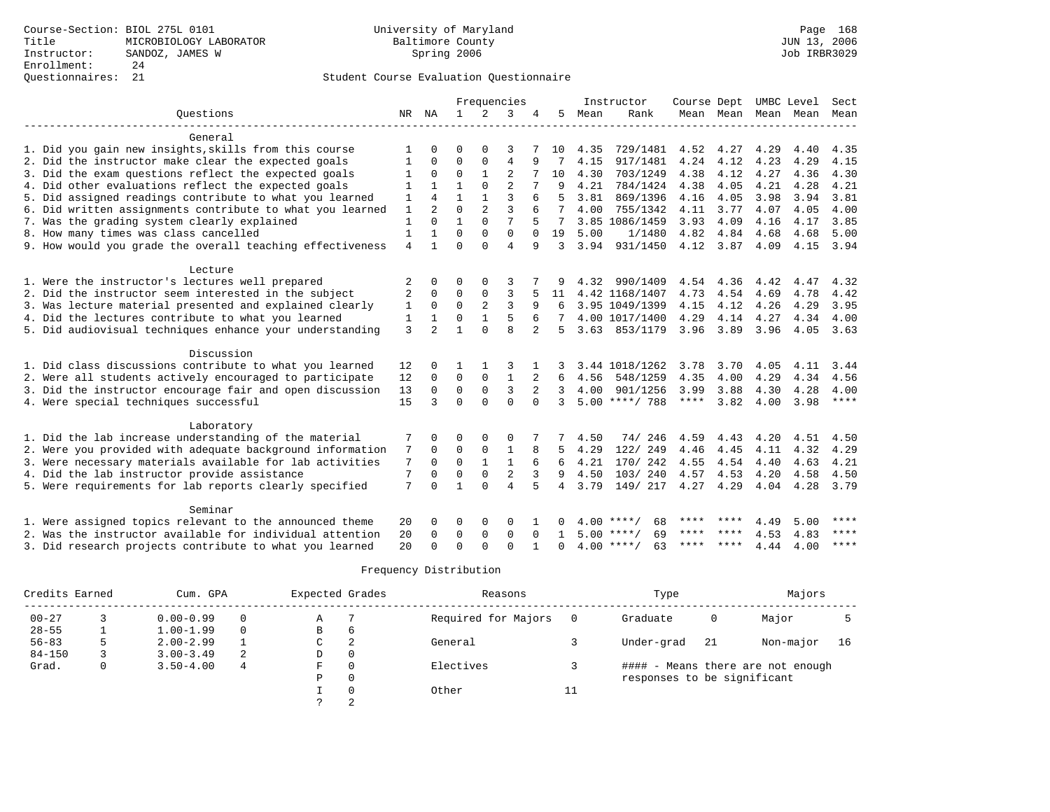Course-Section: BIOL 275L 0101
Title: MICROBIOLOGY LABORATORY
Instructor: SANDOZ, JAMES W
Enrollment: 24
Questionnaires: 21

University of Maryland
Baltimore County
Spring 2006

JUN 13, 2006
Job IRBR3029

## Student Course Evaluation Questionnaire

| Questions | NR | NA | 1 | 2 | 3 | 4 | 5 | Instructor Mean | Instructor Rank | Course Mean | Dept Mean | UMBC Mean | Level Mean | Sect Mean |
|---|---|---|---|---|---|---|---|---|---|---|---|---|---|---|
| **General** | | | | | | | | | | | | | | |
| 1. Did you gain new insights,skills from this course | 1 | 0 | 0 | 0 | 3 | 7 | 10 | 4.35 | 729/1481 | 4.52 | 4.27 | 4.29 | 4.40 | 4.35 |
| 2. Did the instructor make clear the expected goals | 1 | 0 | 0 | 0 | 4 | 9 | 7 | 4.15 | 917/1481 | 4.24 | 4.12 | 4.23 | 4.29 | 4.15 |
| 3. Did the exam questions reflect the expected goals | 1 | 0 | 0 | 1 | 2 | 7 | 10 | 4.30 | 703/1249 | 4.38 | 4.12 | 4.27 | 4.36 | 4.30 |
| 4. Did other evaluations reflect the expected goals | 1 | 1 | 1 | 0 | 2 | 7 | 9 | 4.21 | 784/1424 | 4.38 | 4.05 | 4.21 | 4.28 | 4.21 |
| 5. Did assigned readings contribute to what you learned | 1 | 4 | 1 | 1 | 3 | 6 | 5 | 3.81 | 869/1396 | 4.16 | 4.05 | 3.98 | 3.94 | 3.81 |
| 6. Did written assignments contribute to what you learned | 1 | 2 | 0 | 2 | 3 | 6 | 7 | 4.00 | 755/1342 | 4.11 | 3.77 | 4.07 | 4.05 | 4.00 |
| 7. Was the grading system clearly explained | 1 | 0 | 1 | 0 | 7 | 5 | 7 | 3.85 | 1086/1459 | 3.93 | 4.09 | 4.16 | 4.17 | 3.85 |
| 8. How many times was class cancelled | 1 | 1 | 0 | 0 | 0 | 0 | 19 | 5.00 | 1/1480 | 4.82 | 4.84 | 4.68 | 4.68 | 5.00 |
| 9. How would you grade the overall teaching effectiveness | 4 | 1 | 0 | 0 | 4 | 9 | 3 | 3.94 | 931/1450 | 4.12 | 3.87 | 4.09 | 4.15 | 3.94 |
| **Lecture** | | | | | | | | | | | | | | |
| 1. Were the instructor's lectures well prepared | 2 | 0 | 0 | 0 | 3 | 7 | 9 | 4.32 | 990/1409 | 4.54 | 4.36 | 4.42 | 4.47 | 4.32 |
| 2. Did the instructor seem interested in the subject | 2 | 0 | 0 | 0 | 3 | 5 | 11 | 4.42 | 1168/1407 | 4.73 | 4.54 | 4.69 | 4.78 | 4.42 |
| 3. Was lecture material presented and explained clearly | 1 | 0 | 0 | 2 | 3 | 9 | 6 | 3.95 | 1049/1399 | 4.15 | 4.12 | 4.26 | 4.29 | 3.95 |
| 4. Did the lectures contribute to what you learned | 1 | 1 | 0 | 1 | 5 | 6 | 7 | 4.00 | 1017/1400 | 4.29 | 4.14 | 4.27 | 4.34 | 4.00 |
| 5. Did audiovisual techniques enhance your understanding | 3 | 2 | 1 | 0 | 8 | 2 | 5 | 3.63 | 853/1179 | 3.96 | 3.89 | 3.96 | 4.05 | 3.63 |
| **Discussion** | | | | | | | | | | | | | | |
| 1. Did class discussions contribute to what you learned | 12 | 0 | 1 | 1 | 3 | 1 | 3 | 3.44 | 1018/1262 | 3.78 | 3.70 | 4.05 | 4.11 | 3.44 |
| 2. Were all students actively encouraged to participate | 12 | 0 | 0 | 0 | 1 | 2 | 6 | 4.56 | 548/1259 | 4.35 | 4.00 | 4.29 | 4.34 | 4.56 |
| 3. Did the instructor encourage fair and open discussion | 13 | 0 | 0 | 0 | 3 | 2 | 3 | 4.00 | 901/1256 | 3.99 | 3.88 | 4.30 | 4.28 | 4.00 |
| 4. Were special techniques successful | 15 | 3 | 0 | 0 | 0 | 0 | 3 | 5.00 | ****/ 788 | **** | 3.82 | 4.00 | 3.98 | **** |
| **Laboratory** | | | | | | | | | | | | | | |
| 1. Did the lab increase understanding of the material | 7 | 0 | 0 | 0 | 0 | 7 | 7 | 4.50 | 74/ 246 | 4.59 | 4.43 | 4.20 | 4.51 | 4.50 |
| 2. Were you provided with adequate background information | 7 | 0 | 0 | 0 | 1 | 8 | 5 | 4.29 | 122/ 249 | 4.46 | 4.45 | 4.11 | 4.32 | 4.29 |
| 3. Were necessary materials available for lab activities | 7 | 0 | 0 | 1 | 1 | 6 | 6 | 4.21 | 170/ 242 | 4.55 | 4.54 | 4.40 | 4.63 | 4.21 |
| 4. Did the lab instructor provide assistance | 7 | 0 | 0 | 0 | 2 | 3 | 9 | 4.50 | 103/ 240 | 4.57 | 4.53 | 4.20 | 4.58 | 4.50 |
| 5. Were requirements for lab reports clearly specified | 7 | 0 | 1 | 0 | 4 | 5 | 4 | 3.79 | 149/ 217 | 4.27 | 4.29 | 4.04 | 4.28 | 3.79 |
| **Seminar** | | | | | | | | | | | | | | |
| 1. Were assigned topics relevant to the announced theme | 20 | 0 | 0 | 0 | 0 | 1 | 0 | 4.00 | ****/ 68 | **** | **** | 4.49 | 5.00 | **** |
| 2. Was the instructor available for individual attention | 20 | 0 | 0 | 0 | 0 | 0 | 1 | 5.00 | ****/ 69 | **** | **** | 4.53 | 4.83 | **** |
| 3. Did research projects contribute to what you learned | 20 | 0 | 0 | 0 | 0 | 1 | 0 | 4.00 | ****/ 63 | **** | **** | 4.44 | 4.00 | **** |

## Frequency Distribution

| Credits Earned | | Cum. GPA | | Expected Grades | | Reasons | | Type | | Majors | |
|---|---|---|---|---|---|---|---|---|---|---|---|
| 00-27 | 3 | 0.00-0.99 | 0 | A | 7 | Required for Majors | 0 | Graduate | 0 | Major | 5 |
| 28-55 | 1 | 1.00-1.99 | 0 | B | 6 | | | | | | |
| 56-83 | 5 | 2.00-2.99 | 1 | C | 2 | General | 3 | Under-grad | 21 | Non-major | 16 |
| 84-150 | 3 | 3.00-3.49 | 2 | D | 0 | | | | | | |
| Grad. | 0 | 3.50-4.00 | 4 | F | 0 | Electives | 3 | | | | |
| | | | | P | 0 | | | | | | |
| | | | | I | 0 | Other | 11 | | | | |
| | | | | ? | 2 | | | | | | |

#### - Means there are not enough responses to be significant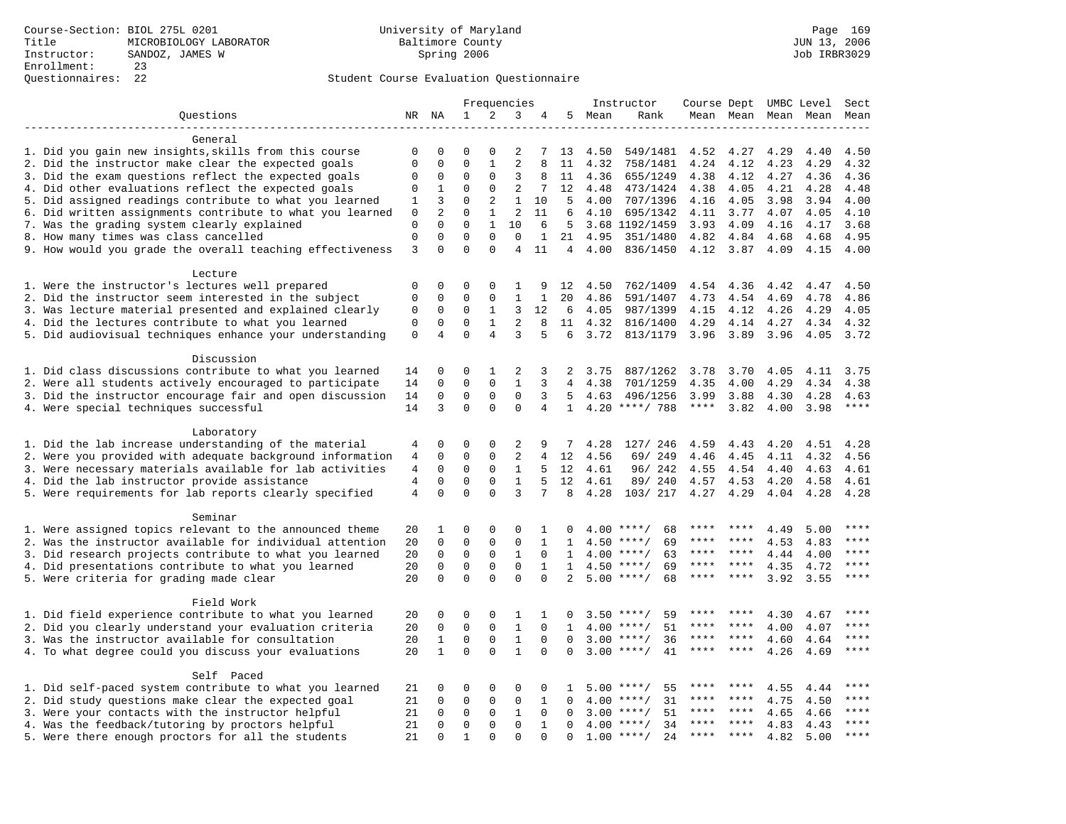Course-Section: BIOL 275L 0201
Title: MICROBIOLOGY LABORATORY
Instructor: SANDOZ, JAMES W
Enrollment: 23
Questionnaires: 22

University of Maryland
Baltimore County
Spring 2006

JUN 13, 2006
Job IRBR3029

Student Course Evaluation Questionnaire

| Questions | NR | NA | 1 | 2 | 3 | 4 | 5 | Instructor Mean | Rank | Course Mean | Dept Mean | UMBC Mean | Level Mean | Sect Mean |
|---|---|---|---|---|---|---|---|---|---|---|---|---|---|---|
| **General** | | | | | | | | | | | | | | |
| 1. Did you gain new insights,skills from this course | 0 | 0 | 0 | 0 | 2 | 7 | 13 | 4.50 | 549/1481 | 4.52 | 4.27 | 4.29 | 4.40 | 4.50 |
| 2. Did the instructor make clear the expected goals | 0 | 0 | 0 | 1 | 2 | 8 | 11 | 4.32 | 758/1481 | 4.24 | 4.12 | 4.23 | 4.29 | 4.32 |
| 3. Did the exam questions reflect the expected goals | 0 | 0 | 0 | 0 | 3 | 8 | 11 | 4.36 | 655/1249 | 4.38 | 4.12 | 4.27 | 4.36 | 4.36 |
| 4. Did other evaluations reflect the expected goals | 0 | 1 | 0 | 0 | 2 | 7 | 12 | 4.48 | 473/1424 | 4.38 | 4.05 | 4.21 | 4.28 | 4.48 |
| 5. Did assigned readings contribute to what you learned | 1 | 3 | 0 | 2 | 1 | 10 | 5 | 4.00 | 707/1396 | 4.16 | 4.05 | 3.98 | 3.94 | 4.00 |
| 6. Did written assignments contribute to what you learned | 0 | 2 | 0 | 1 | 2 | 11 | 6 | 4.10 | 695/1342 | 4.11 | 3.77 | 4.07 | 4.05 | 4.10 |
| 7. Was the grading system clearly explained | 0 | 0 | 0 | 1 | 10 | 6 | 5 | 3.68 | 1192/1459 | 3.93 | 4.09 | 4.16 | 4.17 | 3.68 |
| 8. How many times was class cancelled | 0 | 0 | 0 | 0 | 0 | 1 | 21 | 4.95 | 351/1480 | 4.82 | 4.84 | 4.68 | 4.68 | 4.95 |
| 9. How would you grade the overall teaching effectiveness | 3 | 0 | 0 | 0 | 4 | 11 | 4 | 4.00 | 836/1450 | 4.12 | 3.87 | 4.09 | 4.15 | 4.00 |
| **Lecture** | | | | | | | | | | | | | | |
| 1. Were the instructor's lectures well prepared | 0 | 0 | 0 | 0 | 1 | 9 | 12 | 4.50 | 762/1409 | 4.54 | 4.36 | 4.42 | 4.47 | 4.50 |
| 2. Did the instructor seem interested in the subject | 0 | 0 | 0 | 0 | 1 | 1 | 20 | 4.86 | 591/1407 | 4.73 | 4.54 | 4.69 | 4.78 | 4.86 |
| 3. Was lecture material presented and explained clearly | 0 | 0 | 0 | 1 | 3 | 12 | 6 | 4.05 | 987/1399 | 4.15 | 4.12 | 4.26 | 4.29 | 4.05 |
| 4. Did the lectures contribute to what you learned | 0 | 0 | 0 | 1 | 2 | 8 | 11 | 4.32 | 816/1400 | 4.29 | 4.14 | 4.27 | 4.34 | 4.32 |
| 5. Did audiovisual techniques enhance your understanding | 0 | 4 | 0 | 4 | 3 | 5 | 6 | 3.72 | 813/1179 | 3.96 | 3.89 | 3.96 | 4.05 | 3.72 |
| **Discussion** | | | | | | | | | | | | | | |
| 1. Did class discussions contribute to what you learned | 14 | 0 | 0 | 1 | 2 | 3 | 2 | 3.75 | 887/1262 | 3.78 | 3.70 | 4.05 | 4.11 | 3.75 |
| 2. Were all students actively encouraged to participate | 14 | 0 | 0 | 0 | 1 | 3 | 4 | 4.38 | 701/1259 | 4.35 | 4.00 | 4.29 | 4.34 | 4.38 |
| 3. Did the instructor encourage fair and open discussion | 14 | 0 | 0 | 0 | 0 | 3 | 5 | 4.63 | 496/1256 | 3.99 | 3.88 | 4.30 | 4.28 | 4.63 |
| 4. Were special techniques successful | 14 | 3 | 0 | 0 | 0 | 4 | 1 | 4.20 | ****/ 788 | **** | 3.82 | 4.00 | 3.98 | **** |
| **Laboratory** | | | | | | | | | | | | | | |
| 1. Did the lab increase understanding of the material | 4 | 0 | 0 | 0 | 2 | 9 | 7 | 4.28 | 127/ 246 | 4.59 | 4.43 | 4.20 | 4.51 | 4.28 |
| 2. Were you provided with adequate background information | 4 | 0 | 0 | 0 | 2 | 4 | 12 | 4.56 | 69/ 249 | 4.46 | 4.45 | 4.11 | 4.32 | 4.56 |
| 3. Were necessary materials available for lab activities | 4 | 0 | 0 | 0 | 1 | 5 | 12 | 4.61 | 96/ 242 | 4.55 | 4.54 | 4.40 | 4.63 | 4.61 |
| 4. Did the lab instructor provide assistance | 4 | 0 | 0 | 0 | 1 | 5 | 12 | 4.61 | 89/ 240 | 4.57 | 4.53 | 4.20 | 4.58 | 4.61 |
| 5. Were requirements for lab reports clearly specified | 4 | 0 | 0 | 0 | 3 | 7 | 8 | 4.28 | 103/ 217 | 4.27 | 4.29 | 4.04 | 4.28 | 4.28 |
| **Seminar** | | | | | | | | | | | | | | |
| 1. Were assigned topics relevant to the announced theme | 20 | 1 | 0 | 0 | 0 | 1 | 0 | 4.00 | ****/ 68 | **** | **** | 4.49 | 5.00 | **** |
| 2. Was the instructor available for individual attention | 20 | 0 | 0 | 0 | 0 | 1 | 1 | 4.50 | ****/ 69 | **** | **** | 4.53 | 4.83 | **** |
| 3. Did research projects contribute to what you learned | 20 | 0 | 0 | 0 | 1 | 0 | 1 | 4.00 | ****/ 63 | **** | **** | 4.44 | 4.00 | **** |
| 4. Did presentations contribute to what you learned | 20 | 0 | 0 | 0 | 0 | 1 | 1 | 4.50 | ****/ 69 | **** | **** | 4.35 | 4.72 | **** |
| 5. Were criteria for grading made clear | 20 | 0 | 0 | 0 | 0 | 0 | 2 | 5.00 | ****/ 68 | **** | **** | 3.92 | 3.55 | **** |
| **Field Work** | | | | | | | | | | | | | | |
| 1. Did field experience contribute to what you learned | 20 | 0 | 0 | 0 | 1 | 1 | 0 | 3.50 | ****/ 59 | **** | **** | 4.30 | 4.67 | **** |
| 2. Did you clearly understand your evaluation criteria | 20 | 0 | 0 | 0 | 1 | 0 | 1 | 4.00 | ****/ 51 | **** | **** | 4.00 | 4.07 | **** |
| 3. Was the instructor available for consultation | 20 | 1 | 0 | 0 | 1 | 0 | 0 | 3.00 | ****/ 36 | **** | **** | 4.60 | 4.64 | **** |
| 4. To what degree could you discuss your evaluations | 20 | 1 | 0 | 0 | 1 | 0 | 0 | 3.00 | ****/ 41 | **** | **** | 4.26 | 4.69 | **** |
| **Self Paced** | | | | | | | | | | | | | | |
| 1. Did self-paced system contribute to what you learned | 21 | 0 | 0 | 0 | 0 | 0 | 1 | 5.00 | ****/ 55 | **** | **** | 4.55 | 4.44 | **** |
| 2. Did study questions make clear the expected goal | 21 | 0 | 0 | 0 | 0 | 1 | 0 | 4.00 | ****/ 31 | **** | **** | 4.75 | 4.50 | **** |
| 3. Were your contacts with the instructor helpful | 21 | 0 | 0 | 0 | 1 | 0 | 0 | 3.00 | ****/ 51 | **** | **** | 4.65 | 4.66 | **** |
| 4. Was the feedback/tutoring by proctors helpful | 21 | 0 | 0 | 0 | 0 | 1 | 0 | 4.00 | ****/ 34 | **** | **** | 4.83 | 4.43 | **** |
| 5. Were there enough proctors for all the students | 21 | 0 | 1 | 0 | 0 | 0 | 0 | 1.00 | ****/ 24 | **** | **** | 4.82 | 5.00 | **** |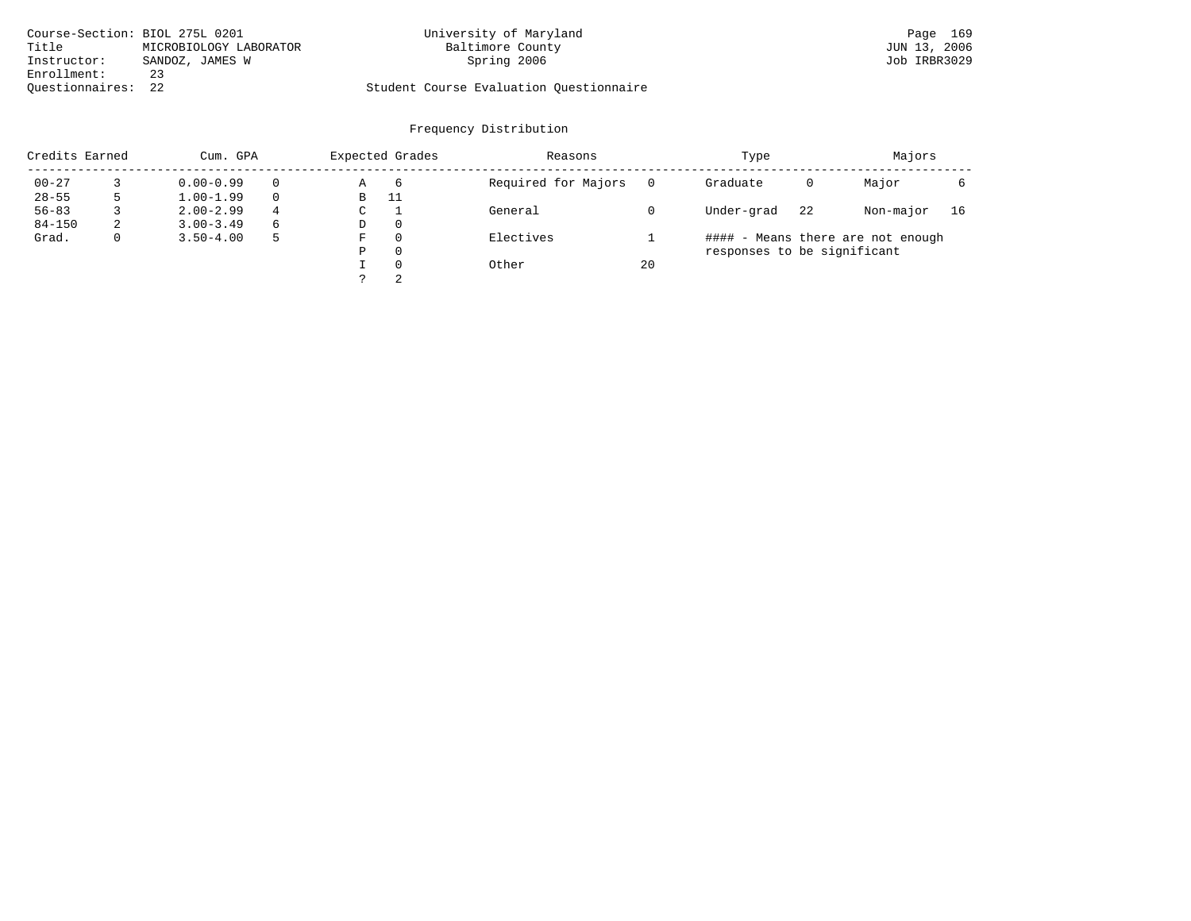Course-Section: BIOL 275L 0201
Title: MICROBIOLOGY LABORATOR
Instructor: SANDOZ, JAMES W
Enrollment: 23
Questionnaires: 22

University of Maryland
Baltimore County
Spring 2006

Student Course Evaluation Questionnaire

JUN 13, 2006
Job IRBR3029

## Frequency Distribution

| Credits Earned | | Cum. GPA | | Expected Grades | | Reasons | | Type | | Majors | |
|---|---|---|---|---|---|---|---|---|---|---|---|
| 00-27 | 3 | 0.00-0.99 | 0 | A | 6 | Required for Majors | 0 | Graduate | 0 | Major | 6 |
| 28-55 | 5 | 1.00-1.99 | 0 | B | 11 | | | | | | |
| 56-83 | 3 | 2.00-2.99 | 4 | C | 1 | General | 0 | Under-grad | 22 | Non-major | 16 |
| 84-150 | 2 | 3.00-3.49 | 6 | D | 0 | | | | | | |
| Grad. | 0 | 3.50-4.00 | 5 | F | 0 | Electives | 1 | #### - Means there are not enough responses to be significant | | | |
| | | | | P | 0 | | | | | | |
| | | | | I | 0 | Other | 20 | | | | |
| | | | | ? | 2 | | | | | | |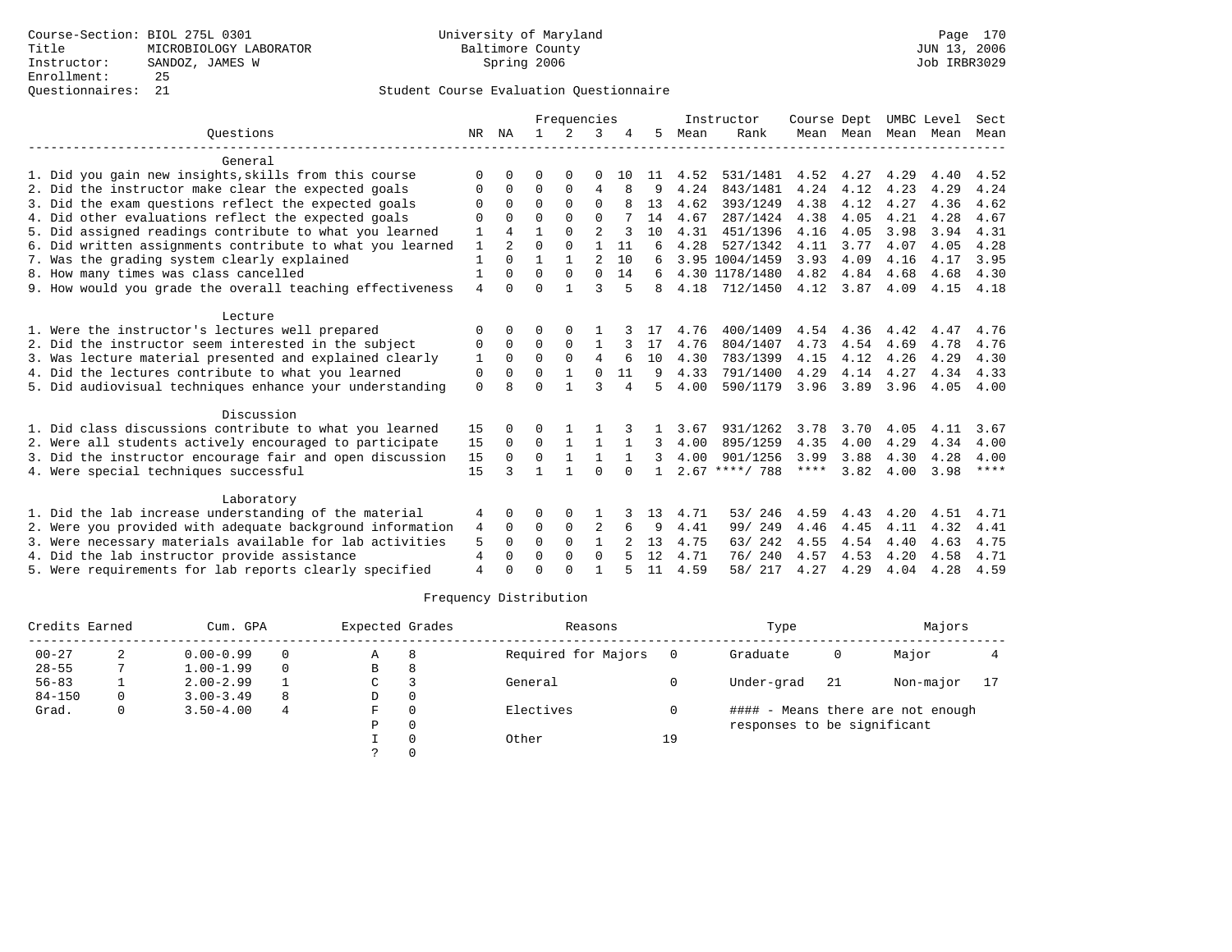Course-Section: BIOL 275L 0301
Title: MICROBIOLOGY LABORATOR
Instructor: SANDOZ, JAMES W
Enrollment: 25
Questionnaires: 21

University of Maryland
Baltimore County
Spring 2006

JUN 13, 2006
Job IRBR3029

Student Course Evaluation Questionnaire

| Questions | NR | NA | 1 | 2 | 3 | 4 | 5 | Instructor Mean | Instructor Rank | Course Mean | Dept Mean | UMBC Level Mean | Level Mean | Sect Mean |
|---|---|---|---|---|---|---|---|---|---|---|---|---|---|---|
| **General** | | | | | | | | | | | | | | |
| 1. Did you gain new insights,skills from this course | 0 | 0 | 0 | 0 | 0 | 10 | 11 | 4.52 | 531/1481 | 4.52 | 4.27 | 4.29 | 4.40 | 4.52 |
| 2. Did the instructor make clear the expected goals | 0 | 0 | 0 | 0 | 4 | 8 | 9 | 4.24 | 843/1481 | 4.24 | 4.12 | 4.23 | 4.29 | 4.24 |
| 3. Did the exam questions reflect the expected goals | 0 | 0 | 0 | 0 | 0 | 8 | 13 | 4.62 | 393/1249 | 4.38 | 4.12 | 4.27 | 4.36 | 4.62 |
| 4. Did other evaluations reflect the expected goals | 0 | 0 | 0 | 0 | 0 | 7 | 14 | 4.67 | 287/1424 | 4.38 | 4.05 | 4.21 | 4.28 | 4.67 |
| 5. Did assigned readings contribute to what you learned | 1 | 4 | 1 | 0 | 2 | 3 | 10 | 4.31 | 451/1396 | 4.16 | 4.05 | 3.98 | 3.94 | 4.31 |
| 6. Did written assignments contribute to what you learned | 1 | 2 | 0 | 0 | 1 | 11 | 6 | 4.28 | 527/1342 | 4.11 | 3.77 | 4.07 | 4.05 | 4.28 |
| 7. Was the grading system clearly explained | 1 | 0 | 1 | 1 | 2 | 10 | 6 | 3.95 | 1004/1459 | 3.93 | 4.09 | 4.16 | 4.17 | 3.95 |
| 8. How many times was class cancelled | 1 | 0 | 0 | 0 | 0 | 14 | 6 | 4.30 | 1178/1480 | 4.82 | 4.84 | 4.68 | 4.68 | 4.30 |
| 9. How would you grade the overall teaching effectiveness | 4 | 0 | 0 | 1 | 3 | 5 | 8 | 4.18 | 712/1450 | 4.12 | 3.87 | 4.09 | 4.15 | 4.18 |
| **Lecture** | | | | | | | | | | | | | | |
| 1. Were the instructor's lectures well prepared | 0 | 0 | 0 | 0 | 1 | 3 | 17 | 4.76 | 400/1409 | 4.54 | 4.36 | 4.42 | 4.47 | 4.76 |
| 2. Did the instructor seem interested in the subject | 0 | 0 | 0 | 0 | 1 | 3 | 17 | 4.76 | 804/1407 | 4.73 | 4.54 | 4.69 | 4.78 | 4.76 |
| 3. Was lecture material presented and explained clearly | 1 | 0 | 0 | 0 | 4 | 6 | 10 | 4.30 | 783/1399 | 4.15 | 4.12 | 4.26 | 4.29 | 4.30 |
| 4. Did the lectures contribute to what you learned | 0 | 0 | 0 | 1 | 0 | 11 | 9 | 4.33 | 791/1400 | 4.29 | 4.14 | 4.27 | 4.34 | 4.33 |
| 5. Did audiovisual techniques enhance your understanding | 0 | 8 | 0 | 1 | 3 | 4 | 5 | 4.00 | 590/1179 | 3.96 | 3.89 | 3.96 | 4.05 | 4.00 |
| **Discussion** | | | | | | | | | | | | | | |
| 1. Did class discussions contribute to what you learned | 15 | 0 | 0 | 1 | 1 | 3 | 1 | 3.67 | 931/1262 | 3.78 | 3.70 | 4.05 | 4.11 | 3.67 |
| 2. Were all students actively encouraged to participate | 15 | 0 | 0 | 1 | 1 | 1 | 3 | 4.00 | 895/1259 | 4.35 | 4.00 | 4.29 | 4.34 | 4.00 |
| 3. Did the instructor encourage fair and open discussion | 15 | 0 | 0 | 1 | 1 | 1 | 3 | 4.00 | 901/1256 | 3.99 | 3.88 | 4.30 | 4.28 | 4.00 |
| 4. Were special techniques successful | 15 | 3 | 1 | 1 | 0 | 0 | 1 | 2.67 | ****/ 788 | **** | 3.82 | 4.00 | 3.98 | **** |
| **Laboratory** | | | | | | | | | | | | | | |
| 1. Did the lab increase understanding of the material | 4 | 0 | 0 | 0 | 1 | 3 | 13 | 4.71 | 53/ 246 | 4.59 | 4.43 | 4.20 | 4.51 | 4.71 |
| 2. Were you provided with adequate background information | 4 | 0 | 0 | 0 | 2 | 6 | 9 | 4.41 | 99/ 249 | 4.46 | 4.45 | 4.11 | 4.32 | 4.41 |
| 3. Were necessary materials available for lab activities | 5 | 0 | 0 | 0 | 1 | 2 | 13 | 4.75 | 63/ 242 | 4.55 | 4.54 | 4.40 | 4.63 | 4.75 |
| 4. Did the lab instructor provide assistance | 4 | 0 | 0 | 0 | 0 | 5 | 12 | 4.71 | 76/ 240 | 4.57 | 4.53 | 4.20 | 4.58 | 4.71 |
| 5. Were requirements for lab reports clearly specified | 4 | 0 | 0 | 0 | 1 | 5 | 11 | 4.59 | 58/ 217 | 4.27 | 4.29 | 4.04 | 4.28 | 4.59 |

Frequency Distribution

| Credits Earned | | Cum. GPA | | Expected Grades | | Reasons | | Type | | Majors | |
|---|---|---|---|---|---|---|---|---|---|---|---|
| 00-27 | 2 | 0.00-0.99 | 0 | A | 8 | Required for Majors | 0 | Graduate | 0 | Major | 4 |
| 28-55 | 7 | 1.00-1.99 | 0 | B | 8 | | | | | | |
| 56-83 | 1 | 2.00-2.99 | 1 | C | 3 | General | 0 | Under-grad | 21 | Non-major | 17 |
| 84-150 | 0 | 3.00-3.49 | 8 | D | 0 | | | | | | |
| Grad. | 0 | 3.50-4.00 | 4 | F | 0 | Electives | 0 | | | | |
| | | | | P | 0 | | | | | | |
| | | | | I | 0 | Other | 19 | | | | |
| | | | | ? | 0 | | | | | | |

#### - Means there are not enough responses to be significant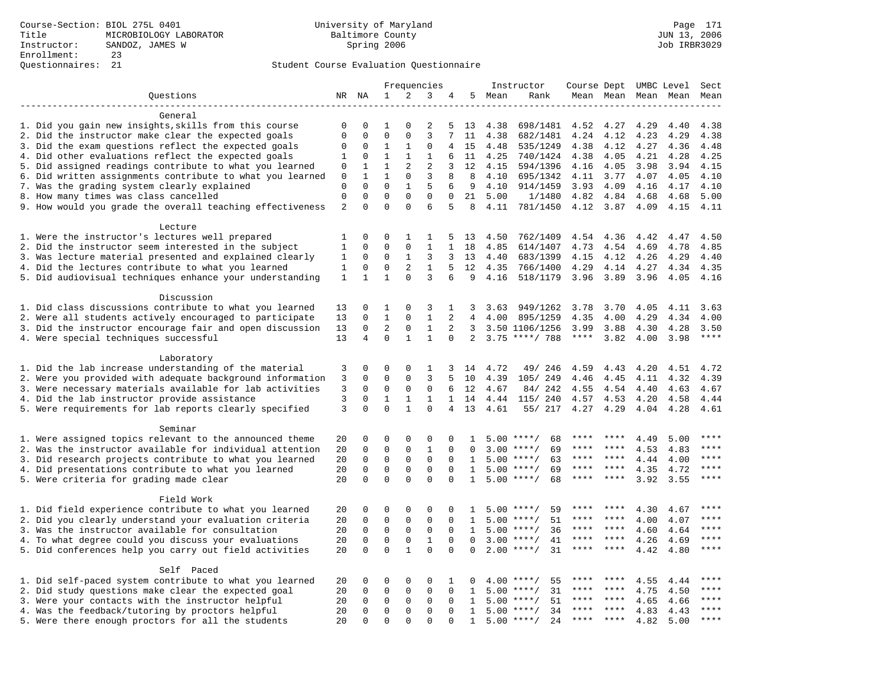Course-Section: BIOL 275L 0401
Title: MICROBIOLOGY LABORATORY
Instructor: SANDOZ, JAMES W
Enrollment: 23
Questionnaires: 21

University of Maryland
Baltimore County
Spring 2006

JUN 13, 2006
Job IRBR3029

## Student Course Evaluation Questionnaire

| Questions | NR | NA | 1 | 2 | 3 | 4 | 5 | Instructor Mean | Instructor Rank | Course Mean | Dept Mean | UMBC Mean | Level Mean | Sect Mean |
|---|---|---|---|---|---|---|---|---|---|---|---|---|---|---|
| **General** | | | | | | | | | | | | | | |
| 1. Did you gain new insights,skills from this course | 0 | 0 | 1 | 0 | 2 | 5 | 13 | 4.38 | 698/1481 | 4.52 | 4.27 | 4.29 | 4.40 | 4.38 |
| 2. Did the instructor make clear the expected goals | 0 | 0 | 0 | 0 | 3 | 7 | 11 | 4.38 | 682/1481 | 4.24 | 4.12 | 4.23 | 4.29 | 4.38 |
| 3. Did the exam questions reflect the expected goals | 0 | 0 | 1 | 1 | 0 | 4 | 15 | 4.48 | 535/1249 | 4.38 | 4.12 | 4.27 | 4.36 | 4.48 |
| 4. Did other evaluations reflect the expected goals | 1 | 0 | 1 | 1 | 1 | 6 | 11 | 4.25 | 740/1424 | 4.38 | 4.05 | 4.21 | 4.28 | 4.25 |
| 5. Did assigned readings contribute to what you learned | 0 | 1 | 1 | 2 | 2 | 3 | 12 | 4.15 | 594/1396 | 4.16 | 4.05 | 3.98 | 3.94 | 4.15 |
| 6. Did written assignments contribute to what you learned | 0 | 1 | 1 | 0 | 3 | 8 | 8 | 4.10 | 695/1342 | 4.11 | 3.77 | 4.07 | 4.05 | 4.10 |
| 7. Was the grading system clearly explained | 0 | 0 | 0 | 1 | 5 | 6 | 9 | 4.10 | 914/1459 | 3.93 | 4.09 | 4.16 | 4.17 | 4.10 |
| 8. How many times was class cancelled | 0 | 0 | 0 | 0 | 0 | 0 | 21 | 5.00 | 1/1480 | 4.82 | 4.84 | 4.68 | 4.68 | 5.00 |
| 9. How would you grade the overall teaching effectiveness | 2 | 0 | 0 | 0 | 6 | 5 | 8 | 4.11 | 781/1450 | 4.12 | 3.87 | 4.09 | 4.15 | 4.11 |
| **Lecture** | | | | | | | | | | | | | | |
| 1. Were the instructor's lectures well prepared | 1 | 0 | 0 | 1 | 1 | 5 | 13 | 4.50 | 762/1409 | 4.54 | 4.36 | 4.42 | 4.47 | 4.50 |
| 2. Did the instructor seem interested in the subject | 1 | 0 | 0 | 0 | 1 | 1 | 18 | 4.85 | 614/1407 | 4.73 | 4.54 | 4.69 | 4.78 | 4.85 |
| 3. Was lecture material presented and explained clearly | 1 | 0 | 0 | 1 | 3 | 3 | 13 | 4.40 | 683/1399 | 4.15 | 4.12 | 4.26 | 4.29 | 4.40 |
| 4. Did the lectures contribute to what you learned | 1 | 0 | 0 | 2 | 1 | 5 | 12 | 4.35 | 766/1400 | 4.29 | 4.14 | 4.27 | 4.34 | 4.35 |
| 5. Did audiovisual techniques enhance your understanding | 1 | 1 | 1 | 0 | 3 | 6 | 9 | 4.16 | 518/1179 | 3.96 | 3.89 | 3.96 | 4.05 | 4.16 |
| **Discussion** | | | | | | | | | | | | | | |
| 1. Did class discussions contribute to what you learned | 13 | 0 | 1 | 0 | 3 | 1 | 3 | 3.63 | 949/1262 | 3.78 | 3.70 | 4.05 | 4.11 | 3.63 |
| 2. Were all students actively encouraged to participate | 13 | 0 | 1 | 0 | 1 | 2 | 4 | 4.00 | 895/1259 | 4.35 | 4.00 | 4.29 | 4.34 | 4.00 |
| 3. Did the instructor encourage fair and open discussion | 13 | 0 | 2 | 0 | 1 | 2 | 3 | 3.50 | 1106/1256 | 3.99 | 3.88 | 4.30 | 4.28 | 3.50 |
| 4. Were special techniques successful | 13 | 4 | 0 | 1 | 1 | 0 | 2 | 3.75 | ****/ 788 | **** | 3.82 | 4.00 | 3.98 | **** |
| **Laboratory** | | | | | | | | | | | | | | |
| 1. Did the lab increase understanding of the material | 3 | 0 | 0 | 0 | 1 | 3 | 14 | 4.72 | 49/ 246 | 4.59 | 4.43 | 4.20 | 4.51 | 4.72 |
| 2. Were you provided with adequate background information | 3 | 0 | 0 | 0 | 3 | 5 | 10 | 4.39 | 105/ 249 | 4.46 | 4.45 | 4.11 | 4.32 | 4.39 |
| 3. Were necessary materials available for lab activities | 3 | 0 | 0 | 0 | 0 | 6 | 12 | 4.67 | 84/ 242 | 4.55 | 4.54 | 4.40 | 4.63 | 4.67 |
| 4. Did the lab instructor provide assistance | 3 | 0 | 1 | 1 | 1 | 1 | 14 | 4.44 | 115/ 240 | 4.57 | 4.53 | 4.20 | 4.58 | 4.44 |
| 5. Were requirements for lab reports clearly specified | 3 | 0 | 0 | 1 | 0 | 4 | 13 | 4.61 | 55/ 217 | 4.27 | 4.29 | 4.04 | 4.28 | 4.61 |
| **Seminar** | | | | | | | | | | | | | | |
| 1. Were assigned topics relevant to the announced theme | 20 | 0 | 0 | 0 | 0 | 0 | 1 | 5.00 | ****/ 68 | **** | **** | 4.49 | 5.00 | **** |
| 2. Was the instructor available for individual attention | 20 | 0 | 0 | 0 | 1 | 0 | 0 | 3.00 | ****/ 69 | **** | **** | 4.53 | 4.83 | **** |
| 3. Did research projects contribute to what you learned | 20 | 0 | 0 | 0 | 0 | 0 | 1 | 5.00 | ****/ 63 | **** | **** | 4.44 | 4.00 | **** |
| 4. Did presentations contribute to what you learned | 20 | 0 | 0 | 0 | 0 | 0 | 1 | 5.00 | ****/ 69 | **** | **** | 4.35 | 4.72 | **** |
| 5. Were criteria for grading made clear | 20 | 0 | 0 | 0 | 0 | 0 | 1 | 5.00 | ****/ 68 | **** | **** | 3.92 | 3.55 | **** |
| **Field Work** | | | | | | | | | | | | | | |
| 1. Did field experience contribute to what you learned | 20 | 0 | 0 | 0 | 0 | 0 | 1 | 5.00 | ****/ 59 | **** | **** | 4.30 | 4.67 | **** |
| 2. Did you clearly understand your evaluation criteria | 20 | 0 | 0 | 0 | 0 | 0 | 1 | 5.00 | ****/ 51 | **** | **** | 4.00 | 4.07 | **** |
| 3. Was the instructor available for consultation | 20 | 0 | 0 | 0 | 0 | 0 | 1 | 5.00 | ****/ 36 | **** | **** | 4.60 | 4.64 | **** |
| 4. To what degree could you discuss your evaluations | 20 | 0 | 0 | 0 | 1 | 0 | 0 | 3.00 | ****/ 41 | **** | **** | 4.26 | 4.69 | **** |
| 5. Did conferences help you carry out field activities | 20 | 0 | 0 | 1 | 0 | 0 | 0 | 2.00 | ****/ 31 | **** | **** | 4.42 | 4.80 | **** |
| **Self Paced** | | | | | | | | | | | | | | |
| 1. Did self-paced system contribute to what you learned | 20 | 0 | 0 | 0 | 0 | 1 | 0 | 4.00 | ****/ 55 | **** | **** | 4.55 | 4.44 | **** |
| 2. Did study questions make clear the expected goal | 20 | 0 | 0 | 0 | 0 | 0 | 1 | 5.00 | ****/ 31 | **** | **** | 4.75 | 4.50 | **** |
| 3. Were your contacts with the instructor helpful | 20 | 0 | 0 | 0 | 0 | 0 | 1 | 5.00 | ****/ 51 | **** | **** | 4.65 | 4.66 | **** |
| 4. Was the feedback/tutoring by proctors helpful | 20 | 0 | 0 | 0 | 0 | 0 | 1 | 5.00 | ****/ 34 | **** | **** | 4.83 | 4.43 | **** |
| 5. Were there enough proctors for all the students | 20 | 0 | 0 | 0 | 0 | 0 | 1 | 5.00 | ****/ 24 | **** | **** | 4.82 | 5.00 | **** |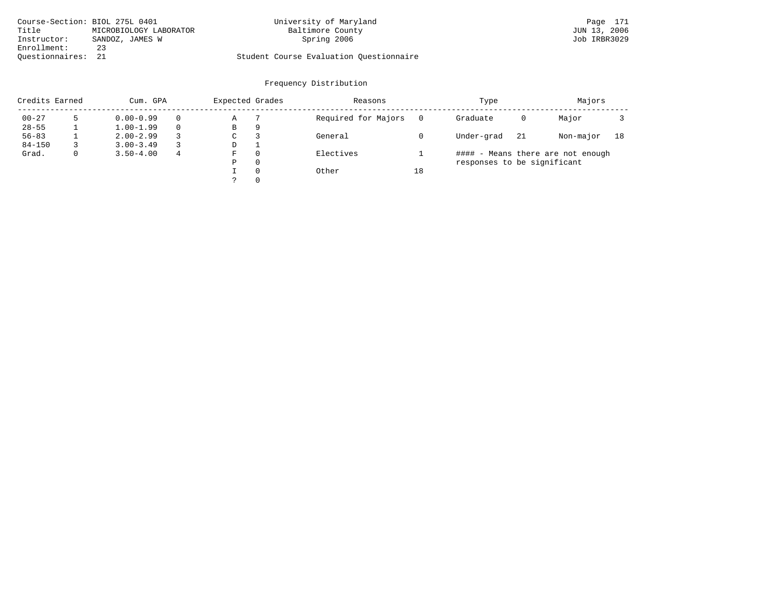Course-Section: BIOL 275L 0401
Title: MICROBIOLOGY LABORATOR
Instructor: SANDOZ, JAMES W
Enrollment: 23
Questionnaires: 21

University of Maryland
Baltimore County
Spring 2006

Student Course Evaluation Questionnaire

JUN 13, 2006
Job IRBR3029

## Frequency Distribution

| Credits Earned | | Cum. GPA | | Expected Grades | | Reasons | | Type | | Majors | |
|---|---|---|---|---|---|---|---|---|---|---|---|
| 00-27 | 5 | 0.00-0.99 | 0 | A | 7 | Required for Majors | 0 | Graduate | 0 | Major | 3 |
| 28-55 | 1 | 1.00-1.99 | 0 | B | 9 | | | | | | |
| 56-83 | 1 | 2.00-2.99 | 3 | C | 3 | General | 0 | Under-grad | 21 | Non-major | 18 |
| 84-150 | 3 | 3.00-3.49 | 3 | D | 1 | | | | | | |
| Grad. | 0 | 3.50-4.00 | 4 | F | 0 | Electives | 1 | | | | |
| | | | | P | 0 | | | | | | |
| | | | | I | 0 | Other | 18 | | | | |
| | | | | ? | 0 | | | | | | |

#### - Means there are not enough responses to be significant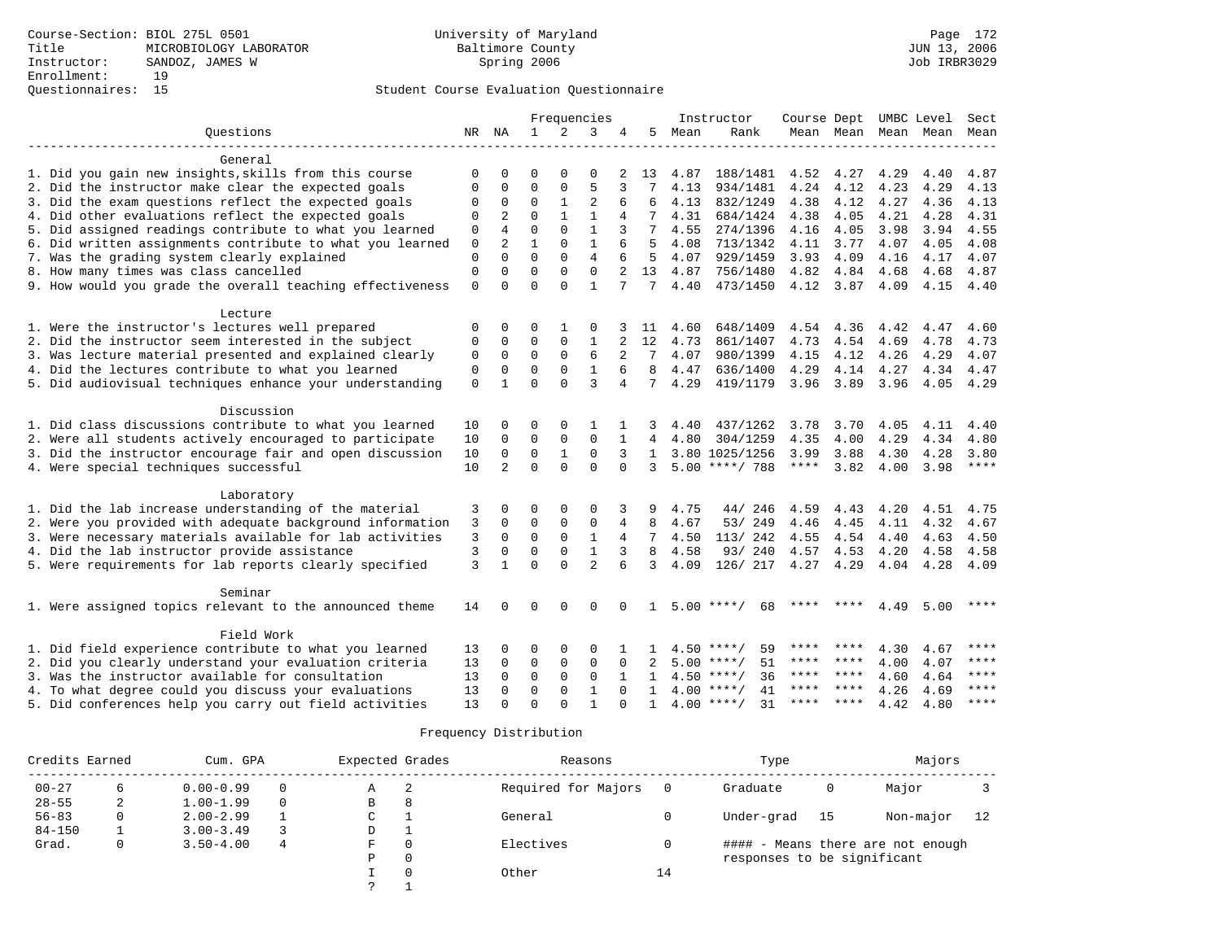Course-Section: BIOL 275L 0501
Title: MICROBIOLOGY LABORATORY
Instructor: SANDOZ, JAMES W
Enrollment: 19
Questionnaires: 15

University of Maryland
Baltimore County
Spring 2006

JUN 13, 2006
Job IRBR3029

## Student Course Evaluation Questionnaire

| Questions | NR | NA | 1 | 2 | 3 | 4 | 5 | Instructor Mean | Instructor Rank | Course Mean | Dept Mean | UMBC Mean | Level Mean | Sect Mean |
|---|---|---|---|---|---|---|---|---|---|---|---|---|---|---|
| **General** | | | | | | | | | | | | | | |
| 1. Did you gain new insights,skills from this course | 0 | 0 | 0 | 0 | 0 | 2 | 13 | 4.87 | 188/1481 | 4.52 | 4.27 | 4.29 | 4.40 | 4.87 |
| 2. Did the instructor make clear the expected goals | 0 | 0 | 0 | 0 | 5 | 3 | 7 | 4.13 | 934/1481 | 4.24 | 4.12 | 4.23 | 4.29 | 4.13 |
| 3. Did the exam questions reflect the expected goals | 0 | 0 | 0 | 1 | 2 | 6 | 6 | 4.13 | 832/1249 | 4.38 | 4.12 | 4.27 | 4.36 | 4.13 |
| 4. Did other evaluations reflect the expected goals | 0 | 2 | 0 | 1 | 1 | 4 | 7 | 4.31 | 684/1424 | 4.38 | 4.05 | 4.21 | 4.28 | 4.31 |
| 5. Did assigned readings contribute to what you learned | 0 | 4 | 0 | 0 | 1 | 3 | 7 | 4.55 | 274/1396 | 4.16 | 4.05 | 3.98 | 3.94 | 4.55 |
| 6. Did written assignments contribute to what you learned | 0 | 2 | 1 | 0 | 1 | 6 | 5 | 4.08 | 713/1342 | 4.11 | 3.77 | 4.07 | 4.05 | 4.08 |
| 7. Was the grading system clearly explained | 0 | 0 | 0 | 0 | 4 | 6 | 5 | 4.07 | 929/1459 | 3.93 | 4.09 | 4.16 | 4.17 | 4.07 |
| 8. How many times was class cancelled | 0 | 0 | 0 | 0 | 0 | 2 | 13 | 4.87 | 756/1480 | 4.82 | 4.84 | 4.68 | 4.68 | 4.87 |
| 9. How would you grade the overall teaching effectiveness | 0 | 0 | 0 | 0 | 1 | 7 | 7 | 4.40 | 473/1450 | 4.12 | 3.87 | 4.09 | 4.15 | 4.40 |
| **Lecture** | | | | | | | | | | | | | | |
| 1. Were the instructor's lectures well prepared | 0 | 0 | 0 | 1 | 0 | 3 | 11 | 4.60 | 648/1409 | 4.54 | 4.36 | 4.42 | 4.47 | 4.60 |
| 2. Did the instructor seem interested in the subject | 0 | 0 | 0 | 0 | 1 | 2 | 12 | 4.73 | 861/1407 | 4.73 | 4.54 | 4.69 | 4.78 | 4.73 |
| 3. Was lecture material presented and explained clearly | 0 | 0 | 0 | 0 | 6 | 2 | 7 | 4.07 | 980/1399 | 4.15 | 4.12 | 4.26 | 4.29 | 4.07 |
| 4. Did the lectures contribute to what you learned | 0 | 0 | 0 | 0 | 1 | 6 | 8 | 4.47 | 636/1400 | 4.29 | 4.14 | 4.27 | 4.34 | 4.47 |
| 5. Did audiovisual techniques enhance your understanding | 0 | 1 | 0 | 0 | 3 | 4 | 7 | 4.29 | 419/1179 | 3.96 | 3.89 | 3.96 | 4.05 | 4.29 |
| **Discussion** | | | | | | | | | | | | | | |
| 1. Did class discussions contribute to what you learned | 10 | 0 | 0 | 0 | 1 | 1 | 3 | 4.40 | 437/1262 | 3.78 | 3.70 | 4.05 | 4.11 | 4.40 |
| 2. Were all students actively encouraged to participate | 10 | 0 | 0 | 0 | 0 | 1 | 4 | 4.80 | 304/1259 | 4.35 | 4.00 | 4.29 | 4.34 | 4.80 |
| 3. Did the instructor encourage fair and open discussion | 10 | 0 | 0 | 1 | 0 | 3 | 1 | 3.80 | 1025/1256 | 3.99 | 3.88 | 4.30 | 4.28 | 3.80 |
| 4. Were special techniques successful | 10 | 2 | 0 | 0 | 0 | 0 | 3 | 5.00 | ****/ 788 | **** | 3.82 | 4.00 | 3.98 | **** |
| **Laboratory** | | | | | | | | | | | | | | |
| 1. Did the lab increase understanding of the material | 3 | 0 | 0 | 0 | 0 | 3 | 9 | 4.75 | 44/ 246 | 4.59 | 4.43 | 4.20 | 4.51 | 4.75 |
| 2. Were you provided with adequate background information | 3 | 0 | 0 | 0 | 0 | 4 | 8 | 4.67 | 53/ 249 | 4.46 | 4.45 | 4.11 | 4.32 | 4.67 |
| 3. Were necessary materials available for lab activities | 3 | 0 | 0 | 0 | 1 | 4 | 7 | 4.50 | 113/ 242 | 4.55 | 4.54 | 4.40 | 4.63 | 4.50 |
| 4. Did the lab instructor provide assistance | 3 | 0 | 0 | 0 | 1 | 3 | 8 | 4.58 | 93/ 240 | 4.57 | 4.53 | 4.20 | 4.58 | 4.58 |
| 5. Were requirements for lab reports clearly specified | 3 | 1 | 0 | 0 | 2 | 6 | 3 | 4.09 | 126/ 217 | 4.27 | 4.29 | 4.04 | 4.28 | 4.09 |
| **Seminar** | | | | | | | | | | | | | | |
| 1. Were assigned topics relevant to the announced theme | 14 | 0 | 0 | 0 | 0 | 0 | 1 | 5.00 | ****/ 68 | **** | **** | 4.49 | 5.00 | **** |
| **Field Work** | | | | | | | | | | | | | | |
| 1. Did field experience contribute to what you learned | 13 | 0 | 0 | 0 | 0 | 1 | 1 | 4.50 | ****/ 59 | **** | **** | 4.30 | 4.67 | **** |
| 2. Did you clearly understand your evaluation criteria | 13 | 0 | 0 | 0 | 0 | 0 | 2 | 5.00 | ****/ 51 | **** | **** | 4.00 | 4.07 | **** |
| 3. Was the instructor available for consultation | 13 | 0 | 0 | 0 | 0 | 1 | 1 | 4.50 | ****/ 36 | **** | **** | 4.60 | 4.64 | **** |
| 4. To what degree could you discuss your evaluations | 13 | 0 | 0 | 0 | 1 | 0 | 1 | 4.00 | ****/ 41 | **** | **** | 4.26 | 4.69 | **** |
| 5. Did conferences help you carry out field activities | 13 | 0 | 0 | 0 | 1 | 0 | 1 | 4.00 | ****/ 31 | **** | **** | 4.42 | 4.80 | **** |

## Frequency Distribution

| Credits Earned | | Cum. GPA | | Expected Grades | | Reasons | | Type | | Majors | |
|---|---|---|---|---|---|---|---|---|---|---|---|
| 00-27 | 6 | 0.00-0.99 | 0 | A | 2 | Required for Majors | 0 | Graduate | 0 | Major | 3 |
| 28-55 | 2 | 1.00-1.99 | 0 | B | 8 | | | | | | |
| 56-83 | 0 | 2.00-2.99 | 1 | C | 1 | General | 0 | Under-grad | 15 | Non-major | 12 |
| 84-150 | 1 | 3.00-3.49 | 3 | D | 1 | | | | | | |
| Grad. | 0 | 3.50-4.00 | 4 | F | 0 | Electives | 0 | #### - Means there are not enough responses to be significant | | | |
| | | | | P | 0 | | | | | | |
| | | | | I | 0 | Other | 14 | | | | |
| | | | | ? | 1 | | | | | | |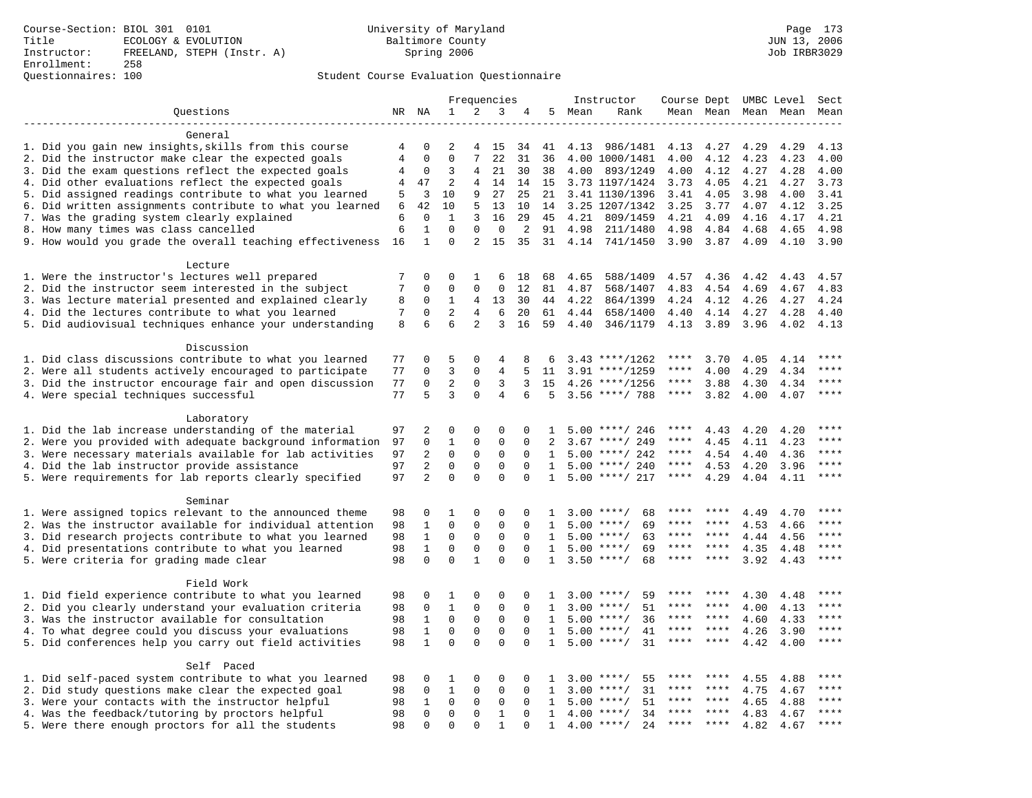Course-Section: BIOL 301 0101
Title: ECOLOGY & EVOLUTION
Instructor: FREELAND, STEPH (Instr. A)
Enrollment: 258
Questionnaires: 100

University of Maryland
Baltimore County
Spring 2006

JUN 13, 2006
Job IRBR3029

Student Course Evaluation Questionnaire

| Questions | NR | NA | 1 | 2 | 3 | 4 | 5 | Instructor Mean | Rank | Course Mean | Dept Mean | UMBC Mean | Level Mean | Sect Mean |
|---|---|---|---|---|---|---|---|---|---|---|---|---|---|---|
| **General** | | | | | | | | | | | | | | |
| 1. Did you gain new insights,skills from this course | 4 | 0 | 2 | 4 | 15 | 34 | 41 | 4.13 | 986/1481 | 4.13 | 4.27 | 4.29 | 4.29 | 4.13 |
| 2. Did the instructor make clear the expected goals | 4 | 0 | 0 | 7 | 22 | 31 | 36 | 4.00 | 1000/1481 | 4.00 | 4.12 | 4.23 | 4.23 | 4.00 |
| 3. Did the exam questions reflect the expected goals | 4 | 0 | 3 | 4 | 21 | 30 | 38 | 4.00 | 893/1249 | 4.00 | 4.12 | 4.27 | 4.28 | 4.00 |
| 4. Did other evaluations reflect the expected goals | 4 | 47 | 2 | 4 | 14 | 14 | 15 | 3.73 | 1197/1424 | 3.73 | 4.05 | 4.21 | 4.27 | 3.73 |
| 5. Did assigned readings contribute to what you learned | 5 | 3 | 10 | 9 | 27 | 25 | 21 | 3.41 | 1130/1396 | 3.41 | 4.05 | 3.98 | 4.00 | 3.41 |
| 6. Did written assignments contribute to what you learned | 6 | 42 | 10 | 5 | 13 | 10 | 14 | 3.25 | 1207/1342 | 3.25 | 3.77 | 4.07 | 4.12 | 3.25 |
| 7. Was the grading system clearly explained | 6 | 0 | 1 | 3 | 16 | 29 | 45 | 4.21 | 809/1459 | 4.21 | 4.09 | 4.16 | 4.17 | 4.21 |
| 8. How many times was class cancelled | 6 | 1 | 0 | 0 | 0 | 2 | 91 | 4.98 | 211/1480 | 4.98 | 4.84 | 4.68 | 4.65 | 4.98 |
| 9. How would you grade the overall teaching effectiveness | 16 | 1 | 0 | 2 | 15 | 35 | 31 | 4.14 | 741/1450 | 3.90 | 3.87 | 4.09 | 4.10 | 3.90 |
| **Lecture** | | | | | | | | | | | | | | |
| 1. Were the instructor's lectures well prepared | 7 | 0 | 0 | 1 | 6 | 18 | 68 | 4.65 | 588/1409 | 4.57 | 4.36 | 4.42 | 4.43 | 4.57 |
| 2. Did the instructor seem interested in the subject | 7 | 0 | 0 | 0 | 0 | 12 | 81 | 4.87 | 568/1407 | 4.83 | 4.54 | 4.69 | 4.67 | 4.83 |
| 3. Was lecture material presented and explained clearly | 8 | 0 | 1 | 4 | 13 | 30 | 44 | 4.22 | 864/1399 | 4.24 | 4.12 | 4.26 | 4.27 | 4.24 |
| 4. Did the lectures contribute to what you learned | 7 | 0 | 2 | 4 | 6 | 20 | 61 | 4.44 | 658/1400 | 4.40 | 4.14 | 4.27 | 4.28 | 4.40 |
| 5. Did audiovisual techniques enhance your understanding | 8 | 6 | 6 | 2 | 3 | 16 | 59 | 4.40 | 346/1179 | 4.13 | 3.89 | 3.96 | 4.02 | 4.13 |
| **Discussion** | | | | | | | | | | | | | | |
| 1. Did class discussions contribute to what you learned | 77 | 0 | 5 | 0 | 4 | 8 | 6 | 3.43 | ****/1262 | **** | 3.70 | 4.05 | 4.14 | **** |
| 2. Were all students actively encouraged to participate | 77 | 0 | 3 | 0 | 4 | 5 | 11 | 3.91 | ****/1259 | **** | 4.00 | 4.29 | 4.34 | **** |
| 3. Did the instructor encourage fair and open discussion | 77 | 0 | 2 | 0 | 3 | 3 | 15 | 4.26 | ****/1256 | **** | 3.88 | 4.30 | 4.34 | **** |
| 4. Were special techniques successful | 77 | 5 | 3 | 0 | 4 | 6 | 5 | 3.56 | ****/ 788 | **** | 3.82 | 4.00 | 4.07 | **** |
| **Laboratory** | | | | | | | | | | | | | | |
| 1. Did the lab increase understanding of the material | 97 | 2 | 0 | 0 | 0 | 0 | 1 | 5.00 | ****/ 246 | **** | 4.43 | 4.20 | 4.20 | **** |
| 2. Were you provided with adequate background information | 97 | 0 | 1 | 0 | 0 | 0 | 2 | 3.67 | ****/ 249 | **** | 4.45 | 4.11 | 4.23 | **** |
| 3. Were necessary materials available for lab activities | 97 | 2 | 0 | 0 | 0 | 0 | 1 | 5.00 | ****/ 242 | **** | 4.54 | 4.40 | 4.36 | **** |
| 4. Did the lab instructor provide assistance | 97 | 2 | 0 | 0 | 0 | 0 | 1 | 5.00 | ****/ 240 | **** | 4.53 | 4.20 | 3.96 | **** |
| 5. Were requirements for lab reports clearly specified | 97 | 2 | 0 | 0 | 0 | 0 | 1 | 5.00 | ****/ 217 | **** | 4.29 | 4.04 | 4.11 | **** |
| **Seminar** | | | | | | | | | | | | | | |
| 1. Were assigned topics relevant to the announced theme | 98 | 0 | 1 | 0 | 0 | 0 | 1 | 3.00 | ****/ 68 | **** | **** | 4.49 | 4.70 | **** |
| 2. Was the instructor available for individual attention | 98 | 1 | 0 | 0 | 0 | 0 | 1 | 5.00 | ****/ 69 | **** | **** | 4.53 | 4.66 | **** |
| 3. Did research projects contribute to what you learned | 98 | 1 | 0 | 0 | 0 | 0 | 1 | 5.00 | ****/ 63 | **** | **** | 4.44 | 4.56 | **** |
| 4. Did presentations contribute to what you learned | 98 | 1 | 0 | 0 | 0 | 0 | 1 | 5.00 | ****/ 69 | **** | **** | 4.35 | 4.48 | **** |
| 5. Were criteria for grading made clear | 98 | 0 | 0 | 1 | 0 | 0 | 1 | 3.50 | ****/ 68 | **** | **** | 3.92 | 4.43 | **** |
| **Field Work** | | | | | | | | | | | | | | |
| 1. Did field experience contribute to what you learned | 98 | 0 | 1 | 0 | 0 | 0 | 1 | 3.00 | ****/ 59 | **** | **** | 4.30 | 4.48 | **** |
| 2. Did you clearly understand your evaluation criteria | 98 | 0 | 1 | 0 | 0 | 0 | 1 | 3.00 | ****/ 51 | **** | **** | 4.00 | 4.13 | **** |
| 3. Was the instructor available for consultation | 98 | 1 | 0 | 0 | 0 | 0 | 1 | 5.00 | ****/ 36 | **** | **** | 4.60 | 4.33 | **** |
| 4. To what degree could you discuss your evaluations | 98 | 1 | 0 | 0 | 0 | 0 | 1 | 5.00 | ****/ 41 | **** | **** | 4.26 | 3.90 | **** |
| 5. Did conferences help you carry out field activities | 98 | 1 | 0 | 0 | 0 | 0 | 1 | 5.00 | ****/ 31 | **** | **** | 4.42 | 4.00 | **** |
| **Self Paced** | | | | | | | | | | | | | | |
| 1. Did self-paced system contribute to what you learned | 98 | 0 | 1 | 0 | 0 | 0 | 1 | 3.00 | ****/ 55 | **** | **** | 4.55 | 4.88 | **** |
| 2. Did study questions make clear the expected goal | 98 | 0 | 1 | 0 | 0 | 0 | 1 | 3.00 | ****/ 31 | **** | **** | 4.75 | 4.67 | **** |
| 3. Were your contacts with the instructor helpful | 98 | 1 | 0 | 0 | 0 | 0 | 1 | 5.00 | ****/ 51 | **** | **** | 4.65 | 4.88 | **** |
| 4. Was the feedback/tutoring by proctors helpful | 98 | 0 | 0 | 0 | 1 | 0 | 1 | 4.00 | ****/ 34 | **** | **** | 4.83 | 4.67 | **** |
| 5. Were there enough proctors for all the students | 98 | 0 | 0 | 0 | 1 | 0 | 1 | 4.00 | ****/ 24 | **** | **** | 4.82 | 4.67 | **** |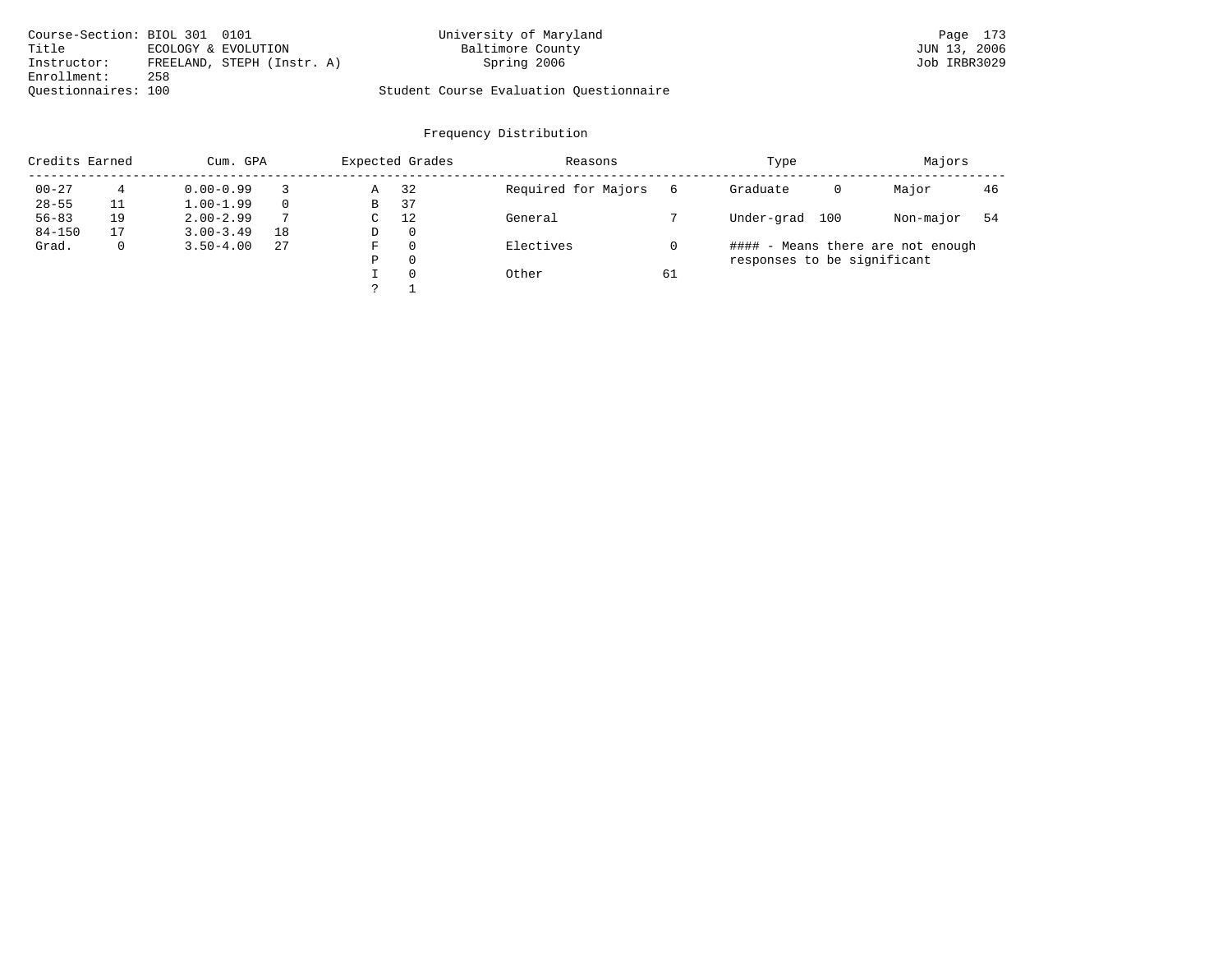Course-Section: BIOL 301 0101
Title: ECOLOGY & EVOLUTION
Instructor: FREELAND, STEPH (Instr. A)
Enrollment: 258
Questionnaires: 100

University of Maryland
Baltimore County
Spring 2006

Student Course Evaluation Questionnaire

JUN 13, 2006
Job IRBR3029

## Frequency Distribution

| Credits Earned | | Cum. GPA | | Expected Grades | | Reasons | | Type | | Majors | |
|---|---|---|---|---|---|---|---|---|---|---|---|
| 00-27 | 4 | 0.00-0.99 | 3 | A | 32 | Required for Majors | 6 | Graduate | 0 | Major | 46 |
| 28-55 | 11 | 1.00-1.99 | 0 | B | 37 | | | | | | |
| 56-83 | 19 | 2.00-2.99 | 7 | C | 12 | General | 7 | Under-grad | 100 | Non-major | 54 |
| 84-150 | 17 | 3.00-3.49 | 18 | D | 0 | | | | | | |
| Grad. | 0 | 3.50-4.00 | 27 | F | 0 | Electives | 0 | | | | |
| | | | | P | 0 | | | | | | |
| | | | | I | 0 | Other | 61 | | | | |
| | | | | ? | 1 | | | | | | |

#### - Means there are not enough responses to be significant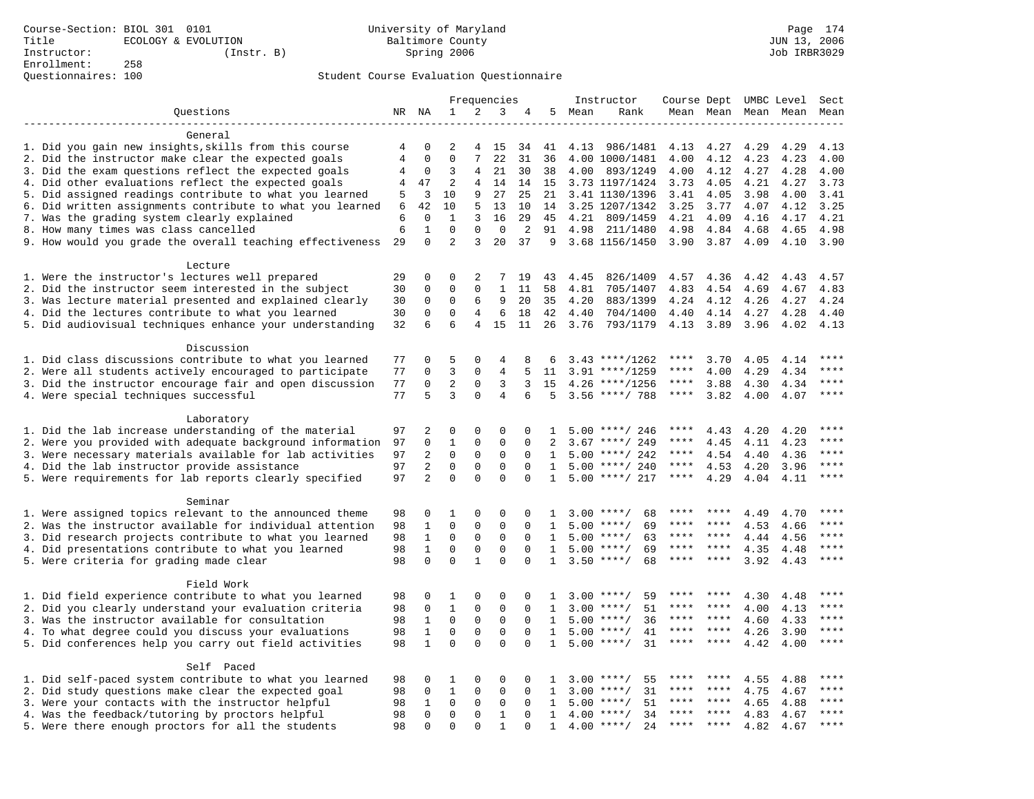Course-Section: BIOL 301 0101
Title: ECOLOGY & EVOLUTION
Instructor: (Instr. B)
Enrollment: 258
Questionnaires: 100

University of Maryland
Baltimore County
Spring 2006

JUN 13, 2006
Job IRBR3029

Student Course Evaluation Questionnaire

| Questions | NR | NA | 1 | 2 | 3 | 4 | 5 | Instructor Mean | Rank | Course Mean | Dept Mean | UMBC Mean | Level Mean | Sect Mean |
|---|---|---|---|---|---|---|---|---|---|---|---|---|---|---|
| **General** | | | | | | | | | | | | | | |
| 1. Did you gain new insights,skills from this course | 4 | 0 | 2 | 4 | 15 | 34 | 41 | 4.13 | 986/1481 | 4.13 | 4.27 | 4.29 | 4.29 | 4.13 |
| 2. Did the instructor make clear the expected goals | 4 | 0 | 0 | 7 | 22 | 31 | 36 | 4.00 | 1000/1481 | 4.00 | 4.12 | 4.23 | 4.23 | 4.00 |
| 3. Did the exam questions reflect the expected goals | 4 | 0 | 3 | 4 | 21 | 30 | 38 | 4.00 | 893/1249 | 4.00 | 4.12 | 4.27 | 4.28 | 4.00 |
| 4. Did other evaluations reflect the expected goals | 4 | 47 | 2 | 4 | 14 | 14 | 15 | 3.73 | 1197/1424 | 3.73 | 4.05 | 4.21 | 4.27 | 3.73 |
| 5. Did assigned readings contribute to what you learned | 5 | 3 | 10 | 9 | 27 | 25 | 21 | 3.41 | 1130/1396 | 3.41 | 4.05 | 3.98 | 4.00 | 3.41 |
| 6. Did written assignments contribute to what you learned | 6 | 42 | 10 | 5 | 13 | 10 | 14 | 3.25 | 1207/1342 | 3.25 | 3.77 | 4.07 | 4.12 | 3.25 |
| 7. Was the grading system clearly explained | 6 | 0 | 1 | 3 | 16 | 29 | 45 | 4.21 | 809/1459 | 4.21 | 4.09 | 4.16 | 4.17 | 4.21 |
| 8. How many times was class cancelled | 6 | 1 | 0 | 0 | 0 | 2 | 91 | 4.98 | 211/1480 | 4.98 | 4.84 | 4.68 | 4.65 | 4.98 |
| 9. How would you grade the overall teaching effectiveness | 29 | 0 | 2 | 3 | 20 | 37 | 9 | 3.68 | 1156/1450 | 3.90 | 3.87 | 4.09 | 4.10 | 3.90 |
| **Lecture** | | | | | | | | | | | | | | |
| 1. Were the instructor's lectures well prepared | 29 | 0 | 0 | 2 | 7 | 19 | 43 | 4.45 | 826/1409 | 4.57 | 4.36 | 4.42 | 4.43 | 4.57 |
| 2. Did the instructor seem interested in the subject | 30 | 0 | 0 | 0 | 1 | 11 | 58 | 4.81 | 705/1407 | 4.83 | 4.54 | 4.69 | 4.67 | 4.83 |
| 3. Was lecture material presented and explained clearly | 30 | 0 | 0 | 6 | 9 | 20 | 35 | 4.20 | 883/1399 | 4.24 | 4.12 | 4.26 | 4.27 | 4.24 |
| 4. Did the lectures contribute to what you learned | 30 | 0 | 0 | 4 | 6 | 18 | 42 | 4.40 | 704/1400 | 4.40 | 4.14 | 4.27 | 4.28 | 4.40 |
| 5. Did audiovisual techniques enhance your understanding | 32 | 6 | 6 | 4 | 15 | 11 | 26 | 3.76 | 793/1179 | 4.13 | 3.89 | 3.96 | 4.02 | 4.13 |
| **Discussion** | | | | | | | | | | | | | | |
| 1. Did class discussions contribute to what you learned | 77 | 0 | 5 | 0 | 4 | 8 | 6 | 3.43 | ****/1262 | **** | 3.70 | 4.05 | 4.14 | **** |
| 2. Were all students actively encouraged to participate | 77 | 0 | 3 | 0 | 4 | 5 | 11 | 3.91 | ****/1259 | **** | 4.00 | 4.29 | 4.34 | **** |
| 3. Did the instructor encourage fair and open discussion | 77 | 0 | 2 | 0 | 3 | 3 | 15 | 4.26 | ****/1256 | **** | 3.88 | 4.30 | 4.34 | **** |
| 4. Were special techniques successful | 77 | 5 | 3 | 0 | 4 | 6 | 5 | 3.56 | ****/ 788 | **** | 3.82 | 4.00 | 4.07 | **** |
| **Laboratory** | | | | | | | | | | | | | | |
| 1. Did the lab increase understanding of the material | 97 | 2 | 0 | 0 | 0 | 0 | 1 | 5.00 | ****/ 246 | **** | 4.43 | 4.20 | 4.20 | **** |
| 2. Were you provided with adequate background information | 97 | 0 | 1 | 0 | 0 | 0 | 2 | 3.67 | ****/ 249 | **** | 4.45 | 4.11 | 4.23 | **** |
| 3. Were necessary materials available for lab activities | 97 | 2 | 0 | 0 | 0 | 0 | 1 | 5.00 | ****/ 242 | **** | 4.54 | 4.40 | 4.36 | **** |
| 4. Did the lab instructor provide assistance | 97 | 2 | 0 | 0 | 0 | 0 | 1 | 5.00 | ****/ 240 | **** | 4.53 | 4.20 | 3.96 | **** |
| 5. Were requirements for lab reports clearly specified | 97 | 2 | 0 | 0 | 0 | 0 | 1 | 5.00 | ****/ 217 | **** | 4.29 | 4.04 | 4.11 | **** |
| **Seminar** | | | | | | | | | | | | | | |
| 1. Were assigned topics relevant to the announced theme | 98 | 0 | 1 | 0 | 0 | 0 | 1 | 3.00 | ****/ 68 | **** | **** | 4.49 | 4.70 | **** |
| 2. Was the instructor available for individual attention | 98 | 1 | 0 | 0 | 0 | 0 | 1 | 5.00 | ****/ 69 | **** | **** | 4.53 | 4.66 | **** |
| 3. Did research projects contribute to what you learned | 98 | 1 | 0 | 0 | 0 | 0 | 1 | 5.00 | ****/ 63 | **** | **** | 4.44 | 4.56 | **** |
| 4. Did presentations contribute to what you learned | 98 | 1 | 0 | 0 | 0 | 0 | 1 | 5.00 | ****/ 69 | **** | **** | 4.35 | 4.48 | **** |
| 5. Were criteria for grading made clear | 98 | 0 | 0 | 1 | 0 | 0 | 1 | 3.50 | ****/ 68 | **** | **** | 3.92 | 4.43 | **** |
| **Field Work** | | | | | | | | | | | | | | |
| 1. Did field experience contribute to what you learned | 98 | 0 | 1 | 0 | 0 | 0 | 1 | 3.00 | ****/ 59 | **** | **** | 4.30 | 4.48 | **** |
| 2. Did you clearly understand your evaluation criteria | 98 | 0 | 1 | 0 | 0 | 0 | 1 | 3.00 | ****/ 51 | **** | **** | 4.00 | 4.13 | **** |
| 3. Was the instructor available for consultation | 98 | 1 | 0 | 0 | 0 | 0 | 1 | 5.00 | ****/ 36 | **** | **** | 4.60 | 4.33 | **** |
| 4. To what degree could you discuss your evaluations | 98 | 1 | 0 | 0 | 0 | 0 | 1 | 5.00 | ****/ 41 | **** | **** | 4.26 | 3.90 | **** |
| 5. Did conferences help you carry out field activities | 98 | 1 | 0 | 0 | 0 | 0 | 1 | 5.00 | ****/ 31 | **** | **** | 4.42 | 4.00 | **** |
| **Self Paced** | | | | | | | | | | | | | | |
| 1. Did self-paced system contribute to what you learned | 98 | 0 | 1 | 0 | 0 | 0 | 1 | 3.00 | ****/ 55 | **** | **** | 4.55 | 4.88 | **** |
| 2. Did study questions make clear the expected goal | 98 | 0 | 1 | 0 | 0 | 0 | 1 | 3.00 | ****/ 31 | **** | **** | 4.75 | 4.67 | **** |
| 3. Were your contacts with the instructor helpful | 98 | 1 | 0 | 0 | 0 | 0 | 1 | 5.00 | ****/ 51 | **** | **** | 4.65 | 4.88 | **** |
| 4. Was the feedback/tutoring by proctors helpful | 98 | 0 | 0 | 0 | 1 | 0 | 1 | 4.00 | ****/ 34 | **** | **** | 4.83 | 4.67 | **** |
| 5. Were there enough proctors for all the students | 98 | 0 | 0 | 0 | 1 | 0 | 1 | 4.00 | ****/ 24 | **** | **** | 4.82 | 4.67 | **** |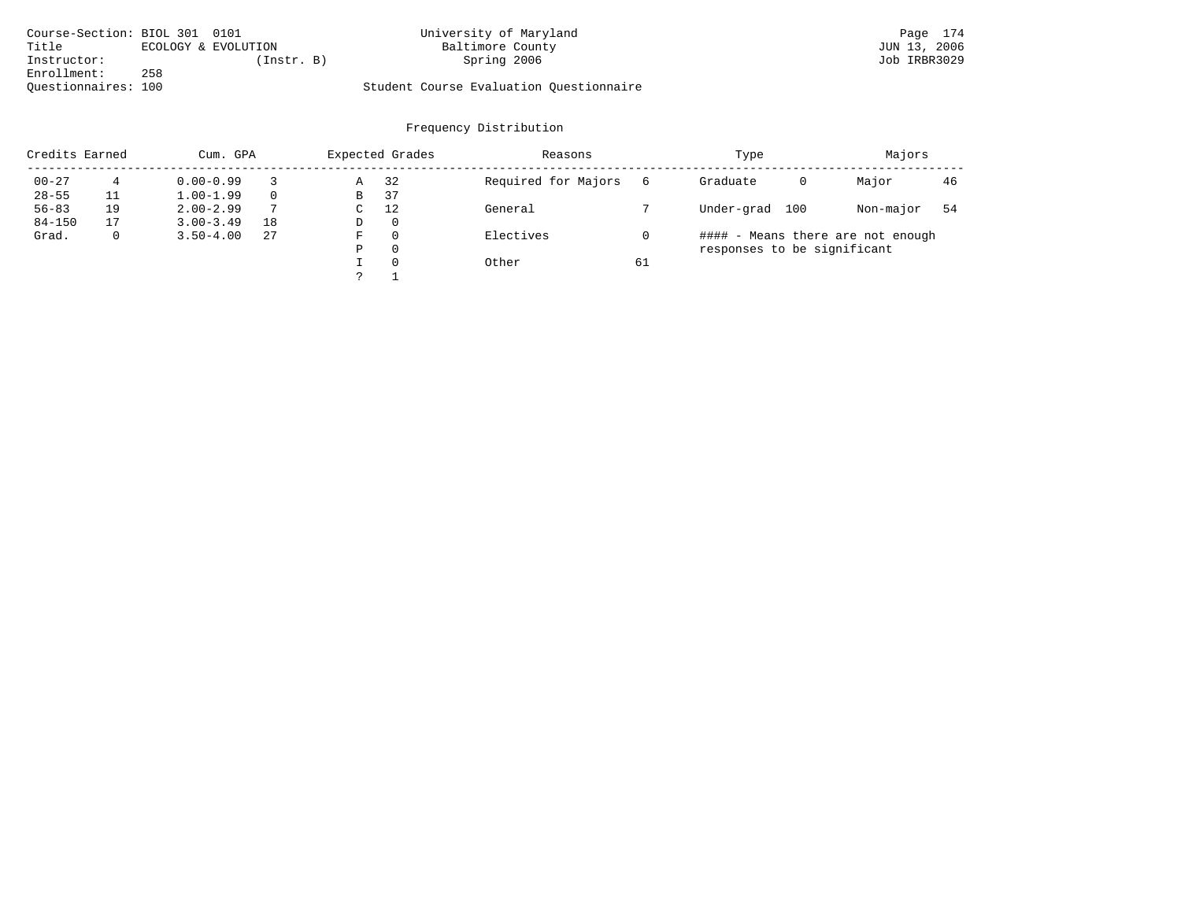Course-Section: BIOL 301 0101
Title: ECOLOGY & EVOLUTION
Instructor: (Instr. B)
Enrollment: 258
Questionnaires: 100

University of Maryland
Baltimore County
Spring 2006

Student Course Evaluation Questionnaire

JUN 13, 2006
Job IRBR3029

## Frequency Distribution

| Credits Earned | | Cum. GPA | | Expected Grades | | Reasons | | Type | | Majors | |
|---|---|---|---|---|---|---|---|---|---|---|---|
| 00-27 | 4 | 0.00-0.99 | 3 | A | 32 | Required for Majors | 6 | Graduate | 0 | Major | 46 |
| 28-55 | 11 | 1.00-1.99 | 0 | B | 37 | | | | | | |
| 56-83 | 19 | 2.00-2.99 | 7 | C | 12 | General | 7 | Under-grad | 100 | Non-major | 54 |
| 84-150 | 17 | 3.00-3.49 | 18 | D | 0 | | | | | | |
| Grad. | 0 | 3.50-4.00 | 27 | F | 0 | Electives | 0 | | | | |
| | | | | P | 0 | | | | | | |
| | | | | I | 0 | Other | 61 | | | | |
| | | | | ? | 1 | | | | | | |

#### - Means there are not enough responses to be significant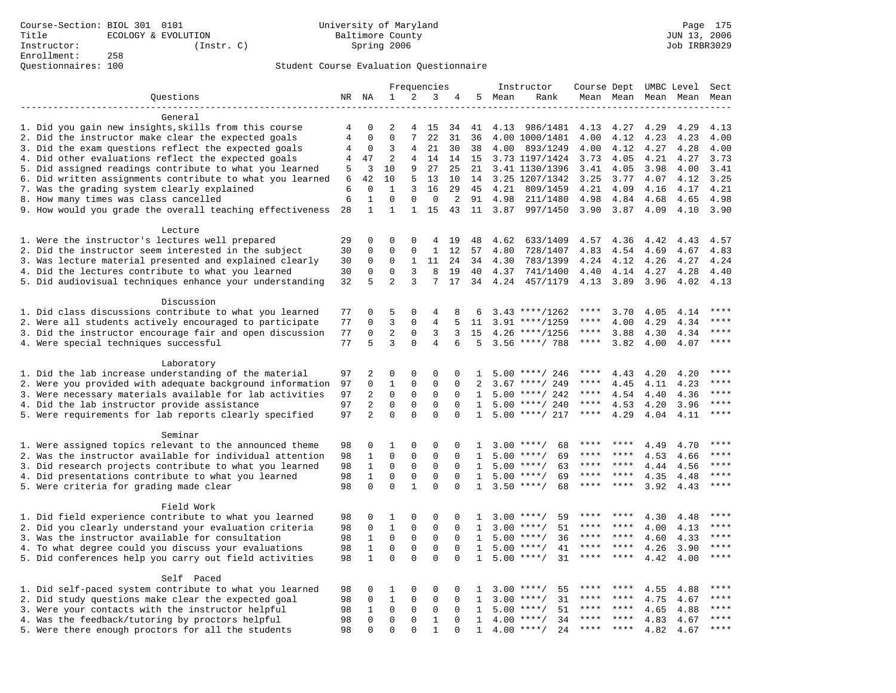Course-Section: BIOL 301 0101
Title: ECOLOGY & EVOLUTION
Instructor: (Instr. C)
Enrollment: 258
Questionnaires: 100

University of Maryland
Baltimore County
Spring 2006

JUN 13, 2006
Job IRBR3029

## Student Course Evaluation Questionnaire

| Questions | NR | NA | 1 | 2 | 3 | 4 | 5 | Instructor Mean | Instructor Rank | Course Mean | Dept Mean | UMBC Level Mean | Level Mean | Sect Mean |
|---|---|---|---|---|---|---|---|---|---|---|---|---|---|---|
| **General** | | | | | | | | | | | | | | |
| 1. Did you gain new insights,skills from this course | 4 | 0 | 2 | 4 | 15 | 34 | 41 | 4.13 | 986/1481 | 4.13 | 4.27 | 4.29 | 4.29 | 4.13 |
| 2. Did the instructor make clear the expected goals | 4 | 0 | 0 | 7 | 22 | 31 | 36 | 4.00 | 1000/1481 | 4.00 | 4.12 | 4.23 | 4.23 | 4.00 |
| 3. Did the exam questions reflect the expected goals | 4 | 0 | 3 | 4 | 21 | 30 | 38 | 4.00 | 893/1249 | 4.00 | 4.12 | 4.27 | 4.28 | 4.00 |
| 4. Did other evaluations reflect the expected goals | 4 | 47 | 2 | 4 | 14 | 14 | 15 | 3.73 | 1197/1424 | 3.73 | 4.05 | 4.21 | 4.27 | 3.73 |
| 5. Did assigned readings contribute to what you learned | 5 | 3 | 10 | 9 | 27 | 25 | 21 | 3.41 | 1130/1396 | 3.41 | 4.05 | 3.98 | 4.00 | 3.41 |
| 6. Did written assignments contribute to what you learned | 6 | 42 | 10 | 5 | 13 | 10 | 14 | 3.25 | 1207/1342 | 3.25 | 3.77 | 4.07 | 4.12 | 3.25 |
| 7. Was the grading system clearly explained | 6 | 0 | 1 | 3 | 16 | 29 | 45 | 4.21 | 809/1459 | 4.21 | 4.09 | 4.16 | 4.17 | 4.21 |
| 8. How many times was class cancelled | 6 | 1 | 0 | 0 | 0 | 2 | 91 | 4.98 | 211/1480 | 4.98 | 4.84 | 4.68 | 4.65 | 4.98 |
| 9. How would you grade the overall teaching effectiveness | 28 | 1 | 1 | 1 | 15 | 43 | 11 | 3.87 | 997/1450 | 3.90 | 3.87 | 4.09 | 4.10 | 3.90 |
| **Lecture** | | | | | | | | | | | | | | |
| 1. Were the instructor's lectures well prepared | 29 | 0 | 0 | 0 | 4 | 19 | 48 | 4.62 | 633/1409 | 4.57 | 4.36 | 4.42 | 4.43 | 4.57 |
| 2. Did the instructor seem interested in the subject | 30 | 0 | 0 | 0 | 1 | 12 | 57 | 4.80 | 728/1407 | 4.83 | 4.54 | 4.69 | 4.67 | 4.83 |
| 3. Was lecture material presented and explained clearly | 30 | 0 | 0 | 1 | 11 | 24 | 34 | 4.30 | 783/1399 | 4.24 | 4.12 | 4.26 | 4.27 | 4.24 |
| 4. Did the lectures contribute to what you learned | 30 | 0 | 0 | 3 | 8 | 19 | 40 | 4.37 | 741/1400 | 4.40 | 4.14 | 4.27 | 4.28 | 4.40 |
| 5. Did audiovisual techniques enhance your understanding | 32 | 5 | 2 | 3 | 7 | 17 | 34 | 4.24 | 457/1179 | 4.13 | 3.89 | 3.96 | 4.02 | 4.13 |
| **Discussion** | | | | | | | | | | | | | | |
| 1. Did class discussions contribute to what you learned | 77 | 0 | 5 | 0 | 4 | 8 | 6 | 3.43 | ****/1262 | **** | 3.70 | 4.05 | 4.14 | **** |
| 2. Were all students actively encouraged to participate | 77 | 0 | 3 | 0 | 4 | 5 | 11 | 3.91 | ****/1259 | **** | 4.00 | 4.29 | 4.34 | **** |
| 3. Did the instructor encourage fair and open discussion | 77 | 0 | 2 | 0 | 3 | 3 | 15 | 4.26 | ****/1256 | **** | 3.88 | 4.30 | 4.34 | **** |
| 4. Were special techniques successful | 77 | 5 | 3 | 0 | 4 | 6 | 5 | 3.56 | ****/ 788 | **** | 3.82 | 4.00 | 4.07 | **** |
| **Laboratory** | | | | | | | | | | | | | | |
| 1. Did the lab increase understanding of the material | 97 | 2 | 0 | 0 | 0 | 0 | 1 | 5.00 | ****/ 246 | **** | 4.43 | 4.20 | 4.20 | **** |
| 2. Were you provided with adequate background information | 97 | 0 | 1 | 0 | 0 | 0 | 2 | 3.67 | ****/ 249 | **** | 4.45 | 4.11 | 4.23 | **** |
| 3. Were necessary materials available for lab activities | 97 | 2 | 0 | 0 | 0 | 0 | 1 | 5.00 | ****/ 242 | **** | 4.54 | 4.40 | 4.36 | **** |
| 4. Did the lab instructor provide assistance | 97 | 2 | 0 | 0 | 0 | 0 | 1 | 5.00 | ****/ 240 | **** | 4.53 | 4.20 | 3.96 | **** |
| 5. Were requirements for lab reports clearly specified | 97 | 2 | 0 | 0 | 0 | 0 | 1 | 5.00 | ****/ 217 | **** | 4.29 | 4.04 | 4.11 | **** |
| **Seminar** | | | | | | | | | | | | | | |
| 1. Were assigned topics relevant to the announced theme | 98 | 0 | 1 | 0 | 0 | 0 | 1 | 3.00 | ****/ 68 | **** | **** | 4.49 | 4.70 | **** |
| 2. Was the instructor available for individual attention | 98 | 1 | 0 | 0 | 0 | 0 | 1 | 5.00 | ****/ 69 | **** | **** | 4.53 | 4.66 | **** |
| 3. Did research projects contribute to what you learned | 98 | 1 | 0 | 0 | 0 | 0 | 1 | 5.00 | ****/ 63 | **** | **** | 4.44 | 4.56 | **** |
| 4. Did presentations contribute to what you learned | 98 | 1 | 0 | 0 | 0 | 0 | 1 | 5.00 | ****/ 69 | **** | **** | 4.35 | 4.48 | **** |
| 5. Were criteria for grading made clear | 98 | 0 | 0 | 1 | 0 | 0 | 1 | 3.50 | ****/ 68 | **** | **** | 3.92 | 4.43 | **** |
| **Field Work** | | | | | | | | | | | | | | |
| 1. Did field experience contribute to what you learned | 98 | 0 | 1 | 0 | 0 | 0 | 1 | 3.00 | ****/ 59 | **** | **** | 4.30 | 4.48 | **** |
| 2. Did you clearly understand your evaluation criteria | 98 | 0 | 1 | 0 | 0 | 0 | 1 | 3.00 | ****/ 51 | **** | **** | 4.00 | 4.13 | **** |
| 3. Was the instructor available for consultation | 98 | 1 | 0 | 0 | 0 | 0 | 1 | 5.00 | ****/ 36 | **** | **** | 4.60 | 4.33 | **** |
| 4. To what degree could you discuss your evaluations | 98 | 1 | 0 | 0 | 0 | 0 | 1 | 5.00 | ****/ 41 | **** | **** | 4.26 | 3.90 | **** |
| 5. Did conferences help you carry out field activities | 98 | 1 | 0 | 0 | 0 | 0 | 1 | 5.00 | ****/ 31 | **** | **** | 4.42 | 4.00 | **** |
| **Self Paced** | | | | | | | | | | | | | | |
| 1. Did self-paced system contribute to what you learned | 98 | 0 | 1 | 0 | 0 | 0 | 1 | 3.00 | ****/ 55 | **** | **** | 4.55 | 4.88 | **** |
| 2. Did study questions make clear the expected goal | 98 | 0 | 1 | 0 | 0 | 0 | 1 | 3.00 | ****/ 31 | **** | **** | 4.75 | 4.67 | **** |
| 3. Were your contacts with the instructor helpful | 98 | 1 | 0 | 0 | 0 | 0 | 1 | 5.00 | ****/ 51 | **** | **** | 4.65 | 4.88 | **** |
| 4. Was the feedback/tutoring by proctors helpful | 98 | 0 | 0 | 0 | 1 | 0 | 1 | 4.00 | ****/ 34 | **** | **** | 4.83 | 4.67 | **** |
| 5. Were there enough proctors for all the students | 98 | 0 | 0 | 0 | 1 | 0 | 1 | 4.00 | ****/ 24 | **** | **** | 4.82 | 4.67 | **** |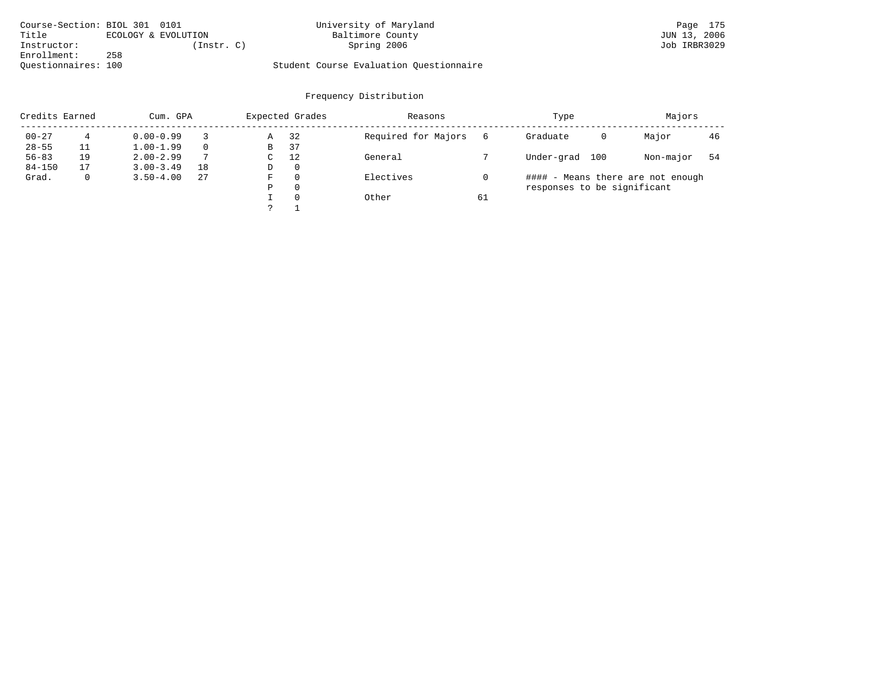Course-Section: BIOL 301 0101
Title: ECOLOGY & EVOLUTION
Instructor: (Instr. C)
Enrollment: 258
Questionnaires: 100

University of Maryland
Baltimore County
Spring 2006

Student Course Evaluation Questionnaire

JUN 13, 2006
Job IRBR3029

## Frequency Distribution

| Credits Earned | | Cum. GPA | | Expected Grades | | Reasons | | Type | | Majors | |
|---|---|---|---|---|---|---|---|---|---|---|---|
| 00-27 | 4 | 0.00-0.99 | 3 | A | 32 | Required for Majors | 6 | Graduate | 0 | Major | 46 |
| 28-55 | 11 | 1.00-1.99 | 0 | B | 37 | | | | | | |
| 56-83 | 19 | 2.00-2.99 | 7 | C | 12 | General | 7 | Under-grad | 100 | Non-major | 54 |
| 84-150 | 17 | 3.00-3.49 | 18 | D | 0 | | | | | | |
| Grad. | 0 | 3.50-4.00 | 27 | F | 0 | Electives | 0 | | | | |
| | | | | P | 0 | | | | | | |
| | | | | I | 0 | Other | 61 | | | | |
| | | | | ? | 1 | | | | | | |

#### - Means there are not enough responses to be significant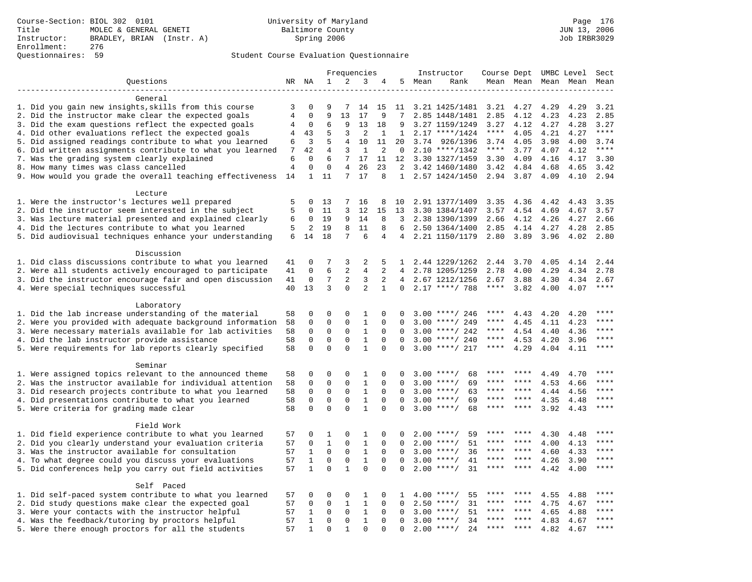Course-Section: BIOL 302 0101
Title: MOLEC & GENERAL GENETI
Instructor: BRADLEY, BRIAN (Instr. A)
Enrollment: 276
Questionnaires: 59

University of Maryland
Baltimore County
Spring 2006

JUN 13, 2006
Job IRBR3029

Student Course Evaluation Questionnaire

| Questions | NR | NA | 1 | 2 | 3 | 4 | 5 | Instructor Mean | Instructor Rank | Course Mean | Dept Mean | UMBC Level Mean | Level Mean | Sect Mean |
|---|---|---|---|---|---|---|---|---|---|---|---|---|---|---|
| **General** | | | | | | | | | | | | | | |
| 1. Did you gain new insights,skills from this course | 3 | 0 | 9 | 7 | 14 | 15 | 11 | 3.21 | 1425/1481 | 3.21 | 4.27 | 4.29 | 4.29 | 3.21 |
| 2. Did the instructor make clear the expected goals | 4 | 0 | 9 | 13 | 17 | 9 | 7 | 2.85 | 1448/1481 | 2.85 | 4.12 | 4.23 | 4.23 | 2.85 |
| 3. Did the exam questions reflect the expected goals | 4 | 0 | 6 | 9 | 13 | 18 | 9 | 3.27 | 1159/1249 | 3.27 | 4.12 | 4.27 | 4.28 | 3.27 |
| 4. Did other evaluations reflect the expected goals | 4 | 43 | 5 | 3 | 2 | 1 | 1 | 2.17 | ****/1424 | **** | 4.05 | 4.21 | 4.27 | **** |
| 5. Did assigned readings contribute to what you learned | 6 | 3 | 5 | 4 | 10 | 11 | 20 | 3.74 | 926/1396 | 3.74 | 4.05 | 3.98 | 4.00 | 3.74 |
| 6. Did written assignments contribute to what you learned | 7 | 42 | 4 | 3 | 1 | 2 | 0 | 2.10 | ****/1342 | **** | 3.77 | 4.07 | 4.12 | **** |
| 7. Was the grading system clearly explained | 6 | 0 | 6 | 7 | 17 | 11 | 12 | 3.30 | 1327/1459 | 3.30 | 4.09 | 4.16 | 4.17 | 3.30 |
| 8. How many times was class cancelled | 4 | 0 | 0 | 4 | 26 | 23 | 2 | 3.42 | 1460/1480 | 3.42 | 4.84 | 4.68 | 4.65 | 3.42 |
| 9. How would you grade the overall teaching effectiveness | 14 | 1 | 11 | 7 | 17 | 8 | 1 | 2.57 | 1424/1450 | 2.94 | 3.87 | 4.09 | 4.10 | 2.94 |
| **Lecture** | | | | | | | | | | | | | | |
| 1. Were the instructor's lectures well prepared | 5 | 0 | 13 | 7 | 16 | 8 | 10 | 2.91 | 1377/1409 | 3.35 | 4.36 | 4.42 | 4.43 | 3.35 |
| 2. Did the instructor seem interested in the subject | 5 | 0 | 11 | 3 | 12 | 15 | 13 | 3.30 | 1384/1407 | 3.57 | 4.54 | 4.69 | 4.67 | 3.57 |
| 3. Was lecture material presented and explained clearly | 6 | 0 | 19 | 9 | 14 | 8 | 3 | 2.38 | 1390/1399 | 2.66 | 4.12 | 4.26 | 4.27 | 2.66 |
| 4. Did the lectures contribute to what you learned | 5 | 2 | 19 | 8 | 11 | 8 | 6 | 2.50 | 1364/1400 | 2.85 | 4.14 | 4.27 | 4.28 | 2.85 |
| 5. Did audiovisual techniques enhance your understanding | 6 | 14 | 18 | 7 | 6 | 4 | 4 | 2.21 | 1150/1179 | 2.80 | 3.89 | 3.96 | 4.02 | 2.80 |
| **Discussion** | | | | | | | | | | | | | | |
| 1. Did class discussions contribute to what you learned | 41 | 0 | 7 | 3 | 2 | 5 | 1 | 2.44 | 1229/1262 | 2.44 | 3.70 | 4.05 | 4.14 | 2.44 |
| 2. Were all students actively encouraged to participate | 41 | 0 | 6 | 2 | 4 | 2 | 4 | 2.78 | 1205/1259 | 2.78 | 4.00 | 4.29 | 4.34 | 2.78 |
| 3. Did the instructor encourage fair and open discussion | 41 | 0 | 7 | 2 | 3 | 2 | 4 | 2.67 | 1212/1256 | 2.67 | 3.88 | 4.30 | 4.34 | 2.67 |
| 4. Were special techniques successful | 40 | 13 | 3 | 0 | 2 | 1 | 0 | 2.17 | ****/ 788 | **** | 3.82 | 4.00 | 4.07 | **** |
| **Laboratory** | | | | | | | | | | | | | | |
| 1. Did the lab increase understanding of the material | 58 | 0 | 0 | 0 | 1 | 0 | 0 | 3.00 | ****/ 246 | **** | 4.43 | 4.20 | 4.20 | **** |
| 2. Were you provided with adequate background information | 58 | 0 | 0 | 0 | 1 | 0 | 0 | 3.00 | ****/ 249 | **** | 4.45 | 4.11 | 4.23 | **** |
| 3. Were necessary materials available for lab activities | 58 | 0 | 0 | 0 | 1 | 0 | 0 | 3.00 | ****/ 242 | **** | 4.54 | 4.40 | 4.36 | **** |
| 4. Did the lab instructor provide assistance | 58 | 0 | 0 | 0 | 1 | 0 | 0 | 3.00 | ****/ 240 | **** | 4.53 | 4.20 | 3.96 | **** |
| 5. Were requirements for lab reports clearly specified | 58 | 0 | 0 | 0 | 1 | 0 | 0 | 3.00 | ****/ 217 | **** | 4.29 | 4.04 | 4.11 | **** |
| **Seminar** | | | | | | | | | | | | | | |
| 1. Were assigned topics relevant to the announced theme | 58 | 0 | 0 | 0 | 1 | 0 | 0 | 3.00 | ****/ 68 | **** | **** | 4.49 | 4.70 | **** |
| 2. Was the instructor available for individual attention | 58 | 0 | 0 | 0 | 1 | 0 | 0 | 3.00 | ****/ 69 | **** | **** | 4.53 | 4.66 | **** |
| 3. Did research projects contribute to what you learned | 58 | 0 | 0 | 0 | 1 | 0 | 0 | 3.00 | ****/ 63 | **** | **** | 4.44 | 4.56 | **** |
| 4. Did presentations contribute to what you learned | 58 | 0 | 0 | 0 | 1 | 0 | 0 | 3.00 | ****/ 69 | **** | **** | 4.35 | 4.48 | **** |
| 5. Were criteria for grading made clear | 58 | 0 | 0 | 0 | 1 | 0 | 0 | 3.00 | ****/ 68 | **** | **** | 3.92 | 4.43 | **** |
| **Field Work** | | | | | | | | | | | | | | |
| 1. Did field experience contribute to what you learned | 57 | 0 | 1 | 0 | 1 | 0 | 0 | 2.00 | ****/ 59 | **** | **** | 4.30 | 4.48 | **** |
| 2. Did you clearly understand your evaluation criteria | 57 | 0 | 1 | 0 | 1 | 0 | 0 | 2.00 | ****/ 51 | **** | **** | 4.00 | 4.13 | **** |
| 3. Was the instructor available for consultation | 57 | 1 | 0 | 0 | 1 | 0 | 0 | 3.00 | ****/ 36 | **** | **** | 4.60 | 4.33 | **** |
| 4. To what degree could you discuss your evaluations | 57 | 1 | 0 | 0 | 1 | 0 | 0 | 3.00 | ****/ 41 | **** | **** | 4.26 | 3.90 | **** |
| 5. Did conferences help you carry out field activities | 57 | 1 | 0 | 1 | 0 | 0 | 0 | 2.00 | ****/ 31 | **** | **** | 4.42 | 4.00 | **** |
| **Self Paced** | | | | | | | | | | | | | | |
| 1. Did self-paced system contribute to what you learned | 57 | 0 | 0 | 0 | 1 | 0 | 1 | 4.00 | ****/ 55 | **** | **** | 4.55 | 4.88 | **** |
| 2. Did study questions make clear the expected goal | 57 | 0 | 0 | 1 | 1 | 0 | 0 | 2.50 | ****/ 31 | **** | **** | 4.75 | 4.67 | **** |
| 3. Were your contacts with the instructor helpful | 57 | 1 | 0 | 0 | 1 | 0 | 0 | 3.00 | ****/ 51 | **** | **** | 4.65 | 4.88 | **** |
| 4. Was the feedback/tutoring by proctors helpful | 57 | 1 | 0 | 0 | 1 | 0 | 0 | 3.00 | ****/ 34 | **** | **** | 4.83 | 4.67 | **** |
| 5. Were there enough proctors for all the students | 57 | 1 | 0 | 1 | 0 | 0 | 0 | 2.00 | ****/ 24 | **** | **** | 4.82 | 4.67 | **** |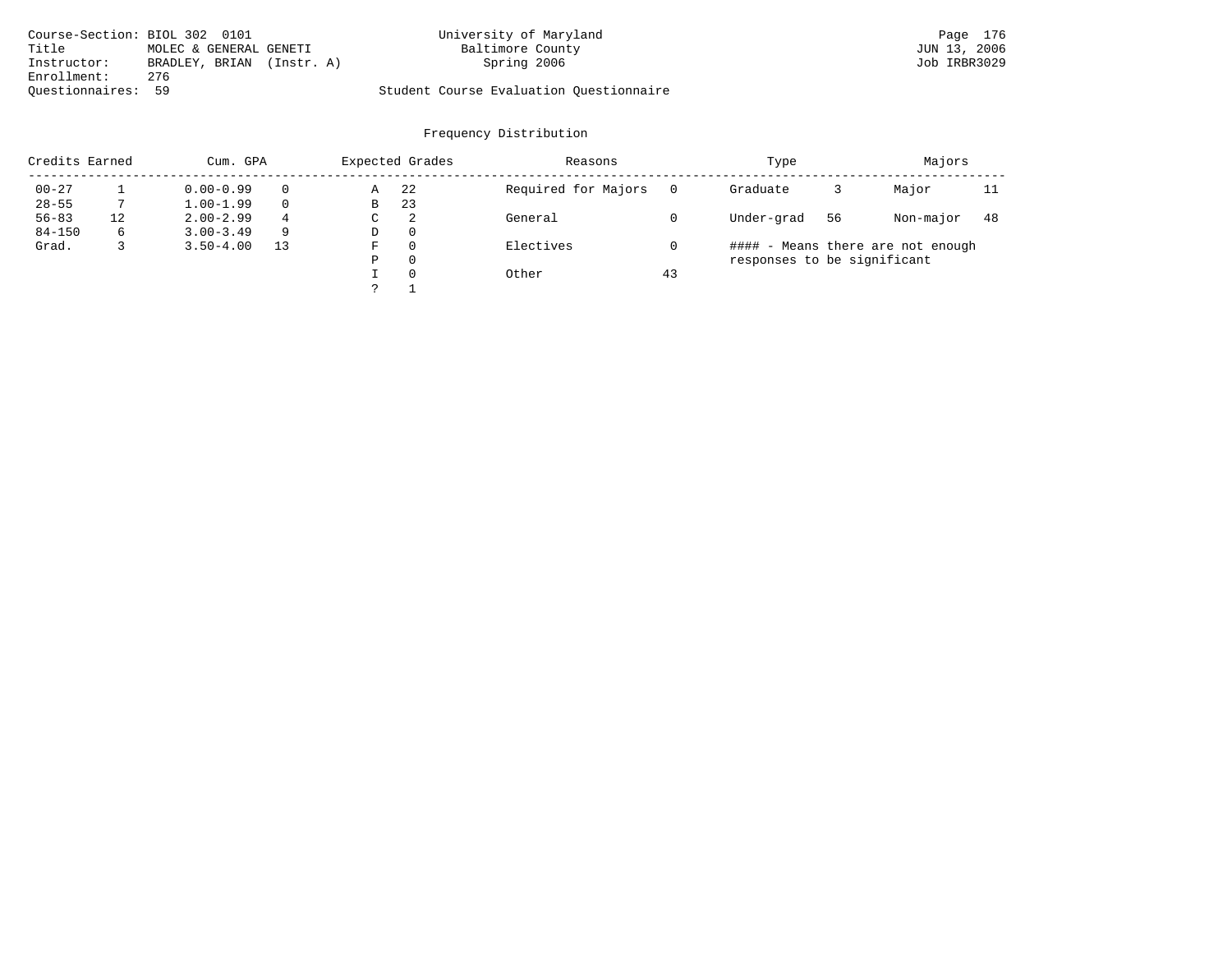Course-Section: BIOL 302 0101
Title: MOLEC & GENERAL GENETI
Instructor: BRADLEY, BRIAN (Instr. A)
Enrollment: 276
Questionnaires: 59

University of Maryland
Baltimore County
Spring 2006

Student Course Evaluation Questionnaire

JUN 13, 2006
Job IRBR3029

## Frequency Distribution

| Credits Earned | | Cum. GPA | | Expected Grades | | Reasons | | Type | | Majors | |
|---|---|---|---|---|---|---|---|---|---|---|---|
| 00-27 | 1 | 0.00-0.99 | 0 | A | 22 | Required for Majors | 0 | Graduate | 3 | Major | 11 |
| 28-55 | 7 | 1.00-1.99 | 0 | B | 23 | | | | | | |
| 56-83 | 12 | 2.00-2.99 | 4 | C | 2 | General | 0 | Under-grad | 56 | Non-major | 48 |
| 84-150 | 6 | 3.00-3.49 | 9 | D | 0 | | | | | | |
| Grad. | 3 | 3.50-4.00 | 13 | F | 0 | Electives | 0 | | | | |
| | | | | P | 0 | | | | | | |
| | | | | I | 0 | Other | 43 | | | | |
| | | | | ? | 1 | | | | | | |

#### - Means there are not enough responses to be significant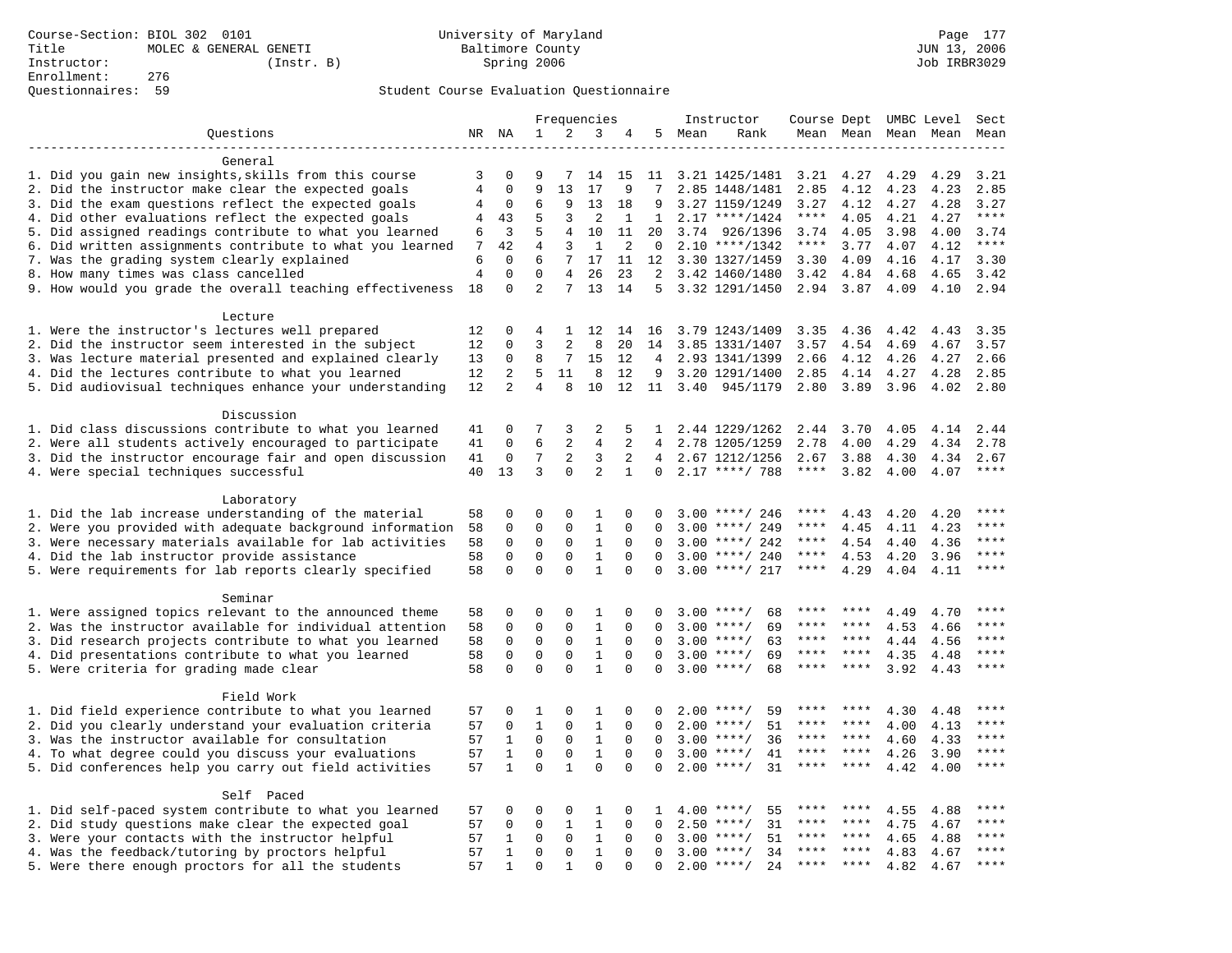Course-Section: BIOL 302 0101
Title: MOLEC & GENERAL GENETI
Instructor: (Instr. B)
Enrollment: 276
Questionnaires: 59

University of Maryland
Baltimore County
Spring 2006

Page 177
JUN 13, 2006
Job IRBR3029

Student Course Evaluation Questionnaire

| Questions | NR | NA | 1 | 2 | 3 | 4 | 5 | Instructor Mean | Instructor Rank | Course Mean | Dept Mean | UMBC Mean | Level Mean | Sect Mean |
|---|---|---|---|---|---|---|---|---|---|---|---|---|---|---|
| **General** | | | | | | | | | | | | | | |
| 1. Did you gain new insights,skills from this course | 3 | 0 | 9 | 7 | 14 | 15 | 11 | 3.21 | 1425/1481 | 3.21 | 4.27 | 4.29 | 4.29 | 3.21 |
| 2. Did the instructor make clear the expected goals | 4 | 0 | 9 | 13 | 17 | 9 | 7 | 2.85 | 1448/1481 | 2.85 | 4.12 | 4.23 | 4.23 | 2.85 |
| 3. Did the exam questions reflect the expected goals | 4 | 0 | 6 | 9 | 13 | 18 | 9 | 3.27 | 1159/1249 | 3.27 | 4.12 | 4.27 | 4.28 | 3.27 |
| 4. Did other evaluations reflect the expected goals | 4 | 43 | 5 | 3 | 2 | 1 | 1 | 2.17 | ****/1424 | **** | 4.05 | 4.21 | 4.27 | **** |
| 5. Did assigned readings contribute to what you learned | 6 | 3 | 5 | 4 | 10 | 11 | 20 | 3.74 | 926/1396 | 3.74 | 4.05 | 3.98 | 4.00 | 3.74 |
| 6. Did written assignments contribute to what you learned | 7 | 42 | 4 | 3 | 1 | 2 | 0 | 2.10 | ****/1342 | **** | 3.77 | 4.07 | 4.12 | **** |
| 7. Was the grading system clearly explained | 6 | 0 | 6 | 7 | 17 | 11 | 12 | 3.30 | 1327/1459 | 3.30 | 4.09 | 4.16 | 4.17 | 3.30 |
| 8. How many times was class cancelled | 4 | 0 | 0 | 4 | 26 | 23 | 2 | 3.42 | 1460/1480 | 3.42 | 4.84 | 4.68 | 4.65 | 3.42 |
| 9. How would you grade the overall teaching effectiveness | 18 | 0 | 2 | 7 | 13 | 14 | 5 | 3.32 | 1291/1450 | 2.94 | 3.87 | 4.09 | 4.10 | 2.94 |
| **Lecture** | | | | | | | | | | | | | | |
| 1. Were the instructor's lectures well prepared | 12 | 0 | 4 | 1 | 12 | 14 | 16 | 3.79 | 1243/1409 | 3.35 | 4.36 | 4.42 | 4.43 | 3.35 |
| 2. Did the instructor seem interested in the subject | 12 | 0 | 3 | 2 | 8 | 20 | 14 | 3.85 | 1331/1407 | 3.57 | 4.54 | 4.69 | 4.67 | 3.57 |
| 3. Was lecture material presented and explained clearly | 13 | 0 | 8 | 7 | 15 | 12 | 4 | 2.93 | 1341/1399 | 2.66 | 4.12 | 4.26 | 4.27 | 2.66 |
| 4. Did the lectures contribute to what you learned | 12 | 2 | 5 | 11 | 8 | 12 | 9 | 3.20 | 1291/1400 | 2.85 | 4.14 | 4.27 | 4.28 | 2.85 |
| 5. Did audiovisual techniques enhance your understanding | 12 | 2 | 4 | 8 | 10 | 12 | 11 | 3.40 | 945/1179 | 2.80 | 3.89 | 3.96 | 4.02 | 2.80 |
| **Discussion** | | | | | | | | | | | | | | |
| 1. Did class discussions contribute to what you learned | 41 | 0 | 7 | 3 | 2 | 5 | 1 | 2.44 | 1229/1262 | 2.44 | 3.70 | 4.05 | 4.14 | 2.44 |
| 2. Were all students actively encouraged to participate | 41 | 0 | 6 | 2 | 4 | 2 | 4 | 2.78 | 1205/1259 | 2.78 | 4.00 | 4.29 | 4.34 | 2.78 |
| 3. Did the instructor encourage fair and open discussion | 41 | 0 | 7 | 2 | 3 | 2 | 4 | 2.67 | 1212/1256 | 2.67 | 3.88 | 4.30 | 4.34 | 2.67 |
| 4. Were special techniques successful | 40 | 13 | 3 | 0 | 2 | 1 | 0 | 2.17 | ****/ 788 | **** | 3.82 | 4.00 | 4.07 | **** |
| **Laboratory** | | | | | | | | | | | | | | |
| 1. Did the lab increase understanding of the material | 58 | 0 | 0 | 0 | 1 | 0 | 0 | 3.00 | ****/ 246 | **** | 4.43 | 4.20 | 4.20 | **** |
| 2. Were you provided with adequate background information | 58 | 0 | 0 | 0 | 1 | 0 | 0 | 3.00 | ****/ 249 | **** | 4.45 | 4.11 | 4.23 | **** |
| 3. Were necessary materials available for lab activities | 58 | 0 | 0 | 0 | 1 | 0 | 0 | 3.00 | ****/ 242 | **** | 4.54 | 4.40 | 4.36 | **** |
| 4. Did the lab instructor provide assistance | 58 | 0 | 0 | 0 | 1 | 0 | 0 | 3.00 | ****/ 240 | **** | 4.53 | 4.20 | 3.96 | **** |
| 5. Were requirements for lab reports clearly specified | 58 | 0 | 0 | 0 | 1 | 0 | 0 | 3.00 | ****/ 217 | **** | 4.29 | 4.04 | 4.11 | **** |
| **Seminar** | | | | | | | | | | | | | | |
| 1. Were assigned topics relevant to the announced theme | 58 | 0 | 0 | 0 | 1 | 0 | 0 | 3.00 | ****/ 68 | **** | **** | 4.49 | 4.70 | **** |
| 2. Was the instructor available for individual attention | 58 | 0 | 0 | 0 | 1 | 0 | 0 | 3.00 | ****/ 69 | **** | **** | 4.53 | 4.66 | **** |
| 3. Did research projects contribute to what you learned | 58 | 0 | 0 | 0 | 1 | 0 | 0 | 3.00 | ****/ 63 | **** | **** | 4.44 | 4.56 | **** |
| 4. Did presentations contribute to what you learned | 58 | 0 | 0 | 0 | 1 | 0 | 0 | 3.00 | ****/ 69 | **** | **** | 4.35 | 4.48 | **** |
| 5. Were criteria for grading made clear | 58 | 0 | 0 | 0 | 1 | 0 | 0 | 3.00 | ****/ 68 | **** | **** | 3.92 | 4.43 | **** |
| **Field Work** | | | | | | | | | | | | | | |
| 1. Did field experience contribute to what you learned | 57 | 0 | 1 | 0 | 1 | 0 | 0 | 2.00 | ****/ 59 | **** | **** | 4.30 | 4.48 | **** |
| 2. Did you clearly understand your evaluation criteria | 57 | 0 | 1 | 0 | 1 | 0 | 0 | 2.00 | ****/ 51 | **** | **** | 4.00 | 4.13 | **** |
| 3. Was the instructor available for consultation | 57 | 1 | 0 | 0 | 1 | 0 | 0 | 3.00 | ****/ 36 | **** | **** | 4.60 | 4.33 | **** |
| 4. To what degree could you discuss your evaluations | 57 | 1 | 0 | 0 | 1 | 0 | 0 | 3.00 | ****/ 41 | **** | **** | 4.26 | 3.90 | **** |
| 5. Did conferences help you carry out field activities | 57 | 1 | 0 | 1 | 0 | 0 | 0 | 2.00 | ****/ 31 | **** | **** | 4.42 | 4.00 | **** |
| **Self Paced** | | | | | | | | | | | | | | |
| 1. Did self-paced system contribute to what you learned | 57 | 0 | 0 | 0 | 1 | 0 | 1 | 4.00 | ****/ 55 | **** | **** | 4.55 | 4.88 | **** |
| 2. Did study questions make clear the expected goal | 57 | 0 | 0 | 1 | 1 | 0 | 0 | 2.50 | ****/ 31 | **** | **** | 4.75 | 4.67 | **** |
| 3. Were your contacts with the instructor helpful | 57 | 1 | 0 | 0 | 1 | 0 | 0 | 3.00 | ****/ 51 | **** | **** | 4.65 | 4.88 | **** |
| 4. Was the feedback/tutoring by proctors helpful | 57 | 1 | 0 | 0 | 1 | 0 | 0 | 3.00 | ****/ 34 | **** | **** | 4.83 | 4.67 | **** |
| 5. Were there enough proctors for all the students | 57 | 1 | 0 | 1 | 0 | 0 | 0 | 2.00 | ****/ 24 | **** | **** | 4.82 | 4.67 | **** |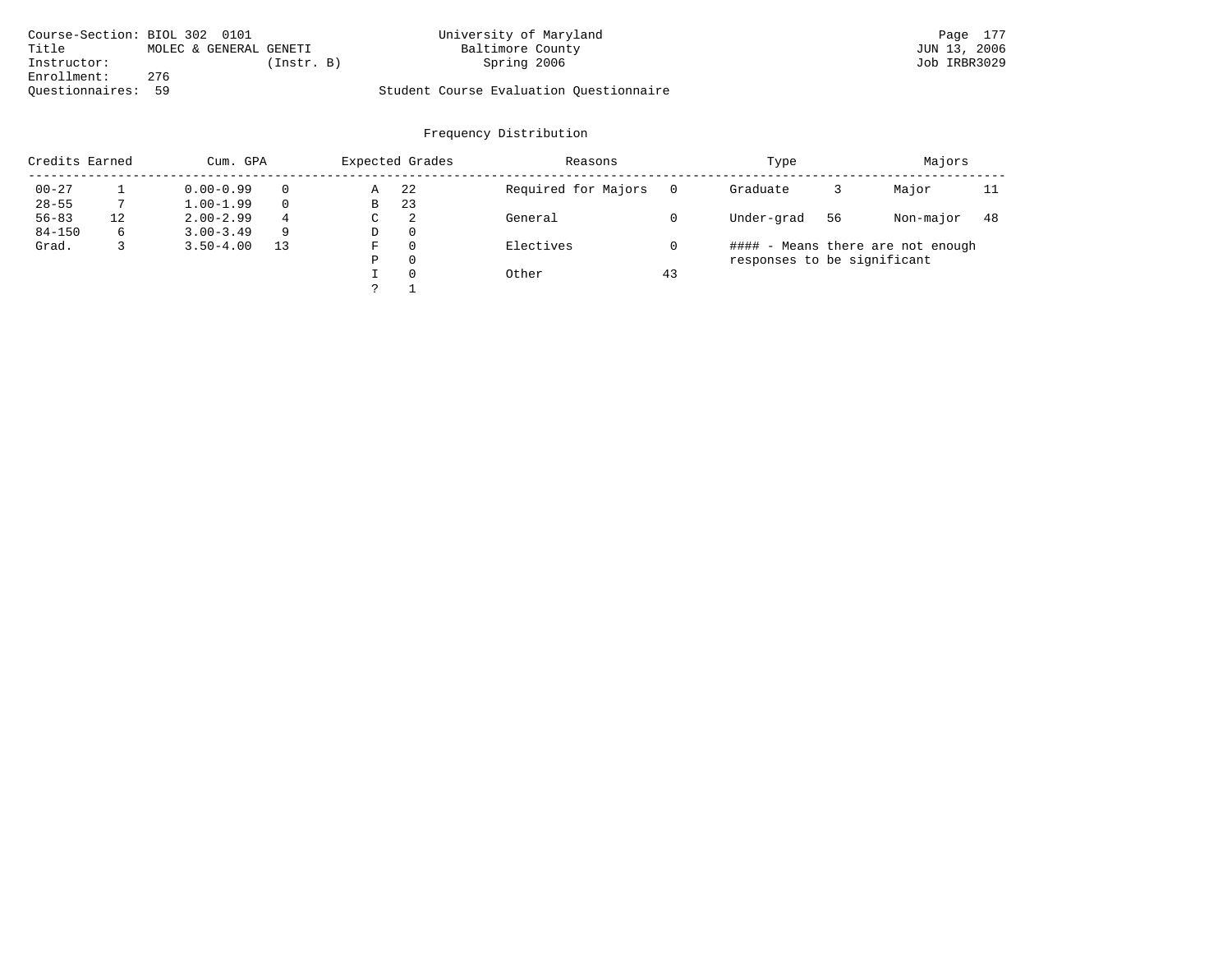Course-Section: BIOL 302 0101
Title: MOLEC & GENERAL GENETI
Instructor: (Instr. B)
Enrollment: 276
Questionnaires: 59

University of Maryland
Baltimore County
Spring 2006

Student Course Evaluation Questionnaire

JUN 13, 2006
Job IRBR3029

## Frequency Distribution

| Credits Earned | | Cum. GPA | | Expected Grades | | Reasons | | Type | | Majors | |
|---|---|---|---|---|---|---|---|---|---|---|---|
| 00-27 | 1 | 0.00-0.99 | 0 | A | 22 | Required for Majors | 0 | Graduate | 3 | Major | 11 |
| 28-55 | 7 | 1.00-1.99 | 0 | B | 23 | | | | | | |
| 56-83 | 12 | 2.00-2.99 | 4 | C | 2 | General | 0 | Under-grad | 56 | Non-major | 48 |
| 84-150 | 6 | 3.00-3.49 | 9 | D | 0 | | | | | | |
| Grad. | 3 | 3.50-4.00 | 13 | F | 0 | Electives | 0 | #### - Means there are not enough responses to be significant | | | |
| | | | | P | 0 | | | | | | |
| | | | | I | 0 | Other | 43 | | | | |
| | | | | ? | 1 | | | | | | |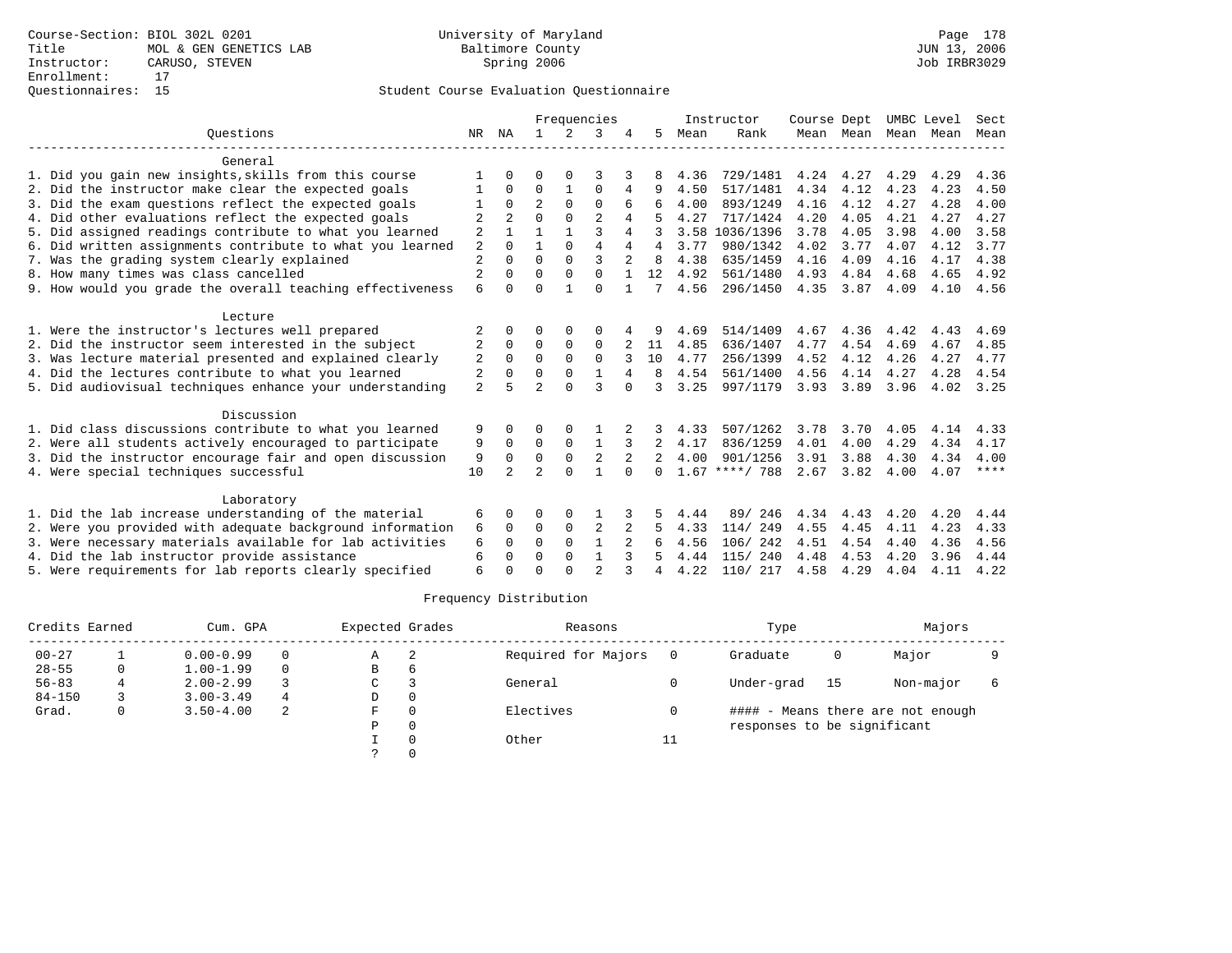Course-Section: BIOL 302L 0201
Title: MOL & GEN GENETICS LAB
Instructor: CARUSO, STEVEN
Enrollment: 17
Questionnaires: 15

University of Maryland
Baltimore County
Spring 2006

JUN 13, 2006
Job IRBR3029

## Student Course Evaluation Questionnaire

| Questions | NR | NA | 1 | 2 | 3 | 4 | 5 | Instructor Mean | Instructor Rank | Course Mean | Dept Mean | UMBC Mean | Level Mean | Sect Mean |
|---|---|---|---|---|---|---|---|---|---|---|---|---|---|---|
| **General** | | | | | | | | | | | | | | |
| 1. Did you gain new insights,skills from this course | 1 | 0 | 0 | 0 | 3 | 3 | 8 | 4.36 | 729/1481 | 4.24 | 4.27 | 4.29 | 4.29 | 4.36 |
| 2. Did the instructor make clear the expected goals | 1 | 0 | 0 | 1 | 0 | 4 | 9 | 4.50 | 517/1481 | 4.34 | 4.12 | 4.23 | 4.23 | 4.50 |
| 3. Did the exam questions reflect the expected goals | 1 | 0 | 2 | 0 | 0 | 6 | 6 | 4.00 | 893/1249 | 4.16 | 4.12 | 4.27 | 4.28 | 4.00 |
| 4. Did other evaluations reflect the expected goals | 2 | 2 | 0 | 0 | 2 | 4 | 5 | 4.27 | 717/1424 | 4.20 | 4.05 | 4.21 | 4.27 | 4.27 |
| 5. Did assigned readings contribute to what you learned | 2 | 1 | 1 | 1 | 3 | 4 | 3 | 3.58 | 1036/1396 | 3.78 | 4.05 | 3.98 | 4.00 | 3.58 |
| 6. Did written assignments contribute to what you learned | 2 | 0 | 1 | 0 | 4 | 4 | 4 | 3.77 | 980/1342 | 4.02 | 3.77 | 4.07 | 4.12 | 3.77 |
| 7. Was the grading system clearly explained | 2 | 0 | 0 | 0 | 3 | 2 | 8 | 4.38 | 635/1459 | 4.16 | 4.09 | 4.16 | 4.17 | 4.38 |
| 8. How many times was class cancelled | 2 | 0 | 0 | 0 | 0 | 1 | 12 | 4.92 | 561/1480 | 4.93 | 4.84 | 4.68 | 4.65 | 4.92 |
| 9. How would you grade the overall teaching effectiveness | 6 | 0 | 0 | 1 | 0 | 1 | 7 | 4.56 | 296/1450 | 4.35 | 3.87 | 4.09 | 4.10 | 4.56 |
| **Lecture** | | | | | | | | | | | | | | |
| 1. Were the instructor's lectures well prepared | 2 | 0 | 0 | 0 | 0 | 4 | 9 | 4.69 | 514/1409 | 4.67 | 4.36 | 4.42 | 4.43 | 4.69 |
| 2. Did the instructor seem interested in the subject | 2 | 0 | 0 | 0 | 0 | 2 | 11 | 4.85 | 636/1407 | 4.77 | 4.54 | 4.69 | 4.67 | 4.85 |
| 3. Was lecture material presented and explained clearly | 2 | 0 | 0 | 0 | 0 | 3 | 10 | 4.77 | 256/1399 | 4.52 | 4.12 | 4.26 | 4.27 | 4.77 |
| 4. Did the lectures contribute to what you learned | 2 | 0 | 0 | 0 | 1 | 4 | 8 | 4.54 | 561/1400 | 4.56 | 4.14 | 4.27 | 4.28 | 4.54 |
| 5. Did audiovisual techniques enhance your understanding | 2 | 5 | 2 | 0 | 3 | 0 | 3 | 3.25 | 997/1179 | 3.93 | 3.89 | 3.96 | 4.02 | 3.25 |
| **Discussion** | | | | | | | | | | | | | | |
| 1. Did class discussions contribute to what you learned | 9 | 0 | 0 | 0 | 1 | 2 | 3 | 4.33 | 507/1262 | 3.78 | 3.70 | 4.05 | 4.14 | 4.33 |
| 2. Were all students actively encouraged to participate | 9 | 0 | 0 | 0 | 1 | 3 | 2 | 4.17 | 836/1259 | 4.01 | 4.00 | 4.29 | 4.34 | 4.17 |
| 3. Did the instructor encourage fair and open discussion | 9 | 0 | 0 | 0 | 2 | 2 | 2 | 4.00 | 901/1256 | 3.91 | 3.88 | 4.30 | 4.34 | 4.00 |
| 4. Were special techniques successful | 10 | 2 | 2 | 0 | 1 | 0 | 0 | 1.67 | ****/ 788 | 2.67 | 3.82 | 4.00 | 4.07 | **** |
| **Laboratory** | | | | | | | | | | | | | | |
| 1. Did the lab increase understanding of the material | 6 | 0 | 0 | 0 | 1 | 3 | 5 | 4.44 | 89/ 246 | 4.34 | 4.43 | 4.20 | 4.20 | 4.44 |
| 2. Were you provided with adequate background information | 6 | 0 | 0 | 0 | 2 | 2 | 5 | 4.33 | 114/ 249 | 4.55 | 4.45 | 4.11 | 4.23 | 4.33 |
| 3. Were necessary materials available for lab activities | 6 | 0 | 0 | 0 | 1 | 2 | 6 | 4.56 | 106/ 242 | 4.51 | 4.54 | 4.40 | 4.36 | 4.56 |
| 4. Did the lab instructor provide assistance | 6 | 0 | 0 | 0 | 1 | 3 | 5 | 4.44 | 115/ 240 | 4.48 | 4.53 | 4.20 | 3.96 | 4.44 |
| 5. Were requirements for lab reports clearly specified | 6 | 0 | 0 | 0 | 2 | 3 | 4 | 4.22 | 110/ 217 | 4.58 | 4.29 | 4.04 | 4.11 | 4.22 |

### Frequency Distribution

| Credits Earned | | Cum. GPA | | Expected Grades | | Reasons | | Type | | Majors | |
|---|---|---|---|---|---|---|---|---|---|---|---|
| 00-27 | 1 | 0.00-0.99 | 0 | A | 2 | Required for Majors | 0 | Graduate | 0 | Major | 9 |
| 28-55 | 0 | 1.00-1.99 | 0 | B | 6 | | | | | | |
| 56-83 | 4 | 2.00-2.99 | 3 | C | 3 | General | 0 | Under-grad | 15 | Non-major | 6 |
| 84-150 | 3 | 3.00-3.49 | 4 | D | 0 | | | | | | |
| Grad. | 0 | 3.50-4.00 | 2 | F | 0 | Electives | 0 | | | | |
| | | | | P | 0 | | | | | | |
| | | | | I | 0 | Other | 11 | | | | |
| | | | | ? | 0 | | | | | | |

#### - Means there are not enough responses to be significant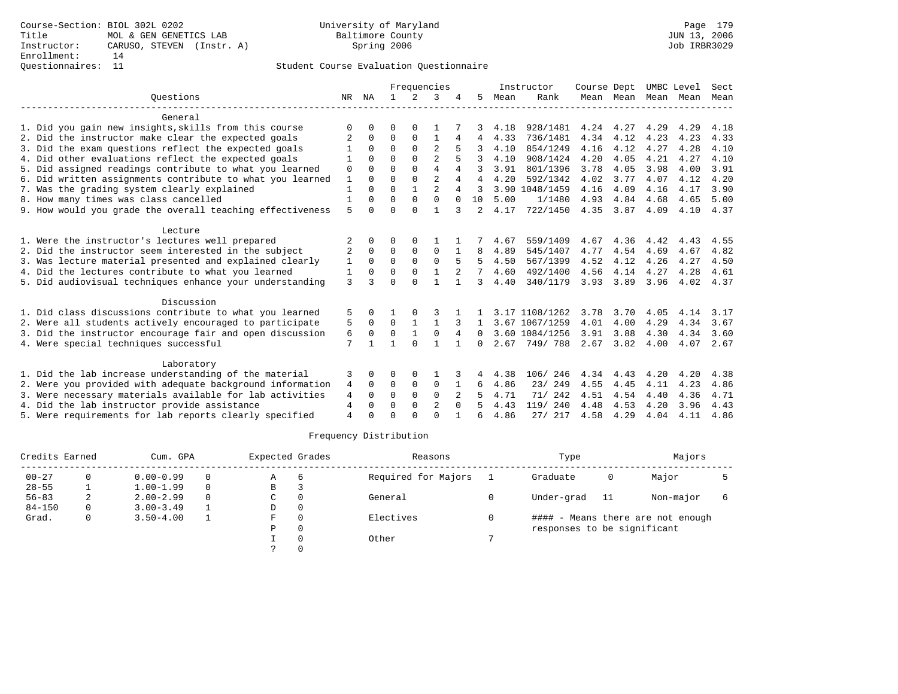Course-Section: BIOL 302L 0202
Title: MOL & GEN GENETICS LAB
Instructor: CARUSO, STEVEN (Instr. A)
Enrollment: 14
Questionnaires: 11

University of Maryland
Baltimore County
Spring 2006

JUN 13, 2006
Job IRBR3029

## Student Course Evaluation Questionnaire

| Questions | NR | NA | 1 | 2 | 3 | 4 | 5 | Instructor Mean | Instructor Rank | Course Mean | Dept Mean | UMBC Mean | Level Mean | Sect Mean |
|---|---|---|---|---|---|---|---|---|---|---|---|---|---|---|
| **General** | | | | | | | | | | | | | | |
| 1. Did you gain new insights,skills from this course | 0 | 0 | 0 | 0 | 1 | 7 | 3 | 4.18 | 928/1481 | 4.24 | 4.27 | 4.29 | 4.29 | 4.18 |
| 2. Did the instructor make clear the expected goals | 2 | 0 | 0 | 0 | 1 | 4 | 4 | 4.33 | 736/1481 | 4.34 | 4.12 | 4.23 | 4.23 | 4.33 |
| 3. Did the exam questions reflect the expected goals | 1 | 0 | 0 | 0 | 2 | 5 | 3 | 4.10 | 854/1249 | 4.16 | 4.12 | 4.27 | 4.28 | 4.10 |
| 4. Did other evaluations reflect the expected goals | 1 | 0 | 0 | 0 | 2 | 5 | 3 | 4.10 | 908/1424 | 4.20 | 4.05 | 4.21 | 4.27 | 4.10 |
| 5. Did assigned readings contribute to what you learned | 0 | 0 | 0 | 0 | 4 | 4 | 3 | 3.91 | 801/1396 | 3.78 | 4.05 | 3.98 | 4.00 | 3.91 |
| 6. Did written assignments contribute to what you learned | 1 | 0 | 0 | 0 | 2 | 4 | 4 | 4.20 | 592/1342 | 4.02 | 3.77 | 4.07 | 4.12 | 4.20 |
| 7. Was the grading system clearly explained | 1 | 0 | 0 | 1 | 2 | 4 | 3 | 3.90 | 1048/1459 | 4.16 | 4.09 | 4.16 | 4.17 | 3.90 |
| 8. How many times was class cancelled | 1 | 0 | 0 | 0 | 0 | 0 | 10 | 5.00 | 1/1480 | 4.93 | 4.84 | 4.68 | 4.65 | 5.00 |
| 9. How would you grade the overall teaching effectiveness | 5 | 0 | 0 | 0 | 1 | 3 | 2 | 4.17 | 722/1450 | 4.35 | 3.87 | 4.09 | 4.10 | 4.37 |
| **Lecture** | | | | | | | | | | | | | | |
| 1. Were the instructor's lectures well prepared | 2 | 0 | 0 | 0 | 1 | 1 | 7 | 4.67 | 559/1409 | 4.67 | 4.36 | 4.42 | 4.43 | 4.55 |
| 2. Did the instructor seem interested in the subject | 2 | 0 | 0 | 0 | 0 | 1 | 8 | 4.89 | 545/1407 | 4.77 | 4.54 | 4.69 | 4.67 | 4.82 |
| 3. Was lecture material presented and explained clearly | 1 | 0 | 0 | 0 | 0 | 5 | 5 | 4.50 | 567/1399 | 4.52 | 4.12 | 4.26 | 4.27 | 4.50 |
| 4. Did the lectures contribute to what you learned | 1 | 0 | 0 | 0 | 1 | 2 | 7 | 4.60 | 492/1400 | 4.56 | 4.14 | 4.27 | 4.28 | 4.61 |
| 5. Did audiovisual techniques enhance your understanding | 3 | 3 | 0 | 0 | 1 | 1 | 3 | 4.40 | 340/1179 | 3.93 | 3.89 | 3.96 | 4.02 | 4.37 |
| **Discussion** | | | | | | | | | | | | | | |
| 1. Did class discussions contribute to what you learned | 5 | 0 | 1 | 0 | 3 | 1 | 1 | 3.17 | 1108/1262 | 3.78 | 3.70 | 4.05 | 4.14 | 3.17 |
| 2. Were all students actively encouraged to participate | 5 | 0 | 0 | 1 | 1 | 3 | 1 | 3.67 | 1067/1259 | 4.01 | 4.00 | 4.29 | 4.34 | 3.67 |
| 3. Did the instructor encourage fair and open discussion | 6 | 0 | 0 | 1 | 0 | 4 | 0 | 3.60 | 1084/1256 | 3.91 | 3.88 | 4.30 | 4.34 | 3.60 |
| 4. Were special techniques successful | 7 | 1 | 1 | 0 | 1 | 1 | 0 | 2.67 | 749/ 788 | 2.67 | 3.82 | 4.00 | 4.07 | 2.67 |
| **Laboratory** | | | | | | | | | | | | | | |
| 1. Did the lab increase understanding of the material | 3 | 0 | 0 | 0 | 1 | 3 | 4 | 4.38 | 106/ 246 | 4.34 | 4.43 | 4.20 | 4.20 | 4.38 |
| 2. Were you provided with adequate background information | 4 | 0 | 0 | 0 | 0 | 1 | 6 | 4.86 | 23/ 249 | 4.55 | 4.45 | 4.11 | 4.23 | 4.86 |
| 3. Were necessary materials available for lab activities | 4 | 0 | 0 | 0 | 0 | 2 | 5 | 4.71 | 71/ 242 | 4.51 | 4.54 | 4.40 | 4.36 | 4.71 |
| 4. Did the lab instructor provide assistance | 4 | 0 | 0 | 0 | 2 | 0 | 5 | 4.43 | 119/ 240 | 4.48 | 4.53 | 4.20 | 3.96 | 4.43 |
| 5. Were requirements for lab reports clearly specified | 4 | 0 | 0 | 0 | 0 | 1 | 6 | 4.86 | 27/ 217 | 4.58 | 4.29 | 4.04 | 4.11 | 4.86 |

## Frequency Distribution

| Credits Earned | | Cum. GPA | | Expected Grades | | Reasons | | Type | | Majors | |
|---|---|---|---|---|---|---|---|---|---|---|---|
| 00-27 | 0 | 0.00-0.99 | 0 | A | 6 | Required for Majors | 1 | Graduate | 0 | Major | 5 |
| 28-55 | 1 | 1.00-1.99 | 0 | B | 3 | | | | | | |
| 56-83 | 2 | 2.00-2.99 | 0 | C | 0 | General | 0 | Under-grad | 11 | Non-major | 6 |
| 84-150 | 0 | 3.00-3.49 | 1 | D | 0 | | | | | | |
| Grad. | 0 | 3.50-4.00 | 1 | F | 0 | Electives | 0 | #### - Means there are not enough responses to be significant | | | |
| | | | | P | 0 | | | | | | |
| | | | | I | 0 | Other | 7 | | | | |
| | | | | ? | 0 | | | | | | |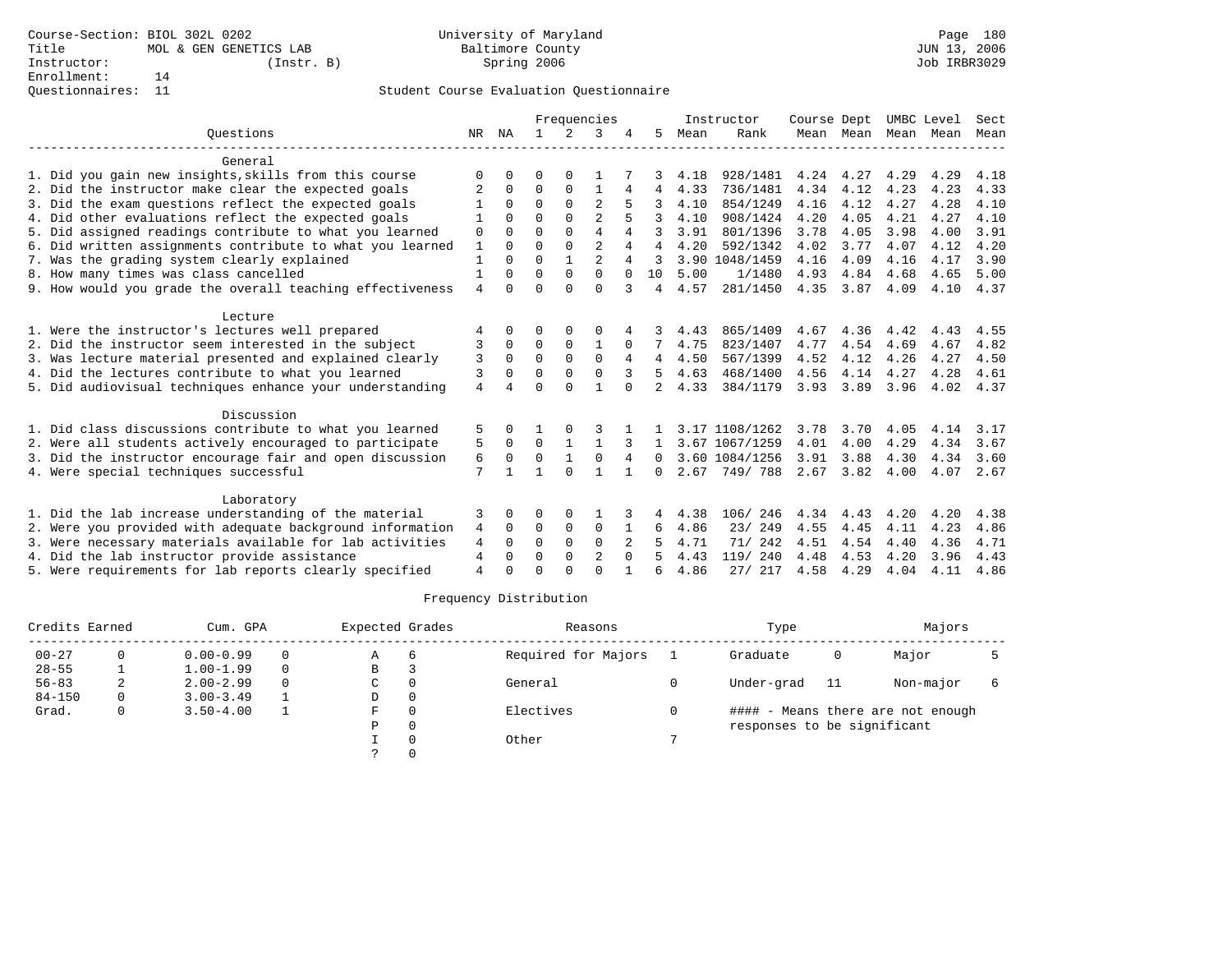Course-Section: BIOL 302L 0202
Title: MOL & GEN GENETICS LAB
Instructor: (Instr. B)
Enrollment: 14
Questionnaires: 11

University of Maryland
Baltimore County
Spring 2006

Page 180
JUN 13, 2006
Job IRBR3029

## Student Course Evaluation Questionnaire

| Questions | NR | NA | 1 | 2 | 3 | 4 | 5 | Instructor Mean | Instructor Rank | Course Mean | Dept Mean | UMBC Mean | Level Mean | Sect Mean |
|---|---|---|---|---|---|---|---|---|---|---|---|---|---|---|
| **General** | | | | | | | | | | | | | | |
| 1. Did you gain new insights,skills from this course | 0 | 0 | 0 | 0 | 1 | 7 | 3 | 4.18 | 928/1481 | 4.24 | 4.27 | 4.29 | 4.29 | 4.18 |
| 2. Did the instructor make clear the expected goals | 2 | 0 | 0 | 0 | 1 | 4 | 4 | 4.33 | 736/1481 | 4.34 | 4.12 | 4.23 | 4.23 | 4.33 |
| 3. Did the exam questions reflect the expected goals | 1 | 0 | 0 | 0 | 2 | 5 | 3 | 4.10 | 854/1249 | 4.16 | 4.12 | 4.27 | 4.28 | 4.10 |
| 4. Did other evaluations reflect the expected goals | 1 | 0 | 0 | 0 | 2 | 5 | 3 | 4.10 | 908/1424 | 4.20 | 4.05 | 4.21 | 4.27 | 4.10 |
| 5. Did assigned readings contribute to what you learned | 0 | 0 | 0 | 0 | 4 | 4 | 3 | 3.91 | 801/1396 | 3.78 | 4.05 | 3.98 | 4.00 | 3.91 |
| 6. Did written assignments contribute to what you learned | 1 | 0 | 0 | 0 | 2 | 4 | 4 | 4.20 | 592/1342 | 4.02 | 3.77 | 4.07 | 4.12 | 4.20 |
| 7. Was the grading system clearly explained | 1 | 0 | 0 | 1 | 2 | 4 | 3 | 3.90 | 1048/1459 | 4.16 | 4.09 | 4.16 | 4.17 | 3.90 |
| 8. How many times was class cancelled | 1 | 0 | 0 | 0 | 0 | 0 | 10 | 5.00 | 1/1480 | 4.93 | 4.84 | 4.68 | 4.65 | 5.00 |
| 9. How would you grade the overall teaching effectiveness | 4 | 0 | 0 | 0 | 0 | 3 | 4 | 4.57 | 281/1450 | 4.35 | 3.87 | 4.09 | 4.10 | 4.37 |
| **Lecture** | | | | | | | | | | | | | | |
| 1. Were the instructor's lectures well prepared | 4 | 0 | 0 | 0 | 0 | 4 | 3 | 4.43 | 865/1409 | 4.67 | 4.36 | 4.42 | 4.43 | 4.55 |
| 2. Did the instructor seem interested in the subject | 3 | 0 | 0 | 0 | 1 | 0 | 7 | 4.75 | 823/1407 | 4.77 | 4.54 | 4.69 | 4.67 | 4.82 |
| 3. Was lecture material presented and explained clearly | 3 | 0 | 0 | 0 | 0 | 4 | 4 | 4.50 | 567/1399 | 4.52 | 4.12 | 4.26 | 4.27 | 4.50 |
| 4. Did the lectures contribute to what you learned | 3 | 0 | 0 | 0 | 0 | 3 | 5 | 4.63 | 468/1400 | 4.56 | 4.14 | 4.27 | 4.28 | 4.61 |
| 5. Did audiovisual techniques enhance your understanding | 4 | 4 | 0 | 0 | 1 | 0 | 2 | 4.33 | 384/1179 | 3.93 | 3.89 | 3.96 | 4.02 | 4.37 |
| **Discussion** | | | | | | | | | | | | | | |
| 1. Did class discussions contribute to what you learned | 5 | 0 | 1 | 0 | 3 | 1 | 1 | 3.17 | 1108/1262 | 3.78 | 3.70 | 4.05 | 4.14 | 3.17 |
| 2. Were all students actively encouraged to participate | 5 | 0 | 0 | 1 | 1 | 3 | 1 | 3.67 | 1067/1259 | 4.01 | 4.00 | 4.29 | 4.34 | 3.67 |
| 3. Did the instructor encourage fair and open discussion | 6 | 0 | 0 | 1 | 0 | 4 | 0 | 3.60 | 1084/1256 | 3.91 | 3.88 | 4.30 | 4.34 | 3.60 |
| 4. Were special techniques successful | 7 | 1 | 1 | 0 | 1 | 1 | 0 | 2.67 | 749/ 788 | 2.67 | 3.82 | 4.00 | 4.07 | 2.67 |
| **Laboratory** | | | | | | | | | | | | | | |
| 1. Did the lab increase understanding of the material | 3 | 0 | 0 | 0 | 1 | 3 | 4 | 4.38 | 106/ 246 | 4.34 | 4.43 | 4.20 | 4.20 | 4.38 |
| 2. Were you provided with adequate background information | 4 | 0 | 0 | 0 | 0 | 1 | 6 | 4.86 | 23/ 249 | 4.55 | 4.45 | 4.11 | 4.23 | 4.86 |
| 3. Were necessary materials available for lab activities | 4 | 0 | 0 | 0 | 0 | 2 | 5 | 4.71 | 71/ 242 | 4.51 | 4.54 | 4.40 | 4.36 | 4.71 |
| 4. Did the lab instructor provide assistance | 4 | 0 | 0 | 0 | 2 | 0 | 5 | 4.43 | 119/ 240 | 4.48 | 4.53 | 4.20 | 3.96 | 4.43 |
| 5. Were requirements for lab reports clearly specified | 4 | 0 | 0 | 0 | 0 | 1 | 6 | 4.86 | 27/ 217 | 4.58 | 4.29 | 4.04 | 4.11 | 4.86 |

## Frequency Distribution

| Credits Earned | | Cum. GPA | | Expected Grades | | Reasons | | Type | | Majors | |
|---|---|---|---|---|---|---|---|---|---|---|---|
| 00-27 | 0 | 0.00-0.99 | 0 | A | 6 | Required for Majors | 1 | Graduate | 0 | Major | 5 |
| 28-55 | 1 | 1.00-1.99 | 0 | B | 3 | | | | | | |
| 56-83 | 2 | 2.00-2.99 | 0 | C | 0 | General | 0 | Under-grad | 11 | Non-major | 6 |
| 84-150 | 0 | 3.00-3.49 | 1 | D | 0 | | | | | | |
| Grad. | 0 | 3.50-4.00 | 1 | F | 0 | Electives | 0 | #### - Means there are not enough responses to be significant | | | |
| | | | | P | 0 | | | | | | |
| | | | | I | 0 | Other | 7 | | | | |
| | | | | ? | 0 | | | | | | |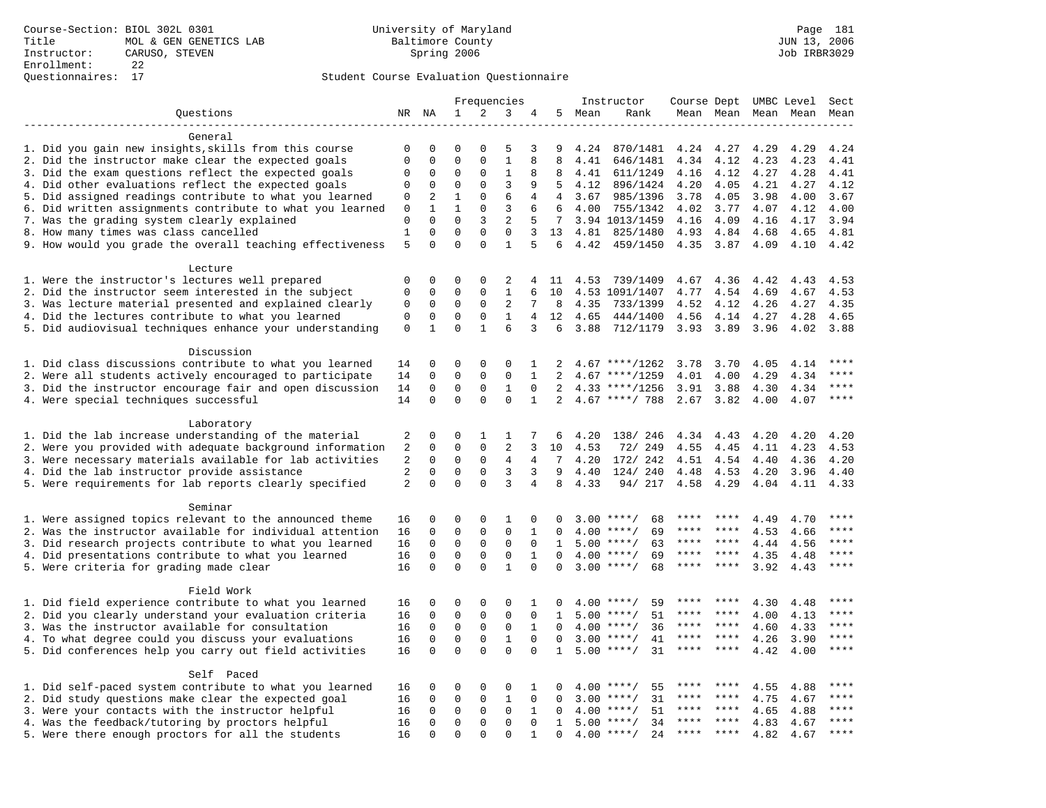Course-Section: BIOL 302L 0301
Title: MOL & GEN GENETICS LAB
Instructor: CARUSO, STEVEN
Enrollment: 22
Questionnaires: 17

University of Maryland
Baltimore County
Spring 2006

JUN 13, 2006
Job IRBR3029

Student Course Evaluation Questionnaire

| Questions | NR | NA | 1 | 2 | 3 | 4 | 5 | Instructor Mean | Instructor Rank | Course Mean | Dept Mean | UMBC Level Mean | Level Mean | Sect Mean |
|---|---|---|---|---|---|---|---|---|---|---|---|---|---|---|
| **General** | | | | | | | | | | | | | | |
| 1. Did you gain new insights,skills from this course | 0 | 0 | 0 | 0 | 5 | 3 | 9 | 4.24 | 870/1481 | 4.24 | 4.27 | 4.29 | 4.29 | 4.24 |
| 2. Did the instructor make clear the expected goals | 0 | 0 | 0 | 0 | 1 | 8 | 8 | 4.41 | 646/1481 | 4.34 | 4.12 | 4.23 | 4.23 | 4.41 |
| 3. Did the exam questions reflect the expected goals | 0 | 0 | 0 | 0 | 1 | 8 | 8 | 4.41 | 611/1249 | 4.16 | 4.12 | 4.27 | 4.28 | 4.41 |
| 4. Did other evaluations reflect the expected goals | 0 | 0 | 0 | 0 | 3 | 9 | 5 | 4.12 | 896/1424 | 4.20 | 4.05 | 4.21 | 4.27 | 4.12 |
| 5. Did assigned readings contribute to what you learned | 0 | 2 | 1 | 0 | 6 | 4 | 4 | 3.67 | 985/1396 | 3.78 | 4.05 | 3.98 | 4.00 | 3.67 |
| 6. Did written assignments contribute to what you learned | 0 | 1 | 1 | 0 | 3 | 6 | 6 | 4.00 | 755/1342 | 4.02 | 3.77 | 4.07 | 4.12 | 4.00 |
| 7. Was the grading system clearly explained | 0 | 0 | 0 | 3 | 2 | 5 | 7 | 3.94 | 1013/1459 | 4.16 | 4.09 | 4.16 | 4.17 | 3.94 |
| 8. How many times was class cancelled | 1 | 0 | 0 | 0 | 0 | 3 | 13 | 4.81 | 825/1480 | 4.93 | 4.84 | 4.68 | 4.65 | 4.81 |
| 9. How would you grade the overall teaching effectiveness | 5 | 0 | 0 | 0 | 1 | 5 | 6 | 4.42 | 459/1450 | 4.35 | 3.87 | 4.09 | 4.10 | 4.42 |
| **Lecture** | | | | | | | | | | | | | | |
| 1. Were the instructor's lectures well prepared | 0 | 0 | 0 | 0 | 2 | 4 | 11 | 4.53 | 739/1409 | 4.67 | 4.36 | 4.42 | 4.43 | 4.53 |
| 2. Did the instructor seem interested in the subject | 0 | 0 | 0 | 0 | 1 | 6 | 10 | 4.53 | 1091/1407 | 4.77 | 4.54 | 4.69 | 4.67 | 4.53 |
| 3. Was lecture material presented and explained clearly | 0 | 0 | 0 | 0 | 2 | 7 | 8 | 4.35 | 733/1399 | 4.52 | 4.12 | 4.26 | 4.27 | 4.35 |
| 4. Did the lectures contribute to what you learned | 0 | 0 | 0 | 0 | 1 | 4 | 12 | 4.65 | 444/1400 | 4.56 | 4.14 | 4.27 | 4.28 | 4.65 |
| 5. Did audiovisual techniques enhance your understanding | 0 | 1 | 0 | 1 | 6 | 3 | 6 | 3.88 | 712/1179 | 3.93 | 3.89 | 3.96 | 4.02 | 3.88 |
| **Discussion** | | | | | | | | | | | | | | |
| 1. Did class discussions contribute to what you learned | 14 | 0 | 0 | 0 | 0 | 1 | 2 | 4.67 | ****/1262 | 3.78 | 3.70 | 4.05 | 4.14 | **** |
| 2. Were all students actively encouraged to participate | 14 | 0 | 0 | 0 | 0 | 1 | 2 | 4.67 | ****/1259 | 4.01 | 4.00 | 4.29 | 4.34 | **** |
| 3. Did the instructor encourage fair and open discussion | 14 | 0 | 0 | 0 | 1 | 0 | 2 | 4.33 | ****/1256 | 3.91 | 3.88 | 4.30 | 4.34 | **** |
| 4. Were special techniques successful | 14 | 0 | 0 | 0 | 0 | 1 | 2 | 4.67 | ****/ 788 | 2.67 | 3.82 | 4.00 | 4.07 | **** |
| **Laboratory** | | | | | | | | | | | | | | |
| 1. Did the lab increase understanding of the material | 2 | 0 | 0 | 1 | 1 | 7 | 6 | 4.20 | 138/ 246 | 4.34 | 4.43 | 4.20 | 4.20 | 4.20 |
| 2. Were you provided with adequate background information | 2 | 0 | 0 | 0 | 2 | 3 | 10 | 4.53 | 72/ 249 | 4.55 | 4.45 | 4.11 | 4.23 | 4.53 |
| 3. Were necessary materials available for lab activities | 2 | 0 | 0 | 0 | 4 | 4 | 7 | 4.20 | 172/ 242 | 4.51 | 4.54 | 4.40 | 4.36 | 4.20 |
| 4. Did the lab instructor provide assistance | 2 | 0 | 0 | 0 | 3 | 3 | 9 | 4.40 | 124/ 240 | 4.48 | 4.53 | 4.20 | 3.96 | 4.40 |
| 5. Were requirements for lab reports clearly specified | 2 | 0 | 0 | 0 | 3 | 4 | 8 | 4.33 | 94/ 217 | 4.58 | 4.29 | 4.04 | 4.11 | 4.33 |
| **Seminar** | | | | | | | | | | | | | | |
| 1. Were assigned topics relevant to the announced theme | 16 | 0 | 0 | 0 | 1 | 0 | 0 | 3.00 | ****/ 68 | **** | **** | 4.49 | 4.70 | **** |
| 2. Was the instructor available for individual attention | 16 | 0 | 0 | 0 | 0 | 1 | 0 | 4.00 | ****/ 69 | **** | **** | 4.53 | 4.66 | **** |
| 3. Did research projects contribute to what you learned | 16 | 0 | 0 | 0 | 0 | 0 | 1 | 5.00 | ****/ 63 | **** | **** | 4.44 | 4.56 | **** |
| 4. Did presentations contribute to what you learned | 16 | 0 | 0 | 0 | 0 | 1 | 0 | 4.00 | ****/ 69 | **** | **** | 4.35 | 4.48 | **** |
| 5. Were criteria for grading made clear | 16 | 0 | 0 | 0 | 1 | 0 | 0 | 3.00 | ****/ 68 | **** | **** | 3.92 | 4.43 | **** |
| **Field Work** | | | | | | | | | | | | | | |
| 1. Did field experience contribute to what you learned | 16 | 0 | 0 | 0 | 0 | 1 | 0 | 4.00 | ****/ 59 | **** | **** | 4.30 | 4.48 | **** |
| 2. Did you clearly understand your evaluation criteria | 16 | 0 | 0 | 0 | 0 | 0 | 1 | 5.00 | ****/ 51 | **** | **** | 4.00 | 4.13 | **** |
| 3. Was the instructor available for consultation | 16 | 0 | 0 | 0 | 0 | 1 | 0 | 4.00 | ****/ 36 | **** | **** | 4.60 | 4.33 | **** |
| 4. To what degree could you discuss your evaluations | 16 | 0 | 0 | 0 | 1 | 0 | 0 | 3.00 | ****/ 41 | **** | **** | 4.26 | 3.90 | **** |
| 5. Did conferences help you carry out field activities | 16 | 0 | 0 | 0 | 0 | 0 | 1 | 5.00 | ****/ 31 | **** | **** | 4.42 | 4.00 | **** |
| **Self Paced** | | | | | | | | | | | | | | |
| 1. Did self-paced system contribute to what you learned | 16 | 0 | 0 | 0 | 0 | 1 | 0 | 4.00 | ****/ 55 | **** | **** | 4.55 | 4.88 | **** |
| 2. Did study questions make clear the expected goal | 16 | 0 | 0 | 0 | 1 | 0 | 0 | 3.00 | ****/ 31 | **** | **** | 4.75 | 4.67 | **** |
| 3. Were your contacts with the instructor helpful | 16 | 0 | 0 | 0 | 0 | 1 | 0 | 4.00 | ****/ 51 | **** | **** | 4.65 | 4.88 | **** |
| 4. Was the feedback/tutoring by proctors helpful | 16 | 0 | 0 | 0 | 0 | 0 | 1 | 5.00 | ****/ 34 | **** | **** | 4.83 | 4.67 | **** |
| 5. Were there enough proctors for all the students | 16 | 0 | 0 | 0 | 0 | 1 | 0 | 4.00 | ****/ 24 | **** | **** | 4.82 | 4.67 | **** |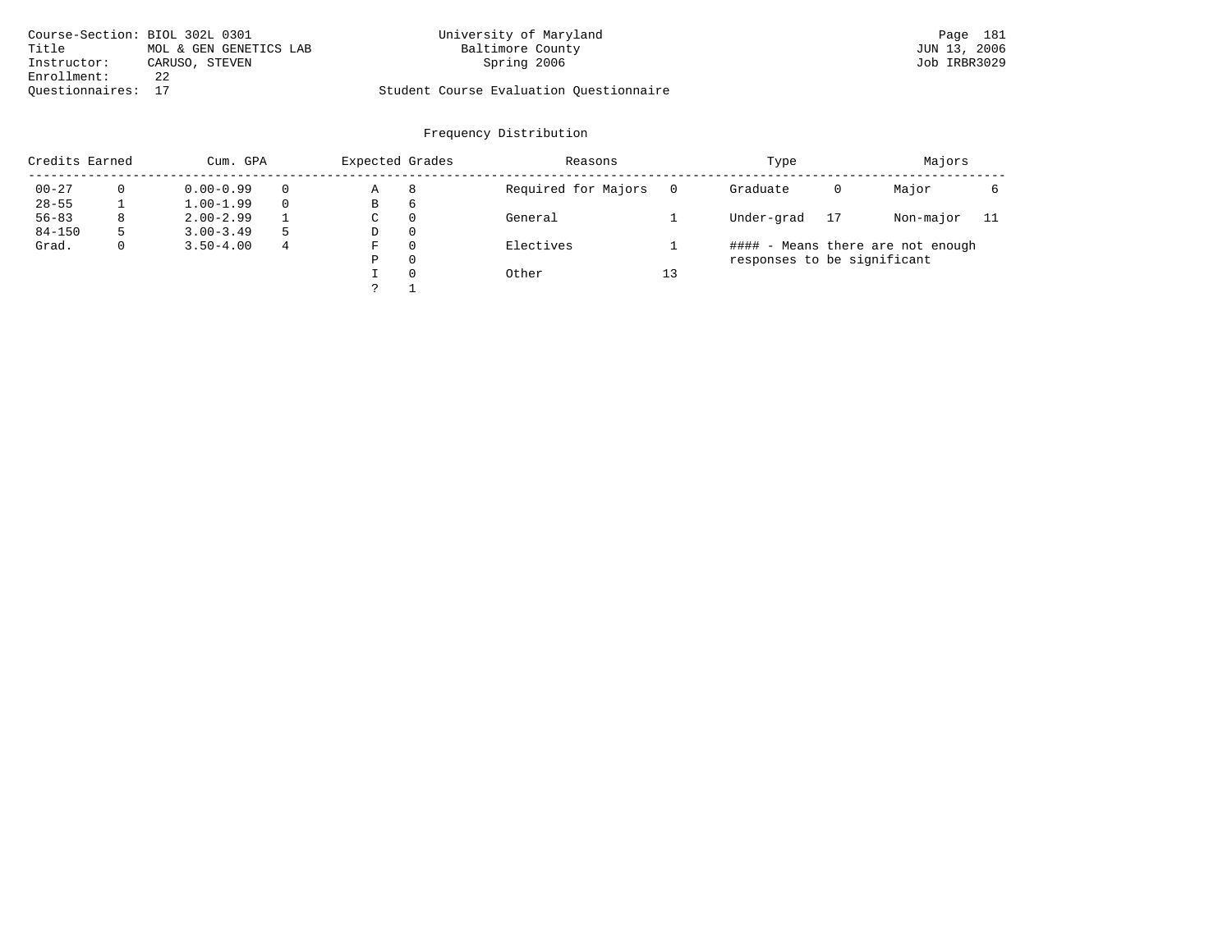Course-Section: BIOL 302L 0301
Title: MOL & GEN GENETICS LAB
Instructor: CARUSO, STEVEN
Enrollment: 22
Questionnaires: 17

University of Maryland
Baltimore County
Spring 2006

Student Course Evaluation Questionnaire

JUN 13, 2006
Job IRBR3029

## Frequency Distribution

| Credits Earned | | Cum. GPA | | Expected Grades | | Reasons | | Type | | Majors | |
|---|---|---|---|---|---|---|---|---|---|---|---|
| 00-27 | 0 | 0.00-0.99 | 0 | A | 8 | Required for Majors | 0 | Graduate | 0 | Major | 6 |
| 28-55 | 1 | 1.00-1.99 | 0 | B | 6 | | | | | | |
| 56-83 | 8 | 2.00-2.99 | 1 | C | 0 | General | 1 | Under-grad | 17 | Non-major | 11 |
| 84-150 | 5 | 3.00-3.49 | 5 | D | 0 | | | | | | |
| Grad. | 0 | 3.50-4.00 | 4 | F | 0 | Electives | 1 | | | | |
| | | | | P | 0 | | | | | | |
| | | | | I | 0 | Other | 13 | | | | |
| | | | | ? | 1 | | | | | | |

#### - Means there are not enough responses to be significant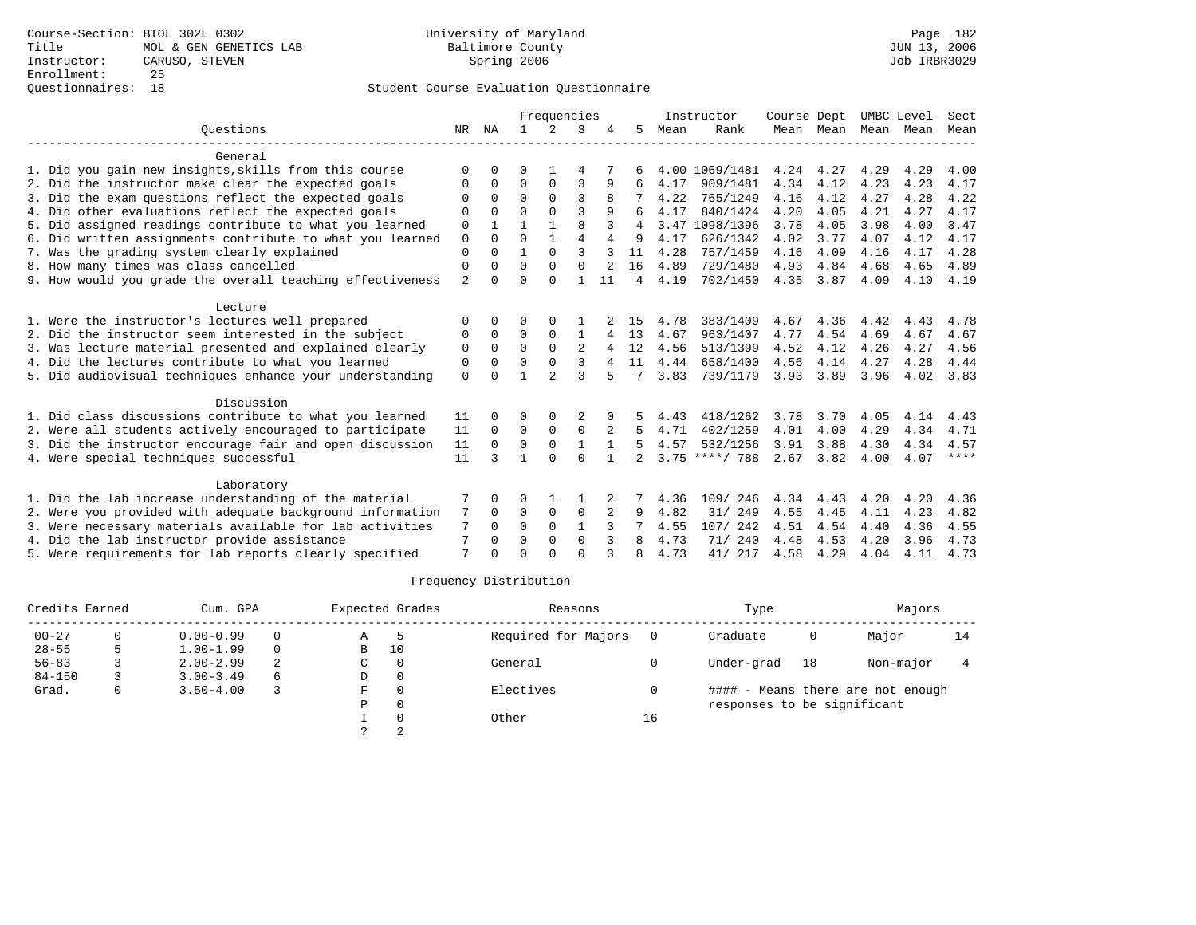Course-Section: BIOL 302L 0302
Title: MOL & GEN GENETICS LAB
Instructor: CARUSO, STEVEN
Enrollment: 25
Questionnaires: 18

University of Maryland
Baltimore County
Spring 2006

JUN 13, 2006
Job IRBR3029

## Student Course Evaluation Questionnaire

| Questions | NR | NA | 1 | 2 | 3 | 4 | 5 | Instructor Mean | Instructor Rank | Course Mean | Dept Mean | UMBC Mean | Level Mean | Sect Mean |
|---|---|---|---|---|---|---|---|---|---|---|---|---|---|---|
| **General** | | | | | | | | | | | | | | |
| 1. Did you gain new insights,skills from this course | 0 | 0 | 0 | 1 | 4 | 7 | 6 | 4.00 | 1069/1481 | 4.24 | 4.27 | 4.29 | 4.29 | 4.00 |
| 2. Did the instructor make clear the expected goals | 0 | 0 | 0 | 0 | 3 | 9 | 6 | 4.17 | 909/1481 | 4.34 | 4.12 | 4.23 | 4.23 | 4.17 |
| 3. Did the exam questions reflect the expected goals | 0 | 0 | 0 | 0 | 3 | 8 | 7 | 4.22 | 765/1249 | 4.16 | 4.12 | 4.27 | 4.28 | 4.22 |
| 4. Did other evaluations reflect the expected goals | 0 | 0 | 0 | 0 | 3 | 9 | 6 | 4.17 | 840/1424 | 4.20 | 4.05 | 4.21 | 4.27 | 4.17 |
| 5. Did assigned readings contribute to what you learned | 0 | 1 | 1 | 1 | 8 | 3 | 4 | 3.47 | 1098/1396 | 3.78 | 4.05 | 3.98 | 4.00 | 3.47 |
| 6. Did written assignments contribute to what you learned | 0 | 0 | 0 | 1 | 4 | 4 | 9 | 4.17 | 626/1342 | 4.02 | 3.77 | 4.07 | 4.12 | 4.17 |
| 7. Was the grading system clearly explained | 0 | 0 | 1 | 0 | 3 | 3 | 11 | 4.28 | 757/1459 | 4.16 | 4.09 | 4.16 | 4.17 | 4.28 |
| 8. How many times was class cancelled | 0 | 0 | 0 | 0 | 0 | 2 | 16 | 4.89 | 729/1480 | 4.93 | 4.84 | 4.68 | 4.65 | 4.89 |
| 9. How would you grade the overall teaching effectiveness | 2 | 0 | 0 | 0 | 1 | 11 | 4 | 4.19 | 702/1450 | 4.35 | 3.87 | 4.09 | 4.10 | 4.19 |
| **Lecture** | | | | | | | | | | | | | | |
| 1. Were the instructor's lectures well prepared | 0 | 0 | 0 | 0 | 1 | 2 | 15 | 4.78 | 383/1409 | 4.67 | 4.36 | 4.42 | 4.43 | 4.78 |
| 2. Did the instructor seem interested in the subject | 0 | 0 | 0 | 0 | 1 | 4 | 13 | 4.67 | 963/1407 | 4.77 | 4.54 | 4.69 | 4.67 | 4.67 |
| 3. Was lecture material presented and explained clearly | 0 | 0 | 0 | 0 | 2 | 4 | 12 | 4.56 | 513/1399 | 4.52 | 4.12 | 4.26 | 4.27 | 4.56 |
| 4. Did the lectures contribute to what you learned | 0 | 0 | 0 | 0 | 3 | 4 | 11 | 4.44 | 658/1400 | 4.56 | 4.14 | 4.27 | 4.28 | 4.44 |
| 5. Did audiovisual techniques enhance your understanding | 0 | 0 | 1 | 2 | 3 | 5 | 7 | 3.83 | 739/1179 | 3.93 | 3.89 | 3.96 | 4.02 | 3.83 |
| **Discussion** | | | | | | | | | | | | | | |
| 1. Did class discussions contribute to what you learned | 11 | 0 | 0 | 0 | 2 | 0 | 5 | 4.43 | 418/1262 | 3.78 | 3.70 | 4.05 | 4.14 | 4.43 |
| 2. Were all students actively encouraged to participate | 11 | 0 | 0 | 0 | 0 | 2 | 5 | 4.71 | 402/1259 | 4.01 | 4.00 | 4.29 | 4.34 | 4.71 |
| 3. Did the instructor encourage fair and open discussion | 11 | 0 | 0 | 0 | 1 | 1 | 5 | 4.57 | 532/1256 | 3.91 | 3.88 | 4.30 | 4.34 | 4.57 |
| 4. Were special techniques successful | 11 | 3 | 1 | 0 | 0 | 1 | 2 | 3.75 | ****/ 788 | 2.67 | 3.82 | 4.00 | 4.07 | **** |
| **Laboratory** | | | | | | | | | | | | | | |
| 1. Did the lab increase understanding of the material | 7 | 0 | 0 | 1 | 1 | 2 | 7 | 4.36 | 109/ 246 | 4.34 | 4.43 | 4.20 | 4.20 | 4.36 |
| 2. Were you provided with adequate background information | 7 | 0 | 0 | 0 | 0 | 2 | 9 | 4.82 | 31/ 249 | 4.55 | 4.45 | 4.11 | 4.23 | 4.82 |
| 3. Were necessary materials available for lab activities | 7 | 0 | 0 | 0 | 1 | 3 | 7 | 4.55 | 107/ 242 | 4.51 | 4.54 | 4.40 | 4.36 | 4.55 |
| 4. Did the lab instructor provide assistance | 7 | 0 | 0 | 0 | 0 | 3 | 8 | 4.73 | 71/ 240 | 4.48 | 4.53 | 4.20 | 3.96 | 4.73 |
| 5. Were requirements for lab reports clearly specified | 7 | 0 | 0 | 0 | 0 | 3 | 8 | 4.73 | 41/ 217 | 4.58 | 4.29 | 4.04 | 4.11 | 4.73 |

### Frequency Distribution

| Credits Earned | | Cum. GPA | | Expected Grades | | Reasons | | Type | | Majors | |
|---|---|---|---|---|---|---|---|---|---|---|---|
| 00-27 | 0 | 0.00-0.99 | 0 | A | 5 | Required for Majors | 0 | Graduate | 0 | Major | 14 |
| 28-55 | 5 | 1.00-1.99 | 0 | B | 10 | | | | | | |
| 56-83 | 3 | 2.00-2.99 | 2 | C | 0 | General | 0 | Under-grad | 18 | Non-major | 4 |
| 84-150 | 3 | 3.00-3.49 | 6 | D | 0 | | | | | | |
| Grad. | 0 | 3.50-4.00 | 3 | F | 0 | Electives | 0 | | | | |
| | | | | P | 0 | | | | | | |
| | | | | I | 0 | Other | 16 | | | | |
| | | | | ? | 2 | | | | | | |

#### - Means there are not enough responses to be significant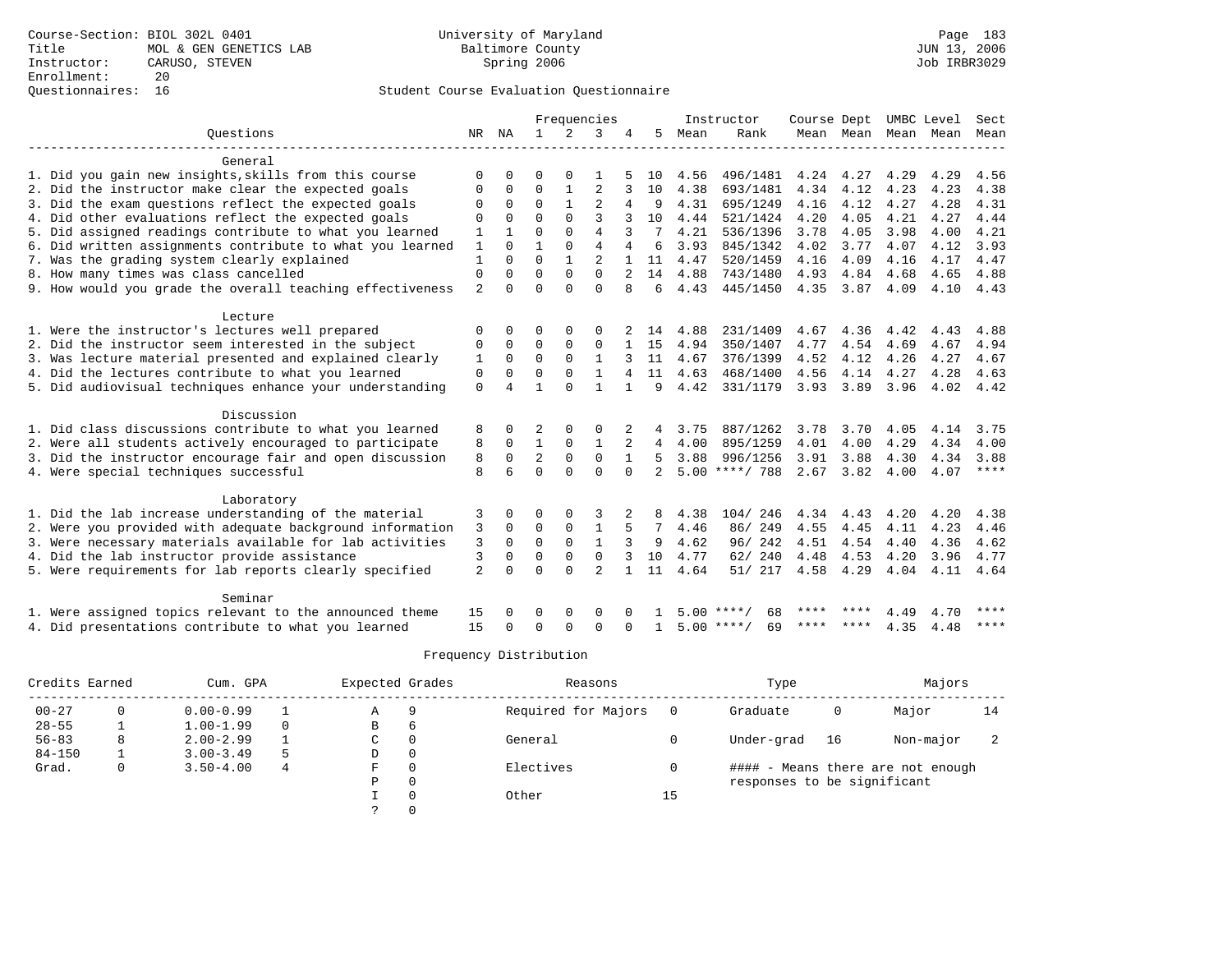Course-Section: BIOL 302L 0401
Title: MOL & GEN GENETICS LAB
Instructor: CARUSO, STEVEN
Enrollment: 20
Questionnaires: 16

University of Maryland
Baltimore County
Spring 2006

JUN 13, 2006
Job IRBR3029

## Student Course Evaluation Questionnaire

| Questions | NR | NA | 1 | 2 | 3 | 4 | 5 | Instructor Mean | Instructor Rank | Course Mean | Dept Mean | UMBC Mean | Level Mean | Sect Mean |
|---|---|---|---|---|---|---|---|---|---|---|---|---|---|---|
| **General** | | | | | | | | | | | | | | |
| 1. Did you gain new insights,skills from this course | 0 | 0 | 0 | 0 | 1 | 5 | 10 | 4.56 | 496/1481 | 4.24 | 4.27 | 4.29 | 4.29 | 4.56 |
| 2. Did the instructor make clear the expected goals | 0 | 0 | 0 | 1 | 2 | 3 | 10 | 4.38 | 693/1481 | 4.34 | 4.12 | 4.23 | 4.23 | 4.38 |
| 3. Did the exam questions reflect the expected goals | 0 | 0 | 0 | 1 | 2 | 4 | 9 | 4.31 | 695/1249 | 4.16 | 4.12 | 4.27 | 4.28 | 4.31 |
| 4. Did other evaluations reflect the expected goals | 0 | 0 | 0 | 0 | 3 | 3 | 10 | 4.44 | 521/1424 | 4.20 | 4.05 | 4.21 | 4.27 | 4.44 |
| 5. Did assigned readings contribute to what you learned | 1 | 1 | 0 | 0 | 4 | 3 | 7 | 4.21 | 536/1396 | 3.78 | 4.05 | 3.98 | 4.00 | 4.21 |
| 6. Did written assignments contribute to what you learned | 1 | 0 | 1 | 0 | 4 | 4 | 6 | 3.93 | 845/1342 | 4.02 | 3.77 | 4.07 | 4.12 | 3.93 |
| 7. Was the grading system clearly explained | 1 | 0 | 0 | 1 | 2 | 1 | 11 | 4.47 | 520/1459 | 4.16 | 4.09 | 4.16 | 4.17 | 4.47 |
| 8. How many times was class cancelled | 0 | 0 | 0 | 0 | 0 | 2 | 14 | 4.88 | 743/1480 | 4.93 | 4.84 | 4.68 | 4.65 | 4.88 |
| 9. How would you grade the overall teaching effectiveness | 2 | 0 | 0 | 0 | 0 | 8 | 6 | 4.43 | 445/1450 | 4.35 | 3.87 | 4.09 | 4.10 | 4.43 |
| **Lecture** | | | | | | | | | | | | | | |
| 1. Were the instructor's lectures well prepared | 0 | 0 | 0 | 0 | 0 | 2 | 14 | 4.88 | 231/1409 | 4.67 | 4.36 | 4.42 | 4.43 | 4.88 |
| 2. Did the instructor seem interested in the subject | 0 | 0 | 0 | 0 | 0 | 1 | 15 | 4.94 | 350/1407 | 4.77 | 4.54 | 4.69 | 4.67 | 4.94 |
| 3. Was lecture material presented and explained clearly | 1 | 0 | 0 | 0 | 1 | 3 | 11 | 4.67 | 376/1399 | 4.52 | 4.12 | 4.26 | 4.27 | 4.67 |
| 4. Did the lectures contribute to what you learned | 0 | 0 | 0 | 0 | 1 | 4 | 11 | 4.63 | 468/1400 | 4.56 | 4.14 | 4.27 | 4.28 | 4.63 |
| 5. Did audiovisual techniques enhance your understanding | 0 | 4 | 1 | 0 | 1 | 1 | 9 | 4.42 | 331/1179 | 3.93 | 3.89 | 3.96 | 4.02 | 4.42 |
| **Discussion** | | | | | | | | | | | | | | |
| 1. Did class discussions contribute to what you learned | 8 | 0 | 2 | 0 | 0 | 2 | 4 | 3.75 | 887/1262 | 3.78 | 3.70 | 4.05 | 4.14 | 3.75 |
| 2. Were all students actively encouraged to participate | 8 | 0 | 1 | 0 | 1 | 2 | 4 | 4.00 | 895/1259 | 4.01 | 4.00 | 4.29 | 4.34 | 4.00 |
| 3. Did the instructor encourage fair and open discussion | 8 | 0 | 2 | 0 | 0 | 1 | 5 | 3.88 | 996/1256 | 3.91 | 3.88 | 4.30 | 4.34 | 3.88 |
| 4. Were special techniques successful | 8 | 6 | 0 | 0 | 0 | 0 | 2 | 5.00 | ****/ 788 | 2.67 | 3.82 | 4.00 | 4.07 | **** |
| **Laboratory** | | | | | | | | | | | | | | |
| 1. Did the lab increase understanding of the material | 3 | 0 | 0 | 0 | 3 | 2 | 8 | 4.38 | 104/ 246 | 4.34 | 4.43 | 4.20 | 4.20 | 4.38 |
| 2. Were you provided with adequate background information | 3 | 0 | 0 | 0 | 1 | 5 | 7 | 4.46 | 86/ 249 | 4.55 | 4.45 | 4.11 | 4.23 | 4.46 |
| 3. Were necessary materials available for lab activities | 3 | 0 | 0 | 0 | 1 | 3 | 9 | 4.62 | 96/ 242 | 4.51 | 4.54 | 4.40 | 4.36 | 4.62 |
| 4. Did the lab instructor provide assistance | 3 | 0 | 0 | 0 | 0 | 3 | 10 | 4.77 | 62/ 240 | 4.48 | 4.53 | 4.20 | 3.96 | 4.77 |
| 5. Were requirements for lab reports clearly specified | 2 | 0 | 0 | 0 | 2 | 1 | 11 | 4.64 | 51/ 217 | 4.58 | 4.29 | 4.04 | 4.11 | 4.64 |
| **Seminar** | | | | | | | | | | | | | | |
| 1. Were assigned topics relevant to the announced theme | 15 | 0 | 0 | 0 | 0 | 0 | 1 | 5.00 | ****/ 68 | **** | **** | 4.49 | 4.70 | **** |
| 4. Did presentations contribute to what you learned | 15 | 0 | 0 | 0 | 0 | 0 | 1 | 5.00 | ****/ 69 | **** | **** | 4.35 | 4.48 | **** |

## Frequency Distribution

| Credits Earned | | Cum. GPA | | Expected Grades | | Reasons | | Type | | Majors | |
|---|---|---|---|---|---|---|---|---|---|---|---|
| 00-27 | 0 | 0.00-0.99 | 1 | A | 9 | Required for Majors | 0 | Graduate | 0 | Major | 14 |
| 28-55 | 1 | 1.00-1.99 | 0 | B | 6 | | | | | | |
| 56-83 | 8 | 2.00-2.99 | 1 | C | 0 | General | 0 | Under-grad | 16 | Non-major | 2 |
| 84-150 | 1 | 3.00-3.49 | 5 | D | 0 | | | | | | |
| Grad. | 0 | 3.50-4.00 | 4 | F | 0 | Electives | 0 | | | | |
| | | | | P | 0 | | | | | | |
| | | | | I | 0 | Other | 15 | | | | |
| | | | | ? | 0 | | | | | | |

#### - Means there are not enough responses to be significant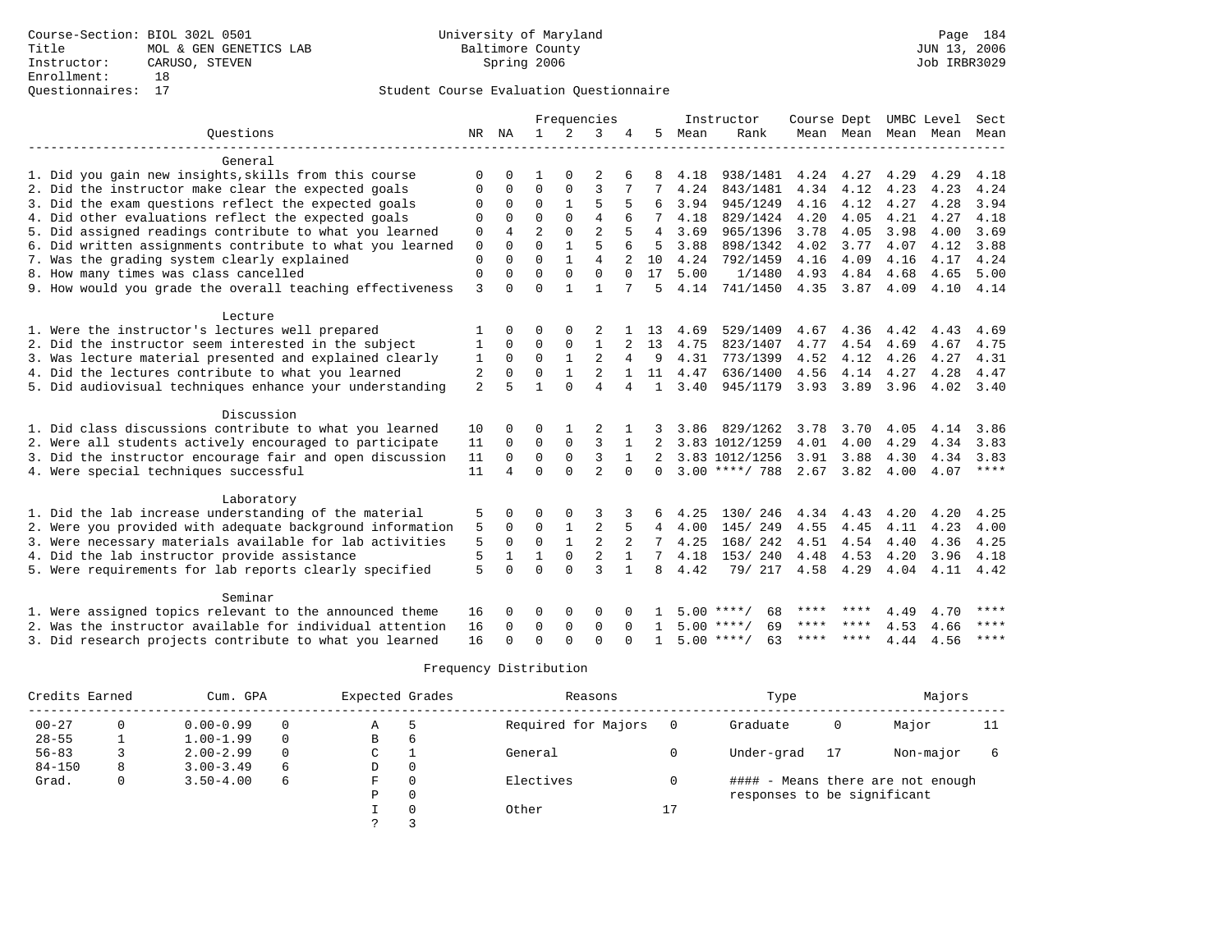Course-Section: BIOL 302L 0501
Title: MOL & GEN GENETICS LAB
Instructor: CARUSO, STEVEN
Enrollment: 18
Questionnaires: 17

University of Maryland
Baltimore County
Spring 2006

JUN 13, 2006
Job IRBR3029

## Student Course Evaluation Questionnaire

| Questions | NR | NA | 1 | 2 | 3 | 4 | 5 | Instructor Mean | Rank | Course Mean | Dept Mean | UMBC Level Mean | Level Mean | Sect Mean |
|---|---|---|---|---|---|---|---|---|---|---|---|---|---|---|
| **General** | | | | | | | | | | | | | | |
| 1. Did you gain new insights,skills from this course | 0 | 0 | 1 | 0 | 2 | 6 | 8 | 4.18 | 938/1481 | 4.24 | 4.27 | 4.29 | 4.29 | 4.18 |
| 2. Did the instructor make clear the expected goals | 0 | 0 | 0 | 0 | 3 | 7 | 7 | 4.24 | 843/1481 | 4.34 | 4.12 | 4.23 | 4.23 | 4.24 |
| 3. Did the exam questions reflect the expected goals | 0 | 0 | 0 | 1 | 5 | 5 | 6 | 3.94 | 945/1249 | 4.16 | 4.12 | 4.27 | 4.28 | 3.94 |
| 4. Did other evaluations reflect the expected goals | 0 | 0 | 0 | 0 | 4 | 6 | 7 | 4.18 | 829/1424 | 4.20 | 4.05 | 4.21 | 4.27 | 4.18 |
| 5. Did assigned readings contribute to what you learned | 0 | 4 | 2 | 0 | 2 | 5 | 4 | 3.69 | 965/1396 | 3.78 | 4.05 | 3.98 | 4.00 | 3.69 |
| 6. Did written assignments contribute to what you learned | 0 | 0 | 0 | 1 | 5 | 6 | 5 | 3.88 | 898/1342 | 4.02 | 3.77 | 4.07 | 4.12 | 3.88 |
| 7. Was the grading system clearly explained | 0 | 0 | 0 | 1 | 4 | 2 | 10 | 4.24 | 792/1459 | 4.16 | 4.09 | 4.16 | 4.17 | 4.24 |
| 8. How many times was class cancelled | 0 | 0 | 0 | 0 | 0 | 0 | 17 | 5.00 | 1/1480 | 4.93 | 4.84 | 4.68 | 4.65 | 5.00 |
| 9. How would you grade the overall teaching effectiveness | 3 | 0 | 0 | 1 | 1 | 7 | 5 | 4.14 | 741/1450 | 4.35 | 3.87 | 4.09 | 4.10 | 4.14 |
| **Lecture** | | | | | | | | | | | | | | |
| 1. Were the instructor's lectures well prepared | 1 | 0 | 0 | 0 | 2 | 1 | 13 | 4.69 | 529/1409 | 4.67 | 4.36 | 4.42 | 4.43 | 4.69 |
| 2. Did the instructor seem interested in the subject | 1 | 0 | 0 | 0 | 1 | 2 | 13 | 4.75 | 823/1407 | 4.77 | 4.54 | 4.69 | 4.67 | 4.75 |
| 3. Was lecture material presented and explained clearly | 1 | 0 | 0 | 1 | 2 | 4 | 9 | 4.31 | 773/1399 | 4.52 | 4.12 | 4.26 | 4.27 | 4.31 |
| 4. Did the lectures contribute to what you learned | 2 | 0 | 0 | 1 | 2 | 1 | 11 | 4.47 | 636/1400 | 4.56 | 4.14 | 4.27 | 4.28 | 4.47 |
| 5. Did audiovisual techniques enhance your understanding | 2 | 5 | 1 | 0 | 4 | 4 | 1 | 3.40 | 945/1179 | 3.93 | 3.89 | 3.96 | 4.02 | 3.40 |
| **Discussion** | | | | | | | | | | | | | | |
| 1. Did class discussions contribute to what you learned | 10 | 0 | 0 | 1 | 2 | 1 | 3 | 3.86 | 829/1262 | 3.78 | 3.70 | 4.05 | 4.14 | 3.86 |
| 2. Were all students actively encouraged to participate | 11 | 0 | 0 | 0 | 3 | 1 | 2 | 3.83 | 1012/1259 | 4.01 | 4.00 | 4.29 | 4.34 | 3.83 |
| 3. Did the instructor encourage fair and open discussion | 11 | 0 | 0 | 0 | 3 | 1 | 2 | 3.83 | 1012/1256 | 3.91 | 3.88 | 4.30 | 4.34 | 3.83 |
| 4. Were special techniques successful | 11 | 4 | 0 | 0 | 2 | 0 | 0 | 3.00 | ****/ 788 | 2.67 | 3.82 | 4.00 | 4.07 | **** |
| **Laboratory** | | | | | | | | | | | | | | |
| 1. Did the lab increase understanding of the material | 5 | 0 | 0 | 0 | 3 | 3 | 6 | 4.25 | 130/ 246 | 4.34 | 4.43 | 4.20 | 4.20 | 4.25 |
| 2. Were you provided with adequate background information | 5 | 0 | 0 | 1 | 2 | 5 | 4 | 4.00 | 145/ 249 | 4.55 | 4.45 | 4.11 | 4.23 | 4.00 |
| 3. Were necessary materials available for lab activities | 5 | 0 | 0 | 1 | 2 | 2 | 7 | 4.25 | 168/ 242 | 4.51 | 4.54 | 4.40 | 4.36 | 4.25 |
| 4. Did the lab instructor provide assistance | 5 | 1 | 1 | 0 | 2 | 1 | 7 | 4.18 | 153/ 240 | 4.48 | 4.53 | 4.20 | 3.96 | 4.18 |
| 5. Were requirements for lab reports clearly specified | 5 | 0 | 0 | 0 | 3 | 1 | 8 | 4.42 | 79/ 217 | 4.58 | 4.29 | 4.04 | 4.11 | 4.42 |
| **Seminar** | | | | | | | | | | | | | | |
| 1. Were assigned topics relevant to the announced theme | 16 | 0 | 0 | 0 | 0 | 0 | 1 | 5.00 | ****/ 68 | **** | **** | 4.49 | 4.70 | **** |
| 2. Was the instructor available for individual attention | 16 | 0 | 0 | 0 | 0 | 0 | 1 | 5.00 | ****/ 69 | **** | **** | 4.53 | 4.66 | **** |
| 3. Did research projects contribute to what you learned | 16 | 0 | 0 | 0 | 0 | 0 | 1 | 5.00 | ****/ 63 | **** | **** | 4.44 | 4.56 | **** |

## Frequency Distribution

| Credits Earned | | Cum. GPA | | Expected Grades | | Reasons | | Type | | Majors | |
|---|---|---|---|---|---|---|---|---|---|---|---|
| 00-27 | 0 | 0.00-0.99 | 0 | A | 5 | Required for Majors | 0 | Graduate | 0 | Major | 11 |
| 28-55 | 1 | 1.00-1.99 | 0 | B | 6 | | | | | | |
| 56-83 | 3 | 2.00-2.99 | 0 | C | 1 | General | 0 | Under-grad | 17 | Non-major | 6 |
| 84-150 | 8 | 3.00-3.49 | 6 | D | 0 | | | | | | |
| Grad. | 0 | 3.50-4.00 | 6 | F | 0 | Electives | 0 | #### - Means there are not enough responses to be significant | | | |
| | | | | P | 0 | | | | | | |
| | | | | I | 0 | Other | 17 | | | | |
| | | | | ? | 3 | | | | | | |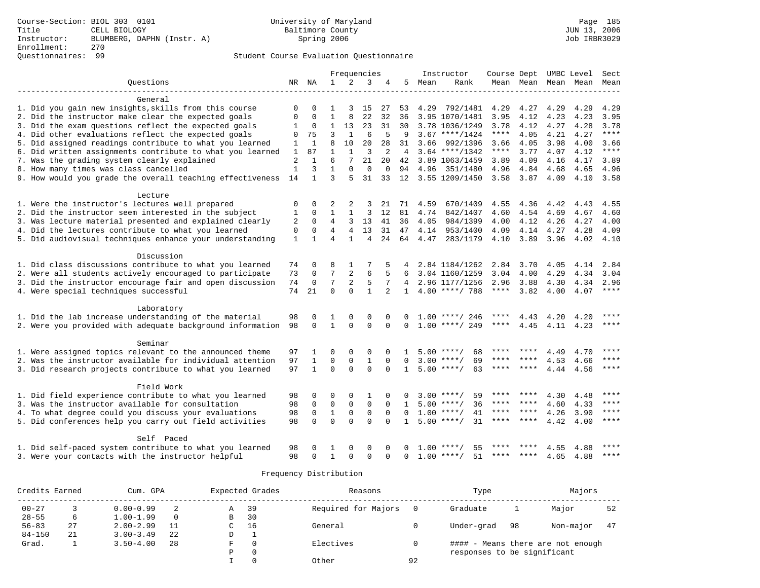Course-Section: BIOL 303 0101
Title: CELL BIOLOGY
Instructor: BLUMBERG, DAPHN (Instr. A)
Enrollment: 270
Questionnaires: 99

University of Maryland
Baltimore County
Spring 2006

Page 185
JUN 13, 2006
Job IRBR3029

## Student Course Evaluation Questionnaire

| Questions | NR | NA | 1 | 2 | 3 | 4 | 5 | Instructor Mean | Rank | Course Mean | Dept Mean | UMBC Mean | Level Mean | Sect Mean |
|---|---|---|---|---|---|---|---|---|---|---|---|---|---|---|
| **General** | | | | | | | | | | | | | | |
| 1. Did you gain new insights,skills from this course | 0 | 0 | 1 | 3 | 15 | 27 | 53 | 4.29 | 792/1481 | 4.29 | 4.27 | 4.29 | 4.29 | 4.29 |
| 2. Did the instructor make clear the expected goals | 0 | 0 | 1 | 8 | 22 | 32 | 36 | 3.95 | 1070/1481 | 3.95 | 4.12 | 4.23 | 4.23 | 3.95 |
| 3. Did the exam questions reflect the expected goals | 1 | 0 | 1 | 13 | 23 | 31 | 30 | 3.78 | 1036/1249 | 3.78 | 4.12 | 4.27 | 4.28 | 3.78 |
| 4. Did other evaluations reflect the expected goals | 0 | 75 | 3 | 1 | 6 | 5 | 9 | 3.67 | ****/1424 | **** | 4.05 | 4.21 | 4.27 | **** |
| 5. Did assigned readings contribute to what you learned | 1 | 1 | 8 | 10 | 20 | 28 | 31 | 3.66 | 992/1396 | 3.66 | 4.05 | 3.98 | 4.00 | 3.66 |
| 6. Did written assignments contribute to what you learned | 1 | 87 | 1 | 1 | 3 | 2 | 4 | 3.64 | ****/1342 | **** | 3.77 | 4.07 | 4.12 | **** |
| 7. Was the grading system clearly explained | 2 | 1 | 6 | 7 | 21 | 20 | 42 | 3.89 | 1063/1459 | 3.89 | 4.09 | 4.16 | 4.17 | 3.89 |
| 8. How many times was class cancelled | 1 | 3 | 1 | 0 | 0 | 0 | 94 | 4.96 | 351/1480 | 4.96 | 4.84 | 4.68 | 4.65 | 4.96 |
| 9. How would you grade the overall teaching effectiveness | 14 | 1 | 3 | 5 | 31 | 33 | 12 | 3.55 | 1209/1450 | 3.58 | 3.87 | 4.09 | 4.10 | 3.58 |
| **Lecture** | | | | | | | | | | | | | | |
| 1. Were the instructor's lectures well prepared | 0 | 0 | 2 | 2 | 3 | 21 | 71 | 4.59 | 670/1409 | 4.55 | 4.36 | 4.42 | 4.43 | 4.55 |
| 2. Did the instructor seem interested in the subject | 1 | 0 | 1 | 1 | 3 | 12 | 81 | 4.74 | 842/1407 | 4.60 | 4.54 | 4.69 | 4.67 | 4.60 |
| 3. Was lecture material presented and explained clearly | 2 | 0 | 4 | 3 | 13 | 41 | 36 | 4.05 | 984/1399 | 4.00 | 4.12 | 4.26 | 4.27 | 4.00 |
| 4. Did the lectures contribute to what you learned | 0 | 0 | 4 | 4 | 13 | 31 | 47 | 4.14 | 953/1400 | 4.09 | 4.14 | 4.27 | 4.28 | 4.09 |
| 5. Did audiovisual techniques enhance your understanding | 1 | 1 | 4 | 1 | 4 | 24 | 64 | 4.47 | 283/1179 | 4.10 | 3.89 | 3.96 | 4.02 | 4.10 |
| **Discussion** | | | | | | | | | | | | | | |
| 1. Did class discussions contribute to what you learned | 74 | 0 | 8 | 1 | 7 | 5 | 4 | 2.84 | 1184/1262 | 2.84 | 3.70 | 4.05 | 4.14 | 2.84 |
| 2. Were all students actively encouraged to participate | 73 | 0 | 7 | 2 | 6 | 5 | 6 | 3.04 | 1160/1259 | 3.04 | 4.00 | 4.29 | 4.34 | 3.04 |
| 3. Did the instructor encourage fair and open discussion | 74 | 0 | 7 | 2 | 5 | 7 | 4 | 2.96 | 1177/1256 | 2.96 | 3.88 | 4.30 | 4.34 | 2.96 |
| 4. Were special techniques successful | 74 | 21 | 0 | 0 | 1 | 2 | 1 | 4.00 | ****/ 788 | **** | 3.82 | 4.00 | 4.07 | **** |
| **Laboratory** | | | | | | | | | | | | | | |
| 1. Did the lab increase understanding of the material | 98 | 0 | 1 | 0 | 0 | 0 | 0 | 1.00 | ****/ 246 | **** | 4.43 | 4.20 | 4.20 | **** |
| 2. Were you provided with adequate background information | 98 | 0 | 1 | 0 | 0 | 0 | 0 | 1.00 | ****/ 249 | **** | 4.45 | 4.11 | 4.23 | **** |
| **Seminar** | | | | | | | | | | | | | | |
| 1. Were assigned topics relevant to the announced theme | 97 | 1 | 0 | 0 | 0 | 0 | 1 | 5.00 | ****/ 68 | **** | **** | 4.49 | 4.70 | **** |
| 2. Was the instructor available for individual attention | 97 | 1 | 0 | 0 | 1 | 0 | 0 | 3.00 | ****/ 69 | **** | **** | 4.53 | 4.66 | **** |
| 3. Did research projects contribute to what you learned | 97 | 1 | 0 | 0 | 0 | 0 | 1 | 5.00 | ****/ 63 | **** | **** | 4.44 | 4.56 | **** |
| **Field Work** | | | | | | | | | | | | | | |
| 1. Did field experience contribute to what you learned | 98 | 0 | 0 | 0 | 1 | 0 | 0 | 3.00 | ****/ 59 | **** | **** | 4.30 | 4.48 | **** |
| 3. Was the instructor available for consultation | 98 | 0 | 0 | 0 | 0 | 0 | 1 | 5.00 | ****/ 36 | **** | **** | 4.60 | 4.33 | **** |
| 4. To what degree could you discuss your evaluations | 98 | 0 | 1 | 0 | 0 | 0 | 0 | 1.00 | ****/ 41 | **** | **** | 4.26 | 3.90 | **** |
| 5. Did conferences help you carry out field activities | 98 | 0 | 0 | 0 | 0 | 0 | 1 | 5.00 | ****/ 31 | **** | **** | 4.42 | 4.00 | **** |
| **Self Paced** | | | | | | | | | | | | | | |
| 1. Did self-paced system contribute to what you learned | 98 | 0 | 1 | 0 | 0 | 0 | 0 | 1.00 | ****/ 55 | **** | **** | 4.55 | 4.88 | **** |
| 3. Were your contacts with the instructor helpful | 98 | 0 | 1 | 0 | 0 | 0 | 0 | 1.00 | ****/ 51 | **** | **** | 4.65 | 4.88 | **** |

### Frequency Distribution

| Credits Earned | | Cum. GPA | | Expected Grades | | Reasons | | Type | | Majors | |
|---|---|---|---|---|---|---|---|---|---|---|---|
| 00-27 | 3 | 0.00-0.99 | 2 | A | 39 | Required for Majors | 0 | Graduate | 1 | Major | 52 |
| 28-55 | 6 | 1.00-1.99 | 0 | B | 30 | | | | | | |
| 56-83 | 27 | 2.00-2.99 | 11 | C | 16 | General | 0 | Under-grad | 98 | Non-major | 47 |
| 84-150 | 21 | 3.00-3.49 | 22 | D | 1 | | | | | | |
| Grad. | 1 | 3.50-4.00 | 28 | F | 0 | Electives | 0 | #### - Means there are not enough responses to be significant | | | |
| | | | | P | 0 | | | | | | |
| | | | | I | 0 | Other | 92 | | | | |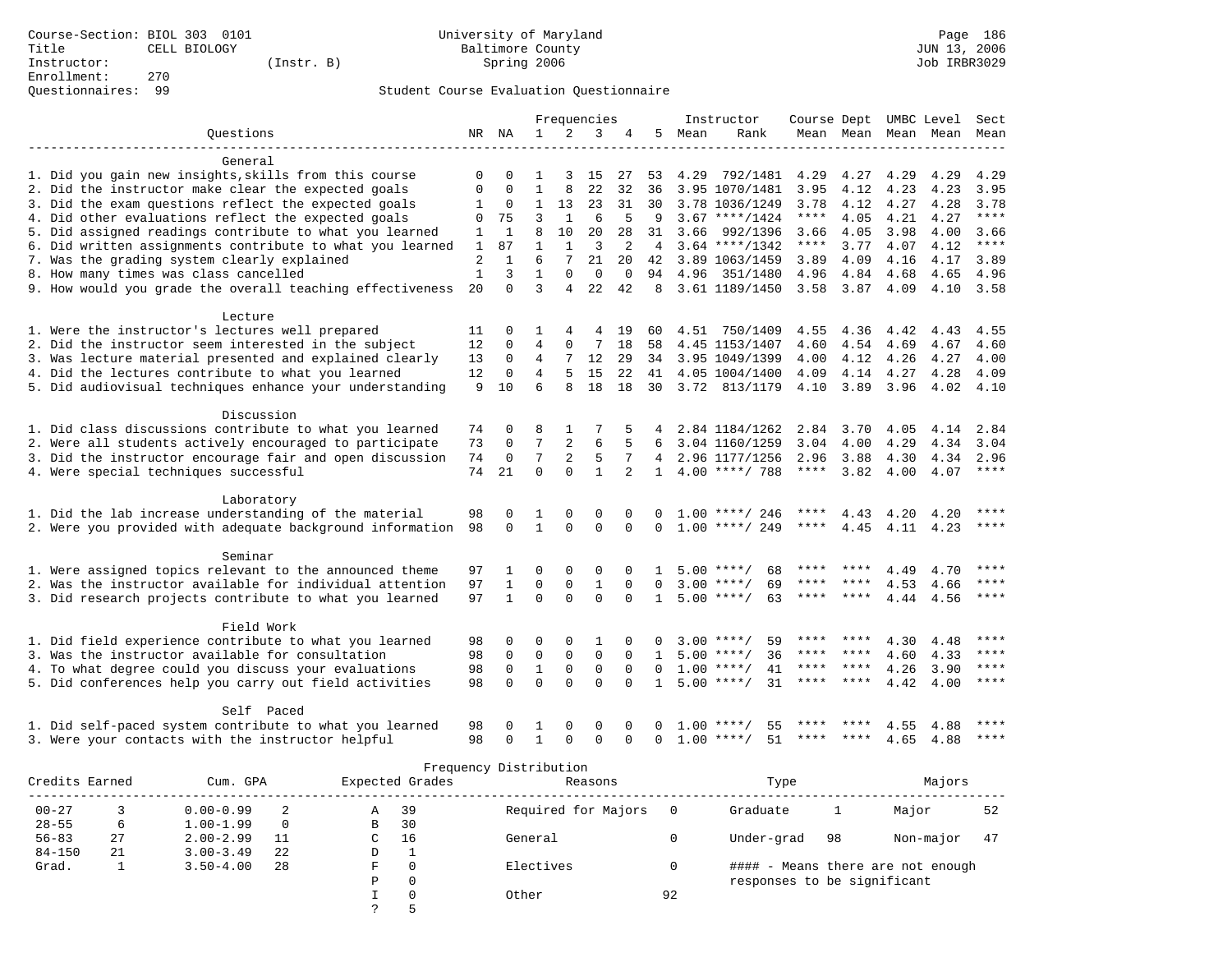Course-Section: BIOL 303 0101
Title: CELL BIOLOGY
Instructor: (Instr. B)
Enrollment: 270
Questionnaires: 99

University of Maryland
Baltimore County
Spring 2006

JUN 13, 2006
Job IRBR3029

## Student Course Evaluation Questionnaire

| Questions | NR | NA | 1 | 2 | 3 | 4 | 5 | Instructor Mean | Rank | Course Mean | Dept Mean | UMBC Mean | Level Mean | Sect Mean |
|---|---|---|---|---|---|---|---|---|---|---|---|---|---|---|
| **General** | | | | | | | | | | | | | | |
| 1. Did you gain new insights,skills from this course | 0 | 0 | 1 | 3 | 15 | 27 | 53 | 4.29 | 792/1481 | 4.29 | 4.27 | 4.29 | 4.29 | 4.29 |
| 2. Did the instructor make clear the expected goals | 0 | 0 | 1 | 8 | 22 | 32 | 36 | 3.95 | 1070/1481 | 3.95 | 4.12 | 4.23 | 4.23 | 3.95 |
| 3. Did the exam questions reflect the expected goals | 1 | 0 | 1 | 13 | 23 | 31 | 30 | 3.78 | 1036/1249 | 3.78 | 4.12 | 4.27 | 4.28 | 3.78 |
| 4. Did other evaluations reflect the expected goals | 0 | 75 | 3 | 1 | 6 | 5 | 9 | 3.67 | ****/1424 | **** | 4.05 | 4.21 | 4.27 | **** |
| 5. Did assigned readings contribute to what you learned | 1 | 1 | 8 | 10 | 20 | 28 | 31 | 3.66 | 992/1396 | 3.66 | 4.05 | 3.98 | 4.00 | 3.66 |
| 6. Did written assignments contribute to what you learned | 1 | 87 | 1 | 1 | 3 | 2 | 4 | 3.64 | ****/1342 | **** | 3.77 | 4.07 | 4.12 | **** |
| 7. Was the grading system clearly explained | 2 | 1 | 6 | 7 | 21 | 20 | 42 | 3.89 | 1063/1459 | 3.89 | 4.09 | 4.16 | 4.17 | 3.89 |
| 8. How many times was class cancelled | 1 | 3 | 1 | 0 | 0 | 0 | 94 | 4.96 | 351/1480 | 4.96 | 4.84 | 4.68 | 4.65 | 4.96 |
| 9. How would you grade the overall teaching effectiveness | 20 | 0 | 3 | 4 | 22 | 42 | 8 | 3.61 | 1189/1450 | 3.58 | 3.87 | 4.09 | 4.10 | 3.58 |
| **Lecture** | | | | | | | | | | | | | | |
| 1. Were the instructor's lectures well prepared | 11 | 0 | 1 | 4 | 4 | 19 | 60 | 4.51 | 750/1409 | 4.55 | 4.36 | 4.42 | 4.43 | 4.55 |
| 2. Did the instructor seem interested in the subject | 12 | 0 | 4 | 0 | 7 | 18 | 58 | 4.45 | 1153/1407 | 4.60 | 4.54 | 4.69 | 4.67 | 4.60 |
| 3. Was lecture material presented and explained clearly | 13 | 0 | 4 | 7 | 12 | 29 | 34 | 3.95 | 1049/1399 | 4.00 | 4.12 | 4.26 | 4.27 | 4.00 |
| 4. Did the lectures contribute to what you learned | 12 | 0 | 4 | 5 | 15 | 22 | 41 | 4.05 | 1004/1400 | 4.09 | 4.14 | 4.27 | 4.28 | 4.09 |
| 5. Did audiovisual techniques enhance your understanding | 9 | 10 | 6 | 8 | 18 | 18 | 30 | 3.72 | 813/1179 | 4.10 | 3.89 | 3.96 | 4.02 | 4.10 |
| **Discussion** | | | | | | | | | | | | | | |
| 1. Did class discussions contribute to what you learned | 74 | 0 | 8 | 1 | 7 | 5 | 4 | 2.84 | 1184/1262 | 2.84 | 3.70 | 4.05 | 4.14 | 2.84 |
| 2. Were all students actively encouraged to participate | 73 | 0 | 7 | 2 | 6 | 5 | 6 | 3.04 | 1160/1259 | 3.04 | 4.00 | 4.29 | 4.34 | 3.04 |
| 3. Did the instructor encourage fair and open discussion | 74 | 0 | 7 | 2 | 5 | 7 | 4 | 2.96 | 1177/1256 | 2.96 | 3.88 | 4.30 | 4.34 | 2.96 |
| 4. Were special techniques successful | 74 | 21 | 0 | 0 | 1 | 2 | 1 | 4.00 | ****/ 788 | **** | 3.82 | 4.00 | 4.07 | **** |
| **Laboratory** | | | | | | | | | | | | | | |
| 1. Did the lab increase understanding of the material | 98 | 0 | 1 | 0 | 0 | 0 | 0 | 1.00 | ****/ 246 | **** | 4.43 | 4.20 | 4.20 | **** |
| 2. Were you provided with adequate background information | 98 | 0 | 1 | 0 | 0 | 0 | 0 | 1.00 | ****/ 249 | **** | 4.45 | 4.11 | 4.23 | **** |
| **Seminar** | | | | | | | | | | | | | | |
| 1. Were assigned topics relevant to the announced theme | 97 | 1 | 0 | 0 | 0 | 0 | 1 | 5.00 | ****/ 68 | **** | **** | 4.49 | 4.70 | **** |
| 2. Was the instructor available for individual attention | 97 | 1 | 0 | 0 | 1 | 0 | 0 | 3.00 | ****/ 69 | **** | **** | 4.53 | 4.66 | **** |
| 3. Did research projects contribute to what you learned | 97 | 1 | 0 | 0 | 0 | 0 | 1 | 5.00 | ****/ 63 | **** | **** | 4.44 | 4.56 | **** |
| **Field Work** | | | | | | | | | | | | | | |
| 1. Did field experience contribute to what you learned | 98 | 0 | 0 | 0 | 1 | 0 | 0 | 3.00 | ****/ 59 | **** | **** | 4.30 | 4.48 | **** |
| 3. Was the instructor available for consultation | 98 | 0 | 0 | 0 | 0 | 0 | 1 | 5.00 | ****/ 36 | **** | **** | 4.60 | 4.33 | **** |
| 4. To what degree could you discuss your evaluations | 98 | 0 | 1 | 0 | 0 | 0 | 0 | 1.00 | ****/ 41 | **** | **** | 4.26 | 3.90 | **** |
| 5. Did conferences help you carry out field activities | 98 | 0 | 0 | 0 | 0 | 0 | 1 | 5.00 | ****/ 31 | **** | **** | 4.42 | 4.00 | **** |
| **Self Paced** | | | | | | | | | | | | | | |
| 1. Did self-paced system contribute to what you learned | 98 | 0 | 1 | 0 | 0 | 0 | 0 | 1.00 | ****/ 55 | **** | **** | 4.55 | 4.88 | **** |
| 3. Were your contacts with the instructor helpful | 98 | 0 | 1 | 0 | 0 | 0 | 0 | 1.00 | ****/ 51 | **** | **** | 4.65 | 4.88 | **** |

## Frequency Distribution

| Credits Earned | | Cum. GPA | | Expected Grades | | Reasons | | Type | | Majors | |
|---|---|---|---|---|---|---|---|---|---|---|---|
| 00-27 | 3 | 0.00-0.99 | 2 | A | 39 | Required for Majors | 0 | Graduate | 1 | Major | 52 |
| 28-55 | 6 | 1.00-1.99 | 0 | B | 30 | | | | | | |
| 56-83 | 27 | 2.00-2.99 | 11 | C | 16 | General | 0 | Under-grad | 98 | Non-major | 47 |
| 84-150 | 21 | 3.00-3.49 | 22 | D | 1 | | | | | | |
| Grad. | 1 | 3.50-4.00 | 28 | F | 0 | Electives | 0 | | | | |
| | | | | P | 0 | | | | | | |
| | | | | I | 0 | Other | 92 | | | | |
| | | | | ? | 5 | | | | | | |

#### - Means there are not enough responses to be significant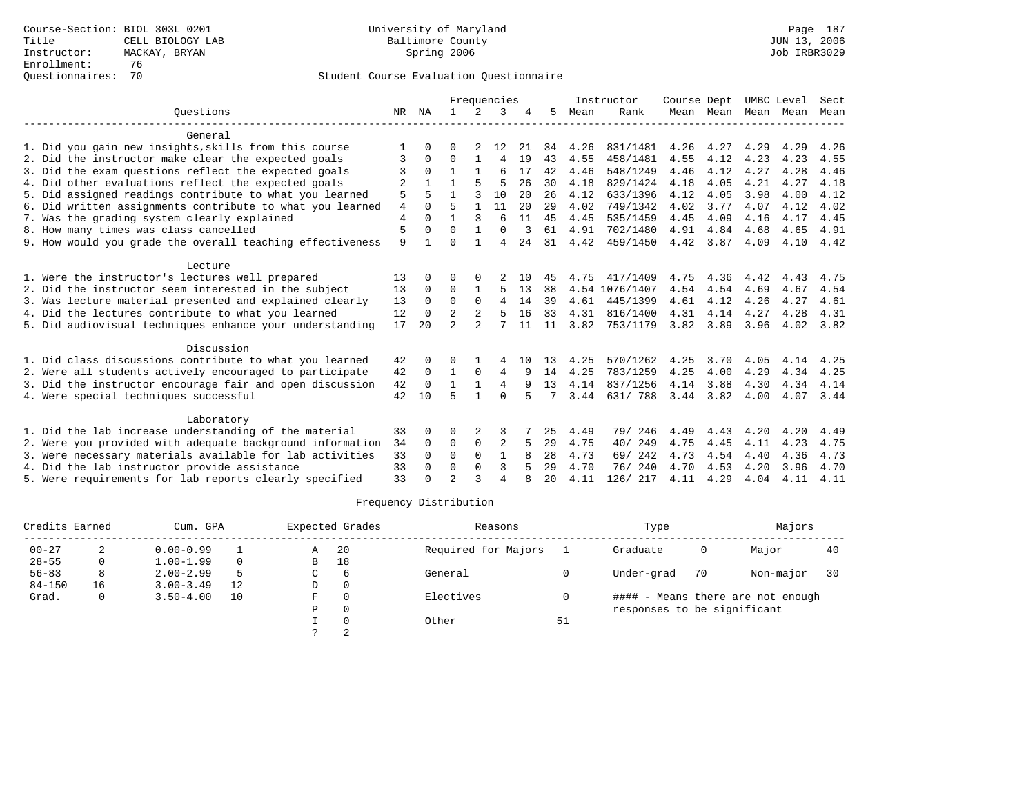Course-Section: BIOL 303L 0201
Title: CELL BIOLOGY LAB
Instructor: MACKAY, BRYAN
Enrollment: 76
Questionnaires: 70

University of Maryland
Baltimore County
Spring 2006

JUN 13, 2006
Job IRBR3029

## Student Course Evaluation Questionnaire

| Questions | NR | NA | 1 | 2 | 3 | 4 | 5 | Instructor Mean | Instructor Rank | Course Mean | Dept Mean | UMBC Mean | Level Mean | Sect Mean |
|---|---|---|---|---|---|---|---|---|---|---|---|---|---|---|
| **General** | | | | | | | | | | | | | | |
| 1. Did you gain new insights,skills from this course | 1 | 0 | 0 | 2 | 12 | 21 | 34 | 4.26 | 831/1481 | 4.26 | 4.27 | 4.29 | 4.29 | 4.26 |
| 2. Did the instructor make clear the expected goals | 3 | 0 | 0 | 1 | 4 | 19 | 43 | 4.55 | 458/1481 | 4.55 | 4.12 | 4.23 | 4.23 | 4.55 |
| 3. Did the exam questions reflect the expected goals | 3 | 0 | 1 | 1 | 6 | 17 | 42 | 4.46 | 548/1249 | 4.46 | 4.12 | 4.27 | 4.28 | 4.46 |
| 4. Did other evaluations reflect the expected goals | 2 | 1 | 1 | 5 | 5 | 26 | 30 | 4.18 | 829/1424 | 4.18 | 4.05 | 4.21 | 4.27 | 4.18 |
| 5. Did assigned readings contribute to what you learned | 5 | 5 | 1 | 3 | 10 | 20 | 26 | 4.12 | 633/1396 | 4.12 | 4.05 | 3.98 | 4.00 | 4.12 |
| 6. Did written assignments contribute to what you learned | 4 | 0 | 5 | 1 | 11 | 20 | 29 | 4.02 | 749/1342 | 4.02 | 3.77 | 4.07 | 4.12 | 4.02 |
| 7. Was the grading system clearly explained | 4 | 0 | 1 | 3 | 6 | 11 | 45 | 4.45 | 535/1459 | 4.45 | 4.09 | 4.16 | 4.17 | 4.45 |
| 8. How many times was class cancelled | 5 | 0 | 0 | 1 | 0 | 3 | 61 | 4.91 | 702/1480 | 4.91 | 4.84 | 4.68 | 4.65 | 4.91 |
| 9. How would you grade the overall teaching effectiveness | 9 | 1 | 0 | 1 | 4 | 24 | 31 | 4.42 | 459/1450 | 4.42 | 3.87 | 4.09 | 4.10 | 4.42 |
| **Lecture** | | | | | | | | | | | | | | |
| 1. Were the instructor's lectures well prepared | 13 | 0 | 0 | 0 | 2 | 10 | 45 | 4.75 | 417/1409 | 4.75 | 4.36 | 4.42 | 4.43 | 4.75 |
| 2. Did the instructor seem interested in the subject | 13 | 0 | 0 | 1 | 5 | 13 | 38 | 4.54 | 1076/1407 | 4.54 | 4.54 | 4.69 | 4.67 | 4.54 |
| 3. Was lecture material presented and explained clearly | 13 | 0 | 0 | 0 | 4 | 14 | 39 | 4.61 | 445/1399 | 4.61 | 4.12 | 4.26 | 4.27 | 4.61 |
| 4. Did the lectures contribute to what you learned | 12 | 0 | 2 | 2 | 5 | 16 | 33 | 4.31 | 816/1400 | 4.31 | 4.14 | 4.27 | 4.28 | 4.31 |
| 5. Did audiovisual techniques enhance your understanding | 17 | 20 | 2 | 2 | 7 | 11 | 11 | 3.82 | 753/1179 | 3.82 | 3.89 | 3.96 | 4.02 | 3.82 |
| **Discussion** | | | | | | | | | | | | | | |
| 1. Did class discussions contribute to what you learned | 42 | 0 | 0 | 1 | 4 | 10 | 13 | 4.25 | 570/1262 | 4.25 | 3.70 | 4.05 | 4.14 | 4.25 |
| 2. Were all students actively encouraged to participate | 42 | 0 | 1 | 0 | 4 | 9 | 14 | 4.25 | 783/1259 | 4.25 | 4.00 | 4.29 | 4.34 | 4.25 |
| 3. Did the instructor encourage fair and open discussion | 42 | 0 | 1 | 1 | 4 | 9 | 13 | 4.14 | 837/1256 | 4.14 | 3.88 | 4.30 | 4.34 | 4.14 |
| 4. Were special techniques successful | 42 | 10 | 5 | 1 | 0 | 5 | 7 | 3.44 | 631/ 788 | 3.44 | 3.82 | 4.00 | 4.07 | 3.44 |
| **Laboratory** | | | | | | | | | | | | | | |
| 1. Did the lab increase understanding of the material | 33 | 0 | 0 | 2 | 3 | 7 | 25 | 4.49 | 79/ 246 | 4.49 | 4.43 | 4.20 | 4.20 | 4.49 |
| 2. Were you provided with adequate background information | 34 | 0 | 0 | 0 | 2 | 5 | 29 | 4.75 | 40/ 249 | 4.75 | 4.45 | 4.11 | 4.23 | 4.75 |
| 3. Were necessary materials available for lab activities | 33 | 0 | 0 | 0 | 1 | 8 | 28 | 4.73 | 69/ 242 | 4.73 | 4.54 | 4.40 | 4.36 | 4.73 |
| 4. Did the lab instructor provide assistance | 33 | 0 | 0 | 0 | 3 | 5 | 29 | 4.70 | 76/ 240 | 4.70 | 4.53 | 4.20 | 3.96 | 4.70 |
| 5. Were requirements for lab reports clearly specified | 33 | 0 | 2 | 3 | 4 | 8 | 20 | 4.11 | 126/ 217 | 4.11 | 4.29 | 4.04 | 4.11 | 4.11 |

## Frequency Distribution

| Credits Earned | | Cum. GPA | | Expected Grades | | Reasons | | Type | | Majors | |
|---|---|---|---|---|---|---|---|---|---|---|---|
| 00-27 | 2 | 0.00-0.99 | 1 | A | 20 | Required for Majors | 1 | Graduate | 0 | Major | 40 |
| 28-55 | 0 | 1.00-1.99 | 0 | B | 18 | | | | | | |
| 56-83 | 8 | 2.00-2.99 | 5 | C | 6 | General | 0 | Under-grad | 70 | Non-major | 30 |
| 84-150 | 16 | 3.00-3.49 | 12 | D | 0 | | | | | | |
| Grad. | 0 | 3.50-4.00 | 10 | F | 0 | Electives | 0 | #### - Means there are not enough responses to be significant | | | |
| | | | | P | 0 | | | | | | |
| | | | | I | 0 | Other | 51 | | | | |
| | | | | ? | 2 | | | | | | |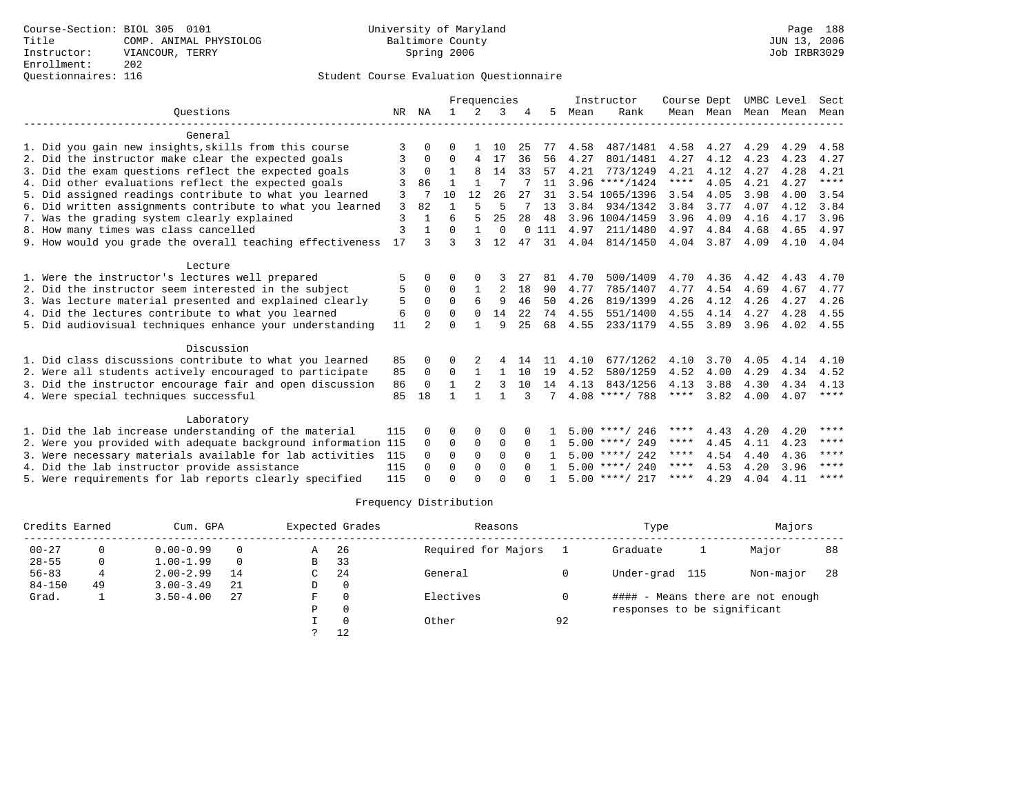Course-Section: BIOL 305 0101
Title: COMP. ANIMAL PHYSIOLOG
Instructor: VIANCOUR, TERRY
Enrollment: 202
Questionnaires: 116

University of Maryland
Baltimore County
Spring 2006

JUN 13, 2006
Job IRBR3029

Student Course Evaluation Questionnaire

| Questions | NR | NA | Frequencies 1 | 2 | 3 | 4 | 5 | Instructor Mean | Rank | Course Mean | Dept Mean | UMBC Level Mean | Level Mean | Sect Mean |
|---|---|---|---|---|---|---|---|---|---|---|---|---|---|---|
| **General** | | | | | | | | | | | | | | |
| 1. Did you gain new insights,skills from this course | 3 | 0 | 0 | 1 | 10 | 25 | 77 | 4.58 | 487/1481 | 4.58 | 4.27 | 4.29 | 4.29 | 4.58 |
| 2. Did the instructor make clear the expected goals | 3 | 0 | 0 | 4 | 17 | 36 | 56 | 4.27 | 801/1481 | 4.27 | 4.12 | 4.23 | 4.23 | 4.27 |
| 3. Did the exam questions reflect the expected goals | 3 | 0 | 1 | 8 | 14 | 33 | 57 | 4.21 | 773/1249 | 4.21 | 4.12 | 4.27 | 4.28 | 4.21 |
| 4. Did other evaluations reflect the expected goals | 3 | 86 | 1 | 1 | 7 | 7 | 11 | 3.96 | ****/1424 | **** | 4.05 | 4.21 | 4.27 | **** |
| 5. Did assigned readings contribute to what you learned | 3 | 7 | 10 | 12 | 26 | 27 | 31 | 3.54 | 1065/1396 | 3.54 | 4.05 | 3.98 | 4.00 | 3.54 |
| 6. Did written assignments contribute to what you learned | 3 | 82 | 1 | 5 | 5 | 7 | 13 | 3.84 | 934/1342 | 3.84 | 3.77 | 4.07 | 4.12 | 3.84 |
| 7. Was the grading system clearly explained | 3 | 1 | 6 | 5 | 25 | 28 | 48 | 3.96 | 1004/1459 | 3.96 | 4.09 | 4.16 | 4.17 | 3.96 |
| 8. How many times was class cancelled | 3 | 1 | 0 | 1 | 0 | 0 | 111 | 4.97 | 211/1480 | 4.97 | 4.84 | 4.68 | 4.65 | 4.97 |
| 9. How would you grade the overall teaching effectiveness | 17 | 3 | 3 | 3 | 12 | 47 | 31 | 4.04 | 814/1450 | 4.04 | 3.87 | 4.09 | 4.10 | 4.04 |
| **Lecture** | | | | | | | | | | | | | | |
| 1. Were the instructor's lectures well prepared | 5 | 0 | 0 | 0 | 3 | 27 | 81 | 4.70 | 500/1409 | 4.70 | 4.36 | 4.42 | 4.43 | 4.70 |
| 2. Did the instructor seem interested in the subject | 5 | 0 | 0 | 1 | 2 | 18 | 90 | 4.77 | 785/1407 | 4.77 | 4.54 | 4.69 | 4.67 | 4.77 |
| 3. Was lecture material presented and explained clearly | 5 | 0 | 0 | 6 | 9 | 46 | 50 | 4.26 | 819/1399 | 4.26 | 4.12 | 4.26 | 4.27 | 4.26 |
| 4. Did the lectures contribute to what you learned | 6 | 0 | 0 | 0 | 14 | 22 | 74 | 4.55 | 551/1400 | 4.55 | 4.14 | 4.27 | 4.28 | 4.55 |
| 5. Did audiovisual techniques enhance your understanding | 11 | 2 | 0 | 1 | 9 | 25 | 68 | 4.55 | 233/1179 | 4.55 | 3.89 | 3.96 | 4.02 | 4.55 |
| **Discussion** | | | | | | | | | | | | | | |
| 1. Did class discussions contribute to what you learned | 85 | 0 | 0 | 2 | 4 | 14 | 11 | 4.10 | 677/1262 | 4.10 | 3.70 | 4.05 | 4.14 | 4.10 |
| 2. Were all students actively encouraged to participate | 85 | 0 | 0 | 1 | 1 | 10 | 19 | 4.52 | 580/1259 | 4.52 | 4.00 | 4.29 | 4.34 | 4.52 |
| 3. Did the instructor encourage fair and open discussion | 86 | 0 | 1 | 2 | 3 | 10 | 14 | 4.13 | 843/1256 | 4.13 | 3.88 | 4.30 | 4.34 | 4.13 |
| 4. Were special techniques successful | 85 | 18 | 1 | 1 | 1 | 3 | 7 | 4.08 | ****/ 788 | **** | 3.82 | 4.00 | 4.07 | **** |
| **Laboratory** | | | | | | | | | | | | | | |
| 1. Did the lab increase understanding of the material | 115 | 0 | 0 | 0 | 0 | 0 | 1 | 5.00 | ****/ 246 | **** | 4.43 | 4.20 | 4.20 | **** |
| 2. Were you provided with adequate background information | 115 | 0 | 0 | 0 | 0 | 0 | 1 | 5.00 | ****/ 249 | **** | 4.45 | 4.11 | 4.23 | **** |
| 3. Were necessary materials available for lab activities | 115 | 0 | 0 | 0 | 0 | 0 | 1 | 5.00 | ****/ 242 | **** | 4.54 | 4.40 | 4.36 | **** |
| 4. Did the lab instructor provide assistance | 115 | 0 | 0 | 0 | 0 | 0 | 1 | 5.00 | ****/ 240 | **** | 4.53 | 4.20 | 3.96 | **** |
| 5. Were requirements for lab reports clearly specified | 115 | 0 | 0 | 0 | 0 | 0 | 1 | 5.00 | ****/ 217 | **** | 4.29 | 4.04 | 4.11 | **** |

Frequency Distribution

| Credits Earned | | Cum. GPA | | Expected Grades | | Reasons | | Type | | Majors | |
|---|---|---|---|---|---|---|---|---|---|---|---|
| 00-27 | 0 | 0.00-0.99 | 0 | A | 26 | Required for Majors | 1 | Graduate | 1 | Major | 88 |
| 28-55 | 0 | 1.00-1.99 | 0 | B | 33 | | | | | | |
| 56-83 | 4 | 2.00-2.99 | 14 | C | 24 | General | 0 | Under-grad | 115 | Non-major | 28 |
| 84-150 | 49 | 3.00-3.49 | 21 | D | 0 | | | | | | |
| Grad. | 1 | 3.50-4.00 | 27 | F | 0 | Electives | 0 | #### - Means there are not enough responses to be significant | | | |
| | | | | P | 0 | | | | | | |
| | | | | I | 0 | Other | 92 | | | | |
| | | | | ? | 12 | | | | | | |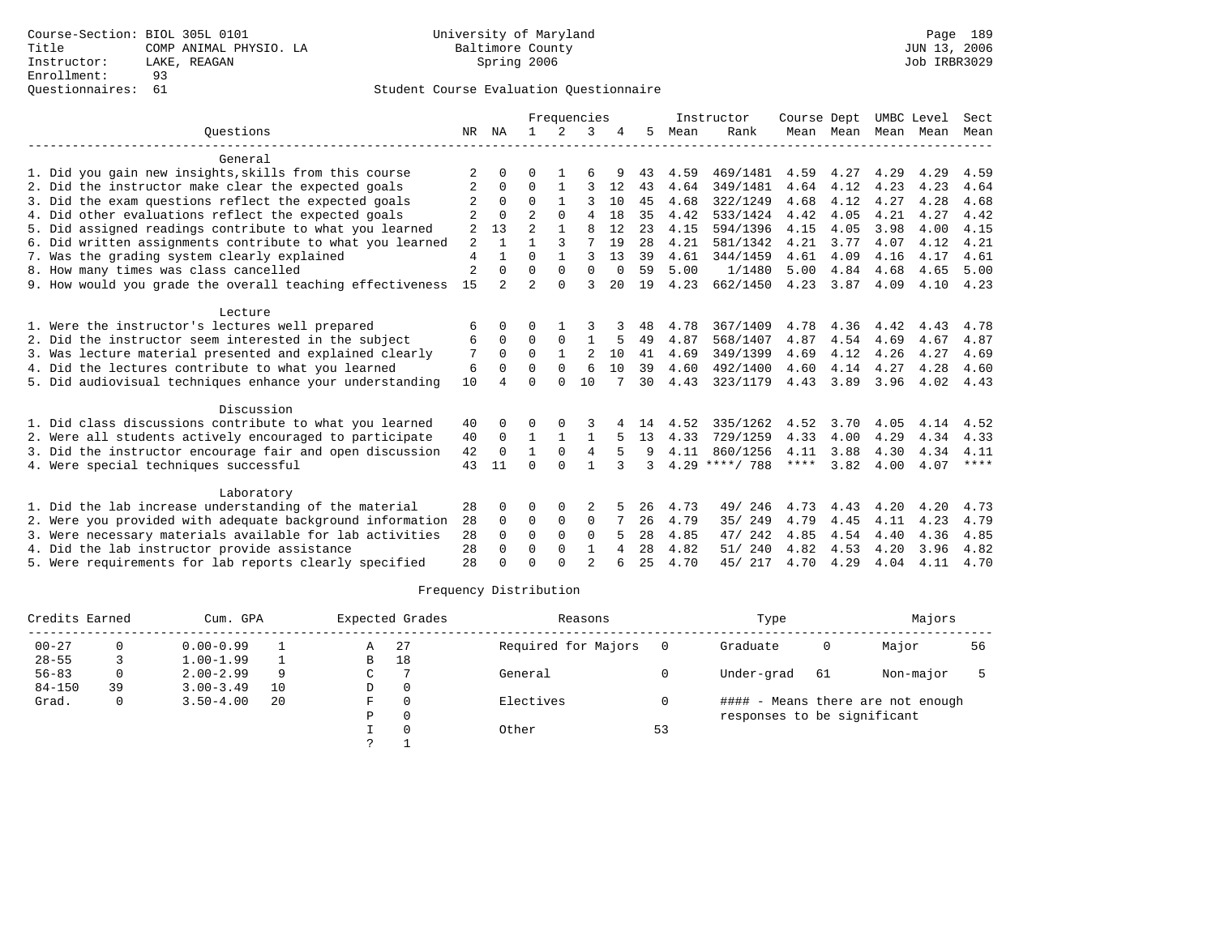Course-Section: BIOL 305L 0101
Title: COMP ANIMAL PHYSIO. LA
Instructor: LAKE, REAGAN
Enrollment: 93
Questionnaires: 61

University of Maryland
Baltimore County
Spring 2006

Page 189
JUN 13, 2006
Job IRBR3029

## Student Course Evaluation Questionnaire

| Questions | NR | NA | 1 | 2 | 3 | 4 | 5 | Instructor Mean | Instructor Rank | Course Mean | Dept Mean | UMBC Level Mean | Level Mean | Sect Mean |
|---|---|---|---|---|---|---|---|---|---|---|---|---|---|---|
| **General** | | | | | | | | | | | | | | |
| 1. Did you gain new insights,skills from this course | 2 | 0 | 0 | 1 | 6 | 9 | 43 | 4.59 | 469/1481 | 4.59 | 4.27 | 4.29 | 4.29 | 4.59 |
| 2. Did the instructor make clear the expected goals | 2 | 0 | 0 | 1 | 3 | 12 | 43 | 4.64 | 349/1481 | 4.64 | 4.12 | 4.23 | 4.23 | 4.64 |
| 3. Did the exam questions reflect the expected goals | 2 | 0 | 0 | 1 | 3 | 10 | 45 | 4.68 | 322/1249 | 4.68 | 4.12 | 4.27 | 4.28 | 4.68 |
| 4. Did other evaluations reflect the expected goals | 2 | 0 | 2 | 0 | 4 | 18 | 35 | 4.42 | 533/1424 | 4.42 | 4.05 | 4.21 | 4.27 | 4.42 |
| 5. Did assigned readings contribute to what you learned | 2 | 13 | 2 | 1 | 8 | 12 | 23 | 4.15 | 594/1396 | 4.15 | 4.05 | 3.98 | 4.00 | 4.15 |
| 6. Did written assignments contribute to what you learned | 2 | 1 | 1 | 3 | 7 | 19 | 28 | 4.21 | 581/1342 | 4.21 | 3.77 | 4.07 | 4.12 | 4.21 |
| 7. Was the grading system clearly explained | 4 | 1 | 0 | 1 | 3 | 13 | 39 | 4.61 | 344/1459 | 4.61 | 4.09 | 4.16 | 4.17 | 4.61 |
| 8. How many times was class cancelled | 2 | 0 | 0 | 0 | 0 | 0 | 59 | 5.00 | 1/1480 | 5.00 | 4.84 | 4.68 | 4.65 | 5.00 |
| 9. How would you grade the overall teaching effectiveness | 15 | 2 | 2 | 0 | 3 | 20 | 19 | 4.23 | 662/1450 | 4.23 | 3.87 | 4.09 | 4.10 | 4.23 |
| **Lecture** | | | | | | | | | | | | | | |
| 1. Were the instructor's lectures well prepared | 6 | 0 | 0 | 1 | 3 | 3 | 48 | 4.78 | 367/1409 | 4.78 | 4.36 | 4.42 | 4.43 | 4.78 |
| 2. Did the instructor seem interested in the subject | 6 | 0 | 0 | 0 | 1 | 5 | 49 | 4.87 | 568/1407 | 4.87 | 4.54 | 4.69 | 4.67 | 4.87 |
| 3. Was lecture material presented and explained clearly | 7 | 0 | 0 | 1 | 2 | 10 | 41 | 4.69 | 349/1399 | 4.69 | 4.12 | 4.26 | 4.27 | 4.69 |
| 4. Did the lectures contribute to what you learned | 6 | 0 | 0 | 0 | 6 | 10 | 39 | 4.60 | 492/1400 | 4.60 | 4.14 | 4.27 | 4.28 | 4.60 |
| 5. Did audiovisual techniques enhance your understanding | 10 | 4 | 0 | 0 | 10 | 7 | 30 | 4.43 | 323/1179 | 4.43 | 3.89 | 3.96 | 4.02 | 4.43 |
| **Discussion** | | | | | | | | | | | | | | |
| 1. Did class discussions contribute to what you learned | 40 | 0 | 0 | 0 | 3 | 4 | 14 | 4.52 | 335/1262 | 4.52 | 3.70 | 4.05 | 4.14 | 4.52 |
| 2. Were all students actively encouraged to participate | 40 | 0 | 1 | 1 | 1 | 5 | 13 | 4.33 | 729/1259 | 4.33 | 4.00 | 4.29 | 4.34 | 4.33 |
| 3. Did the instructor encourage fair and open discussion | 42 | 0 | 1 | 0 | 4 | 5 | 9 | 4.11 | 860/1256 | 4.11 | 3.88 | 4.30 | 4.34 | 4.11 |
| 4. Were special techniques successful | 43 | 11 | 0 | 0 | 1 | 3 | 3 | 4.29 | ****/ 788 | **** | 3.82 | 4.00 | 4.07 | **** |
| **Laboratory** | | | | | | | | | | | | | | |
| 1. Did the lab increase understanding of the material | 28 | 0 | 0 | 0 | 2 | 5 | 26 | 4.73 | 49/ 246 | 4.73 | 4.43 | 4.20 | 4.20 | 4.73 |
| 2. Were you provided with adequate background information | 28 | 0 | 0 | 0 | 0 | 7 | 26 | 4.79 | 35/ 249 | 4.79 | 4.45 | 4.11 | 4.23 | 4.79 |
| 3. Were necessary materials available for lab activities | 28 | 0 | 0 | 0 | 0 | 5 | 28 | 4.85 | 47/ 242 | 4.85 | 4.54 | 4.40 | 4.36 | 4.85 |
| 4. Did the lab instructor provide assistance | 28 | 0 | 0 | 0 | 1 | 4 | 28 | 4.82 | 51/ 240 | 4.82 | 4.53 | 4.20 | 3.96 | 4.82 |
| 5. Were requirements for lab reports clearly specified | 28 | 0 | 0 | 0 | 2 | 6 | 25 | 4.70 | 45/ 217 | 4.70 | 4.29 | 4.04 | 4.11 | 4.70 |

### Frequency Distribution

| Credits Earned | | Cum. GPA | | Expected Grades | | Reasons | | Type | | Majors | |
|---|---|---|---|---|---|---|---|---|---|---|---|
| 00-27 | 0 | 0.00-0.99 | 1 | A | 27 | Required for Majors | 0 | Graduate | 0 | Major | 56 |
| 28-55 | 3 | 1.00-1.99 | 1 | B | 18 | | | | | | |
| 56-83 | 0 | 2.00-2.99 | 9 | C | 7 | General | 0 | Under-grad | 61 | Non-major | 5 |
| 84-150 | 39 | 3.00-3.49 | 10 | D | 0 | | | | | | |
| Grad. | 0 | 3.50-4.00 | 20 | F | 0 | Electives | 0 | | | | |
| | | | | P | 0 | | | | | | |
| | | | | I | 0 | Other | 53 | | | | |
| | | | | ? | 1 | | | | | | |

#### - Means there are not enough responses to be significant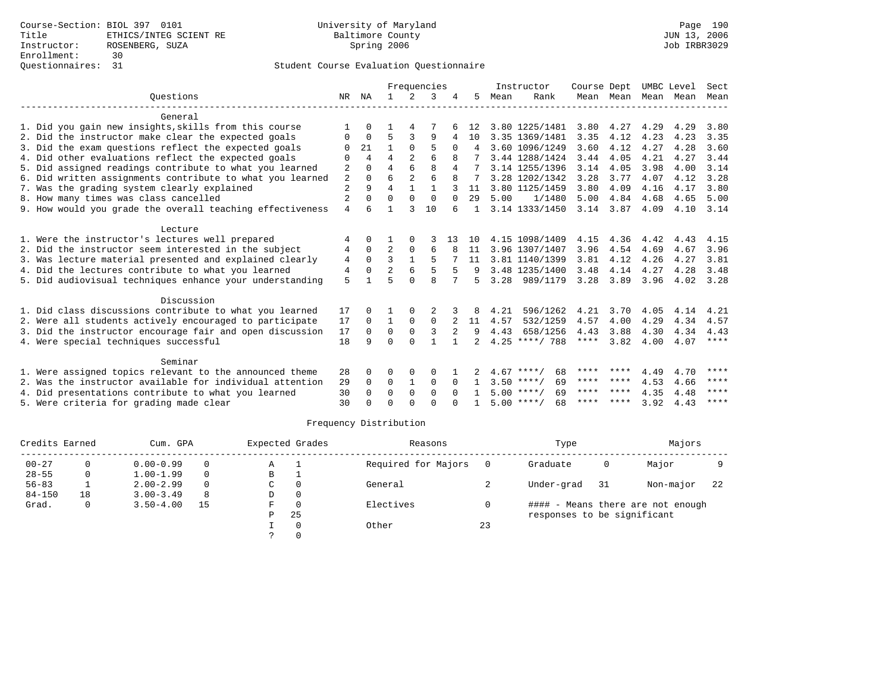Course-Section: BIOL 397 0101
Title: ETHICS/INTEG SCIENT RE
Instructor: ROSENBERG, SUZA
Enrollment: 30
Questionnaires: 31

University of Maryland
Baltimore County
Spring 2006

JUN 13, 2006
Job IRBR3029

## Student Course Evaluation Questionnaire

| Questions | NR | NA | 1 | 2 | 3 | 4 | 5 | Instructor Mean | Instructor Rank | Course Mean | Dept Mean | UMBC Level Mean | Level Mean | Sect Mean |
|---|---|---|---|---|---|---|---|---|---|---|---|---|---|---|
| **General** | | | | | | | | | | | | | | |
| 1. Did you gain new insights,skills from this course | 1 | 0 | 1 | 4 | 7 | 6 | 12 | 3.80 | 1225/1481 | 3.80 | 4.27 | 4.29 | 4.29 | 3.80 |
| 2. Did the instructor make clear the expected goals | 0 | 0 | 5 | 3 | 9 | 4 | 10 | 3.35 | 1369/1481 | 3.35 | 4.12 | 4.23 | 4.23 | 3.35 |
| 3. Did the exam questions reflect the expected goals | 0 | 21 | 1 | 0 | 5 | 0 | 4 | 3.60 | 1096/1249 | 3.60 | 4.12 | 4.27 | 4.28 | 3.60 |
| 4. Did other evaluations reflect the expected goals | 0 | 4 | 4 | 2 | 6 | 8 | 7 | 3.44 | 1288/1424 | 3.44 | 4.05 | 4.21 | 4.27 | 3.44 |
| 5. Did assigned readings contribute to what you learned | 2 | 0 | 4 | 6 | 8 | 4 | 7 | 3.14 | 1255/1396 | 3.14 | 4.05 | 3.98 | 4.00 | 3.14 |
| 6. Did written assignments contribute to what you learned | 2 | 0 | 6 | 2 | 6 | 8 | 7 | 3.28 | 1202/1342 | 3.28 | 3.77 | 4.07 | 4.12 | 3.28 |
| 7. Was the grading system clearly explained | 2 | 9 | 4 | 1 | 1 | 3 | 11 | 3.80 | 1125/1459 | 3.80 | 4.09 | 4.16 | 4.17 | 3.80 |
| 8. How many times was class cancelled | 2 | 0 | 0 | 0 | 0 | 0 | 29 | 5.00 | 1/1480 | 5.00 | 4.84 | 4.68 | 4.65 | 5.00 |
| 9. How would you grade the overall teaching effectiveness | 4 | 6 | 1 | 3 | 10 | 6 | 1 | 3.14 | 1333/1450 | 3.14 | 3.87 | 4.09 | 4.10 | 3.14 |
| **Lecture** | | | | | | | | | | | | | | |
| 1. Were the instructor's lectures well prepared | 4 | 0 | 1 | 0 | 3 | 13 | 10 | 4.15 | 1098/1409 | 4.15 | 4.36 | 4.42 | 4.43 | 4.15 |
| 2. Did the instructor seem interested in the subject | 4 | 0 | 2 | 0 | 6 | 8 | 11 | 3.96 | 1307/1407 | 3.96 | 4.54 | 4.69 | 4.67 | 3.96 |
| 3. Was lecture material presented and explained clearly | 4 | 0 | 3 | 1 | 5 | 7 | 11 | 3.81 | 1140/1399 | 3.81 | 4.12 | 4.26 | 4.27 | 3.81 |
| 4. Did the lectures contribute to what you learned | 4 | 0 | 2 | 6 | 5 | 5 | 9 | 3.48 | 1235/1400 | 3.48 | 4.14 | 4.27 | 4.28 | 3.48 |
| 5. Did audiovisual techniques enhance your understanding | 5 | 1 | 5 | 0 | 8 | 7 | 5 | 3.28 | 989/1179 | 3.28 | 3.89 | 3.96 | 4.02 | 3.28 |
| **Discussion** | | | | | | | | | | | | | | |
| 1. Did class discussions contribute to what you learned | 17 | 0 | 1 | 0 | 2 | 3 | 8 | 4.21 | 596/1262 | 4.21 | 3.70 | 4.05 | 4.14 | 4.21 |
| 2. Were all students actively encouraged to participate | 17 | 0 | 1 | 0 | 0 | 2 | 11 | 4.57 | 532/1259 | 4.57 | 4.00 | 4.29 | 4.34 | 4.57 |
| 3. Did the instructor encourage fair and open discussion | 17 | 0 | 0 | 0 | 3 | 2 | 9 | 4.43 | 658/1256 | 4.43 | 3.88 | 4.30 | 4.34 | 4.43 |
| 4. Were special techniques successful | 18 | 9 | 0 | 0 | 1 | 1 | 2 | 4.25 | ****/ 788 | **** | 3.82 | 4.00 | 4.07 | **** |
| **Seminar** | | | | | | | | | | | | | | |
| 1. Were assigned topics relevant to the announced theme | 28 | 0 | 0 | 0 | 0 | 1 | 2 | 4.67 | ****/ 68 | **** | **** | 4.49 | 4.70 | **** |
| 2. Was the instructor available for individual attention | 29 | 0 | 0 | 1 | 0 | 0 | 1 | 3.50 | ****/ 69 | **** | **** | 4.53 | 4.66 | **** |
| 4. Did presentations contribute to what you learned | 30 | 0 | 0 | 0 | 0 | 0 | 1 | 5.00 | ****/ 69 | **** | **** | 4.35 | 4.48 | **** |
| 5. Were criteria for grading made clear | 30 | 0 | 0 | 0 | 0 | 0 | 1 | 5.00 | ****/ 68 | **** | **** | 3.92 | 4.43 | **** |

## Frequency Distribution

| Credits Earned | | Cum. GPA | | Expected Grades | | Reasons | | Type | | Majors | |
|---|---|---|---|---|---|---|---|---|---|---|---|
| 00-27 | 0 | 0.00-0.99 | 0 | A | 1 | Required for Majors | 0 | Graduate | 0 | Major | 9 |
| 28-55 | 0 | 1.00-1.99 | 0 | B | 1 | | | | | | |
| 56-83 | 1 | 2.00-2.99 | 0 | C | 0 | General | 2 | Under-grad | 31 | Non-major | 22 |
| 84-150 | 18 | 3.00-3.49 | 8 | D | 0 | | | | | | |
| Grad. | 0 | 3.50-4.00 | 15 | F | 0 | Electives | 0 | | | | |
| | | | | P | 25 | | | | | | |
| | | | | I | 0 | Other | 23 | | | | |
| | | | | ? | 0 | | | | | | |

#### - Means there are not enough responses to be significant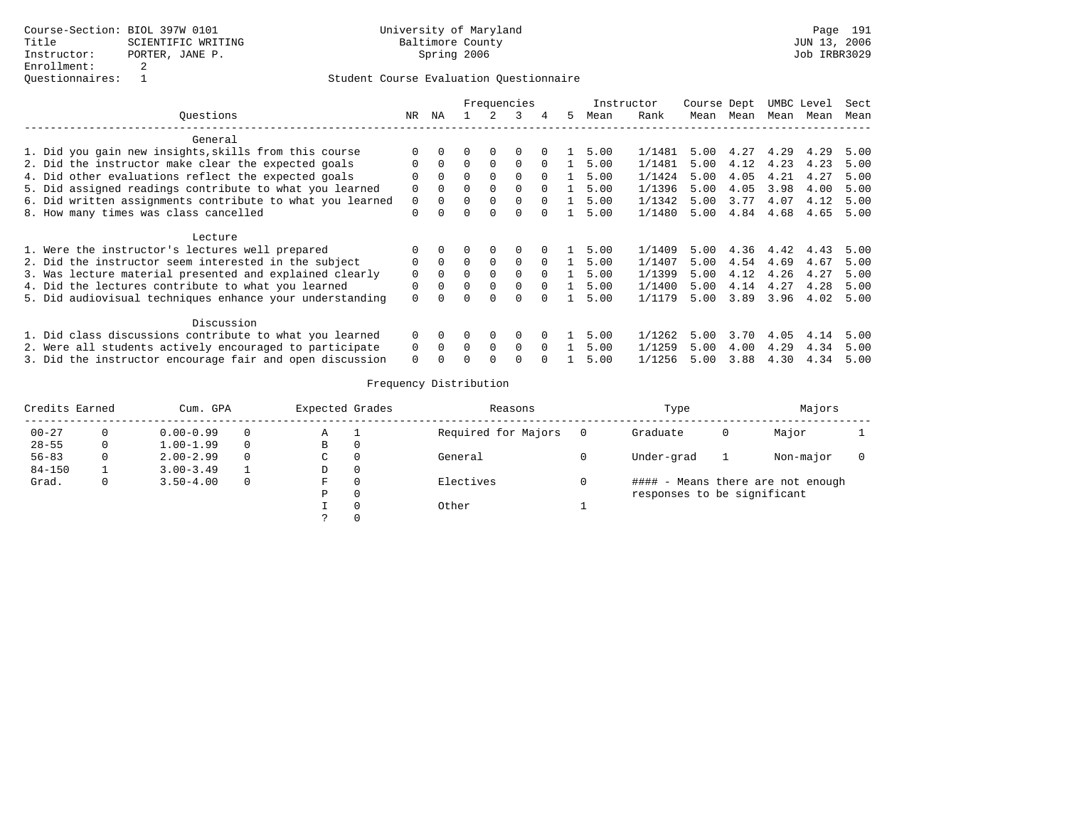Course-Section: BIOL 397W 0101
Title: SCIENTIFIC WRITING
Instructor: PORTER, JANE P.
Enrollment: 2
Questionnaires: 1

University of Maryland
Baltimore County
Spring 2006

JUN 13, 2006
Job IRBR3029

## Student Course Evaluation Questionnaire

| Questions | NR | NA | 1 | 2 | 3 | 4 | 5 | Instructor Mean | Rank | Course Mean | Dept Mean | UMBC Mean | Level Mean | Sect Mean |
|---|---|---|---|---|---|---|---|---|---|---|---|---|---|---|
| **General** | | | | | | | | | | | | | | |
| 1. Did you gain new insights,skills from this course | 0 | 0 | 0 | 0 | 0 | 0 | 1 | 5.00 | 1/1481 | 5.00 | 4.27 | 4.29 | 4.29 | 5.00 |
| 2. Did the instructor make clear the expected goals | 0 | 0 | 0 | 0 | 0 | 0 | 1 | 5.00 | 1/1481 | 5.00 | 4.12 | 4.23 | 4.23 | 5.00 |
| 4. Did other evaluations reflect the expected goals | 0 | 0 | 0 | 0 | 0 | 0 | 1 | 5.00 | 1/1424 | 5.00 | 4.05 | 4.21 | 4.27 | 5.00 |
| 5. Did assigned readings contribute to what you learned | 0 | 0 | 0 | 0 | 0 | 0 | 1 | 5.00 | 1/1396 | 5.00 | 4.05 | 3.98 | 4.00 | 5.00 |
| 6. Did written assignments contribute to what you learned | 0 | 0 | 0 | 0 | 0 | 0 | 1 | 5.00 | 1/1342 | 5.00 | 3.77 | 4.07 | 4.12 | 5.00 |
| 8. How many times was class cancelled | 0 | 0 | 0 | 0 | 0 | 0 | 1 | 5.00 | 1/1480 | 5.00 | 4.84 | 4.68 | 4.65 | 5.00 |
| **Lecture** | | | | | | | | | | | | | | |
| 1. Were the instructor's lectures well prepared | 0 | 0 | 0 | 0 | 0 | 0 | 1 | 5.00 | 1/1409 | 5.00 | 4.36 | 4.42 | 4.43 | 5.00 |
| 2. Did the instructor seem interested in the subject | 0 | 0 | 0 | 0 | 0 | 0 | 1 | 5.00 | 1/1407 | 5.00 | 4.54 | 4.69 | 4.67 | 5.00 |
| 3. Was lecture material presented and explained clearly | 0 | 0 | 0 | 0 | 0 | 0 | 1 | 5.00 | 1/1399 | 5.00 | 4.12 | 4.26 | 4.27 | 5.00 |
| 4. Did the lectures contribute to what you learned | 0 | 0 | 0 | 0 | 0 | 0 | 1 | 5.00 | 1/1400 | 5.00 | 4.14 | 4.27 | 4.28 | 5.00 |
| 5. Did audiovisual techniques enhance your understanding | 0 | 0 | 0 | 0 | 0 | 0 | 1 | 5.00 | 1/1179 | 5.00 | 3.89 | 3.96 | 4.02 | 5.00 |
| **Discussion** | | | | | | | | | | | | | | |
| 1. Did class discussions contribute to what you learned | 0 | 0 | 0 | 0 | 0 | 0 | 1 | 5.00 | 1/1262 | 5.00 | 3.70 | 4.05 | 4.14 | 5.00 |
| 2. Were all students actively encouraged to participate | 0 | 0 | 0 | 0 | 0 | 0 | 1 | 5.00 | 1/1259 | 5.00 | 4.00 | 4.29 | 4.34 | 5.00 |
| 3. Did the instructor encourage fair and open discussion | 0 | 0 | 0 | 0 | 0 | 0 | 1 | 5.00 | 1/1256 | 5.00 | 3.88 | 4.30 | 4.34 | 5.00 |

## Frequency Distribution

| Credits Earned | | Cum. GPA | | Expected Grades | | Reasons | | Type | | Majors | |
|---|---|---|---|---|---|---|---|---|---|---|---|
| 00-27 | 0 | 0.00-0.99 | 0 | A | 1 | Required for Majors | 0 | Graduate | 0 | Major | 1 |
| 28-55 | 0 | 1.00-1.99 | 0 | B | 0 | | | | | | |
| 56-83 | 0 | 2.00-2.99 | 0 | C | 0 | General | 0 | Under-grad | 1 | Non-major | 0 |
| 84-150 | 1 | 3.00-3.49 | 1 | D | 0 | | | | | | |
| Grad. | 0 | 3.50-4.00 | 0 | F | 0 | Electives | 0 | | | | |
| | | | | P | 0 | | | | | | |
| | | | | I | 0 | Other | 1 | | | | |
| | | | | ? | 0 | | | | | | |

#### - Means there are not enough responses to be significant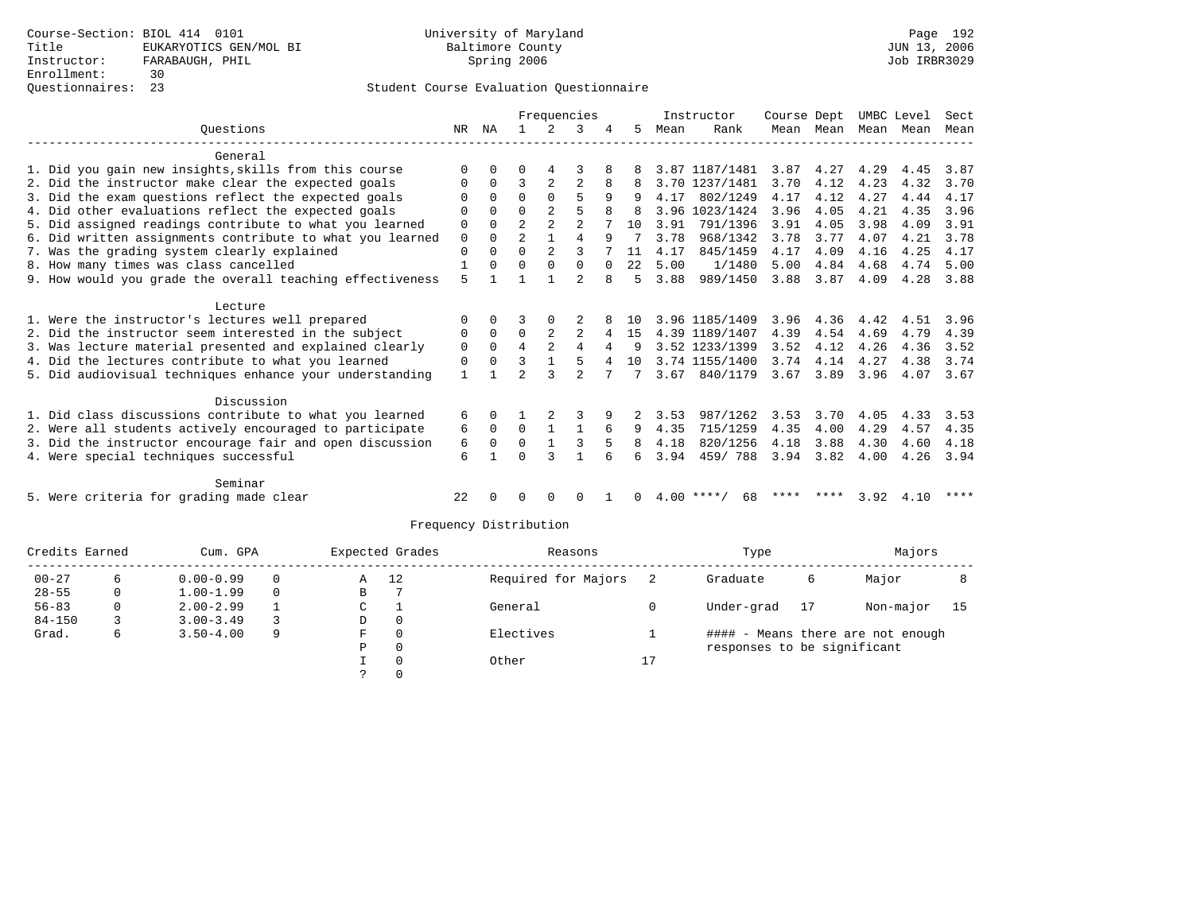Course-Section: BIOL 414 0101
Title: EUKARYOTICS GEN/MOL BI
Instructor: FARABAUGH, PHIL
Enrollment: 30
Questionnaires: 23

University of Maryland
Baltimore County
Spring 2006

JUN 13, 2006
Job IRBR3029

Student Course Evaluation Questionnaire

| Questions | NR | NA | 1 | 2 | 3 | 4 | 5 | Instructor Mean | Instructor Rank | Course Mean | Dept Mean | UMBC Mean | Level Mean | Sect Mean |
|---|---|---|---|---|---|---|---|---|---|---|---|---|---|---|
| **General** | | | | | | | | | | | | | | |
| 1. Did you gain new insights,skills from this course | 0 | 0 | 0 | 4 | 3 | 8 | 8 | 3.87 | 1187/1481 | 3.87 | 4.27 | 4.29 | 4.45 | 3.87 |
| 2. Did the instructor make clear the expected goals | 0 | 0 | 3 | 2 | 2 | 8 | 8 | 3.70 | 1237/1481 | 3.70 | 4.12 | 4.23 | 4.32 | 3.70 |
| 3. Did the exam questions reflect the expected goals | 0 | 0 | 0 | 0 | 5 | 9 | 9 | 4.17 | 802/1249 | 4.17 | 4.12 | 4.27 | 4.44 | 4.17 |
| 4. Did other evaluations reflect the expected goals | 0 | 0 | 0 | 2 | 5 | 8 | 8 | 3.96 | 1023/1424 | 3.96 | 4.05 | 4.21 | 4.35 | 3.96 |
| 5. Did assigned readings contribute to what you learned | 0 | 0 | 2 | 2 | 2 | 7 | 10 | 3.91 | 791/1396 | 3.91 | 4.05 | 3.98 | 4.09 | 3.91 |
| 6. Did written assignments contribute to what you learned | 0 | 0 | 2 | 1 | 4 | 9 | 7 | 3.78 | 968/1342 | 3.78 | 3.77 | 4.07 | 4.21 | 3.78 |
| 7. Was the grading system clearly explained | 0 | 0 | 0 | 2 | 3 | 7 | 11 | 4.17 | 845/1459 | 4.17 | 4.09 | 4.16 | 4.25 | 4.17 |
| 8. How many times was class cancelled | 1 | 0 | 0 | 0 | 0 | 0 | 22 | 5.00 | 1/1480 | 5.00 | 4.84 | 4.68 | 4.74 | 5.00 |
| 9. How would you grade the overall teaching effectiveness | 5 | 1 | 1 | 1 | 2 | 8 | 5 | 3.88 | 989/1450 | 3.88 | 3.87 | 4.09 | 4.28 | 3.88 |
| **Lecture** | | | | | | | | | | | | | | |
| 1. Were the instructor's lectures well prepared | 0 | 0 | 3 | 0 | 2 | 8 | 10 | 3.96 | 1185/1409 | 3.96 | 4.36 | 4.42 | 4.51 | 3.96 |
| 2. Did the instructor seem interested in the subject | 0 | 0 | 0 | 2 | 2 | 4 | 15 | 4.39 | 1189/1407 | 4.39 | 4.54 | 4.69 | 4.79 | 4.39 |
| 3. Was lecture material presented and explained clearly | 0 | 0 | 4 | 2 | 4 | 4 | 9 | 3.52 | 1233/1399 | 3.52 | 4.12 | 4.26 | 4.36 | 3.52 |
| 4. Did the lectures contribute to what you learned | 0 | 0 | 3 | 1 | 5 | 4 | 10 | 3.74 | 1155/1400 | 3.74 | 4.14 | 4.27 | 4.38 | 3.74 |
| 5. Did audiovisual techniques enhance your understanding | 1 | 1 | 2 | 3 | 2 | 7 | 7 | 3.67 | 840/1179 | 3.67 | 3.89 | 3.96 | 4.07 | 3.67 |
| **Discussion** | | | | | | | | | | | | | | |
| 1. Did class discussions contribute to what you learned | 6 | 0 | 1 | 2 | 3 | 9 | 2 | 3.53 | 987/1262 | 3.53 | 3.70 | 4.05 | 4.33 | 3.53 |
| 2. Were all students actively encouraged to participate | 6 | 0 | 0 | 1 | 1 | 6 | 9 | 4.35 | 715/1259 | 4.35 | 4.00 | 4.29 | 4.57 | 4.35 |
| 3. Did the instructor encourage fair and open discussion | 6 | 0 | 0 | 1 | 3 | 5 | 8 | 4.18 | 820/1256 | 4.18 | 3.88 | 4.30 | 4.60 | 4.18 |
| 4. Were special techniques successful | 6 | 1 | 0 | 3 | 1 | 6 | 6 | 3.94 | 459/ 788 | 3.94 | 3.82 | 4.00 | 4.26 | 3.94 |
| **Seminar** | | | | | | | | | | | | | | |
| 5. Were criteria for grading made clear | 22 | 0 | 0 | 0 | 0 | 1 | 0 | 4.00 | ****/ 68 | **** | **** | 3.92 | 4.10 | **** |

Frequency Distribution

| Credits Earned | | Cum. GPA | | Expected Grades | | Reasons | | Type | | Majors | |
|---|---|---|---|---|---|---|---|---|---|---|---|
| 00-27 | 6 | 0.00-0.99 | 0 | A | 12 | Required for Majors | 2 | Graduate | 6 | Major | 8 |
| 28-55 | 0 | 1.00-1.99 | 0 | B | 7 | | | | | | |
| 56-83 | 0 | 2.00-2.99 | 1 | C | 1 | General | 0 | Under-grad | 17 | Non-major | 15 |
| 84-150 | 3 | 3.00-3.49 | 3 | D | 0 | | | | | | |
| Grad. | 6 | 3.50-4.00 | 9 | F | 0 | Electives | 1 | #### - Means there are not enough responses to be significant | | | |
| | | | | P | 0 | | | | | | |
| | | | | I | 0 | Other | 17 | | | | |
| | | | | ? | 0 | | | | | | |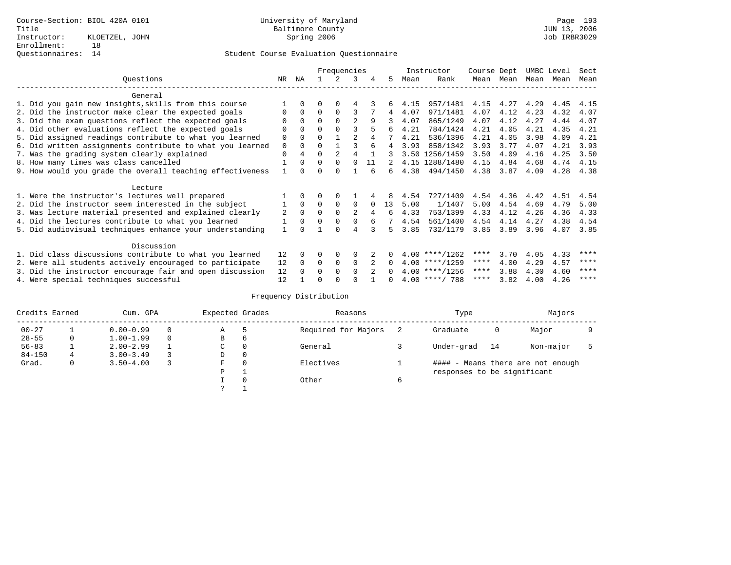Course-Section: BIOL 420A 0101
Title
Instructor: KLOETZEL, JOHN
Enrollment: 18
Questionnaires: 14

University of Maryland
Baltimore County
Spring 2006

Student Course Evaluation Questionnaire

| Questions | NR | NA | 1 | 2 | 3 | 4 | 5 | Instructor Mean | Instructor Rank | Course Mean | Dept Mean | UMBC Mean | Level Mean | Sect Mean |
|---|---|---|---|---|---|---|---|---|---|---|---|---|---|---|
| **General** | | | | | | | | | | | | | | |
| 1. Did you gain new insights,skills from this course | 1 | 0 | 0 | 0 | 4 | 3 | 6 | 4.15 | 957/1481 | 4.15 | 4.27 | 4.29 | 4.45 | 4.15 |
| 2. Did the instructor make clear the expected goals | 0 | 0 | 0 | 0 | 3 | 7 | 4 | 4.07 | 971/1481 | 4.07 | 4.12 | 4.23 | 4.32 | 4.07 |
| 3. Did the exam questions reflect the expected goals | 0 | 0 | 0 | 0 | 2 | 9 | 3 | 4.07 | 865/1249 | 4.07 | 4.12 | 4.27 | 4.44 | 4.07 |
| 4. Did other evaluations reflect the expected goals | 0 | 0 | 0 | 0 | 3 | 5 | 6 | 4.21 | 784/1424 | 4.21 | 4.05 | 4.21 | 4.35 | 4.21 |
| 5. Did assigned readings contribute to what you learned | 0 | 0 | 0 | 1 | 2 | 4 | 7 | 4.21 | 536/1396 | 4.21 | 4.05 | 3.98 | 4.09 | 4.21 |
| 6. Did written assignments contribute to what you learned | 0 | 0 | 0 | 1 | 3 | 6 | 4 | 3.93 | 858/1342 | 3.93 | 3.77 | 4.07 | 4.21 | 3.93 |
| 7. Was the grading system clearly explained | 0 | 4 | 0 | 2 | 4 | 1 | 3 | 3.50 | 1256/1459 | 3.50 | 4.09 | 4.16 | 4.25 | 3.50 |
| 8. How many times was class cancelled | 1 | 0 | 0 | 0 | 0 | 11 | 2 | 4.15 | 1288/1480 | 4.15 | 4.84 | 4.68 | 4.74 | 4.15 |
| 9. How would you grade the overall teaching effectiveness | 1 | 0 | 0 | 0 | 1 | 6 | 6 | 4.38 | 494/1450 | 4.38 | 3.87 | 4.09 | 4.28 | 4.38 |
| **Lecture** | | | | | | | | | | | | | | |
| 1. Were the instructor's lectures well prepared | 1 | 0 | 0 | 0 | 1 | 4 | 8 | 4.54 | 727/1409 | 4.54 | 4.36 | 4.42 | 4.51 | 4.54 |
| 2. Did the instructor seem interested in the subject | 1 | 0 | 0 | 0 | 0 | 0 | 13 | 5.00 | 1/1407 | 5.00 | 4.54 | 4.69 | 4.79 | 5.00 |
| 3. Was lecture material presented and explained clearly | 2 | 0 | 0 | 0 | 2 | 4 | 6 | 4.33 | 753/1399 | 4.33 | 4.12 | 4.26 | 4.36 | 4.33 |
| 4. Did the lectures contribute to what you learned | 1 | 0 | 0 | 0 | 0 | 6 | 7 | 4.54 | 561/1400 | 4.54 | 4.14 | 4.27 | 4.38 | 4.54 |
| 5. Did audiovisual techniques enhance your understanding | 1 | 0 | 1 | 0 | 4 | 3 | 5 | 3.85 | 732/1179 | 3.85 | 3.89 | 3.96 | 4.07 | 3.85 |
| **Discussion** | | | | | | | | | | | | | | |
| 1. Did class discussions contribute to what you learned | 12 | 0 | 0 | 0 | 0 | 2 | 0 | 4.00 | ****/1262 | **** | 3.70 | 4.05 | 4.33 | **** |
| 2. Were all students actively encouraged to participate | 12 | 0 | 0 | 0 | 0 | 2 | 0 | 4.00 | ****/1259 | **** | 4.00 | 4.29 | 4.57 | **** |
| 3. Did the instructor encourage fair and open discussion | 12 | 0 | 0 | 0 | 0 | 2 | 0 | 4.00 | ****/1256 | **** | 3.88 | 4.30 | 4.60 | **** |
| 4. Were special techniques successful | 12 | 1 | 0 | 0 | 0 | 1 | 0 | 4.00 | ****/ 788 | **** | 3.82 | 4.00 | 4.26 | **** |

Frequency Distribution

| Credits Earned | | Cum. GPA | | Expected Grades | | Reasons | | Type | | Majors | |
|---|---|---|---|---|---|---|---|---|---|---|---|
| 00-27 | 1 | 0.00-0.99 | 0 | A | 5 | Required for Majors | 2 | Graduate | 0 | Major | 9 |
| 28-55 | 0 | 1.00-1.99 | 0 | B | 6 | | | | | | |
| 56-83 | 1 | 2.00-2.99 | 1 | C | 0 | General | 3 | Under-grad | 14 | Non-major | 5 |
| 84-150 | 4 | 3.00-3.49 | 3 | D | 0 | | | | | | |
| Grad. | 0 | 3.50-4.00 | 3 | F | 0 | Electives | 1 | #### - Means there are not enough responses to be significant | | | |
| | | | | P | 1 | | | | | | |
| | | | | I | 0 | Other | 6 | | | | |
| | | | | ? | 1 | | | | | | |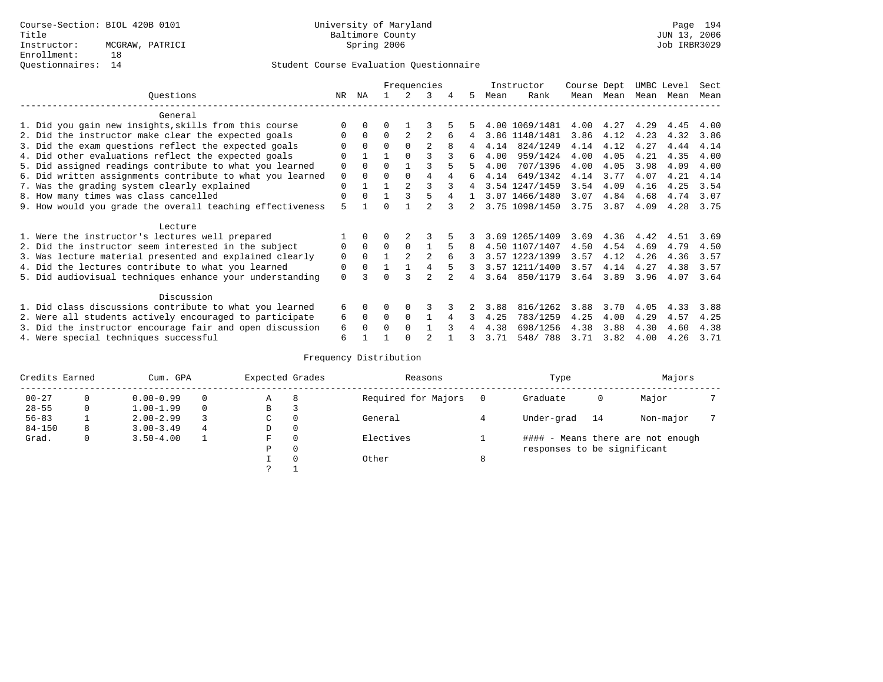Course-Section: BIOL 420B 0101
Title
Instructor: MCGRAW, PATRICI
Enrollment: 18
Questionnaires: 14

University of Maryland
Baltimore County
Spring 2006

Page 194
JUN 13, 2006
Job IRBR3029

## Student Course Evaluation Questionnaire

| Questions | NR | NA | 1 | 2 | 3 | 4 | 5 | Instructor Mean | Instructor Rank | Course Mean | Dept Mean | UMBC Mean | Level Mean | Sect Mean |
|---|---|---|---|---|---|---|---|---|---|---|---|---|---|---|
| **General** | | | | | | | | | | | | | | |
| 1. Did you gain new insights,skills from this course | 0 | 0 | 0 | 1 | 3 | 5 | 5 | 4.00 | 1069/1481 | 4.00 | 4.27 | 4.29 | 4.45 | 4.00 |
| 2. Did the instructor make clear the expected goals | 0 | 0 | 0 | 2 | 2 | 6 | 4 | 3.86 | 1148/1481 | 3.86 | 4.12 | 4.23 | 4.32 | 3.86 |
| 3. Did the exam questions reflect the expected goals | 0 | 0 | 0 | 0 | 2 | 8 | 4 | 4.14 | 824/1249 | 4.14 | 4.12 | 4.27 | 4.44 | 4.14 |
| 4. Did other evaluations reflect the expected goals | 0 | 1 | 1 | 0 | 3 | 3 | 6 | 4.00 | 959/1424 | 4.00 | 4.05 | 4.21 | 4.35 | 4.00 |
| 5. Did assigned readings contribute to what you learned | 0 | 0 | 0 | 1 | 3 | 5 | 5 | 4.00 | 707/1396 | 4.00 | 4.05 | 3.98 | 4.09 | 4.00 |
| 6. Did written assignments contribute to what you learned | 0 | 0 | 0 | 0 | 4 | 4 | 6 | 4.14 | 649/1342 | 4.14 | 3.77 | 4.07 | 4.21 | 4.14 |
| 7. Was the grading system clearly explained | 0 | 1 | 1 | 2 | 3 | 3 | 4 | 3.54 | 1247/1459 | 3.54 | 4.09 | 4.16 | 4.25 | 3.54 |
| 8. How many times was class cancelled | 0 | 0 | 1 | 3 | 5 | 4 | 1 | 3.07 | 1466/1480 | 3.07 | 4.84 | 4.68 | 4.74 | 3.07 |
| 9. How would you grade the overall teaching effectiveness | 5 | 1 | 0 | 1 | 2 | 3 | 2 | 3.75 | 1098/1450 | 3.75 | 3.87 | 4.09 | 4.28 | 3.75 |
| **Lecture** | | | | | | | | | | | | | | |
| 1. Were the instructor's lectures well prepared | 1 | 0 | 0 | 2 | 3 | 5 | 3 | 3.69 | 1265/1409 | 3.69 | 4.36 | 4.42 | 4.51 | 3.69 |
| 2. Did the instructor seem interested in the subject | 0 | 0 | 0 | 0 | 1 | 5 | 8 | 4.50 | 1107/1407 | 4.50 | 4.54 | 4.69 | 4.79 | 4.50 |
| 3. Was lecture material presented and explained clearly | 0 | 0 | 1 | 2 | 2 | 6 | 3 | 3.57 | 1223/1399 | 3.57 | 4.12 | 4.26 | 4.36 | 3.57 |
| 4. Did the lectures contribute to what you learned | 0 | 0 | 1 | 1 | 4 | 5 | 3 | 3.57 | 1211/1400 | 3.57 | 4.14 | 4.27 | 4.38 | 3.57 |
| 5. Did audiovisual techniques enhance your understanding | 0 | 3 | 0 | 3 | 2 | 2 | 4 | 3.64 | 850/1179 | 3.64 | 3.89 | 3.96 | 4.07 | 3.64 |
| **Discussion** | | | | | | | | | | | | | | |
| 1. Did class discussions contribute to what you learned | 6 | 0 | 0 | 0 | 3 | 3 | 2 | 3.88 | 816/1262 | 3.88 | 3.70 | 4.05 | 4.33 | 3.88 |
| 2. Were all students actively encouraged to participate | 6 | 0 | 0 | 0 | 1 | 4 | 3 | 4.25 | 783/1259 | 4.25 | 4.00 | 4.29 | 4.57 | 4.25 |
| 3. Did the instructor encourage fair and open discussion | 6 | 0 | 0 | 0 | 1 | 3 | 4 | 4.38 | 698/1256 | 4.38 | 3.88 | 4.30 | 4.60 | 4.38 |
| 4. Were special techniques successful | 6 | 1 | 1 | 0 | 2 | 1 | 3 | 3.71 | 548/ 788 | 3.71 | 3.82 | 4.00 | 4.26 | 3.71 |

### Frequency Distribution

| Credits Earned | | Cum. GPA | | Expected Grades | | Reasons | | Type | | Majors | |
|---|---|---|---|---|---|---|---|---|---|---|---|
| 00-27 | 0 | 0.00-0.99 | 0 | A | 8 | Required for Majors | 0 | Graduate | 0 | Major | 7 |
| 28-55 | 0 | 1.00-1.99 | 0 | B | 3 | | | | | | |
| 56-83 | 1 | 2.00-2.99 | 3 | C | 0 | General | 4 | Under-grad | 14 | Non-major | 7 |
| 84-150 | 8 | 3.00-3.49 | 4 | D | 0 | | | | | | |
| Grad. | 0 | 3.50-4.00 | 1 | F | 0 | Electives | 1 | #### - Means there are not enough responses to be significant | | | |
| | | | | P | 0 | | | | | | |
| | | | | I | 0 | Other | 8 | | | | |
| | | | | ? | 1 | | | | | | |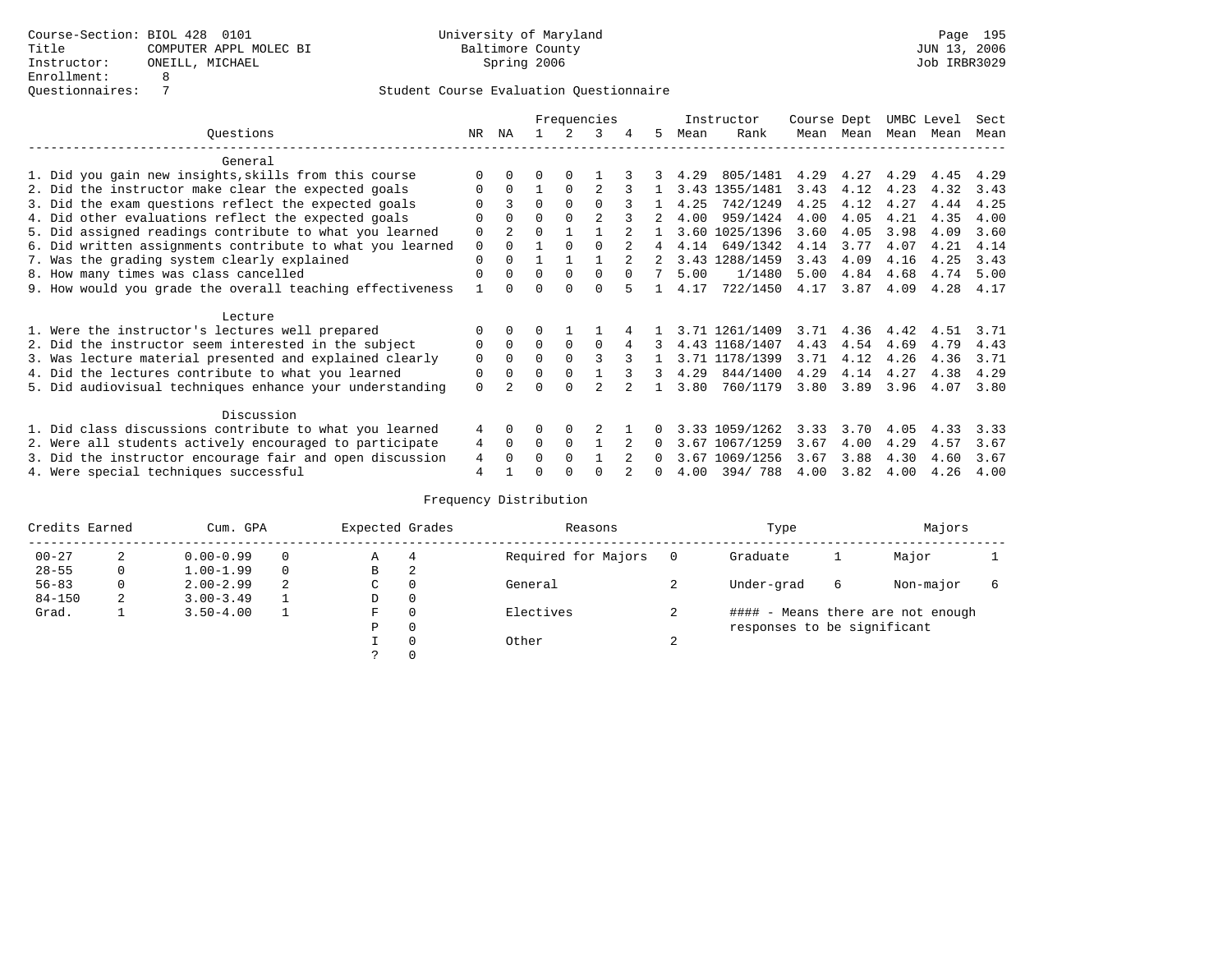Course-Section: BIOL 428 0101
Title: COMPUTER APPL MOLEC BI
Instructor: ONEILL, MICHAEL
Enrollment: 8
Questionnaires: 7

University of Maryland
Baltimore County
Spring 2006

JUN 13, 2006
Job IRBR3029

Student Course Evaluation Questionnaire

| Questions | NR | NA | 1 | 2 | 3 | 4 | 5 | Instructor Mean | Instructor Rank | Course Mean | Dept Mean | UMBC Level Mean | Level Mean | Sect Mean |
|---|---|---|---|---|---|---|---|---|---|---|---|---|---|---|
| **General** | | | | | | | | | | | | | | |
| 1. Did you gain new insights,skills from this course | 0 | 0 | 0 | 0 | 1 | 3 | 3 | 4.29 | 805/1481 | 4.29 | 4.27 | 4.29 | 4.45 | 4.29 |
| 2. Did the instructor make clear the expected goals | 0 | 0 | 1 | 0 | 2 | 3 | 1 | 3.43 | 1355/1481 | 3.43 | 4.12 | 4.23 | 4.32 | 3.43 |
| 3. Did the exam questions reflect the expected goals | 0 | 3 | 0 | 0 | 0 | 3 | 1 | 4.25 | 742/1249 | 4.25 | 4.12 | 4.27 | 4.44 | 4.25 |
| 4. Did other evaluations reflect the expected goals | 0 | 0 | 0 | 0 | 2 | 3 | 2 | 4.00 | 959/1424 | 4.00 | 4.05 | 4.21 | 4.35 | 4.00 |
| 5. Did assigned readings contribute to what you learned | 0 | 2 | 0 | 1 | 1 | 2 | 1 | 3.60 | 1025/1396 | 3.60 | 4.05 | 3.98 | 4.09 | 3.60 |
| 6. Did written assignments contribute to what you learned | 0 | 0 | 1 | 0 | 0 | 2 | 4 | 4.14 | 649/1342 | 4.14 | 3.77 | 4.07 | 4.21 | 4.14 |
| 7. Was the grading system clearly explained | 0 | 0 | 1 | 1 | 1 | 2 | 2 | 3.43 | 1288/1459 | 3.43 | 4.09 | 4.16 | 4.25 | 3.43 |
| 8. How many times was class cancelled | 0 | 0 | 0 | 0 | 0 | 0 | 7 | 5.00 | 1/1480 | 5.00 | 4.84 | 4.68 | 4.74 | 5.00 |
| 9. How would you grade the overall teaching effectiveness | 1 | 0 | 0 | 0 | 0 | 5 | 1 | 4.17 | 722/1450 | 4.17 | 3.87 | 4.09 | 4.28 | 4.17 |
| **Lecture** | | | | | | | | | | | | | | |
| 1. Were the instructor's lectures well prepared | 0 | 0 | 0 | 1 | 1 | 4 | 1 | 3.71 | 1261/1409 | 3.71 | 4.36 | 4.42 | 4.51 | 3.71 |
| 2. Did the instructor seem interested in the subject | 0 | 0 | 0 | 0 | 0 | 4 | 3 | 4.43 | 1168/1407 | 4.43 | 4.54 | 4.69 | 4.79 | 4.43 |
| 3. Was lecture material presented and explained clearly | 0 | 0 | 0 | 0 | 3 | 3 | 1 | 3.71 | 1178/1399 | 3.71 | 4.12 | 4.26 | 4.36 | 3.71 |
| 4. Did the lectures contribute to what you learned | 0 | 0 | 0 | 0 | 1 | 3 | 3 | 4.29 | 844/1400 | 4.29 | 4.14 | 4.27 | 4.38 | 4.29 |
| 5. Did audiovisual techniques enhance your understanding | 0 | 2 | 0 | 0 | 2 | 2 | 1 | 3.80 | 760/1179 | 3.80 | 3.89 | 3.96 | 4.07 | 3.80 |
| **Discussion** | | | | | | | | | | | | | | |
| 1. Did class discussions contribute to what you learned | 4 | 0 | 0 | 0 | 2 | 1 | 0 | 3.33 | 1059/1262 | 3.33 | 3.70 | 4.05 | 4.33 | 3.33 |
| 2. Were all students actively encouraged to participate | 4 | 0 | 0 | 0 | 1 | 2 | 0 | 3.67 | 1067/1259 | 3.67 | 4.00 | 4.29 | 4.57 | 3.67 |
| 3. Did the instructor encourage fair and open discussion | 4 | 0 | 0 | 0 | 1 | 2 | 0 | 3.67 | 1069/1256 | 3.67 | 3.88 | 4.30 | 4.60 | 3.67 |
| 4. Were special techniques successful | 4 | 1 | 0 | 0 | 0 | 2 | 0 | 4.00 | 394/ 788 | 4.00 | 3.82 | 4.00 | 4.26 | 4.00 |

Frequency Distribution

| Credits Earned | | Cum. GPA | | Expected Grades | | Reasons | | Type | | Majors | |
|---|---|---|---|---|---|---|---|---|---|---|---|
| 00-27 | 2 | 0.00-0.99 | 0 | A | 4 | Required for Majors | 0 | Graduate | 1 | Major | 1 |
| 28-55 | 0 | 1.00-1.99 | 0 | B | 2 | | | | | | |
| 56-83 | 0 | 2.00-2.99 | 2 | C | 0 | General | 2 | Under-grad | 6 | Non-major | 6 |
| 84-150 | 2 | 3.00-3.49 | 1 | D | 0 | | | | | | |
| Grad. | 1 | 3.50-4.00 | 1 | F | 0 | Electives | 2 | #### - Means there are not enough responses to be significant | | | |
| | | | | P | 0 | | | | | | |
| | | | | I | 0 | Other | 2 | | | | |
| | | | | ? | 0 | | | | | | |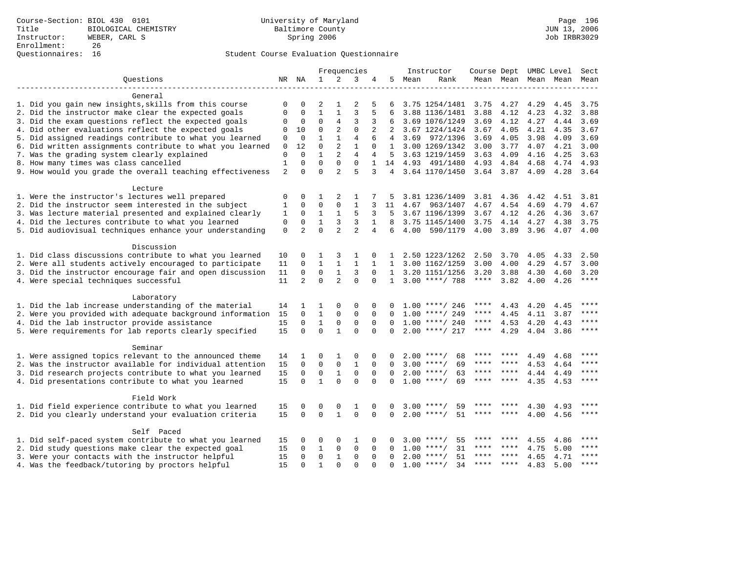Course-Section: BIOL 430 0101
Title: BIOLOGICAL CHEMISTRY
Instructor: WEBER, CARL S
Enrollment: 26
Questionnaires: 16

University of Maryland
Baltimore County
Spring 2006

JUN 13, 2006
Job IRBR3029

Student Course Evaluation Questionnaire

| Questions | NR | NA | 1 | 2 | 3 | 4 | 5 | Instructor Mean | Instructor Rank | Course Mean | Dept Mean | UMBC Mean | Level Mean | Sect Mean |
|---|---|---|---|---|---|---|---|---|---|---|---|---|---|---|
| **General** | | | | | | | | | | | | | | |
| 1. Did you gain new insights,skills from this course | 0 | 0 | 2 | 1 | 2 | 5 | 6 | 3.75 | 1254/1481 | 3.75 | 4.27 | 4.29 | 4.45 | 3.75 |
| 2. Did the instructor make clear the expected goals | 0 | 0 | 1 | 1 | 3 | 5 | 6 | 3.88 | 1136/1481 | 3.88 | 4.12 | 4.23 | 4.32 | 3.88 |
| 3. Did the exam questions reflect the expected goals | 0 | 0 | 0 | 4 | 3 | 3 | 6 | 3.69 | 1076/1249 | 3.69 | 4.12 | 4.27 | 4.44 | 3.69 |
| 4. Did other evaluations reflect the expected goals | 0 | 10 | 0 | 2 | 0 | 2 | 2 | 3.67 | 1224/1424 | 3.67 | 4.05 | 4.21 | 4.35 | 3.67 |
| 5. Did assigned readings contribute to what you learned | 0 | 0 | 1 | 1 | 4 | 6 | 4 | 3.69 | 972/1396 | 3.69 | 4.05 | 3.98 | 4.09 | 3.69 |
| 6. Did written assignments contribute to what you learned | 0 | 12 | 0 | 2 | 1 | 0 | 1 | 3.00 | 1269/1342 | 3.00 | 3.77 | 4.07 | 4.21 | 3.00 |
| 7. Was the grading system clearly explained | 0 | 0 | 1 | 2 | 4 | 4 | 5 | 3.63 | 1219/1459 | 3.63 | 4.09 | 4.16 | 4.25 | 3.63 |
| 8. How many times was class cancelled | 1 | 0 | 0 | 0 | 0 | 1 | 14 | 4.93 | 491/1480 | 4.93 | 4.84 | 4.68 | 4.74 | 4.93 |
| 9. How would you grade the overall teaching effectiveness | 2 | 0 | 0 | 2 | 5 | 3 | 4 | 3.64 | 1170/1450 | 3.64 | 3.87 | 4.09 | 4.28 | 3.64 |
| **Lecture** | | | | | | | | | | | | | | |
| 1. Were the instructor's lectures well prepared | 0 | 0 | 1 | 2 | 1 | 7 | 5 | 3.81 | 1236/1409 | 3.81 | 4.36 | 4.42 | 4.51 | 3.81 |
| 2. Did the instructor seem interested in the subject | 1 | 0 | 0 | 0 | 1 | 3 | 11 | 4.67 | 963/1407 | 4.67 | 4.54 | 4.69 | 4.79 | 4.67 |
| 3. Was lecture material presented and explained clearly | 1 | 0 | 1 | 1 | 5 | 3 | 5 | 3.67 | 1196/1399 | 3.67 | 4.12 | 4.26 | 4.36 | 3.67 |
| 4. Did the lectures contribute to what you learned | 0 | 0 | 1 | 3 | 3 | 1 | 8 | 3.75 | 1145/1400 | 3.75 | 4.14 | 4.27 | 4.38 | 3.75 |
| 5. Did audiovisual techniques enhance your understanding | 0 | 2 | 0 | 2 | 2 | 4 | 6 | 4.00 | 590/1179 | 4.00 | 3.89 | 3.96 | 4.07 | 4.00 |
| **Discussion** | | | | | | | | | | | | | | |
| 1. Did class discussions contribute to what you learned | 10 | 0 | 1 | 3 | 1 | 0 | 1 | 2.50 | 1223/1262 | 2.50 | 3.70 | 4.05 | 4.33 | 2.50 |
| 2. Were all students actively encouraged to participate | 11 | 0 | 1 | 1 | 1 | 1 | 1 | 3.00 | 1162/1259 | 3.00 | 4.00 | 4.29 | 4.57 | 3.00 |
| 3. Did the instructor encourage fair and open discussion | 11 | 0 | 0 | 1 | 3 | 0 | 1 | 3.20 | 1151/1256 | 3.20 | 3.88 | 4.30 | 4.60 | 3.20 |
| 4. Were special techniques successful | 11 | 2 | 0 | 2 | 0 | 0 | 1 | 3.00 | ****/ 788 | **** | 3.82 | 4.00 | 4.26 | **** |
| **Laboratory** | | | | | | | | | | | | | | |
| 1. Did the lab increase understanding of the material | 14 | 1 | 1 | 0 | 0 | 0 | 0 | 1.00 | ****/ 246 | **** | 4.43 | 4.20 | 4.45 | **** |
| 2. Were you provided with adequate background information | 15 | 0 | 1 | 0 | 0 | 0 | 0 | 1.00 | ****/ 249 | **** | 4.45 | 4.11 | 3.87 | **** |
| 4. Did the lab instructor provide assistance | 15 | 0 | 1 | 0 | 0 | 0 | 0 | 1.00 | ****/ 240 | **** | 4.53 | 4.20 | 4.43 | **** |
| 5. Were requirements for lab reports clearly specified | 15 | 0 | 0 | 1 | 0 | 0 | 0 | 2.00 | ****/ 217 | **** | 4.29 | 4.04 | 3.86 | **** |
| **Seminar** | | | | | | | | | | | | | | |
| 1. Were assigned topics relevant to the announced theme | 14 | 1 | 0 | 1 | 0 | 0 | 0 | 2.00 | ****/ 68 | **** | **** | 4.49 | 4.68 | **** |
| 2. Was the instructor available for individual attention | 15 | 0 | 0 | 0 | 1 | 0 | 0 | 3.00 | ****/ 69 | **** | **** | 4.53 | 4.64 | **** |
| 3. Did research projects contribute to what you learned | 15 | 0 | 0 | 1 | 0 | 0 | 0 | 2.00 | ****/ 63 | **** | **** | 4.44 | 4.49 | **** |
| 4. Did presentations contribute to what you learned | 15 | 0 | 1 | 0 | 0 | 0 | 0 | 1.00 | ****/ 69 | **** | **** | 4.35 | 4.53 | **** |
| **Field Work** | | | | | | | | | | | | | | |
| 1. Did field experience contribute to what you learned | 15 | 0 | 0 | 0 | 1 | 0 | 0 | 3.00 | ****/ 59 | **** | **** | 4.30 | 4.93 | **** |
| 2. Did you clearly understand your evaluation criteria | 15 | 0 | 0 | 1 | 0 | 0 | 0 | 2.00 | ****/ 51 | **** | **** | 4.00 | 4.56 | **** |
| **Self Paced** | | | | | | | | | | | | | | |
| 1. Did self-paced system contribute to what you learned | 15 | 0 | 0 | 0 | 1 | 0 | 0 | 3.00 | ****/ 55 | **** | **** | 4.55 | 4.86 | **** |
| 2. Did study questions make clear the expected goal | 15 | 0 | 1 | 0 | 0 | 0 | 0 | 1.00 | ****/ 31 | **** | **** | 4.75 | 5.00 | **** |
| 3. Were your contacts with the instructor helpful | 15 | 0 | 0 | 1 | 0 | 0 | 0 | 2.00 | ****/ 51 | **** | **** | 4.65 | 4.71 | **** |
| 4. Was the feedback/tutoring by proctors helpful | 15 | 0 | 1 | 0 | 0 | 0 | 0 | 1.00 | ****/ 34 | **** | **** | 4.83 | 5.00 | **** |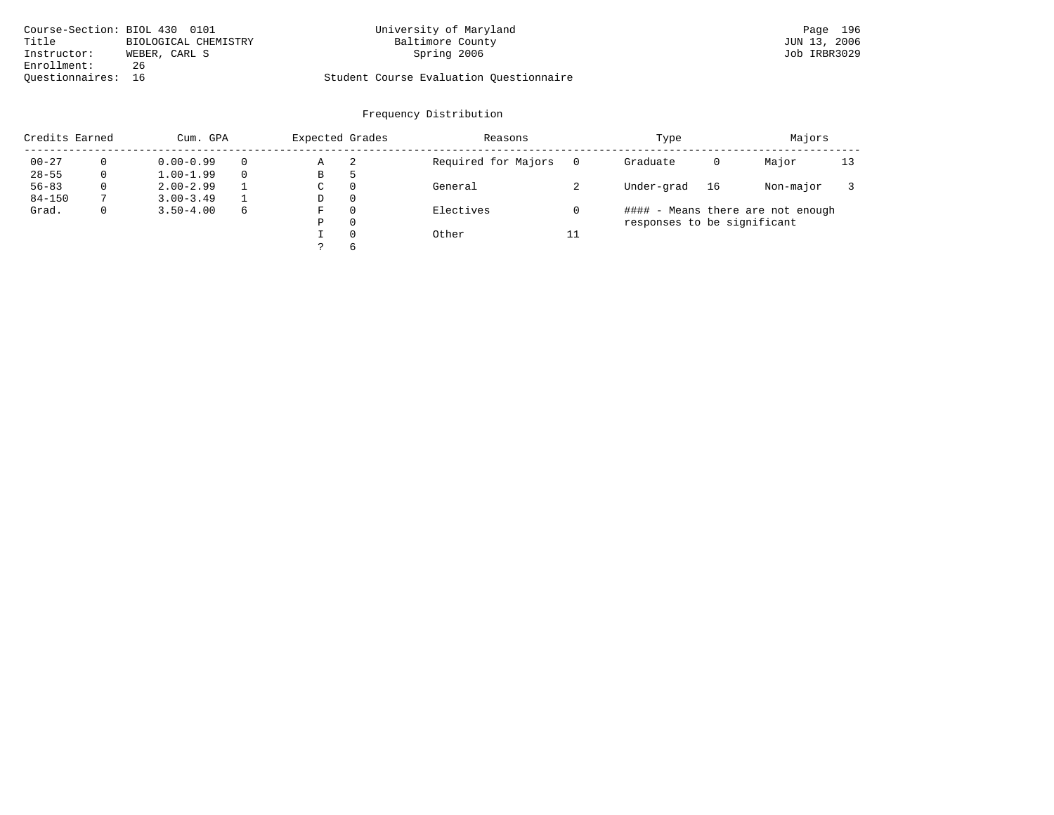Course-Section: BIOL 430 0101
Title: BIOLOGICAL CHEMISTRY
Instructor: WEBER, CARL S
Enrollment: 26
Questionnaires: 16

University of Maryland
Baltimore County
Spring 2006

Student Course Evaluation Questionnaire

JUN 13, 2006
Job IRBR3029

## Frequency Distribution

| Credits Earned | | Cum. GPA | | Expected Grades | | Reasons | | Type | | Majors | |
|---|---|---|---|---|---|---|---|---|---|---|---|
| 00-27 | 0 | 0.00-0.99 | 0 | A | 2 | Required for Majors | 0 | Graduate | 0 | Major | 13 |
| 28-55 | 0 | 1.00-1.99 | 0 | B | 5 | | | | | | |
| 56-83 | 0 | 2.00-2.99 | 1 | C | 0 | General | 2 | Under-grad | 16 | Non-major | 3 |
| 84-150 | 7 | 3.00-3.49 | 1 | D | 0 | | | | | | |
| Grad. | 0 | 3.50-4.00 | 6 | F | 0 | Electives | 0 | | | | |
| | | | | P | 0 | | | | | | |
| | | | | I | 0 | Other | 11 | | | | |
| | | | | ? | 6 | | | | | | |

#### - Means there are not enough responses to be significant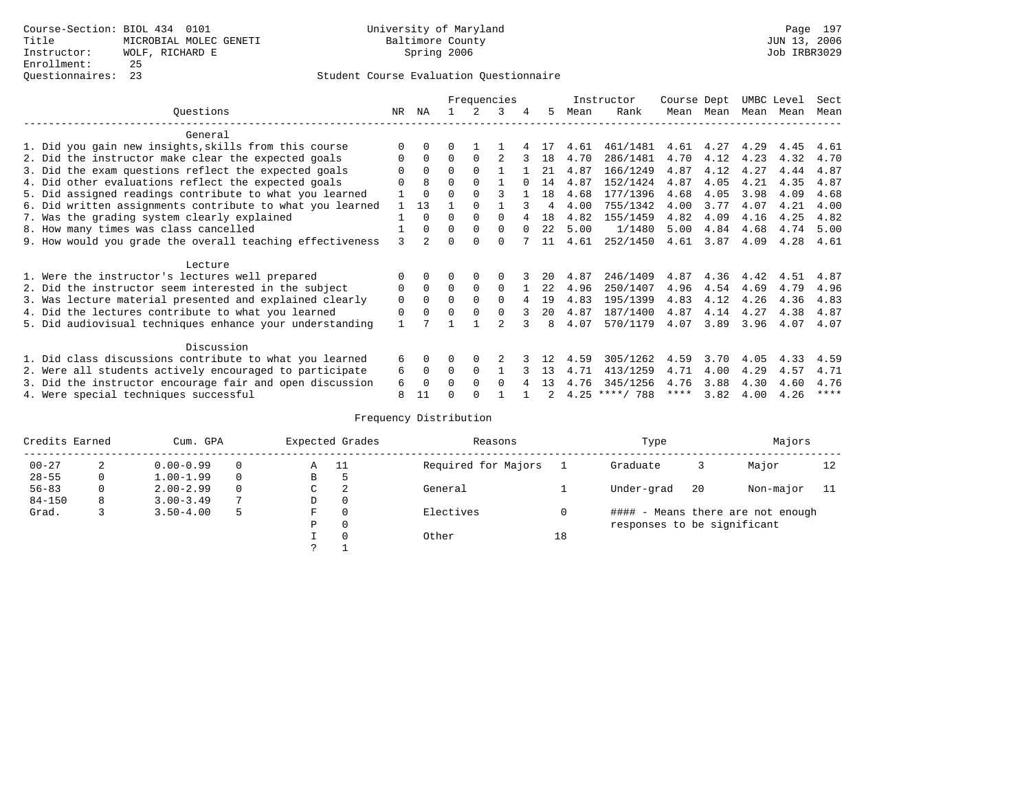Course-Section: BIOL 434 0101
Title: MICROBIAL MOLEC GENETI
Instructor: WOLF, RICHARD E
Enrollment: 25
Questionnaires: 23

University of Maryland
Baltimore County
Spring 2006

Student Course Evaluation Questionnaire

| Questions | NR | NA | 1 | 2 | 3 | 4 | 5 | Instructor Mean | Instructor Rank | Course Mean | Dept Mean | UMBC Mean | Level Mean | Sect Mean |
|---|---|---|---|---|---|---|---|---|---|---|---|---|---|---|
| **General** | | | | | | | | | | | | | | |
| 1. Did you gain new insights,skills from this course | 0 | 0 | 0 | 1 | 1 | 4 | 17 | 4.61 | 461/1481 | 4.61 | 4.27 | 4.29 | 4.45 | 4.61 |
| 2. Did the instructor make clear the expected goals | 0 | 0 | 0 | 0 | 2 | 3 | 18 | 4.70 | 286/1481 | 4.70 | 4.12 | 4.23 | 4.32 | 4.70 |
| 3. Did the exam questions reflect the expected goals | 0 | 0 | 0 | 0 | 1 | 1 | 21 | 4.87 | 166/1249 | 4.87 | 4.12 | 4.27 | 4.44 | 4.87 |
| 4. Did other evaluations reflect the expected goals | 0 | 8 | 0 | 0 | 1 | 0 | 14 | 4.87 | 152/1424 | 4.87 | 4.05 | 4.21 | 4.35 | 4.87 |
| 5. Did assigned readings contribute to what you learned | 1 | 0 | 0 | 0 | 3 | 1 | 18 | 4.68 | 177/1396 | 4.68 | 4.05 | 3.98 | 4.09 | 4.68 |
| 6. Did written assignments contribute to what you learned | 1 | 13 | 1 | 0 | 1 | 3 | 4 | 4.00 | 755/1342 | 4.00 | 3.77 | 4.07 | 4.21 | 4.00 |
| 7. Was the grading system clearly explained | 1 | 0 | 0 | 0 | 0 | 4 | 18 | 4.82 | 155/1459 | 4.82 | 4.09 | 4.16 | 4.25 | 4.82 |
| 8. How many times was class cancelled | 1 | 0 | 0 | 0 | 0 | 0 | 22 | 5.00 | 1/1480 | 5.00 | 4.84 | 4.68 | 4.74 | 5.00 |
| 9. How would you grade the overall teaching effectiveness | 3 | 2 | 0 | 0 | 0 | 7 | 11 | 4.61 | 252/1450 | 4.61 | 3.87 | 4.09 | 4.28 | 4.61 |
| **Lecture** | | | | | | | | | | | | | | |
| 1. Were the instructor's lectures well prepared | 0 | 0 | 0 | 0 | 0 | 3 | 20 | 4.87 | 246/1409 | 4.87 | 4.36 | 4.42 | 4.51 | 4.87 |
| 2. Did the instructor seem interested in the subject | 0 | 0 | 0 | 0 | 0 | 1 | 22 | 4.96 | 250/1407 | 4.96 | 4.54 | 4.69 | 4.79 | 4.96 |
| 3. Was lecture material presented and explained clearly | 0 | 0 | 0 | 0 | 0 | 4 | 19 | 4.83 | 195/1399 | 4.83 | 4.12 | 4.26 | 4.36 | 4.83 |
| 4. Did the lectures contribute to what you learned | 0 | 0 | 0 | 0 | 0 | 3 | 20 | 4.87 | 187/1400 | 4.87 | 4.14 | 4.27 | 4.38 | 4.87 |
| 5. Did audiovisual techniques enhance your understanding | 1 | 7 | 1 | 1 | 2 | 3 | 8 | 4.07 | 570/1179 | 4.07 | 3.89 | 3.96 | 4.07 | 4.07 |
| **Discussion** | | | | | | | | | | | | | | |
| 1. Did class discussions contribute to what you learned | 6 | 0 | 0 | 0 | 2 | 3 | 12 | 4.59 | 305/1262 | 4.59 | 3.70 | 4.05 | 4.33 | 4.59 |
| 2. Were all students actively encouraged to participate | 6 | 0 | 0 | 0 | 1 | 3 | 13 | 4.71 | 413/1259 | 4.71 | 4.00 | 4.29 | 4.57 | 4.71 |
| 3. Did the instructor encourage fair and open discussion | 6 | 0 | 0 | 0 | 0 | 4 | 13 | 4.76 | 345/1256 | 4.76 | 3.88 | 4.30 | 4.60 | 4.76 |
| 4. Were special techniques successful | 8 | 11 | 0 | 0 | 1 | 1 | 2 | 4.25 | ****/ 788 | **** | 3.82 | 4.00 | 4.26 | **** |

## Frequency Distribution

| Credits Earned | | Cum. GPA | | Expected Grades | | Reasons | | Type | | Majors | |
|---|---|---|---|---|---|---|---|---|---|---|---|
| 00-27 | 2 | 0.00-0.99 | 0 | A | 11 | Required for Majors | 1 | Graduate | 3 | Major | 12 |
| 28-55 | 0 | 1.00-1.99 | 0 | B | 5 | | | | | | |
| 56-83 | 0 | 2.00-2.99 | 0 | C | 2 | General | 1 | Under-grad | 20 | Non-major | 11 |
| 84-150 | 8 | 3.00-3.49 | 7 | D | 0 | | | | | | |
| Grad. | 3 | 3.50-4.00 | 5 | F | 0 | Electives | 0 | | | | |
| | | | | P | 0 | | | | | | |
| | | | | I | 0 | Other | 18 | | | | |
| | | | | ? | 1 | | | | | | |

#### - Means there are not enough responses to be significant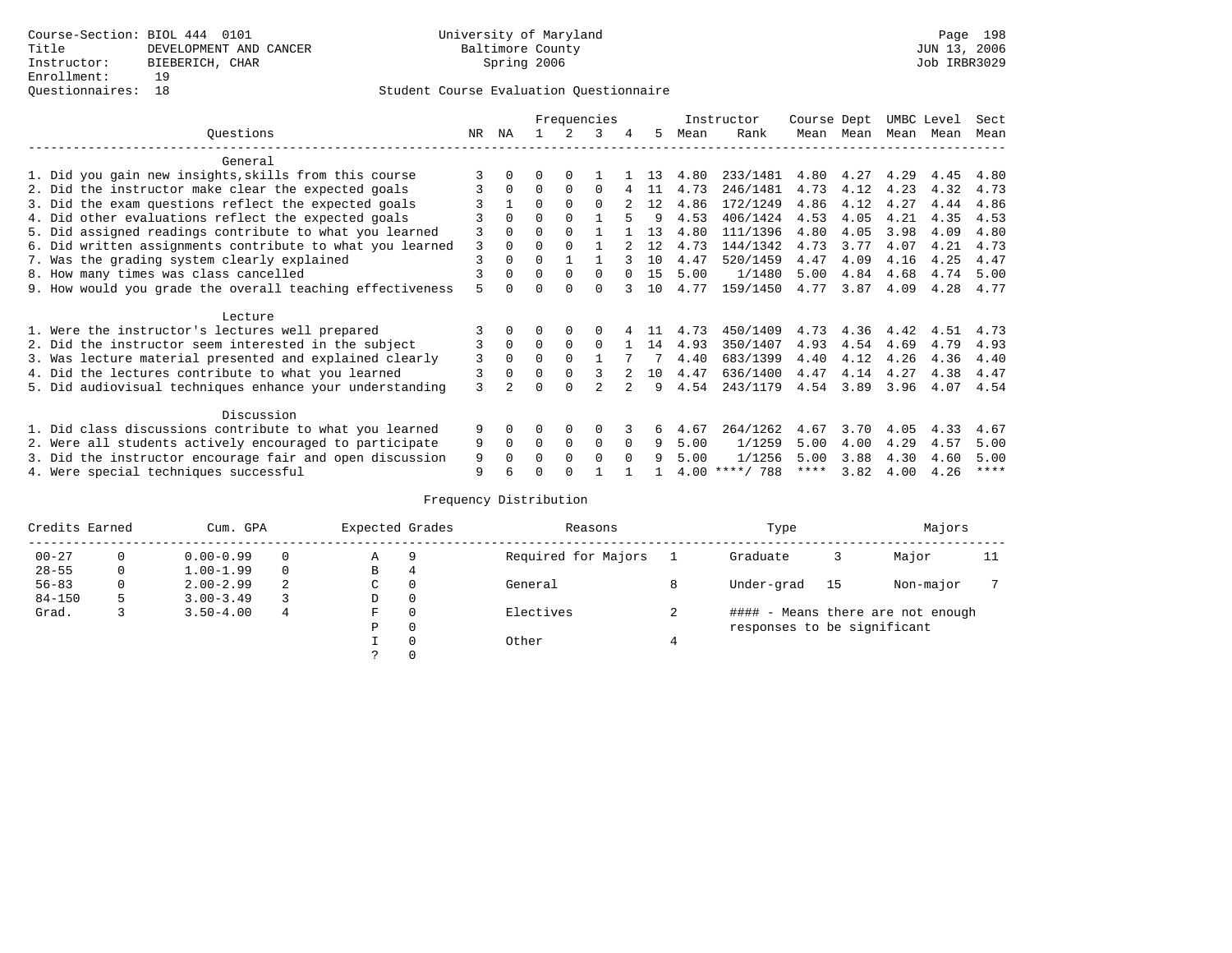Course-Section: BIOL 444 0101
Title: DEVELOPMENT AND CANCER
Instructor: BIEBERICH, CHAR
Enrollment: 19
Questionnaires: 18

University of Maryland
Baltimore County
Spring 2006

JUN 13, 2006
Job IRBR3029

Student Course Evaluation Questionnaire

| Questions | NR | NA | 1 | 2 | 3 | 4 | 5 | Instructor Mean | Instructor Rank | Course Mean | Dept Mean | UMBC Mean | Level Mean | Sect Mean |
|---|---|---|---|---|---|---|---|---|---|---|---|---|---|---|
| **General** | | | | | | | | | | | | | | |
| 1. Did you gain new insights,skills from this course | 3 | 0 | 0 | 0 | 1 | 1 | 13 | 4.80 | 233/1481 | 4.80 | 4.27 | 4.29 | 4.45 | 4.80 |
| 2. Did the instructor make clear the expected goals | 3 | 0 | 0 | 0 | 0 | 4 | 11 | 4.73 | 246/1481 | 4.73 | 4.12 | 4.23 | 4.32 | 4.73 |
| 3. Did the exam questions reflect the expected goals | 3 | 1 | 0 | 0 | 0 | 2 | 12 | 4.86 | 172/1249 | 4.86 | 4.12 | 4.27 | 4.44 | 4.86 |
| 4. Did other evaluations reflect the expected goals | 3 | 0 | 0 | 0 | 1 | 5 | 9 | 4.53 | 406/1424 | 4.53 | 4.05 | 4.21 | 4.35 | 4.53 |
| 5. Did assigned readings contribute to what you learned | 3 | 0 | 0 | 0 | 1 | 1 | 13 | 4.80 | 111/1396 | 4.80 | 4.05 | 3.98 | 4.09 | 4.80 |
| 6. Did written assignments contribute to what you learned | 3 | 0 | 0 | 0 | 1 | 2 | 12 | 4.73 | 144/1342 | 4.73 | 3.77 | 4.07 | 4.21 | 4.73 |
| 7. Was the grading system clearly explained | 3 | 0 | 0 | 1 | 1 | 3 | 10 | 4.47 | 520/1459 | 4.47 | 4.09 | 4.16 | 4.25 | 4.47 |
| 8. How many times was class cancelled | 3 | 0 | 0 | 0 | 0 | 0 | 15 | 5.00 | 1/1480 | 5.00 | 4.84 | 4.68 | 4.74 | 5.00 |
| 9. How would you grade the overall teaching effectiveness | 5 | 0 | 0 | 0 | 0 | 3 | 10 | 4.77 | 159/1450 | 4.77 | 3.87 | 4.09 | 4.28 | 4.77 |
| **Lecture** | | | | | | | | | | | | | | |
| 1. Were the instructor's lectures well prepared | 3 | 0 | 0 | 0 | 0 | 4 | 11 | 4.73 | 450/1409 | 4.73 | 4.36 | 4.42 | 4.51 | 4.73 |
| 2. Did the instructor seem interested in the subject | 3 | 0 | 0 | 0 | 0 | 1 | 14 | 4.93 | 350/1407 | 4.93 | 4.54 | 4.69 | 4.79 | 4.93 |
| 3. Was lecture material presented and explained clearly | 3 | 0 | 0 | 0 | 1 | 7 | 7 | 4.40 | 683/1399 | 4.40 | 4.12 | 4.26 | 4.36 | 4.40 |
| 4. Did the lectures contribute to what you learned | 3 | 0 | 0 | 0 | 3 | 2 | 10 | 4.47 | 636/1400 | 4.47 | 4.14 | 4.27 | 4.38 | 4.47 |
| 5. Did audiovisual techniques enhance your understanding | 3 | 2 | 0 | 0 | 2 | 2 | 9 | 4.54 | 243/1179 | 4.54 | 3.89 | 3.96 | 4.07 | 4.54 |
| **Discussion** | | | | | | | | | | | | | | |
| 1. Did class discussions contribute to what you learned | 9 | 0 | 0 | 0 | 0 | 3 | 6 | 4.67 | 264/1262 | 4.67 | 3.70 | 4.05 | 4.33 | 4.67 |
| 2. Were all students actively encouraged to participate | 9 | 0 | 0 | 0 | 0 | 0 | 9 | 5.00 | 1/1259 | 5.00 | 4.00 | 4.29 | 4.57 | 5.00 |
| 3. Did the instructor encourage fair and open discussion | 9 | 0 | 0 | 0 | 0 | 0 | 9 | 5.00 | 1/1256 | 5.00 | 3.88 | 4.30 | 4.60 | 5.00 |
| 4. Were special techniques successful | 9 | 6 | 0 | 0 | 1 | 1 | 1 | 4.00 | ****/ 788 | **** | 3.82 | 4.00 | 4.26 | **** |

Frequency Distribution

| Credits Earned | | Cum. GPA | | Expected Grades | | Reasons | | Type | | Majors | |
|---|---|---|---|---|---|---|---|---|---|---|---|
| 00-27 | 0 | 0.00-0.99 | 0 | A | 9 | Required for Majors | 1 | Graduate | 3 | Major | 11 |
| 28-55 | 0 | 1.00-1.99 | 0 | B | 4 | | | | | | |
| 56-83 | 0 | 2.00-2.99 | 2 | C | 0 | General | 8 | Under-grad | 15 | Non-major | 7 |
| 84-150 | 5 | 3.00-3.49 | 3 | D | 0 | | | | | | |
| Grad. | 3 | 3.50-4.00 | 4 | F | 0 | Electives | 2 | | | | |
| | | | | P | 0 | | | | | | |
| | | | | I | 0 | Other | 4 | | | | |
| | | | | ? | 0 | | | | | | |

#### - Means there are not enough responses to be significant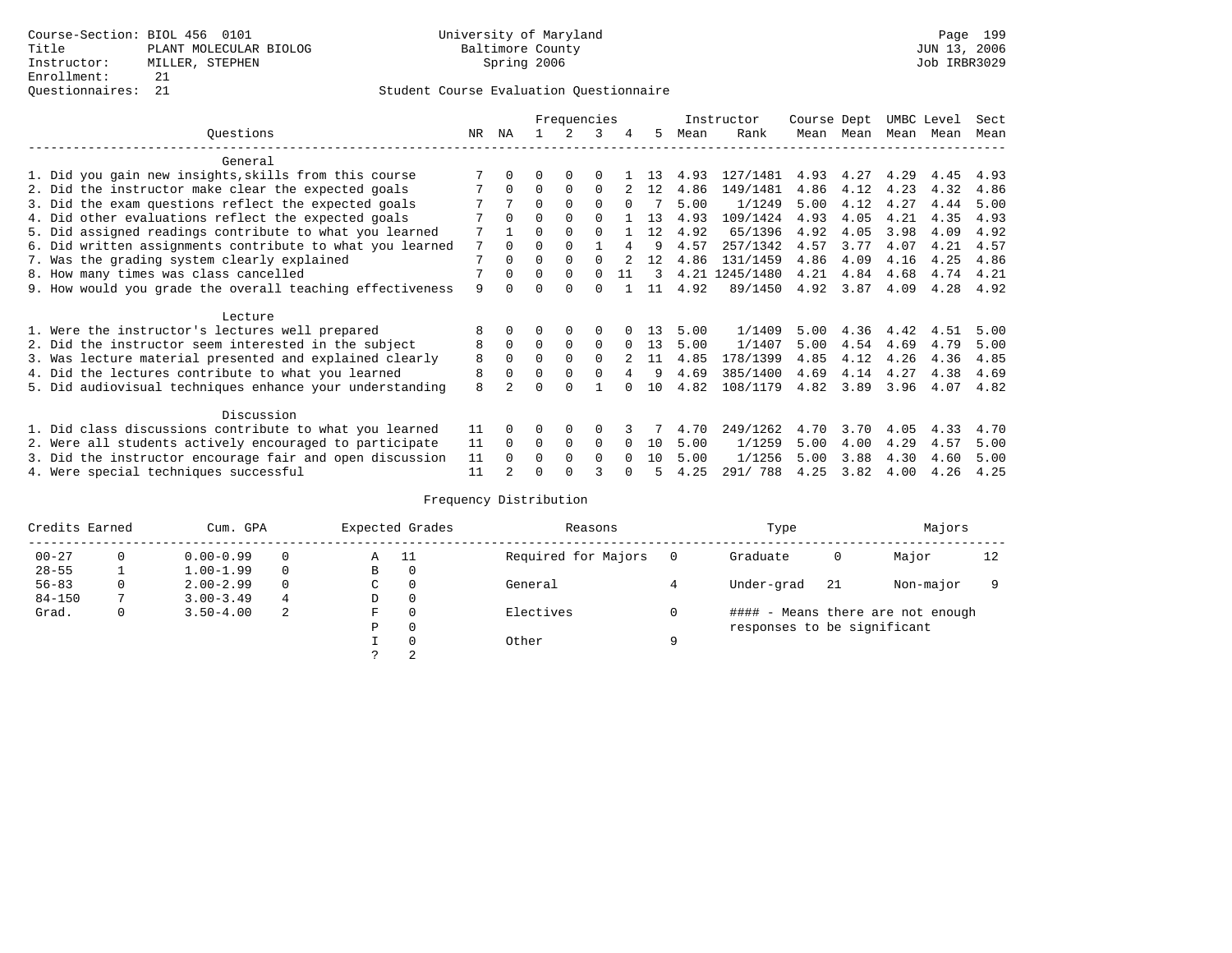Course-Section: BIOL 456 0101
Title: PLANT MOLECULAR BIOLOG
Instructor: MILLER, STEPHEN
Enrollment: 21
Questionnaires: 21

University of Maryland
Baltimore County
Spring 2006

JUN 13, 2006
Job IRBR3029

Student Course Evaluation Questionnaire

| Questions | NR | NA | 1 | 2 | 3 | 4 | 5 | Instructor Mean | Instructor Rank | Course Mean | Dept Mean | UMBC Mean | Level Mean | Sect Mean |
|---|---|---|---|---|---|---|---|---|---|---|---|---|---|---|
| **General** | | | | | | | | | | | | | | |
| 1. Did you gain new insights,skills from this course | 7 | 0 | 0 | 0 | 0 | 1 | 13 | 4.93 | 127/1481 | 4.93 | 4.27 | 4.29 | 4.45 | 4.93 |
| 2. Did the instructor make clear the expected goals | 7 | 0 | 0 | 0 | 0 | 2 | 12 | 4.86 | 149/1481 | 4.86 | 4.12 | 4.23 | 4.32 | 4.86 |
| 3. Did the exam questions reflect the expected goals | 7 | 7 | 0 | 0 | 0 | 0 | 7 | 5.00 | 1/1249 | 5.00 | 4.12 | 4.27 | 4.44 | 5.00 |
| 4. Did other evaluations reflect the expected goals | 7 | 0 | 0 | 0 | 0 | 1 | 13 | 4.93 | 109/1424 | 4.93 | 4.05 | 4.21 | 4.35 | 4.93 |
| 5. Did assigned readings contribute to what you learned | 7 | 1 | 0 | 0 | 0 | 1 | 12 | 4.92 | 65/1396 | 4.92 | 4.05 | 3.98 | 4.09 | 4.92 |
| 6. Did written assignments contribute to what you learned | 7 | 0 | 0 | 0 | 1 | 4 | 9 | 4.57 | 257/1342 | 4.57 | 3.77 | 4.07 | 4.21 | 4.57 |
| 7. Was the grading system clearly explained | 7 | 0 | 0 | 0 | 0 | 2 | 12 | 4.86 | 131/1459 | 4.86 | 4.09 | 4.16 | 4.25 | 4.86 |
| 8. How many times was class cancelled | 7 | 0 | 0 | 0 | 0 | 11 | 3 | 4.21 | 1245/1480 | 4.21 | 4.84 | 4.68 | 4.74 | 4.21 |
| 9. How would you grade the overall teaching effectiveness | 9 | 0 | 0 | 0 | 0 | 1 | 11 | 4.92 | 89/1450 | 4.92 | 3.87 | 4.09 | 4.28 | 4.92 |
| **Lecture** | | | | | | | | | | | | | | |
| 1. Were the instructor's lectures well prepared | 8 | 0 | 0 | 0 | 0 | 0 | 13 | 5.00 | 1/1409 | 5.00 | 4.36 | 4.42 | 4.51 | 5.00 |
| 2. Did the instructor seem interested in the subject | 8 | 0 | 0 | 0 | 0 | 0 | 13 | 5.00 | 1/1407 | 5.00 | 4.54 | 4.69 | 4.79 | 5.00 |
| 3. Was lecture material presented and explained clearly | 8 | 0 | 0 | 0 | 0 | 2 | 11 | 4.85 | 178/1399 | 4.85 | 4.12 | 4.26 | 4.36 | 4.85 |
| 4. Did the lectures contribute to what you learned | 8 | 0 | 0 | 0 | 0 | 4 | 9 | 4.69 | 385/1400 | 4.69 | 4.14 | 4.27 | 4.38 | 4.69 |
| 5. Did audiovisual techniques enhance your understanding | 8 | 2 | 0 | 0 | 1 | 0 | 10 | 4.82 | 108/1179 | 4.82 | 3.89 | 3.96 | 4.07 | 4.82 |
| **Discussion** | | | | | | | | | | | | | | |
| 1. Did class discussions contribute to what you learned | 11 | 0 | 0 | 0 | 0 | 3 | 7 | 4.70 | 249/1262 | 4.70 | 3.70 | 4.05 | 4.33 | 4.70 |
| 2. Were all students actively encouraged to participate | 11 | 0 | 0 | 0 | 0 | 0 | 10 | 5.00 | 1/1259 | 5.00 | 4.00 | 4.29 | 4.57 | 5.00 |
| 3. Did the instructor encourage fair and open discussion | 11 | 0 | 0 | 0 | 0 | 0 | 10 | 5.00 | 1/1256 | 5.00 | 3.88 | 4.30 | 4.60 | 5.00 |
| 4. Were special techniques successful | 11 | 2 | 0 | 0 | 3 | 0 | 5 | 4.25 | 291/ 788 | 4.25 | 3.82 | 4.00 | 4.26 | 4.25 |

Frequency Distribution

| Credits Earned | | Cum. GPA | | Expected Grades | | Reasons | | Type | | Majors | |
|---|---|---|---|---|---|---|---|---|---|---|---|
| 00-27 | 0 | 0.00-0.99 | 0 | A | 11 | Required for Majors | 0 | Graduate | 0 | Major | 12 |
| 28-55 | 1 | 1.00-1.99 | 0 | B | 0 | | | | | | |
| 56-83 | 0 | 2.00-2.99 | 0 | C | 0 | General | 4 | Under-grad | 21 | Non-major | 9 |
| 84-150 | 7 | 3.00-3.49 | 4 | D | 0 | | | | | | |
| Grad. | 0 | 3.50-4.00 | 2 | F | 0 | Electives | 0 | #### - Means there are not enough responses to be significant | | | |
| | | | | P | 0 | | | | | | |
| | | | | I | 0 | Other | 9 | | | | |
| | | | | ? | 2 | | | | | | |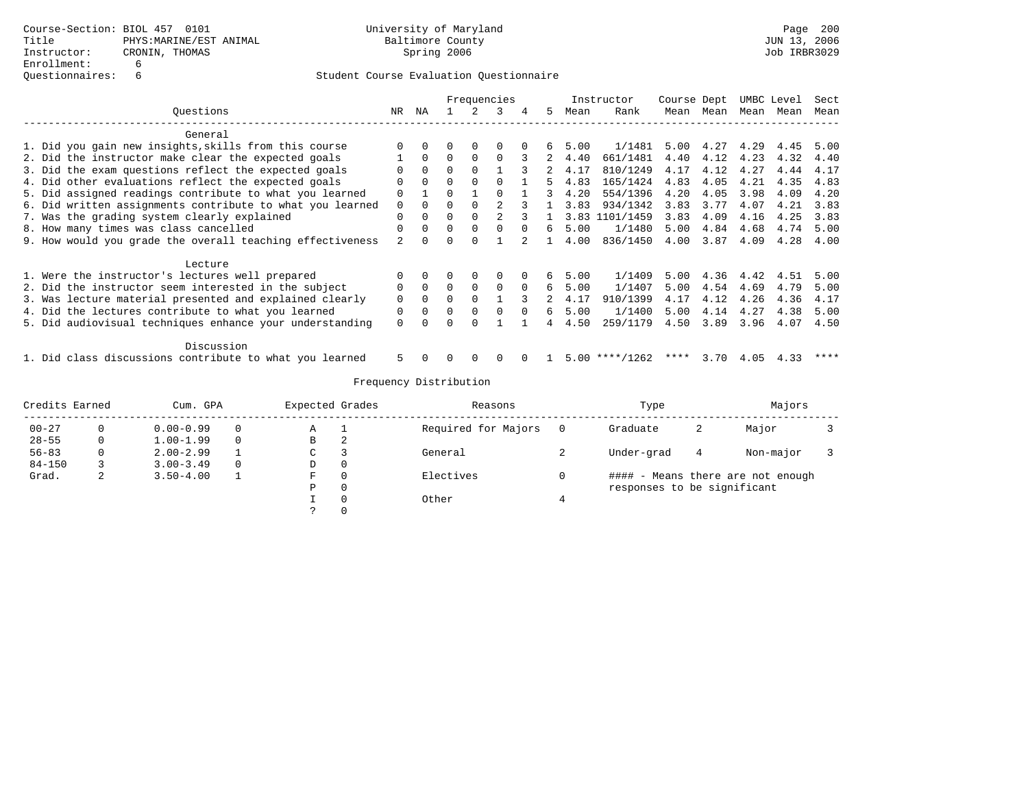Course-Section: BIOL 457 0101
Title: PHYS:MARINE/EST ANIMAL
Instructor: CRONIN, THOMAS
Enrollment: 6
Questionnaires: 6

University of Maryland
Baltimore County
Spring 2006

Page 200
JUN 13, 2006
Job IRBR3029

Student Course Evaluation Questionnaire

| Questions | NR | NA | 1 | 2 | 3 | 4 | 5 | Instructor Mean | Rank | Course Mean | Dept Mean | UMBC Mean | Level Mean | Sect Mean |
|---|---|---|---|---|---|---|---|---|---|---|---|---|---|---|
| **General** | | | | | | | | | | | | | | |
| 1. Did you gain new insights,skills from this course | 0 | 0 | 0 | 0 | 0 | 0 | 6 | 5.00 | 1/1481 | 5.00 | 4.27 | 4.29 | 4.45 | 5.00 |
| 2. Did the instructor make clear the expected goals | 1 | 0 | 0 | 0 | 0 | 3 | 2 | 4.40 | 661/1481 | 4.40 | 4.12 | 4.23 | 4.32 | 4.40 |
| 3. Did the exam questions reflect the expected goals | 0 | 0 | 0 | 0 | 1 | 3 | 2 | 4.17 | 810/1249 | 4.17 | 4.12 | 4.27 | 4.44 | 4.17 |
| 4. Did other evaluations reflect the expected goals | 0 | 0 | 0 | 0 | 0 | 1 | 5 | 4.83 | 165/1424 | 4.83 | 4.05 | 4.21 | 4.35 | 4.83 |
| 5. Did assigned readings contribute to what you learned | 0 | 1 | 0 | 1 | 0 | 1 | 3 | 4.20 | 554/1396 | 4.20 | 4.05 | 3.98 | 4.09 | 4.20 |
| 6. Did written assignments contribute to what you learned | 0 | 0 | 0 | 0 | 2 | 3 | 1 | 3.83 | 934/1342 | 3.83 | 3.77 | 4.07 | 4.21 | 3.83 |
| 7. Was the grading system clearly explained | 0 | 0 | 0 | 0 | 2 | 3 | 1 | 3.83 | 1101/1459 | 3.83 | 4.09 | 4.16 | 4.25 | 3.83 |
| 8. How many times was class cancelled | 0 | 0 | 0 | 0 | 0 | 0 | 6 | 5.00 | 1/1480 | 5.00 | 4.84 | 4.68 | 4.74 | 5.00 |
| 9. How would you grade the overall teaching effectiveness | 2 | 0 | 0 | 0 | 1 | 2 | 1 | 4.00 | 836/1450 | 4.00 | 3.87 | 4.09 | 4.28 | 4.00 |
| **Lecture** | | | | | | | | | | | | | | |
| 1. Were the instructor's lectures well prepared | 0 | 0 | 0 | 0 | 0 | 0 | 6 | 5.00 | 1/1409 | 5.00 | 4.36 | 4.42 | 4.51 | 5.00 |
| 2. Did the instructor seem interested in the subject | 0 | 0 | 0 | 0 | 0 | 0 | 6 | 5.00 | 1/1407 | 5.00 | 4.54 | 4.69 | 4.79 | 5.00 |
| 3. Was lecture material presented and explained clearly | 0 | 0 | 0 | 0 | 1 | 3 | 2 | 4.17 | 910/1399 | 4.17 | 4.12 | 4.26 | 4.36 | 4.17 |
| 4. Did the lectures contribute to what you learned | 0 | 0 | 0 | 0 | 0 | 0 | 6 | 5.00 | 1/1400 | 5.00 | 4.14 | 4.27 | 4.38 | 5.00 |
| 5. Did audiovisual techniques enhance your understanding | 0 | 0 | 0 | 0 | 1 | 1 | 4 | 4.50 | 259/1179 | 4.50 | 3.89 | 3.96 | 4.07 | 4.50 |
| **Discussion** | | | | | | | | | | | | | | |
| 1. Did class discussions contribute to what you learned | 5 | 0 | 0 | 0 | 0 | 0 | 1 | 5.00 | ****/1262 | **** | 3.70 | 4.05 | 4.33 | **** |

Frequency Distribution

| Credits Earned | | Cum. GPA | | Expected Grades | | Reasons | | Type | | Majors | |
|---|---|---|---|---|---|---|---|---|---|---|---|
| 00-27 | 0 | 0.00-0.99 | 0 | A | 1 | Required for Majors | 0 | Graduate | 2 | Major | 3 |
| 28-55 | 0 | 1.00-1.99 | 0 | B | 2 | | | | | | |
| 56-83 | 0 | 2.00-2.99 | 1 | C | 3 | General | 2 | Under-grad | 4 | Non-major | 3 |
| 84-150 | 3 | 3.00-3.49 | 0 | D | 0 | | | | | | |
| Grad. | 2 | 3.50-4.00 | 1 | F | 0 | Electives | 0 | #### - Means there are not enough responses to be significant | | | |
| | | | | P | 0 | | | | | | |
| | | | | I | 0 | Other | 4 | | | | |
| | | | | ? | 0 | | | | | | |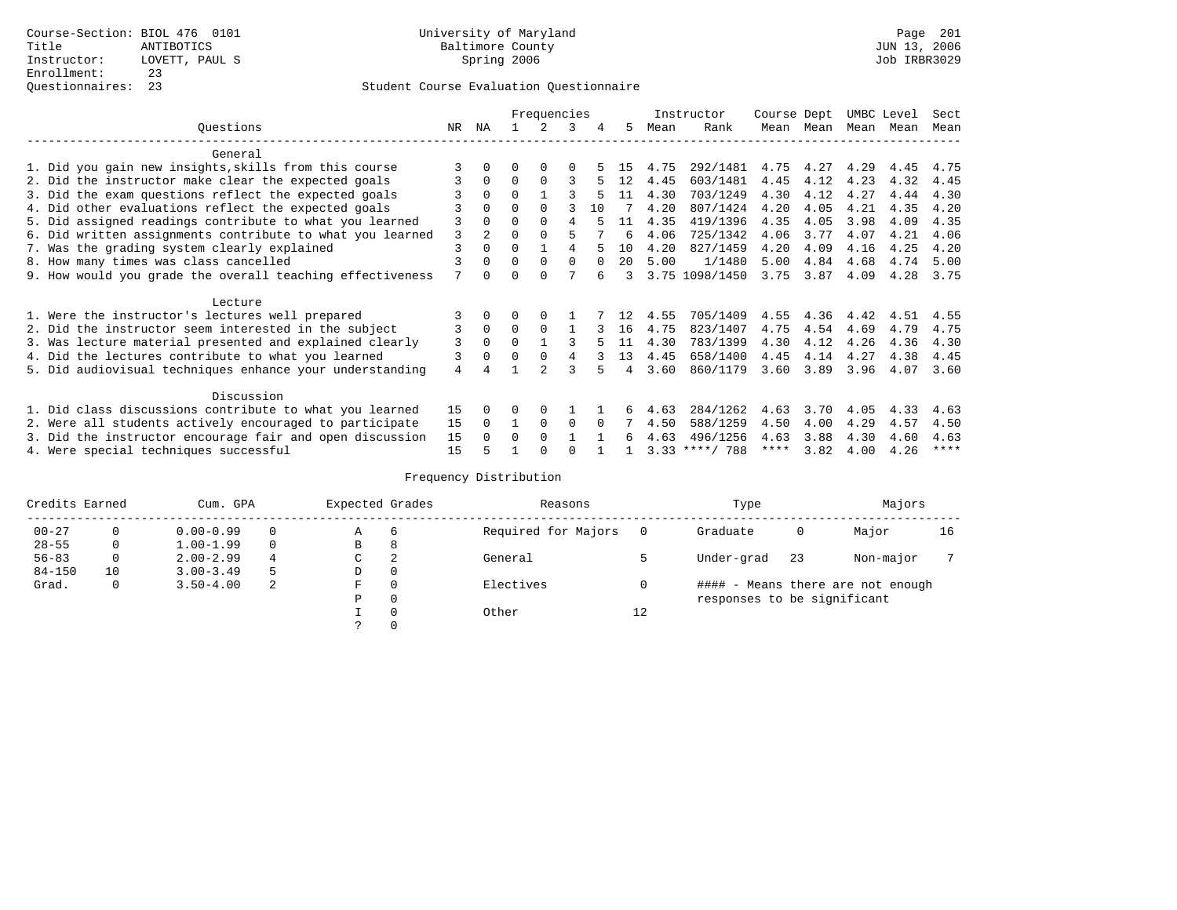Course-Section: BIOL 476 0101
Title: ANTIBOTICS
Instructor: LOVETT, PAUL S
Enrollment: 23
Questionnaires: 23

University of Maryland
Baltimore County
Spring 2006

Page 201
JUN 13, 2006
Job IRBR3029

## Student Course Evaluation Questionnaire

| Questions | NR | NA | 1 | 2 | 3 | 4 | 5 | Instructor Mean | Instructor Rank | Course Mean | Dept Mean | UMBC Mean | Level Mean | Sect Mean |
|---|---|---|---|---|---|---|---|---|---|---|---|---|---|---|
| **General** | | | | | | | | | | | | | | |
| 1. Did you gain new insights,skills from this course | 3 | 0 | 0 | 0 | 0 | 5 | 15 | 4.75 | 292/1481 | 4.75 | 4.27 | 4.29 | 4.45 | 4.75 |
| 2. Did the instructor make clear the expected goals | 3 | 0 | 0 | 0 | 3 | 5 | 12 | 4.45 | 603/1481 | 4.45 | 4.12 | 4.23 | 4.32 | 4.45 |
| 3. Did the exam questions reflect the expected goals | 3 | 0 | 0 | 1 | 3 | 5 | 11 | 4.30 | 703/1249 | 4.30 | 4.12 | 4.27 | 4.44 | 4.30 |
| 4. Did other evaluations reflect the expected goals | 3 | 0 | 0 | 0 | 3 | 10 | 7 | 4.20 | 807/1424 | 4.20 | 4.05 | 4.21 | 4.35 | 4.20 |
| 5. Did assigned readings contribute to what you learned | 3 | 0 | 0 | 0 | 4 | 5 | 11 | 4.35 | 419/1396 | 4.35 | 4.05 | 3.98 | 4.09 | 4.35 |
| 6. Did written assignments contribute to what you learned | 3 | 2 | 0 | 0 | 5 | 7 | 6 | 4.06 | 725/1342 | 4.06 | 3.77 | 4.07 | 4.21 | 4.06 |
| 7. Was the grading system clearly explained | 3 | 0 | 0 | 1 | 4 | 5 | 10 | 4.20 | 827/1459 | 4.20 | 4.09 | 4.16 | 4.25 | 4.20 |
| 8. How many times was class cancelled | 3 | 0 | 0 | 0 | 0 | 0 | 20 | 5.00 | 1/1480 | 5.00 | 4.84 | 4.68 | 4.74 | 5.00 |
| 9. How would you grade the overall teaching effectiveness | 7 | 0 | 0 | 0 | 7 | 6 | 3 | 3.75 | 1098/1450 | 3.75 | 3.87 | 4.09 | 4.28 | 3.75 |
| **Lecture** | | | | | | | | | | | | | | |
| 1. Were the instructor's lectures well prepared | 3 | 0 | 0 | 0 | 1 | 7 | 12 | 4.55 | 705/1409 | 4.55 | 4.36 | 4.42 | 4.51 | 4.55 |
| 2. Did the instructor seem interested in the subject | 3 | 0 | 0 | 0 | 1 | 3 | 16 | 4.75 | 823/1407 | 4.75 | 4.54 | 4.69 | 4.79 | 4.75 |
| 3. Was lecture material presented and explained clearly | 3 | 0 | 0 | 1 | 3 | 5 | 11 | 4.30 | 783/1399 | 4.30 | 4.12 | 4.26 | 4.36 | 4.30 |
| 4. Did the lectures contribute to what you learned | 3 | 0 | 0 | 0 | 4 | 3 | 13 | 4.45 | 658/1400 | 4.45 | 4.14 | 4.27 | 4.38 | 4.45 |
| 5. Did audiovisual techniques enhance your understanding | 4 | 4 | 1 | 2 | 3 | 5 | 4 | 3.60 | 860/1179 | 3.60 | 3.89 | 3.96 | 4.07 | 3.60 |
| **Discussion** | | | | | | | | | | | | | | |
| 1. Did class discussions contribute to what you learned | 15 | 0 | 0 | 0 | 1 | 1 | 6 | 4.63 | 284/1262 | 4.63 | 3.70 | 4.05 | 4.33 | 4.63 |
| 2. Were all students actively encouraged to participate | 15 | 0 | 1 | 0 | 0 | 0 | 7 | 4.50 | 588/1259 | 4.50 | 4.00 | 4.29 | 4.57 | 4.50 |
| 3. Did the instructor encourage fair and open discussion | 15 | 0 | 0 | 0 | 1 | 1 | 6 | 4.63 | 496/1256 | 4.63 | 3.88 | 4.30 | 4.60 | 4.63 |
| 4. Were special techniques successful | 15 | 5 | 1 | 0 | 0 | 1 | 1 | 3.33 | ****/ 788 | **** | 3.82 | 4.00 | 4.26 | **** |

## Frequency Distribution

| Credits Earned | | Cum. GPA | | Expected Grades | | Reasons | | Type | | Majors | |
|---|---|---|---|---|---|---|---|---|---|---|---|
| 00-27 | 0 | 0.00-0.99 | 0 | A | 6 | Required for Majors | 0 | Graduate | 0 | Major | 16 |
| 28-55 | 0 | 1.00-1.99 | 0 | B | 8 | | | | | | |
| 56-83 | 0 | 2.00-2.99 | 4 | C | 2 | General | 5 | Under-grad | 23 | Non-major | 7 |
| 84-150 | 10 | 3.00-3.49 | 5 | D | 0 | | | | | | |
| Grad. | 0 | 3.50-4.00 | 2 | F | 0 | Electives | 0 | #### - Means there are not enough responses to be significant | | | |
| | | | | P | 0 | | | | | | |
| | | | | I | 0 | Other | 12 | | | | |
| | | | | ? | 0 | | | | | | |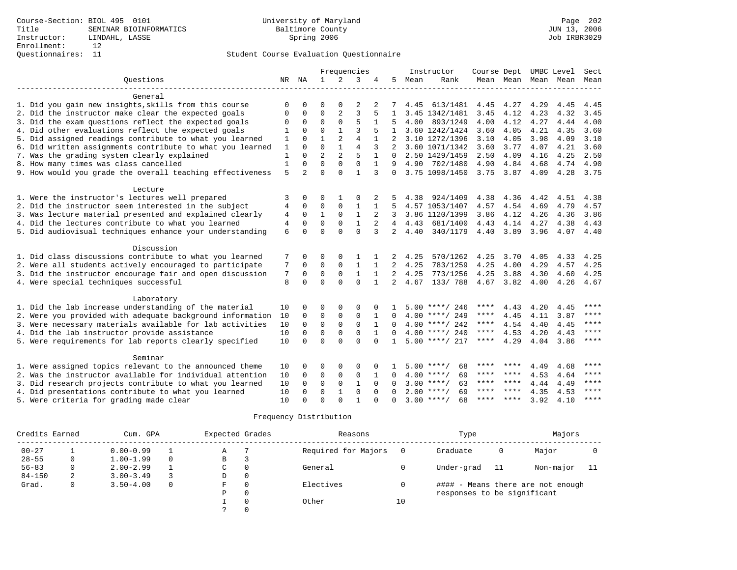Course-Section: BIOL 495 0101
Title: SEMINAR BIOINFORMATICS
Instructor: LINDAHL, LASSE
Enrollment: 12
Questionnaires: 11

University of Maryland
Baltimore County
Spring 2006

Page 202
JUN 13, 2006
Job IRBR3029

## Student Course Evaluation Questionnaire

| Questions | NR | NA | 1 | 2 | 3 | 4 | 5 | Instructor Mean | Instructor Rank | Course Mean | Dept Mean | UMBC Mean | Level Mean | Sect Mean |
|---|---|---|---|---|---|---|---|---|---|---|---|---|---|---|
| **General** | | | | | | | | | | | | | | |
| 1. Did you gain new insights,skills from this course | 0 | 0 | 0 | 0 | 2 | 2 | 7 | 4.45 | 613/1481 | 4.45 | 4.27 | 4.29 | 4.45 | 4.45 |
| 2. Did the instructor make clear the expected goals | 0 | 0 | 0 | 2 | 3 | 5 | 1 | 3.45 | 1342/1481 | 3.45 | 4.12 | 4.23 | 4.32 | 3.45 |
| 3. Did the exam questions reflect the expected goals | 0 | 0 | 0 | 0 | 5 | 1 | 5 | 4.00 | 893/1249 | 4.00 | 4.12 | 4.27 | 4.44 | 4.00 |
| 4. Did other evaluations reflect the expected goals | 1 | 0 | 0 | 1 | 3 | 5 | 1 | 3.60 | 1242/1424 | 3.60 | 4.05 | 4.21 | 4.35 | 3.60 |
| 5. Did assigned readings contribute to what you learned | 1 | 0 | 1 | 2 | 4 | 1 | 2 | 3.10 | 1272/1396 | 3.10 | 4.05 | 3.98 | 4.09 | 3.10 |
| 6. Did written assignments contribute to what you learned | 1 | 0 | 0 | 1 | 4 | 3 | 2 | 3.60 | 1071/1342 | 3.60 | 3.77 | 4.07 | 4.21 | 3.60 |
| 7. Was the grading system clearly explained | 1 | 0 | 2 | 2 | 5 | 1 | 0 | 2.50 | 1429/1459 | 2.50 | 4.09 | 4.16 | 4.25 | 2.50 |
| 8. How many times was class cancelled | 1 | 0 | 0 | 0 | 0 | 1 | 9 | 4.90 | 702/1480 | 4.90 | 4.84 | 4.68 | 4.74 | 4.90 |
| 9. How would you grade the overall teaching effectiveness | 5 | 2 | 0 | 0 | 1 | 3 | 0 | 3.75 | 1098/1450 | 3.75 | 3.87 | 4.09 | 4.28 | 3.75 |
| **Lecture** | | | | | | | | | | | | | | |
| 1. Were the instructor's lectures well prepared | 3 | 0 | 0 | 1 | 0 | 2 | 5 | 4.38 | 924/1409 | 4.38 | 4.36 | 4.42 | 4.51 | 4.38 |
| 2. Did the instructor seem interested in the subject | 4 | 0 | 0 | 0 | 1 | 1 | 5 | 4.57 | 1053/1407 | 4.57 | 4.54 | 4.69 | 4.79 | 4.57 |
| 3. Was lecture material presented and explained clearly | 4 | 0 | 1 | 0 | 1 | 2 | 3 | 3.86 | 1120/1399 | 3.86 | 4.12 | 4.26 | 4.36 | 3.86 |
| 4. Did the lectures contribute to what you learned | 4 | 0 | 0 | 0 | 1 | 2 | 4 | 4.43 | 681/1400 | 4.43 | 4.14 | 4.27 | 4.38 | 4.43 |
| 5. Did audiovisual techniques enhance your understanding | 6 | 0 | 0 | 0 | 0 | 3 | 2 | 4.40 | 340/1179 | 4.40 | 3.89 | 3.96 | 4.07 | 4.40 |
| **Discussion** | | | | | | | | | | | | | | |
| 1. Did class discussions contribute to what you learned | 7 | 0 | 0 | 0 | 1 | 1 | 2 | 4.25 | 570/1262 | 4.25 | 3.70 | 4.05 | 4.33 | 4.25 |
| 2. Were all students actively encouraged to participate | 7 | 0 | 0 | 0 | 1 | 1 | 2 | 4.25 | 783/1259 | 4.25 | 4.00 | 4.29 | 4.57 | 4.25 |
| 3. Did the instructor encourage fair and open discussion | 7 | 0 | 0 | 0 | 1 | 1 | 2 | 4.25 | 773/1256 | 4.25 | 3.88 | 4.30 | 4.60 | 4.25 |
| 4. Were special techniques successful | 8 | 0 | 0 | 0 | 0 | 1 | 2 | 4.67 | 133/ 788 | 4.67 | 3.82 | 4.00 | 4.26 | 4.67 |
| **Laboratory** | | | | | | | | | | | | | | |
| 1. Did the lab increase understanding of the material | 10 | 0 | 0 | 0 | 0 | 0 | 1 | 5.00 | ****/ 246 | **** | 4.43 | 4.20 | 4.45 | **** |
| 2. Were you provided with adequate background information | 10 | 0 | 0 | 0 | 0 | 1 | 0 | 4.00 | ****/ 249 | **** | 4.45 | 4.11 | 3.87 | **** |
| 3. Were necessary materials available for lab activities | 10 | 0 | 0 | 0 | 0 | 1 | 0 | 4.00 | ****/ 242 | **** | 4.54 | 4.40 | 4.45 | **** |
| 4. Did the lab instructor provide assistance | 10 | 0 | 0 | 0 | 0 | 1 | 0 | 4.00 | ****/ 240 | **** | 4.53 | 4.20 | 4.43 | **** |
| 5. Were requirements for lab reports clearly specified | 10 | 0 | 0 | 0 | 0 | 0 | 1 | 5.00 | ****/ 217 | **** | 4.29 | 4.04 | 3.86 | **** |
| **Seminar** | | | | | | | | | | | | | | |
| 1. Were assigned topics relevant to the announced theme | 10 | 0 | 0 | 0 | 0 | 0 | 1 | 5.00 | ****/ 68 | **** | **** | 4.49 | 4.68 | **** |
| 2. Was the instructor available for individual attention | 10 | 0 | 0 | 0 | 0 | 1 | 0 | 4.00 | ****/ 69 | **** | **** | 4.53 | 4.64 | **** |
| 3. Did research projects contribute to what you learned | 10 | 0 | 0 | 0 | 1 | 0 | 0 | 3.00 | ****/ 63 | **** | **** | 4.44 | 4.49 | **** |
| 4. Did presentations contribute to what you learned | 10 | 0 | 0 | 1 | 0 | 0 | 0 | 2.00 | ****/ 69 | **** | **** | 4.35 | 4.53 | **** |
| 5. Were criteria for grading made clear | 10 | 0 | 0 | 0 | 1 | 0 | 0 | 3.00 | ****/ 68 | **** | **** | 3.92 | 4.10 | **** |

## Frequency Distribution

| Credits Earned | | Cum. GPA | | Expected Grades | | Reasons | | Type | | Majors | |
|---|---|---|---|---|---|---|---|---|---|---|---|
| 00-27 | 1 | 0.00-0.99 | 1 | A | 7 | Required for Majors | 0 | Graduate | 0 | Major | 0 |
| 28-55 | 0 | 1.00-1.99 | 0 | B | 3 | | | | | | |
| 56-83 | 0 | 2.00-2.99 | 1 | C | 0 | General | 0 | Under-grad | 11 | Non-major | 11 |
| 84-150 | 2 | 3.00-3.49 | 3 | D | 0 | | | | | | |
| Grad. | 0 | 3.50-4.00 | 0 | F | 0 | Electives | 0 | | | | |
| | | | | P | 0 | | | | | | |
| | | | | I | 0 | Other | 10 | | | | |
| | | | | ? | 0 | | | | | | |

#### - Means there are not enough responses to be significant